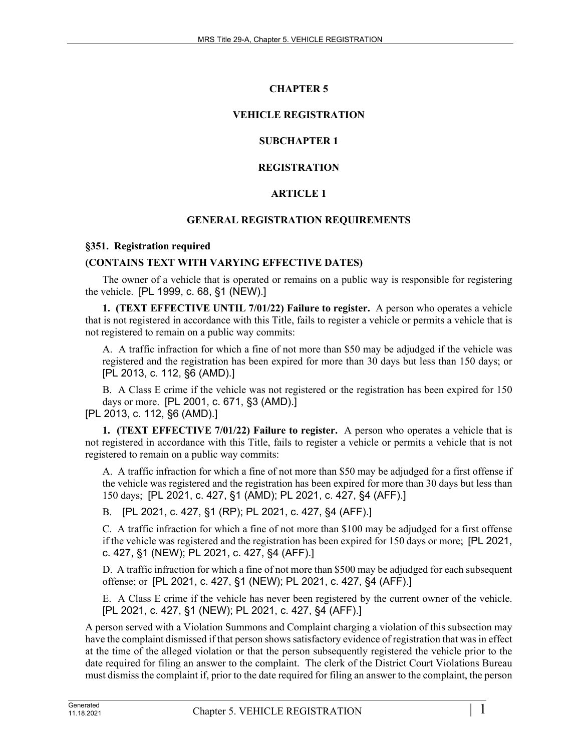# CHAPTER 5

# VEHICLE REGISTRATION

## SUBCHAPTER 1

## REGISTRATION

### ARTICLE 1

### GENERAL REGISTRATION REQUIREMENTS

#### §351. Registration required

**(CONTAINS TEXT WITH VARYING EFFECTIVE DATES)**

The owner of a vehicle that is operated or remains on a public way is responsible for registering the vehicle. [PL 1999, c. 68, §1 (NEW).]

**1. (TEXT EFFECTIVE UNTIL 7/01/22) Failure to register.** A person who operates a vehicle that is not registered in accordance with this Title, fails to register a vehicle or permits a vehicle that is not registered to remain on a public way commits:

A. A traffic infraction for which a fine of not more than $50 may be adjudged if the vehicle was registered and the registration has been expired for more than 30 days but less than 150 days; or [PL 2013, c. 112, §6 (AMD).]

B. A Class E crime if the vehicle was not registered or the registration has been expired for 150 days or more. [PL 2001, c. 671, §3 (AMD).]

[PL 2013, c. 112, §6 (AMD).]

**1. (TEXT EFFECTIVE 7/01/22) Failure to register.** A person who operates a vehicle that is not registered in accordance with this Title, fails to register a vehicle or permits a vehicle that is not registered to remain on a public way commits:

A. A traffic infraction for which a fine of not more than $50 may be adjudged for a first offense if the vehicle was registered and the registration has been expired for more than 30 days but less than 150 days; [PL 2021, c. 427, §1 (AMD); PL 2021, c. 427, §4 (AFF).]

B. [PL 2021, c. 427, §1 (RP); PL 2021, c. 427, §4 (AFF).]

C. A traffic infraction for which a fine of not more than $100 may be adjudged for a first offense if the vehicle was registered and the registration has been expired for 150 days or more; [PL 2021, c. 427, §1 (NEW); PL 2021, c. 427, §4 (AFF).]

D. A traffic infraction for which a fine of not more than $500 may be adjudged for each subsequent offense; or [PL 2021, c. 427, §1 (NEW); PL 2021, c. 427, §4 (AFF).]

E. A Class E crime if the vehicle has never been registered by the current owner of the vehicle. [PL 2021, c. 427, §1 (NEW); PL 2021, c. 427, §4 (AFF).]

A person served with a Violation Summons and Complaint charging a violation of this subsection may have the complaint dismissed if that person shows satisfactory evidence of registration that was in effect at the time of the alleged violation or that the person subsequently registered the vehicle prior to the date required for filing an answer to the complaint. The clerk of the District Court Violations Bureau must dismiss the complaint if, prior to the date required for filing an answer to the complaint, the person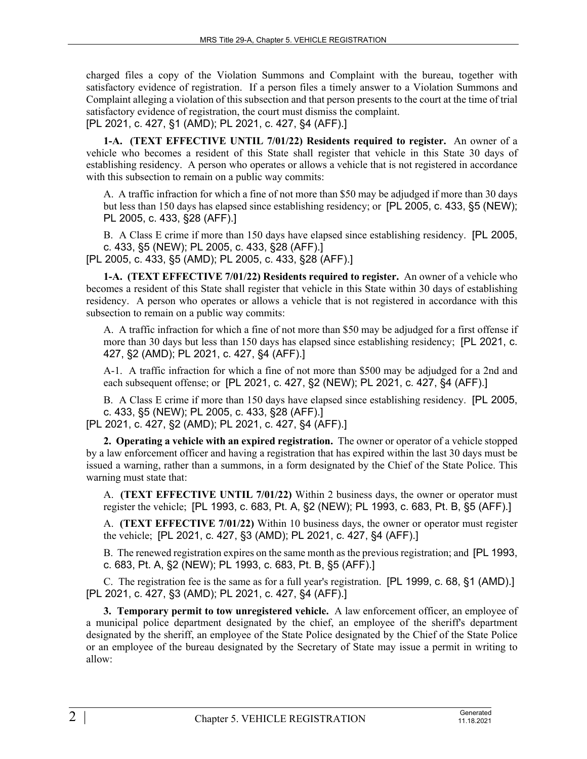charged files a copy of the Violation Summons and Complaint with the bureau, together with satisfactory evidence of registration. If a person files a timely answer to a Violation Summons and Complaint alleging a violation of this subsection and that person presents to the court at the time of trial satisfactory evidence of registration, the court must dismiss the complaint.
[PL 2021, c. 427, §1 (AMD); PL 2021, c. 427, §4 (AFF).]

**1-A. (TEXT EFFECTIVE UNTIL 7/01/22) Residents required to register.** An owner of a vehicle who becomes a resident of this State shall register that vehicle in this State 30 days of establishing residency. A person who operates or allows a vehicle that is not registered in accordance with this subsection to remain on a public way commits:

A. A traffic infraction for which a fine of not more than $50 may be adjudged if more than 30 days but less than 150 days has elapsed since establishing residency; or [PL 2005, c. 433, §5 (NEW); PL 2005, c. 433, §28 (AFF).]

B. A Class E crime if more than 150 days have elapsed since establishing residency. [PL 2005, c. 433, §5 (NEW); PL 2005, c. 433, §28 (AFF).]

[PL 2005, c. 433, §5 (AMD); PL 2005, c. 433, §28 (AFF).]

**1-A. (TEXT EFFECTIVE 7/01/22) Residents required to register.** An owner of a vehicle who becomes a resident of this State shall register that vehicle in this State within 30 days of establishing residency. A person who operates or allows a vehicle that is not registered in accordance with this subsection to remain on a public way commits:

A. A traffic infraction for which a fine of not more than $50 may be adjudged for a first offense if more than 30 days but less than 150 days has elapsed since establishing residency; [PL 2021, c. 427, §2 (AMD); PL 2021, c. 427, §4 (AFF).]

A-1. A traffic infraction for which a fine of not more than $500 may be adjudged for a 2nd and each subsequent offense; or [PL 2021, c. 427, §2 (NEW); PL 2021, c. 427, §4 (AFF).]

B. A Class E crime if more than 150 days have elapsed since establishing residency. [PL 2005, c. 433, §5 (NEW); PL 2005, c. 433, §28 (AFF).]

[PL 2021, c. 427, §2 (AMD); PL 2021, c. 427, §4 (AFF).]

**2. Operating a vehicle with an expired registration.** The owner or operator of a vehicle stopped by a law enforcement officer and having a registration that has expired within the last 30 days must be issued a warning, rather than a summons, in a form designated by the Chief of the State Police. This warning must state that:

A. **(TEXT EFFECTIVE UNTIL 7/01/22)** Within 2 business days, the owner or operator must register the vehicle; [PL 1993, c. 683, Pt. A, §2 (NEW); PL 1993, c. 683, Pt. B, §5 (AFF).]

A. **(TEXT EFFECTIVE 7/01/22)** Within 10 business days, the owner or operator must register the vehicle; [PL 2021, c. 427, §3 (AMD); PL 2021, c. 427, §4 (AFF).]

B. The renewed registration expires on the same month as the previous registration; and [PL 1993, c. 683, Pt. A, §2 (NEW); PL 1993, c. 683, Pt. B, §5 (AFF).]

C. The registration fee is the same as for a full year's registration. [PL 1999, c. 68, §1 (AMD).]

[PL 2021, c. 427, §3 (AMD); PL 2021, c. 427, §4 (AFF).]

**3. Temporary permit to tow unregistered vehicle.** A law enforcement officer, an employee of a municipal police department designated by the chief, an employee of the sheriff's department designated by the sheriff, an employee of the State Police designated by the Chief of the State Police or an employee of the bureau designated by the Secretary of State may issue a permit in writing to allow: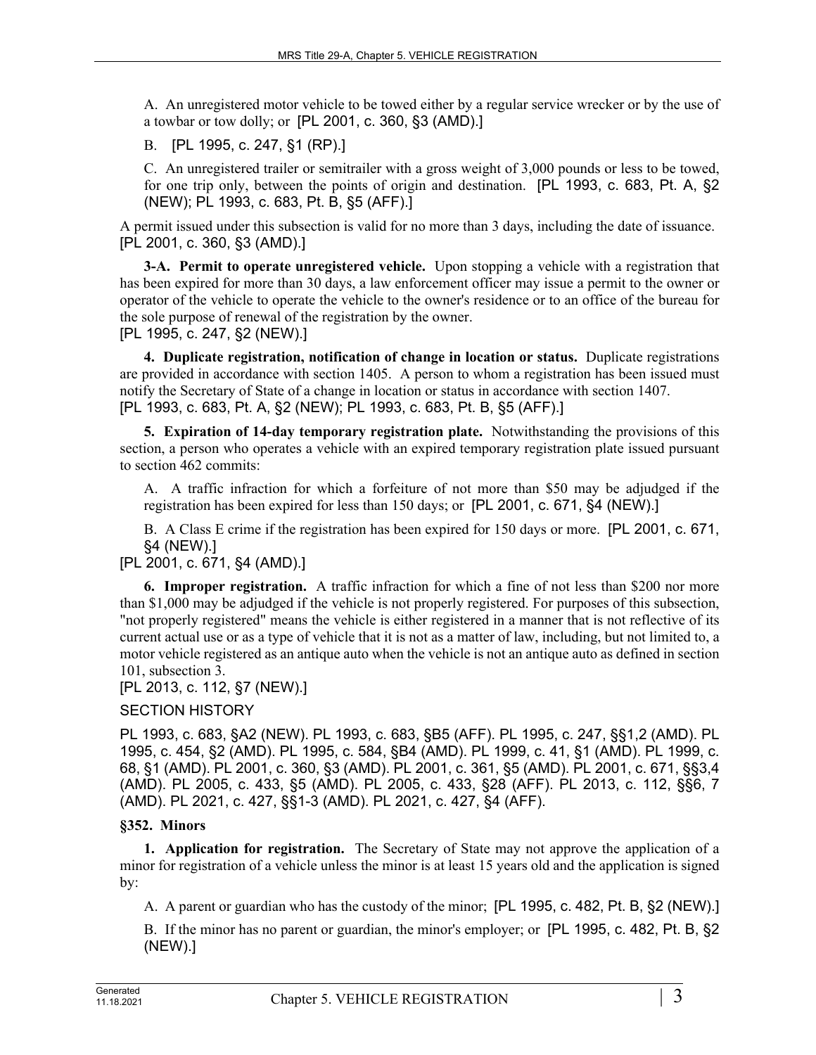A. An unregistered motor vehicle to be towed either by a regular service wrecker or by the use of a towbar or tow dolly; or [PL 2001, c. 360, §3 (AMD).]

B. [PL 1995, c. 247, §1 (RP).]

C. An unregistered trailer or semitrailer with a gross weight of 3,000 pounds or less to be towed, for one trip only, between the points of origin and destination. [PL 1993, c. 683, Pt. A, §2 (NEW); PL 1993, c. 683, Pt. B, §5 (AFF).]

A permit issued under this subsection is valid for no more than 3 days, including the date of issuance. [PL 2001, c. 360, §3 (AMD).]

**3-A. Permit to operate unregistered vehicle.** Upon stopping a vehicle with a registration that has been expired for more than 30 days, a law enforcement officer may issue a permit to the owner or operator of the vehicle to operate the vehicle to the owner's residence or to an office of the bureau for the sole purpose of renewal of the registration by the owner.
[PL 1995, c. 247, §2 (NEW).]

**4. Duplicate registration, notification of change in location or status.** Duplicate registrations are provided in accordance with section 1405. A person to whom a registration has been issued must notify the Secretary of State of a change in location or status in accordance with section 1407.
[PL 1993, c. 683, Pt. A, §2 (NEW); PL 1993, c. 683, Pt. B, §5 (AFF).]

**5. Expiration of 14-day temporary registration plate.** Notwithstanding the provisions of this section, a person who operates a vehicle with an expired temporary registration plate issued pursuant to section 462 commits:

A. A traffic infraction for which a forfeiture of not more than $50 may be adjudged if the registration has been expired for less than 150 days; or [PL 2001, c. 671, §4 (NEW).]

B. A Class E crime if the registration has been expired for 150 days or more. [PL 2001, c. 671, §4 (NEW).]

[PL 2001, c. 671, §4 (AMD).]

**6. Improper registration.** A traffic infraction for which a fine of not less than $200 nor more than $1,000 may be adjudged if the vehicle is not properly registered. For purposes of this subsection, "not properly registered" means the vehicle is either registered in a manner that is not reflective of its current actual use or as a type of vehicle that it is not as a matter of law, including, but not limited to, a motor vehicle registered as an antique auto when the vehicle is not an antique auto as defined in section 101, subsection 3.
[PL 2013, c. 112, §7 (NEW).]

SECTION HISTORY

PL 1993, c. 683, §A2 (NEW). PL 1993, c. 683, §B5 (AFF). PL 1995, c. 247, §§1,2 (AMD). PL 1995, c. 454, §2 (AMD). PL 1995, c. 584, §B4 (AMD). PL 1999, c. 41, §1 (AMD). PL 1999, c. 68, §1 (AMD). PL 2001, c. 360, §3 (AMD). PL 2001, c. 361, §5 (AMD). PL 2001, c. 671, §§3,4 (AMD). PL 2005, c. 433, §5 (AMD). PL 2005, c. 433, §28 (AFF). PL 2013, c. 112, §§6, 7 (AMD). PL 2021, c. 427, §§1-3 (AMD). PL 2021, c. 427, §4 (AFF).

### §352. Minors

**1. Application for registration.** The Secretary of State may not approve the application of a minor for registration of a vehicle unless the minor is at least 15 years old and the application is signed by:

A. A parent or guardian who has the custody of the minor; [PL 1995, c. 482, Pt. B, §2 (NEW).]

B. If the minor has no parent or guardian, the minor's employer; or [PL 1995, c. 482, Pt. B, §2 (NEW).]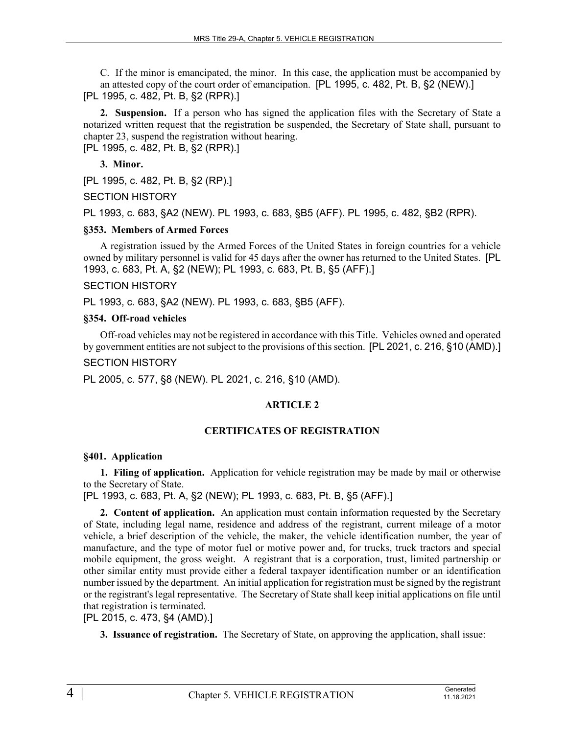C. If the minor is emancipated, the minor. In this case, the application must be accompanied by an attested copy of the court order of emancipation. [PL 1995, c. 482, Pt. B, §2 (NEW).]

[PL 1995, c. 482, Pt. B, §2 (RPR).]

**2. Suspension.** If a person who has signed the application files with the Secretary of State a notarized written request that the registration be suspended, the Secretary of State shall, pursuant to chapter 23, suspend the registration without hearing.

[PL 1995, c. 482, Pt. B, §2 (RPR).]

**3. Minor.**

[PL 1995, c. 482, Pt. B, §2 (RP).]

SECTION HISTORY

PL 1993, c. 683, §A2 (NEW). PL 1993, c. 683, §B5 (AFF). PL 1995, c. 482, §B2 (RPR).

### §353. Members of Armed Forces

A registration issued by the Armed Forces of the United States in foreign countries for a vehicle owned by military personnel is valid for 45 days after the owner has returned to the United States. [PL 1993, c. 683, Pt. A, §2 (NEW); PL 1993, c. 683, Pt. B, §5 (AFF).]

SECTION HISTORY

PL 1993, c. 683, §A2 (NEW). PL 1993, c. 683, §B5 (AFF).

### §354. Off-road vehicles

Off-road vehicles may not be registered in accordance with this Title. Vehicles owned and operated by government entities are not subject to the provisions of this section. [PL 2021, c. 216, §10 (AMD).]

SECTION HISTORY

PL 2005, c. 577, §8 (NEW). PL 2021, c. 216, §10 (AMD).

## ARTICLE 2

## CERTIFICATES OF REGISTRATION

### §401. Application

**1. Filing of application.** Application for vehicle registration may be made by mail or otherwise to the Secretary of State.

[PL 1993, c. 683, Pt. A, §2 (NEW); PL 1993, c. 683, Pt. B, §5 (AFF).]

**2. Content of application.** An application must contain information requested by the Secretary of State, including legal name, residence and address of the registrant, current mileage of a motor vehicle, a brief description of the vehicle, the maker, the vehicle identification number, the year of manufacture, and the type of motor fuel or motive power and, for trucks, truck tractors and special mobile equipment, the gross weight. A registrant that is a corporation, trust, limited partnership or other similar entity must provide either a federal taxpayer identification number or an identification number issued by the department. An initial application for registration must be signed by the registrant or the registrant's legal representative. The Secretary of State shall keep initial applications on file until that registration is terminated.

[PL 2015, c. 473, §4 (AMD).]

**3. Issuance of registration.** The Secretary of State, on approving the application, shall issue: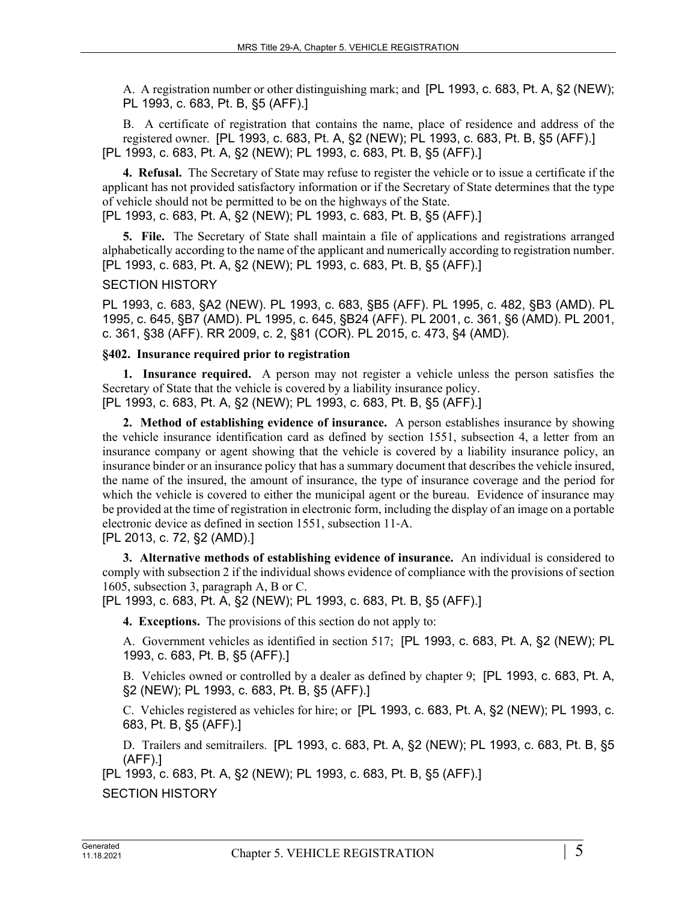A. A registration number or other distinguishing mark; and [PL 1993, c. 683, Pt. A, §2 (NEW); PL 1993, c. 683, Pt. B, §5 (AFF).]

B. A certificate of registration that contains the name, place of residence and address of the registered owner. [PL 1993, c. 683, Pt. A, §2 (NEW); PL 1993, c. 683, Pt. B, §5 (AFF).]

[PL 1993, c. 683, Pt. A, §2 (NEW); PL 1993, c. 683, Pt. B, §5 (AFF).]

**4. Refusal.** The Secretary of State may refuse to register the vehicle or to issue a certificate if the applicant has not provided satisfactory information or if the Secretary of State determines that the type of vehicle should not be permitted to be on the highways of the State.

[PL 1993, c. 683, Pt. A, §2 (NEW); PL 1993, c. 683, Pt. B, §5 (AFF).]

**5. File.** The Secretary of State shall maintain a file of applications and registrations arranged alphabetically according to the name of the applicant and numerically according to registration number.

[PL 1993, c. 683, Pt. A, §2 (NEW); PL 1993, c. 683, Pt. B, §5 (AFF).]

SECTION HISTORY

PL 1993, c. 683, §A2 (NEW). PL 1993, c. 683, §B5 (AFF). PL 1995, c. 482, §B3 (AMD). PL 1995, c. 645, §B7 (AMD). PL 1995, c. 645, §B24 (AFF). PL 2001, c. 361, §6 (AMD). PL 2001, c. 361, §38 (AFF). RR 2009, c. 2, §81 (COR). PL 2015, c. 473, §4 (AMD).

### §402. Insurance required prior to registration

**1. Insurance required.** A person may not register a vehicle unless the person satisfies the Secretary of State that the vehicle is covered by a liability insurance policy.

[PL 1993, c. 683, Pt. A, §2 (NEW); PL 1993, c. 683, Pt. B, §5 (AFF).]

**2. Method of establishing evidence of insurance.** A person establishes insurance by showing the vehicle insurance identification card as defined by section 1551, subsection 4, a letter from an insurance company or agent showing that the vehicle is covered by a liability insurance policy, an insurance binder or an insurance policy that has a summary document that describes the vehicle insured, the name of the insured, the amount of insurance, the type of insurance coverage and the period for which the vehicle is covered to either the municipal agent or the bureau. Evidence of insurance may be provided at the time of registration in electronic form, including the display of an image on a portable electronic device as defined in section 1551, subsection 11-A.

[PL 2013, c. 72, §2 (AMD).]

**3. Alternative methods of establishing evidence of insurance.** An individual is considered to comply with subsection 2 if the individual shows evidence of compliance with the provisions of section 1605, subsection 3, paragraph A, B or C.

[PL 1993, c. 683, Pt. A, §2 (NEW); PL 1993, c. 683, Pt. B, §5 (AFF).]

**4. Exceptions.** The provisions of this section do not apply to:

A. Government vehicles as identified in section 517; [PL 1993, c. 683, Pt. A, §2 (NEW); PL 1993, c. 683, Pt. B, §5 (AFF).]

B. Vehicles owned or controlled by a dealer as defined by chapter 9; [PL 1993, c. 683, Pt. A, §2 (NEW); PL 1993, c. 683, Pt. B, §5 (AFF).]

C. Vehicles registered as vehicles for hire; or [PL 1993, c. 683, Pt. A, §2 (NEW); PL 1993, c. 683, Pt. B, §5 (AFF).]

D. Trailers and semitrailers. [PL 1993, c. 683, Pt. A, §2 (NEW); PL 1993, c. 683, Pt. B, §5 (AFF).]

[PL 1993, c. 683, Pt. A, §2 (NEW); PL 1993, c. 683, Pt. B, §5 (AFF).]

SECTION HISTORY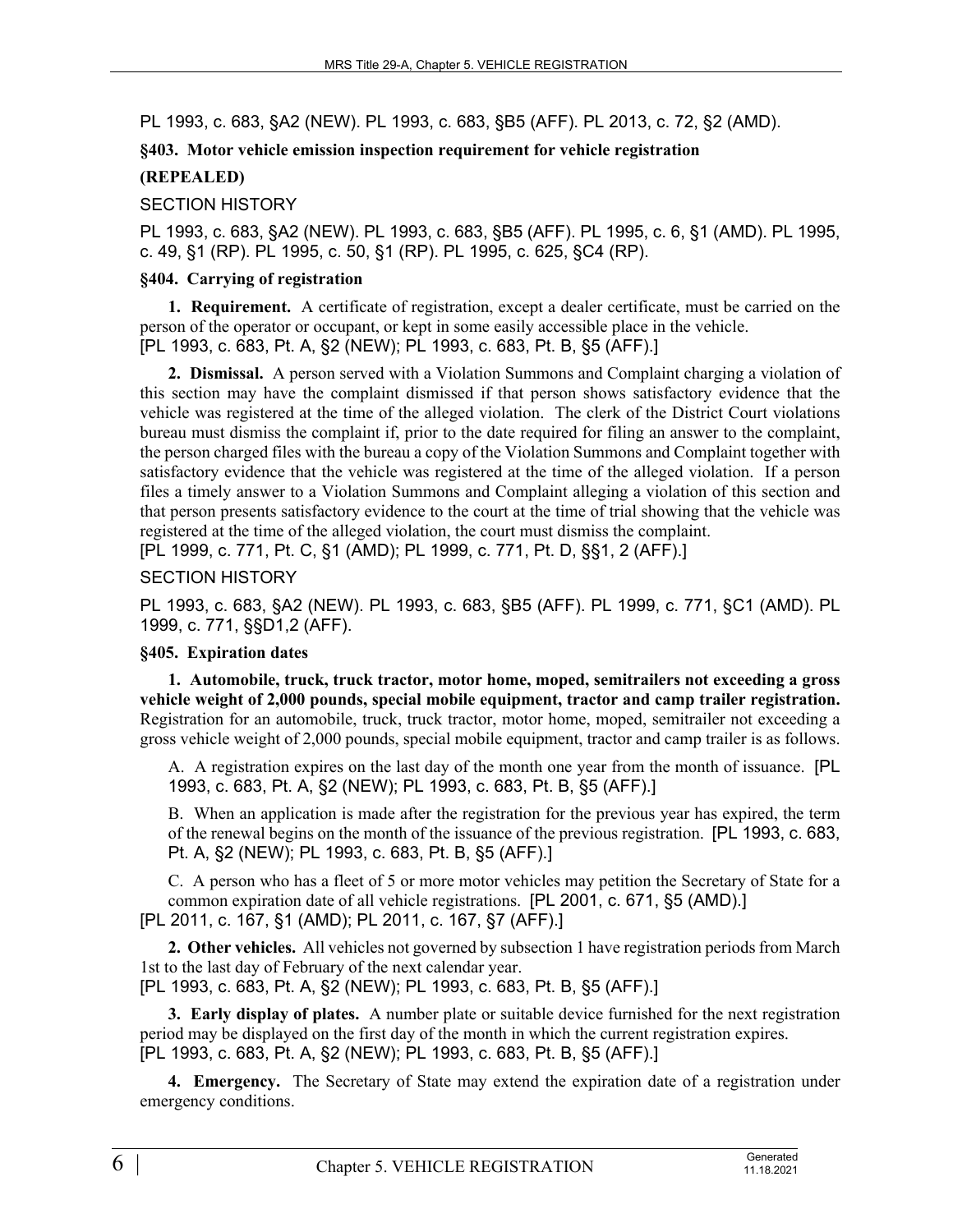PL 1993, c. 683, §A2 (NEW). PL 1993, c. 683, §B5 (AFF). PL 2013, c. 72, §2 (AMD).

### §403. Motor vehicle emission inspection requirement for vehicle registration

**(REPEALED)**

SECTION HISTORY

PL 1993, c. 683, §A2 (NEW). PL 1993, c. 683, §B5 (AFF). PL 1995, c. 6, §1 (AMD). PL 1995, c. 49, §1 (RP). PL 1995, c. 50, §1 (RP). PL 1995, c. 625, §C4 (RP).

### §404. Carrying of registration

**1. Requirement.** A certificate of registration, except a dealer certificate, must be carried on the person of the operator or occupant, or kept in some easily accessible place in the vehicle.
[PL 1993, c. 683, Pt. A, §2 (NEW); PL 1993, c. 683, Pt. B, §5 (AFF).]

**2. Dismissal.** A person served with a Violation Summons and Complaint charging a violation of this section may have the complaint dismissed if that person shows satisfactory evidence that the vehicle was registered at the time of the alleged violation. The clerk of the District Court violations bureau must dismiss the complaint if, prior to the date required for filing an answer to the complaint, the person charged files with the bureau a copy of the Violation Summons and Complaint together with satisfactory evidence that the vehicle was registered at the time of the alleged violation. If a person files a timely answer to a Violation Summons and Complaint alleging a violation of this section and that person presents satisfactory evidence to the court at the time of trial showing that the vehicle was registered at the time of the alleged violation, the court must dismiss the complaint.
[PL 1999, c. 771, Pt. C, §1 (AMD); PL 1999, c. 771, Pt. D, §§1, 2 (AFF).]

SECTION HISTORY

PL 1993, c. 683, §A2 (NEW). PL 1993, c. 683, §B5 (AFF). PL 1999, c. 771, §C1 (AMD). PL 1999, c. 771, §§D1,2 (AFF).

### §405. Expiration dates

**1. Automobile, truck, truck tractor, motor home, moped, semitrailers not exceeding a gross vehicle weight of 2,000 pounds, special mobile equipment, tractor and camp trailer registration.** Registration for an automobile, truck, truck tractor, motor home, moped, semitrailer not exceeding a gross vehicle weight of 2,000 pounds, special mobile equipment, tractor and camp trailer is as follows.

A. A registration expires on the last day of the month one year from the month of issuance. [PL 1993, c. 683, Pt. A, §2 (NEW); PL 1993, c. 683, Pt. B, §5 (AFF).]

B. When an application is made after the registration for the previous year has expired, the term of the renewal begins on the month of the issuance of the previous registration. [PL 1993, c. 683, Pt. A, §2 (NEW); PL 1993, c. 683, Pt. B, §5 (AFF).]

C. A person who has a fleet of 5 or more motor vehicles may petition the Secretary of State for a common expiration date of all vehicle registrations. [PL 2001, c. 671, §5 (AMD).]

[PL 2011, c. 167, §1 (AMD); PL 2011, c. 167, §7 (AFF).]

**2. Other vehicles.** All vehicles not governed by subsection 1 have registration periods from March 1st to the last day of February of the next calendar year.
[PL 1993, c. 683, Pt. A, §2 (NEW); PL 1993, c. 683, Pt. B, §5 (AFF).]

**3. Early display of plates.** A number plate or suitable device furnished for the next registration period may be displayed on the first day of the month in which the current registration expires.
[PL 1993, c. 683, Pt. A, §2 (NEW); PL 1993, c. 683, Pt. B, §5 (AFF).]

**4. Emergency.** The Secretary of State may extend the expiration date of a registration under emergency conditions.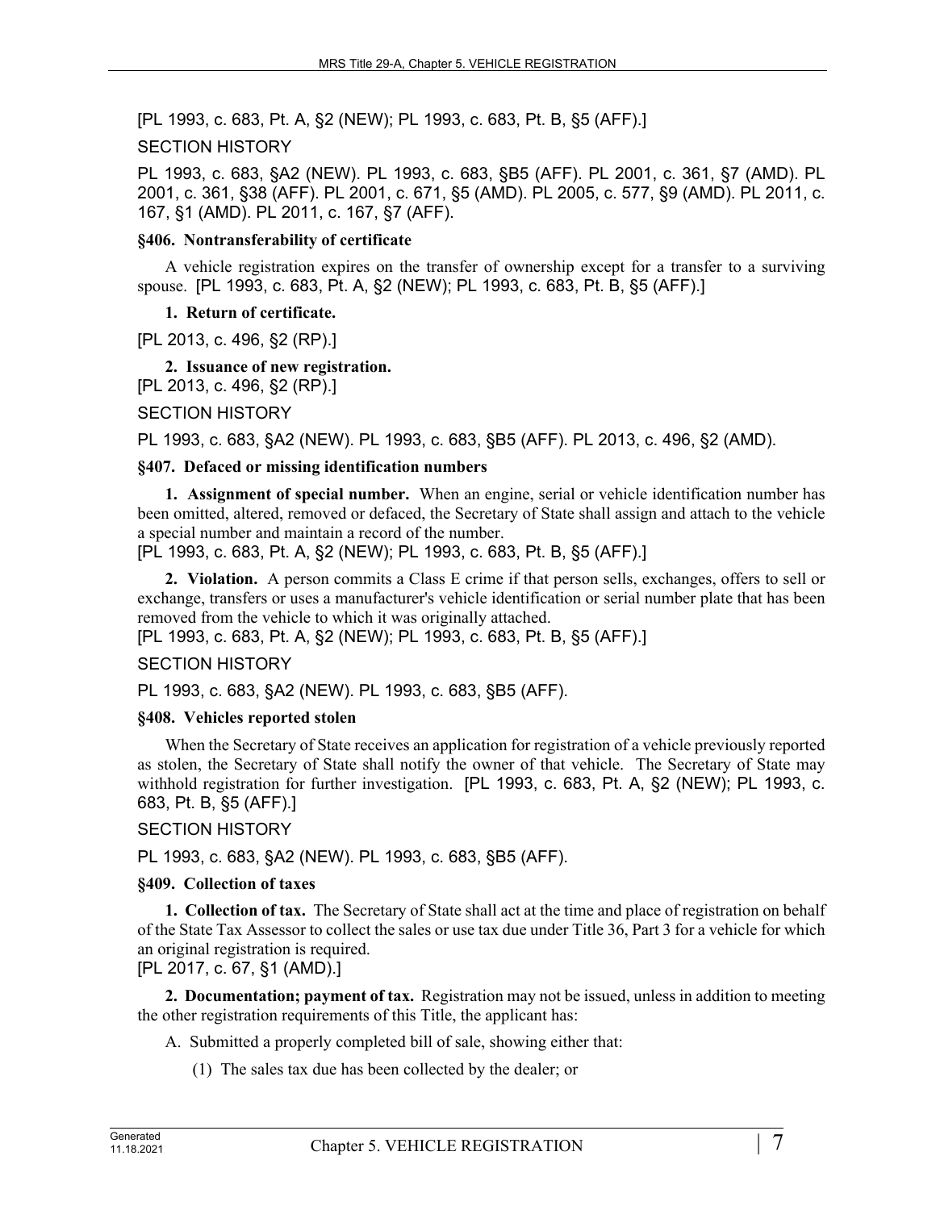[PL 1993, c. 683, Pt. A, §2 (NEW); PL 1993, c. 683, Pt. B, §5 (AFF).]

SECTION HISTORY

PL 1993, c. 683, §A2 (NEW). PL 1993, c. 683, §B5 (AFF). PL 2001, c. 361, §7 (AMD). PL 2001, c. 361, §38 (AFF). PL 2001, c. 671, §5 (AMD). PL 2005, c. 577, §9 (AMD). PL 2011, c. 167, §1 (AMD). PL 2011, c. 167, §7 (AFF).

### §406. Nontransferability of certificate

A vehicle registration expires on the transfer of ownership except for a transfer to a surviving spouse. [PL 1993, c. 683, Pt. A, §2 (NEW); PL 1993, c. 683, Pt. B, §5 (AFF).]

**1. Return of certificate.**

[PL 2013, c. 496, §2 (RP).]

**2. Issuance of new registration.**

[PL 2013, c. 496, §2 (RP).]

SECTION HISTORY

PL 1993, c. 683, §A2 (NEW). PL 1993, c. 683, §B5 (AFF). PL 2013, c. 496, §2 (AMD).

### §407. Defaced or missing identification numbers

**1. Assignment of special number.** When an engine, serial or vehicle identification number has been omitted, altered, removed or defaced, the Secretary of State shall assign and attach to the vehicle a special number and maintain a record of the number.

[PL 1993, c. 683, Pt. A, §2 (NEW); PL 1993, c. 683, Pt. B, §5 (AFF).]

**2. Violation.** A person commits a Class E crime if that person sells, exchanges, offers to sell or exchange, transfers or uses a manufacturer's vehicle identification or serial number plate that has been removed from the vehicle to which it was originally attached.

[PL 1993, c. 683, Pt. A, §2 (NEW); PL 1993, c. 683, Pt. B, §5 (AFF).]

SECTION HISTORY

PL 1993, c. 683, §A2 (NEW). PL 1993, c. 683, §B5 (AFF).

### §408. Vehicles reported stolen

When the Secretary of State receives an application for registration of a vehicle previously reported as stolen, the Secretary of State shall notify the owner of that vehicle. The Secretary of State may withhold registration for further investigation. [PL 1993, c. 683, Pt. A, §2 (NEW); PL 1993, c. 683, Pt. B, §5 (AFF).]

SECTION HISTORY

PL 1993, c. 683, §A2 (NEW). PL 1993, c. 683, §B5 (AFF).

### §409. Collection of taxes

**1. Collection of tax.** The Secretary of State shall act at the time and place of registration on behalf of the State Tax Assessor to collect the sales or use tax due under Title 36, Part 3 for a vehicle for which an original registration is required.

[PL 2017, c. 67, §1 (AMD).]

**2. Documentation; payment of tax.** Registration may not be issued, unless in addition to meeting the other registration requirements of this Title, the applicant has:

A. Submitted a properly completed bill of sale, showing either that:

(1) The sales tax due has been collected by the dealer; or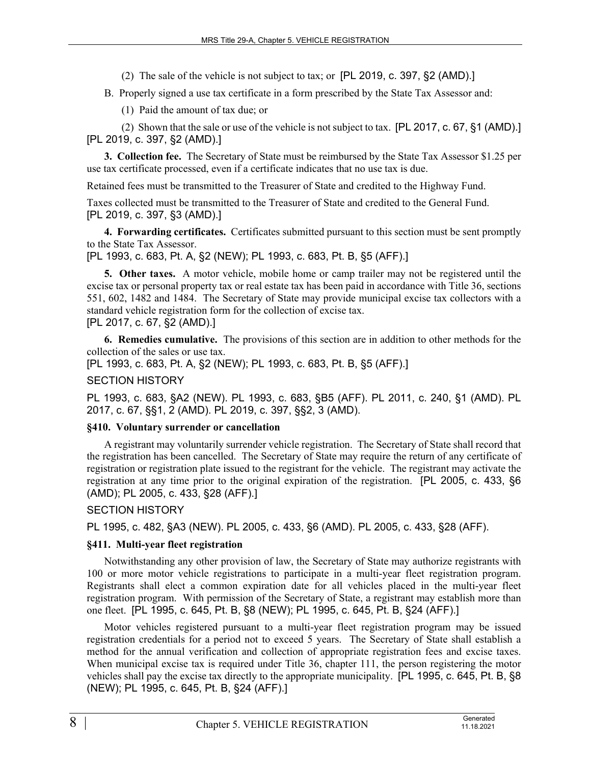(2) The sale of the vehicle is not subject to tax; or [PL 2019, c. 397, §2 (AMD).]

B. Properly signed a use tax certificate in a form prescribed by the State Tax Assessor and:

(1) Paid the amount of tax due; or

(2) Shown that the sale or use of the vehicle is not subject to tax. [PL 2017, c. 67, §1 (AMD).]

[PL 2019, c. 397, §2 (AMD).]

**3. Collection fee.** The Secretary of State must be reimbursed by the State Tax Assessor $1.25 per use tax certificate processed, even if a certificate indicates that no use tax is due.

Retained fees must be transmitted to the Treasurer of State and credited to the Highway Fund.

Taxes collected must be transmitted to the Treasurer of State and credited to the General Fund.

[PL 2019, c. 397, §3 (AMD).]

**4. Forwarding certificates.** Certificates submitted pursuant to this section must be sent promptly to the State Tax Assessor.

[PL 1993, c. 683, Pt. A, §2 (NEW); PL 1993, c. 683, Pt. B, §5 (AFF).]

**5. Other taxes.** A motor vehicle, mobile home or camp trailer may not be registered until the excise tax or personal property tax or real estate tax has been paid in accordance with Title 36, sections 551, 602, 1482 and 1484. The Secretary of State may provide municipal excise tax collectors with a standard vehicle registration form for the collection of excise tax.

[PL 2017, c. 67, §2 (AMD).]

**6. Remedies cumulative.** The provisions of this section are in addition to other methods for the collection of the sales or use tax.

[PL 1993, c. 683, Pt. A, §2 (NEW); PL 1993, c. 683, Pt. B, §5 (AFF).]

SECTION HISTORY

PL 1993, c. 683, §A2 (NEW). PL 1993, c. 683, §B5 (AFF). PL 2011, c. 240, §1 (AMD). PL 2017, c. 67, §§1, 2 (AMD). PL 2019, c. 397, §§2, 3 (AMD).

### §410. Voluntary surrender or cancellation

A registrant may voluntarily surrender vehicle registration. The Secretary of State shall record that the registration has been cancelled. The Secretary of State may require the return of any certificate of registration or registration plate issued to the registrant for the vehicle. The registrant may activate the registration at any time prior to the original expiration of the registration. [PL 2005, c. 433, §6 (AMD); PL 2005, c. 433, §28 (AFF).]

SECTION HISTORY

PL 1995, c. 482, §A3 (NEW). PL 2005, c. 433, §6 (AMD). PL 2005, c. 433, §28 (AFF).

### §411. Multi-year fleet registration

Notwithstanding any other provision of law, the Secretary of State may authorize registrants with 100 or more motor vehicle registrations to participate in a multi-year fleet registration program. Registrants shall elect a common expiration date for all vehicles placed in the multi-year fleet registration program. With permission of the Secretary of State, a registrant may establish more than one fleet. [PL 1995, c. 645, Pt. B, §8 (NEW); PL 1995, c. 645, Pt. B, §24 (AFF).]

Motor vehicles registered pursuant to a multi-year fleet registration program may be issued registration credentials for a period not to exceed 5 years. The Secretary of State shall establish a method for the annual verification and collection of appropriate registration fees and excise taxes. When municipal excise tax is required under Title 36, chapter 111, the person registering the motor vehicles shall pay the excise tax directly to the appropriate municipality. [PL 1995, c. 645, Pt. B, §8 (NEW); PL 1995, c. 645, Pt. B, §24 (AFF).]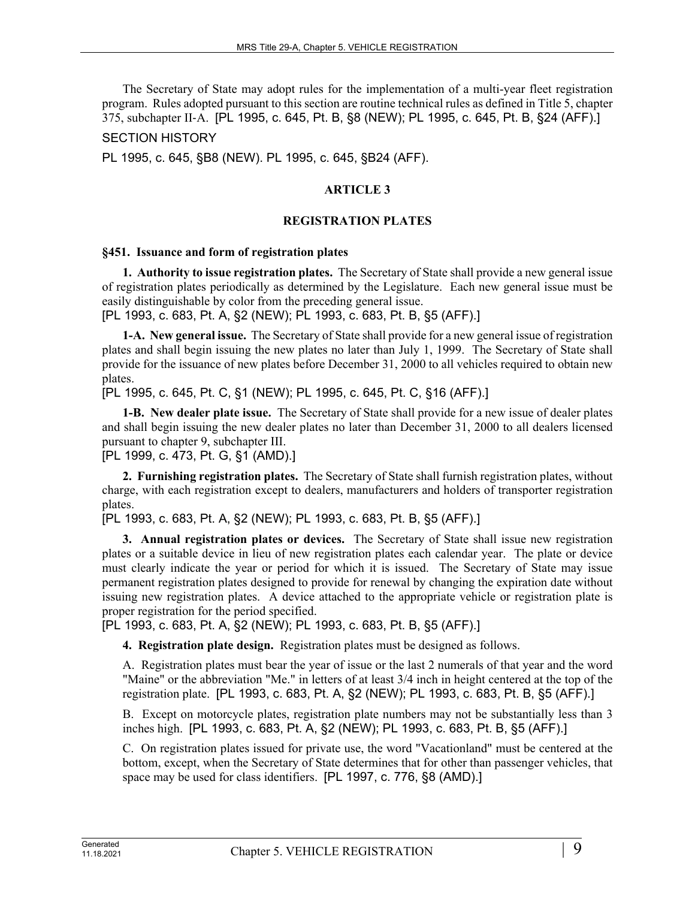The Secretary of State may adopt rules for the implementation of a multi-year fleet registration program. Rules adopted pursuant to this section are routine technical rules as defined in Title 5, chapter 375, subchapter II-A. [PL 1995, c. 645, Pt. B, §8 (NEW); PL 1995, c. 645, Pt. B, §24 (AFF).]

SECTION HISTORY

PL 1995, c. 645, §B8 (NEW). PL 1995, c. 645, §B24 (AFF).

## ARTICLE 3

## REGISTRATION PLATES

### §451. Issuance and form of registration plates

**1. Authority to issue registration plates.** The Secretary of State shall provide a new general issue of registration plates periodically as determined by the Legislature. Each new general issue must be easily distinguishable by color from the preceding general issue.
[PL 1993, c. 683, Pt. A, §2 (NEW); PL 1993, c. 683, Pt. B, §5 (AFF).]

**1-A. New general issue.** The Secretary of State shall provide for a new general issue of registration plates and shall begin issuing the new plates no later than July 1, 1999. The Secretary of State shall provide for the issuance of new plates before December 31, 2000 to all vehicles required to obtain new plates.
[PL 1995, c. 645, Pt. C, §1 (NEW); PL 1995, c. 645, Pt. C, §16 (AFF).]

**1-B. New dealer plate issue.** The Secretary of State shall provide for a new issue of dealer plates and shall begin issuing the new dealer plates no later than December 31, 2000 to all dealers licensed pursuant to chapter 9, subchapter III.
[PL 1999, c. 473, Pt. G, §1 (AMD).]

**2. Furnishing registration plates.** The Secretary of State shall furnish registration plates, without charge, with each registration except to dealers, manufacturers and holders of transporter registration plates.
[PL 1993, c. 683, Pt. A, §2 (NEW); PL 1993, c. 683, Pt. B, §5 (AFF).]

**3. Annual registration plates or devices.** The Secretary of State shall issue new registration plates or a suitable device in lieu of new registration plates each calendar year. The plate or device must clearly indicate the year or period for which it is issued. The Secretary of State may issue permanent registration plates designed to provide for renewal by changing the expiration date without issuing new registration plates. A device attached to the appropriate vehicle or registration plate is proper registration for the period specified.
[PL 1993, c. 683, Pt. A, §2 (NEW); PL 1993, c. 683, Pt. B, §5 (AFF).]

**4. Registration plate design.** Registration plates must be designed as follows.

A. Registration plates must bear the year of issue or the last 2 numerals of that year and the word "Maine" or the abbreviation "Me." in letters of at least 3/4 inch in height centered at the top of the registration plate. [PL 1993, c. 683, Pt. A, §2 (NEW); PL 1993, c. 683, Pt. B, §5 (AFF).]

B. Except on motorcycle plates, registration plate numbers may not be substantially less than 3 inches high. [PL 1993, c. 683, Pt. A, §2 (NEW); PL 1993, c. 683, Pt. B, §5 (AFF).]

C. On registration plates issued for private use, the word "Vacationland" must be centered at the bottom, except, when the Secretary of State determines that for other than passenger vehicles, that space may be used for class identifiers. [PL 1997, c. 776, §8 (AMD).]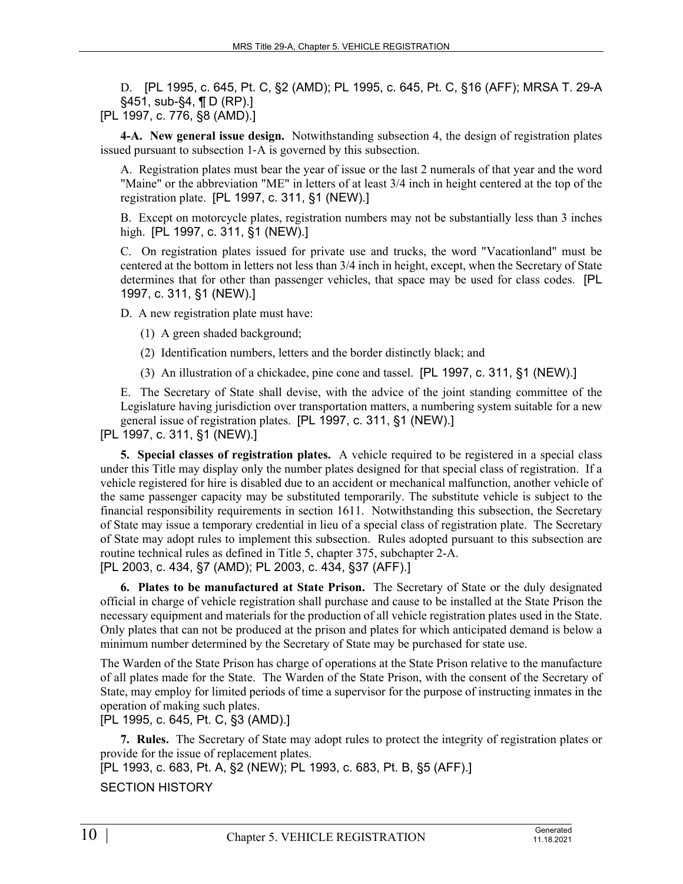D. [PL 1995, c. 645, Pt. C, §2 (AMD); PL 1995, c. 645, Pt. C, §16 (AFF); MRSA T. 29-A §451, sub-§4, ¶ D (RP).]

[PL 1997, c. 776, §8 (AMD).]

**4-A. New general issue design.** Notwithstanding subsection 4, the design of registration plates issued pursuant to subsection 1-A is governed by this subsection.

A. Registration plates must bear the year of issue or the last 2 numerals of that year and the word "Maine" or the abbreviation "ME" in letters of at least 3/4 inch in height centered at the top of the registration plate. [PL 1997, c. 311, §1 (NEW).]

B. Except on motorcycle plates, registration numbers may not be substantially less than 3 inches high. [PL 1997, c. 311, §1 (NEW).]

C. On registration plates issued for private use and trucks, the word "Vacationland" must be centered at the bottom in letters not less than 3/4 inch in height, except, when the Secretary of State determines that for other than passenger vehicles, that space may be used for class codes. [PL 1997, c. 311, §1 (NEW).]

D. A new registration plate must have:

(1) A green shaded background;

(2) Identification numbers, letters and the border distinctly black; and

(3) An illustration of a chickadee, pine cone and tassel. [PL 1997, c. 311, §1 (NEW).]

E. The Secretary of State shall devise, with the advice of the joint standing committee of the Legislature having jurisdiction over transportation matters, a numbering system suitable for a new general issue of registration plates. [PL 1997, c. 311, §1 (NEW).]

[PL 1997, c. 311, §1 (NEW).]

**5. Special classes of registration plates.** A vehicle required to be registered in a special class under this Title may display only the number plates designed for that special class of registration. If a vehicle registered for hire is disabled due to an accident or mechanical malfunction, another vehicle of the same passenger capacity may be substituted temporarily. The substitute vehicle is subject to the financial responsibility requirements in section 1611. Notwithstanding this subsection, the Secretary of State may issue a temporary credential in lieu of a special class of registration plate. The Secretary of State may adopt rules to implement this subsection. Rules adopted pursuant to this subsection are routine technical rules as defined in Title 5, chapter 375, subchapter 2-A.

[PL 2003, c. 434, §7 (AMD); PL 2003, c. 434, §37 (AFF).]

**6. Plates to be manufactured at State Prison.** The Secretary of State or the duly designated official in charge of vehicle registration shall purchase and cause to be installed at the State Prison the necessary equipment and materials for the production of all vehicle registration plates used in the State. Only plates that can not be produced at the prison and plates for which anticipated demand is below a minimum number determined by the Secretary of State may be purchased for state use.

The Warden of the State Prison has charge of operations at the State Prison relative to the manufacture of all plates made for the State. The Warden of the State Prison, with the consent of the Secretary of State, may employ for limited periods of time a supervisor for the purpose of instructing inmates in the operation of making such plates.

[PL 1995, c. 645, Pt. C, §3 (AMD).]

**7. Rules.** The Secretary of State may adopt rules to protect the integrity of registration plates or provide for the issue of replacement plates.

[PL 1993, c. 683, Pt. A, §2 (NEW); PL 1993, c. 683, Pt. B, §5 (AFF).]

SECTION HISTORY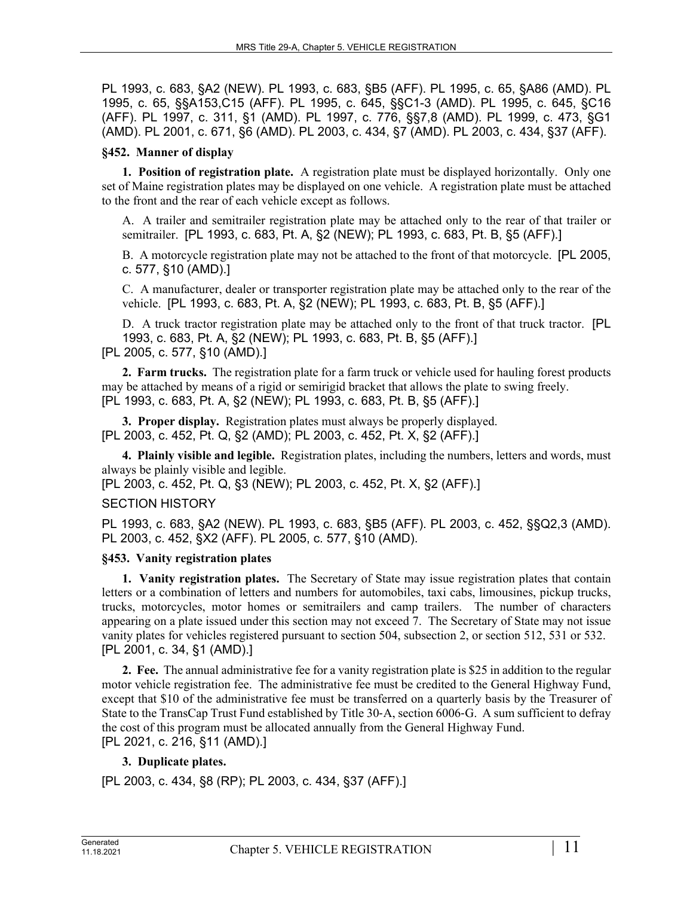PL 1993, c. 683, §A2 (NEW). PL 1993, c. 683, §B5 (AFF). PL 1995, c. 65, §A86 (AMD). PL 1995, c. 65, §§A153,C15 (AFF). PL 1995, c. 645, §§C1-3 (AMD). PL 1995, c. 645, §C16 (AFF). PL 1997, c. 311, §1 (AMD). PL 1997, c. 776, §§7,8 (AMD). PL 1999, c. 473, §G1 (AMD). PL 2001, c. 671, §6 (AMD). PL 2003, c. 434, §7 (AMD). PL 2003, c. 434, §37 (AFF).

### §452. Manner of display

**1. Position of registration plate.** A registration plate must be displayed horizontally. Only one set of Maine registration plates may be displayed on one vehicle. A registration plate must be attached to the front and the rear of each vehicle except as follows.

A. A trailer and semitrailer registration plate may be attached only to the rear of that trailer or semitrailer. [PL 1993, c. 683, Pt. A, §2 (NEW); PL 1993, c. 683, Pt. B, §5 (AFF).]

B. A motorcycle registration plate may not be attached to the front of that motorcycle. [PL 2005, c. 577, §10 (AMD).]

C. A manufacturer, dealer or transporter registration plate may be attached only to the rear of the vehicle. [PL 1993, c. 683, Pt. A, §2 (NEW); PL 1993, c. 683, Pt. B, §5 (AFF).]

D. A truck tractor registration plate may be attached only to the front of that truck tractor. [PL 1993, c. 683, Pt. A, §2 (NEW); PL 1993, c. 683, Pt. B, §5 (AFF).]

[PL 2005, c. 577, §10 (AMD).]

**2. Farm trucks.** The registration plate for a farm truck or vehicle used for hauling forest products may be attached by means of a rigid or semirigid bracket that allows the plate to swing freely.
[PL 1993, c. 683, Pt. A, §2 (NEW); PL 1993, c. 683, Pt. B, §5 (AFF).]

**3. Proper display.** Registration plates must always be properly displayed.
[PL 2003, c. 452, Pt. Q, §2 (AMD); PL 2003, c. 452, Pt. X, §2 (AFF).]

**4. Plainly visible and legible.** Registration plates, including the numbers, letters and words, must always be plainly visible and legible.
[PL 2003, c. 452, Pt. Q, §3 (NEW); PL 2003, c. 452, Pt. X, §2 (AFF).]

SECTION HISTORY

PL 1993, c. 683, §A2 (NEW). PL 1993, c. 683, §B5 (AFF). PL 2003, c. 452, §§Q2,3 (AMD). PL 2003, c. 452, §X2 (AFF). PL 2005, c. 577, §10 (AMD).

### §453. Vanity registration plates

**1. Vanity registration plates.** The Secretary of State may issue registration plates that contain letters or a combination of letters and numbers for automobiles, taxi cabs, limousines, pickup trucks, trucks, motorcycles, motor homes or semitrailers and camp trailers. The number of characters appearing on a plate issued under this section may not exceed 7. The Secretary of State may not issue vanity plates for vehicles registered pursuant to section 504, subsection 2, or section 512, 531 or 532.
[PL 2001, c. 34, §1 (AMD).]

**2. Fee.** The annual administrative fee for a vanity registration plate is $25 in addition to the regular motor vehicle registration fee. The administrative fee must be credited to the General Highway Fund, except that $10 of the administrative fee must be transferred on a quarterly basis by the Treasurer of State to the TransCap Trust Fund established by Title 30-A, section 6006-G. A sum sufficient to defray the cost of this program must be allocated annually from the General Highway Fund.
[PL 2021, c. 216, §11 (AMD).]

**3. Duplicate plates.**

[PL 2003, c. 434, §8 (RP); PL 2003, c. 434, §37 (AFF).]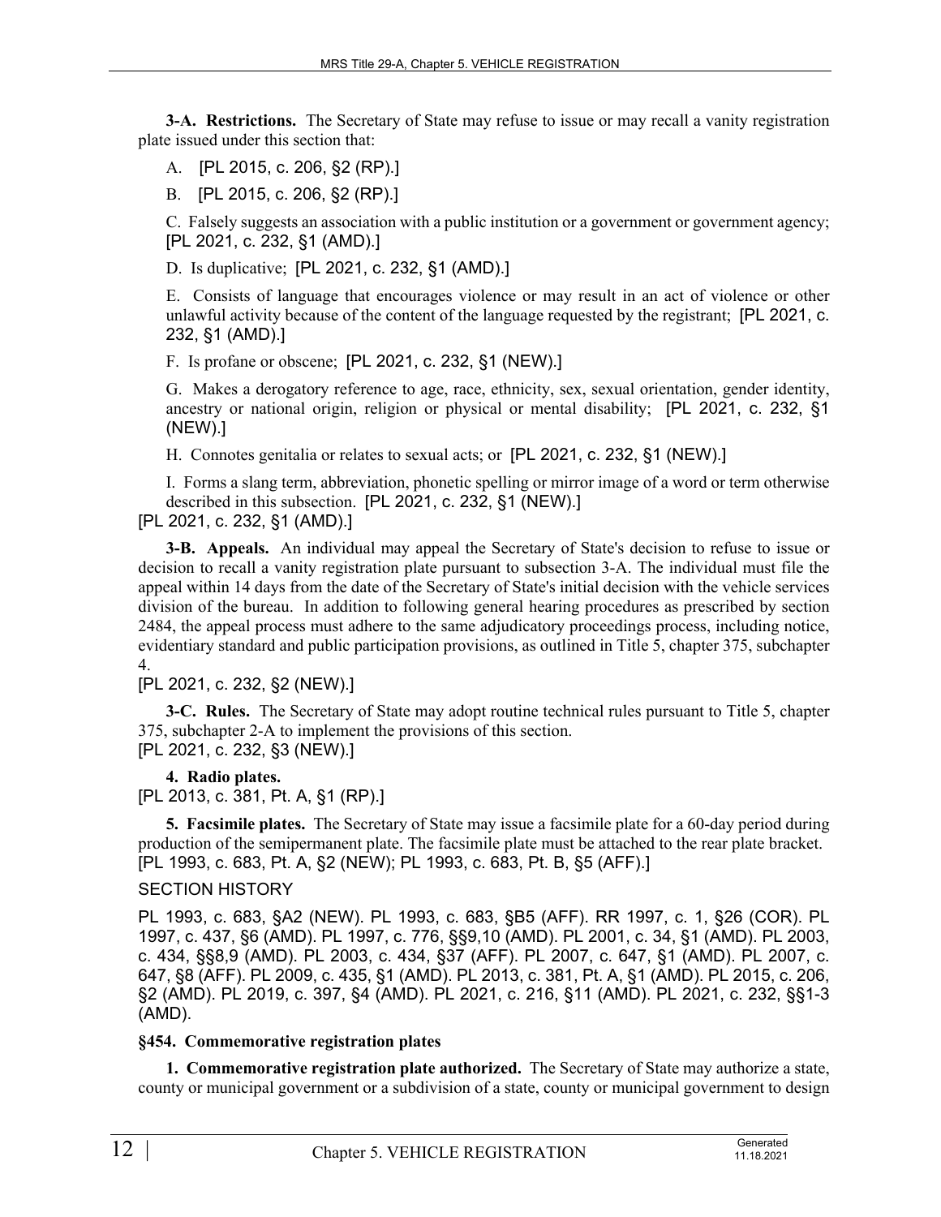**3-A. Restrictions.** The Secretary of State may refuse to issue or may recall a vanity registration plate issued under this section that:

A. [PL 2015, c. 206, §2 (RP).]

B. [PL 2015, c. 206, §2 (RP).]

C. Falsely suggests an association with a public institution or a government or government agency; [PL 2021, c. 232, §1 (AMD).]

D. Is duplicative; [PL 2021, c. 232, §1 (AMD).]

E. Consists of language that encourages violence or may result in an act of violence or other unlawful activity because of the content of the language requested by the registrant; [PL 2021, c. 232, §1 (AMD).]

F. Is profane or obscene; [PL 2021, c. 232, §1 (NEW).]

G. Makes a derogatory reference to age, race, ethnicity, sex, sexual orientation, gender identity, ancestry or national origin, religion or physical or mental disability; [PL 2021, c. 232, §1 (NEW).]

H. Connotes genitalia or relates to sexual acts; or [PL 2021, c. 232, §1 (NEW).]

I. Forms a slang term, abbreviation, phonetic spelling or mirror image of a word or term otherwise described in this subsection. [PL 2021, c. 232, §1 (NEW).]

[PL 2021, c. 232, §1 (AMD).]

**3-B. Appeals.** An individual may appeal the Secretary of State's decision to refuse to issue or decision to recall a vanity registration plate pursuant to subsection 3-A. The individual must file the appeal within 14 days from the date of the Secretary of State's initial decision with the vehicle services division of the bureau. In addition to following general hearing procedures as prescribed by section 2484, the appeal process must adhere to the same adjudicatory proceedings process, including notice, evidentiary standard and public participation provisions, as outlined in Title 5, chapter 375, subchapter 4.

[PL 2021, c. 232, §2 (NEW).]

**3-C. Rules.** The Secretary of State may adopt routine technical rules pursuant to Title 5, chapter 375, subchapter 2-A to implement the provisions of this section.

[PL 2021, c. 232, §3 (NEW).]

**4. Radio plates.**

[PL 2013, c. 381, Pt. A, §1 (RP).]

**5. Facsimile plates.** The Secretary of State may issue a facsimile plate for a 60-day period during production of the semipermanent plate. The facsimile plate must be attached to the rear plate bracket.

[PL 1993, c. 683, Pt. A, §2 (NEW); PL 1993, c. 683, Pt. B, §5 (AFF).]

SECTION HISTORY

PL 1993, c. 683, §A2 (NEW). PL 1993, c. 683, §B5 (AFF). RR 1997, c. 1, §26 (COR). PL 1997, c. 437, §6 (AMD). PL 1997, c. 776, §§9,10 (AMD). PL 2001, c. 34, §1 (AMD). PL 2003, c. 434, §§8,9 (AMD). PL 2003, c. 434, §37 (AFF). PL 2007, c. 647, §1 (AMD). PL 2007, c. 647, §8 (AFF). PL 2009, c. 435, §1 (AMD). PL 2013, c. 381, Pt. A, §1 (AMD). PL 2015, c. 206, §2 (AMD). PL 2019, c. 397, §4 (AMD). PL 2021, c. 216, §11 (AMD). PL 2021, c. 232, §§1-3 (AMD).

### §454. Commemorative registration plates

**1. Commemorative registration plate authorized.** The Secretary of State may authorize a state, county or municipal government or a subdivision of a state, county or municipal government to design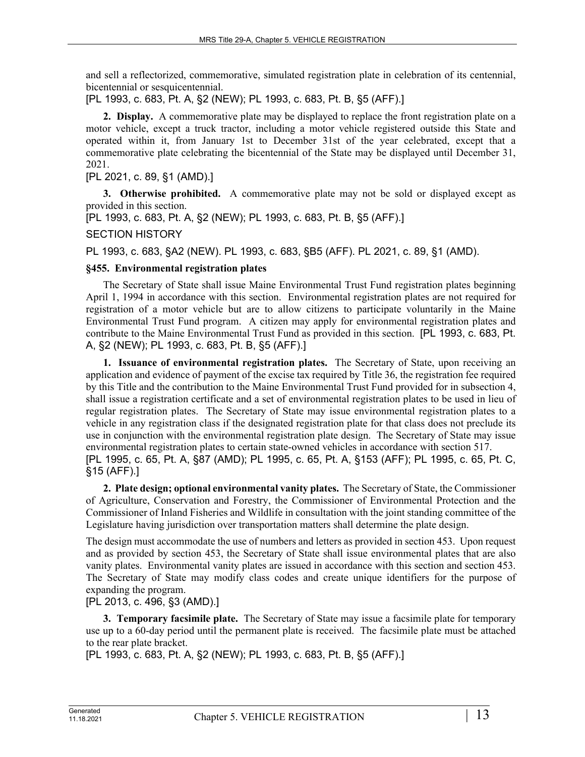and sell a reflectorized, commemorative, simulated registration plate in celebration of its centennial, bicentennial or sesquicentennial.

[PL 1993, c. 683, Pt. A, §2 (NEW); PL 1993, c. 683, Pt. B, §5 (AFF).]

**2. Display.** A commemorative plate may be displayed to replace the front registration plate on a motor vehicle, except a truck tractor, including a motor vehicle registered outside this State and operated within it, from January 1st to December 31st of the year celebrated, except that a commemorative plate celebrating the bicentennial of the State may be displayed until December 31, 2021.

[PL 2021, c. 89, §1 (AMD).]

**3. Otherwise prohibited.** A commemorative plate may not be sold or displayed except as provided in this section.

[PL 1993, c. 683, Pt. A, §2 (NEW); PL 1993, c. 683, Pt. B, §5 (AFF).]

SECTION HISTORY

PL 1993, c. 683, §A2 (NEW). PL 1993, c. 683, §B5 (AFF). PL 2021, c. 89, §1 (AMD).

### §455. Environmental registration plates

The Secretary of State shall issue Maine Environmental Trust Fund registration plates beginning April 1, 1994 in accordance with this section. Environmental registration plates are not required for registration of a motor vehicle but are to allow citizens to participate voluntarily in the Maine Environmental Trust Fund program. A citizen may apply for environmental registration plates and contribute to the Maine Environmental Trust Fund as provided in this section. [PL 1993, c. 683, Pt. A, §2 (NEW); PL 1993, c. 683, Pt. B, §5 (AFF).]

**1. Issuance of environmental registration plates.** The Secretary of State, upon receiving an application and evidence of payment of the excise tax required by Title 36, the registration fee required by this Title and the contribution to the Maine Environmental Trust Fund provided for in subsection 4, shall issue a registration certificate and a set of environmental registration plates to be used in lieu of regular registration plates. The Secretary of State may issue environmental registration plates to a vehicle in any registration class if the designated registration plate for that class does not preclude its use in conjunction with the environmental registration plate design. The Secretary of State may issue environmental registration plates to certain state-owned vehicles in accordance with section 517.

[PL 1995, c. 65, Pt. A, §87 (AMD); PL 1995, c. 65, Pt. A, §153 (AFF); PL 1995, c. 65, Pt. C, §15 (AFF).]

**2. Plate design; optional environmental vanity plates.** The Secretary of State, the Commissioner of Agriculture, Conservation and Forestry, the Commissioner of Environmental Protection and the Commissioner of Inland Fisheries and Wildlife in consultation with the joint standing committee of the Legislature having jurisdiction over transportation matters shall determine the plate design.

The design must accommodate the use of numbers and letters as provided in section 453. Upon request and as provided by section 453, the Secretary of State shall issue environmental plates that are also vanity plates. Environmental vanity plates are issued in accordance with this section and section 453. The Secretary of State may modify class codes and create unique identifiers for the purpose of expanding the program.

[PL 2013, c. 496, §3 (AMD).]

**3. Temporary facsimile plate.** The Secretary of State may issue a facsimile plate for temporary use up to a 60-day period until the permanent plate is received. The facsimile plate must be attached to the rear plate bracket.

[PL 1993, c. 683, Pt. A, §2 (NEW); PL 1993, c. 683, Pt. B, §5 (AFF).]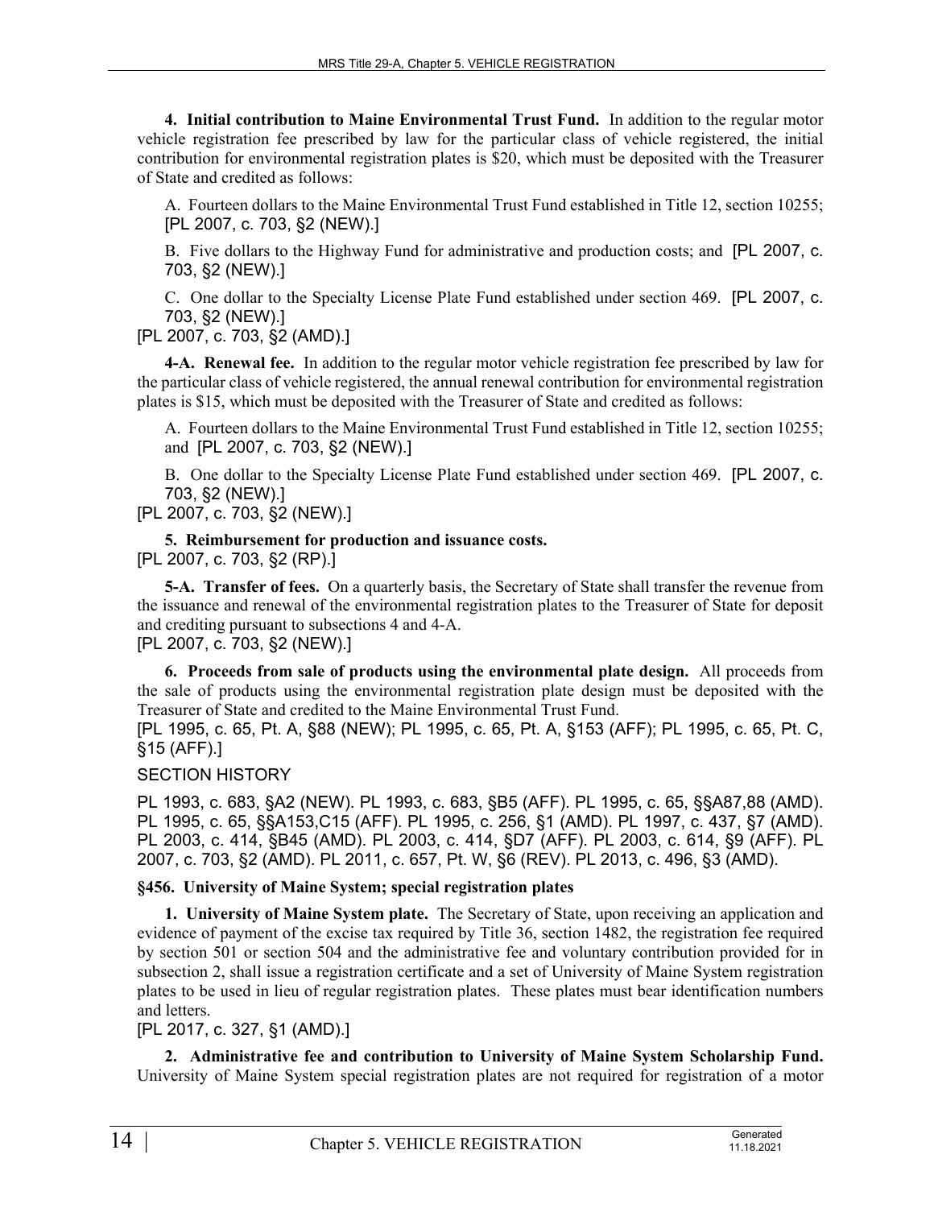**4. Initial contribution to Maine Environmental Trust Fund.** In addition to the regular motor vehicle registration fee prescribed by law for the particular class of vehicle registered, the initial contribution for environmental registration plates is $20, which must be deposited with the Treasurer of State and credited as follows:

A. Fourteen dollars to the Maine Environmental Trust Fund established in Title 12, section 10255; [PL 2007, c. 703, §2 (NEW).]

B. Five dollars to the Highway Fund for administrative and production costs; and [PL 2007, c. 703, §2 (NEW).]

C. One dollar to the Specialty License Plate Fund established under section 469. [PL 2007, c. 703, §2 (NEW).]

[PL 2007, c. 703, §2 (AMD).]

**4-A. Renewal fee.** In addition to the regular motor vehicle registration fee prescribed by law for the particular class of vehicle registered, the annual renewal contribution for environmental registration plates is $15, which must be deposited with the Treasurer of State and credited as follows:

A. Fourteen dollars to the Maine Environmental Trust Fund established in Title 12, section 10255; and [PL 2007, c. 703, §2 (NEW).]

B. One dollar to the Specialty License Plate Fund established under section 469. [PL 2007, c. 703, §2 (NEW).]

[PL 2007, c. 703, §2 (NEW).]

**5. Reimbursement for production and issuance costs.**

[PL 2007, c. 703, §2 (RP).]

**5-A. Transfer of fees.** On a quarterly basis, the Secretary of State shall transfer the revenue from the issuance and renewal of the environmental registration plates to the Treasurer of State for deposit and crediting pursuant to subsections 4 and 4-A.

[PL 2007, c. 703, §2 (NEW).]

**6. Proceeds from sale of products using the environmental plate design.** All proceeds from the sale of products using the environmental registration plate design must be deposited with the Treasurer of State and credited to the Maine Environmental Trust Fund.

[PL 1995, c. 65, Pt. A, §88 (NEW); PL 1995, c. 65, Pt. A, §153 (AFF); PL 1995, c. 65, Pt. C, §15 (AFF).]

SECTION HISTORY

PL 1993, c. 683, §A2 (NEW). PL 1993, c. 683, §B5 (AFF). PL 1995, c. 65, §§A87,88 (AMD). PL 1995, c. 65, §§A153,C15 (AFF). PL 1995, c. 256, §1 (AMD). PL 1997, c. 437, §7 (AMD). PL 2003, c. 414, §B45 (AMD). PL 2003, c. 414, §D7 (AFF). PL 2003, c. 614, §9 (AFF). PL 2007, c. 703, §2 (AMD). PL 2011, c. 657, Pt. W, §6 (REV). PL 2013, c. 496, §3 (AMD).

### §456. University of Maine System; special registration plates

**1. University of Maine System plate.** The Secretary of State, upon receiving an application and evidence of payment of the excise tax required by Title 36, section 1482, the registration fee required by section 501 or section 504 and the administrative fee and voluntary contribution provided for in subsection 2, shall issue a registration certificate and a set of University of Maine System registration plates to be used in lieu of regular registration plates. These plates must bear identification numbers and letters.

[PL 2017, c. 327, §1 (AMD).]

**2. Administrative fee and contribution to University of Maine System Scholarship Fund.** University of Maine System special registration plates are not required for registration of a motor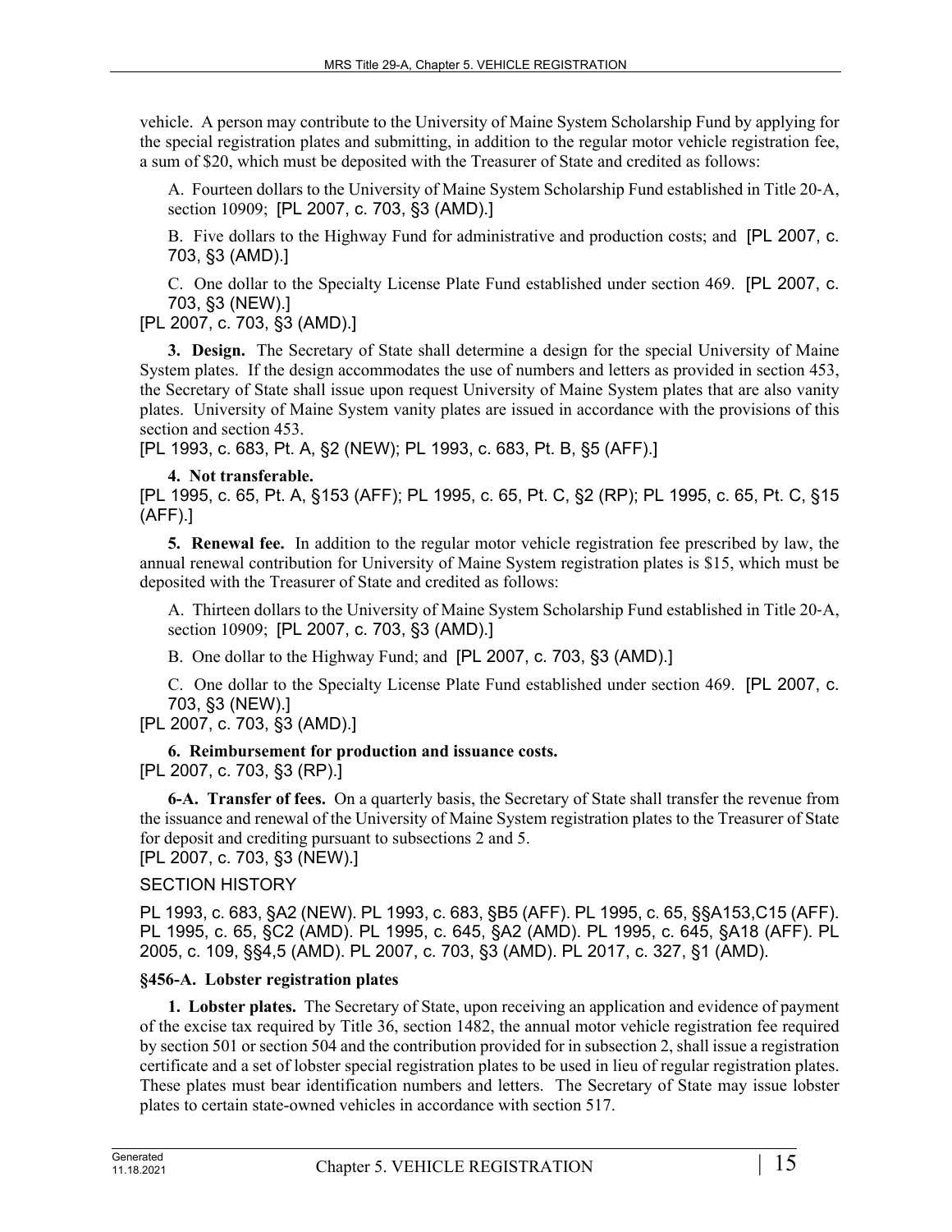vehicle. A person may contribute to the University of Maine System Scholarship Fund by applying for the special registration plates and submitting, in addition to the regular motor vehicle registration fee, a sum of $20, which must be deposited with the Treasurer of State and credited as follows:

A. Fourteen dollars to the University of Maine System Scholarship Fund established in Title 20-A, section 10909; [PL 2007, c. 703, §3 (AMD).]

B. Five dollars to the Highway Fund for administrative and production costs; and [PL 2007, c. 703, §3 (AMD).]

C. One dollar to the Specialty License Plate Fund established under section 469. [PL 2007, c. 703, §3 (NEW).]

[PL 2007, c. 703, §3 (AMD).]

**3. Design.** The Secretary of State shall determine a design for the special University of Maine System plates. If the design accommodates the use of numbers and letters as provided in section 453, the Secretary of State shall issue upon request University of Maine System plates that are also vanity plates. University of Maine System vanity plates are issued in accordance with the provisions of this section and section 453.

[PL 1993, c. 683, Pt. A, §2 (NEW); PL 1993, c. 683, Pt. B, §5 (AFF).]

**4. Not transferable.**

[PL 1995, c. 65, Pt. A, §153 (AFF); PL 1995, c. 65, Pt. C, §2 (RP); PL 1995, c. 65, Pt. C, §15 (AFF).]

**5. Renewal fee.** In addition to the regular motor vehicle registration fee prescribed by law, the annual renewal contribution for University of Maine System registration plates is $15, which must be deposited with the Treasurer of State and credited as follows:

A. Thirteen dollars to the University of Maine System Scholarship Fund established in Title 20-A, section 10909; [PL 2007, c. 703, §3 (AMD).]

B. One dollar to the Highway Fund; and [PL 2007, c. 703, §3 (AMD).]

C. One dollar to the Specialty License Plate Fund established under section 469. [PL 2007, c. 703, §3 (NEW).]

[PL 2007, c. 703, §3 (AMD).]

**6. Reimbursement for production and issuance costs.**

[PL 2007, c. 703, §3 (RP).]

**6-A. Transfer of fees.** On a quarterly basis, the Secretary of State shall transfer the revenue from the issuance and renewal of the University of Maine System registration plates to the Treasurer of State for deposit and crediting pursuant to subsections 2 and 5.

[PL 2007, c. 703, §3 (NEW).]

SECTION HISTORY

PL 1993, c. 683, §A2 (NEW). PL 1993, c. 683, §B5 (AFF). PL 1995, c. 65, §§A153,C15 (AFF). PL 1995, c. 65, §C2 (AMD). PL 1995, c. 645, §A2 (AMD). PL 1995, c. 645, §A18 (AFF). PL 2005, c. 109, §§4,5 (AMD). PL 2007, c. 703, §3 (AMD). PL 2017, c. 327, §1 (AMD).

### §456-A. Lobster registration plates

**1. Lobster plates.** The Secretary of State, upon receiving an application and evidence of payment of the excise tax required by Title 36, section 1482, the annual motor vehicle registration fee required by section 501 or section 504 and the contribution provided for in subsection 2, shall issue a registration certificate and a set of lobster special registration plates to be used in lieu of regular registration plates. These plates must bear identification numbers and letters. The Secretary of State may issue lobster plates to certain state-owned vehicles in accordance with section 517.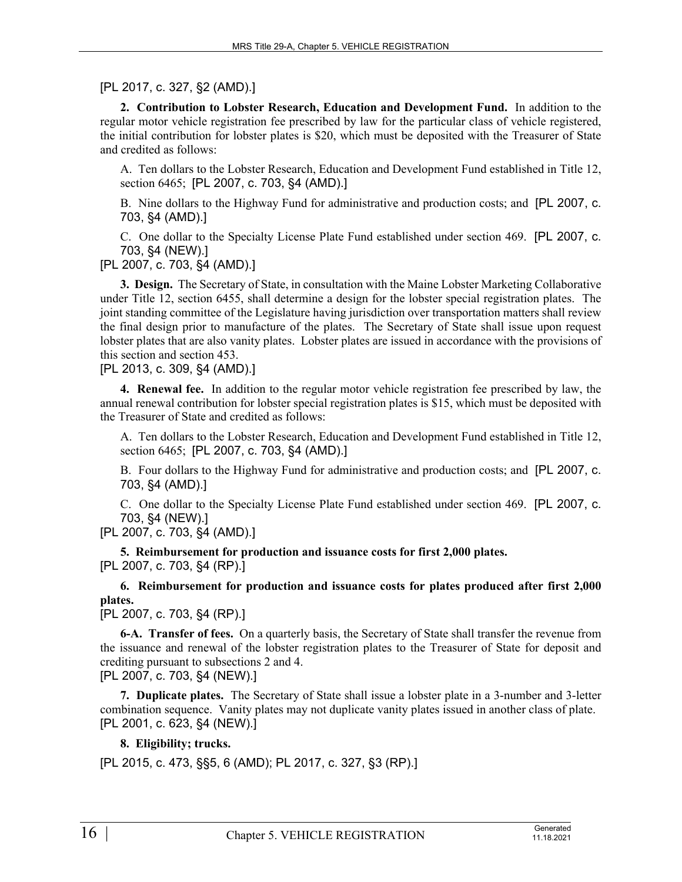[PL 2017, c. 327, §2 (AMD).]

**2. Contribution to Lobster Research, Education and Development Fund.** In addition to the regular motor vehicle registration fee prescribed by law for the particular class of vehicle registered, the initial contribution for lobster plates is $20, which must be deposited with the Treasurer of State and credited as follows:

A. Ten dollars to the Lobster Research, Education and Development Fund established in Title 12, section 6465; [PL 2007, c. 703, §4 (AMD).]

B. Nine dollars to the Highway Fund for administrative and production costs; and [PL 2007, c. 703, §4 (AMD).]

C. One dollar to the Specialty License Plate Fund established under section 469. [PL 2007, c. 703, §4 (NEW).]

[PL 2007, c. 703, §4 (AMD).]

**3. Design.** The Secretary of State, in consultation with the Maine Lobster Marketing Collaborative under Title 12, section 6455, shall determine a design for the lobster special registration plates. The joint standing committee of the Legislature having jurisdiction over transportation matters shall review the final design prior to manufacture of the plates. The Secretary of State shall issue upon request lobster plates that are also vanity plates. Lobster plates are issued in accordance with the provisions of this section and section 453.

[PL 2013, c. 309, §4 (AMD).]

**4. Renewal fee.** In addition to the regular motor vehicle registration fee prescribed by law, the annual renewal contribution for lobster special registration plates is $15, which must be deposited with the Treasurer of State and credited as follows:

A. Ten dollars to the Lobster Research, Education and Development Fund established in Title 12, section 6465; [PL 2007, c. 703, §4 (AMD).]

B. Four dollars to the Highway Fund for administrative and production costs; and [PL 2007, c. 703, §4 (AMD).]

C. One dollar to the Specialty License Plate Fund established under section 469. [PL 2007, c. 703, §4 (NEW).]

[PL 2007, c. 703, §4 (AMD).]

**5. Reimbursement for production and issuance costs for first 2,000 plates.**

[PL 2007, c. 703, §4 (RP).]

**6. Reimbursement for production and issuance costs for plates produced after first 2,000 plates.**

[PL 2007, c. 703, §4 (RP).]

**6-A. Transfer of fees.** On a quarterly basis, the Secretary of State shall transfer the revenue from the issuance and renewal of the lobster registration plates to the Treasurer of State for deposit and crediting pursuant to subsections 2 and 4.

[PL 2007, c. 703, §4 (NEW).]

**7. Duplicate plates.** The Secretary of State shall issue a lobster plate in a 3-number and 3-letter combination sequence. Vanity plates may not duplicate vanity plates issued in another class of plate.

[PL 2001, c. 623, §4 (NEW).]

**8. Eligibility; trucks.**

[PL 2015, c. 473, §§5, 6 (AMD); PL 2017, c. 327, §3 (RP).]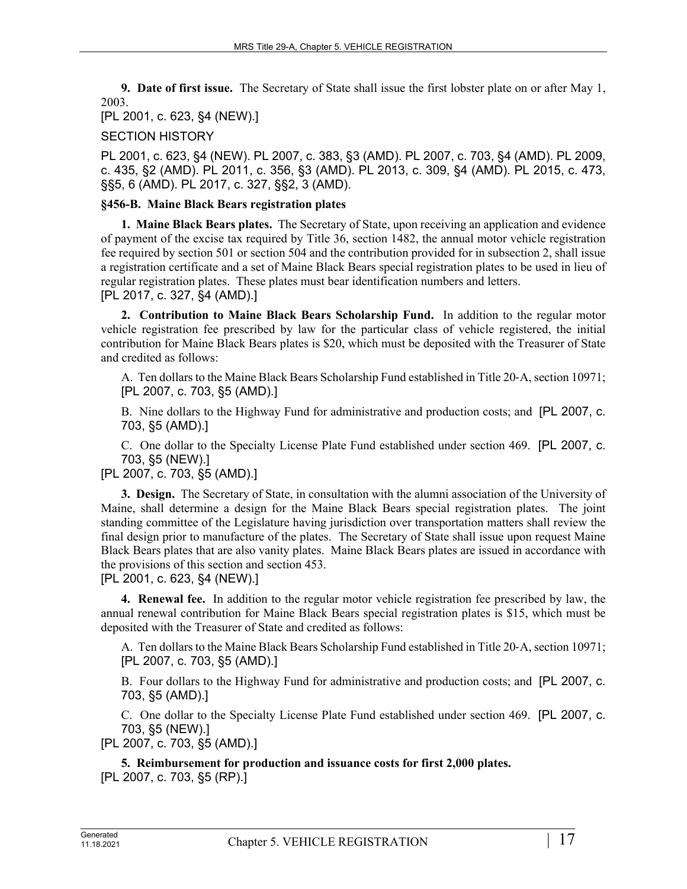**9. Date of first issue.** The Secretary of State shall issue the first lobster plate on or after May 1, 2003.

[PL 2001, c. 623, §4 (NEW).]

SECTION HISTORY

PL 2001, c. 623, §4 (NEW). PL 2007, c. 383, §3 (AMD). PL 2007, c. 703, §4 (AMD). PL 2009, c. 435, §2 (AMD). PL 2011, c. 356, §3 (AMD). PL 2013, c. 309, §4 (AMD). PL 2015, c. 473, §§5, 6 (AMD). PL 2017, c. 327, §§2, 3 (AMD).

### §456-B. Maine Black Bears registration plates

**1. Maine Black Bears plates.** The Secretary of State, upon receiving an application and evidence of payment of the excise tax required by Title 36, section 1482, the annual motor vehicle registration fee required by section 501 or section 504 and the contribution provided for in subsection 2, shall issue a registration certificate and a set of Maine Black Bears special registration plates to be used in lieu of regular registration plates. These plates must bear identification numbers and letters.

[PL 2017, c. 327, §4 (AMD).]

**2. Contribution to Maine Black Bears Scholarship Fund.** In addition to the regular motor vehicle registration fee prescribed by law for the particular class of vehicle registered, the initial contribution for Maine Black Bears plates is $20, which must be deposited with the Treasurer of State and credited as follows:

A. Ten dollars to the Maine Black Bears Scholarship Fund established in Title 20-A, section 10971; [PL 2007, c. 703, §5 (AMD).]

B. Nine dollars to the Highway Fund for administrative and production costs; and [PL 2007, c. 703, §5 (AMD).]

C. One dollar to the Specialty License Plate Fund established under section 469. [PL 2007, c. 703, §5 (NEW).]

[PL 2007, c. 703, §5 (AMD).]

**3. Design.** The Secretary of State, in consultation with the alumni association of the University of Maine, shall determine a design for the Maine Black Bears special registration plates. The joint standing committee of the Legislature having jurisdiction over transportation matters shall review the final design prior to manufacture of the plates. The Secretary of State shall issue upon request Maine Black Bears plates that are also vanity plates. Maine Black Bears plates are issued in accordance with the provisions of this section and section 453.

[PL 2001, c. 623, §4 (NEW).]

**4. Renewal fee.** In addition to the regular motor vehicle registration fee prescribed by law, the annual renewal contribution for Maine Black Bears special registration plates is $15, which must be deposited with the Treasurer of State and credited as follows:

A. Ten dollars to the Maine Black Bears Scholarship Fund established in Title 20-A, section 10971; [PL 2007, c. 703, §5 (AMD).]

B. Four dollars to the Highway Fund for administrative and production costs; and [PL 2007, c. 703, §5 (AMD).]

C. One dollar to the Specialty License Plate Fund established under section 469. [PL 2007, c. 703, §5 (NEW).]

[PL 2007, c. 703, §5 (AMD).]

**5. Reimbursement for production and issuance costs for first 2,000 plates.**

[PL 2007, c. 703, §5 (RP).]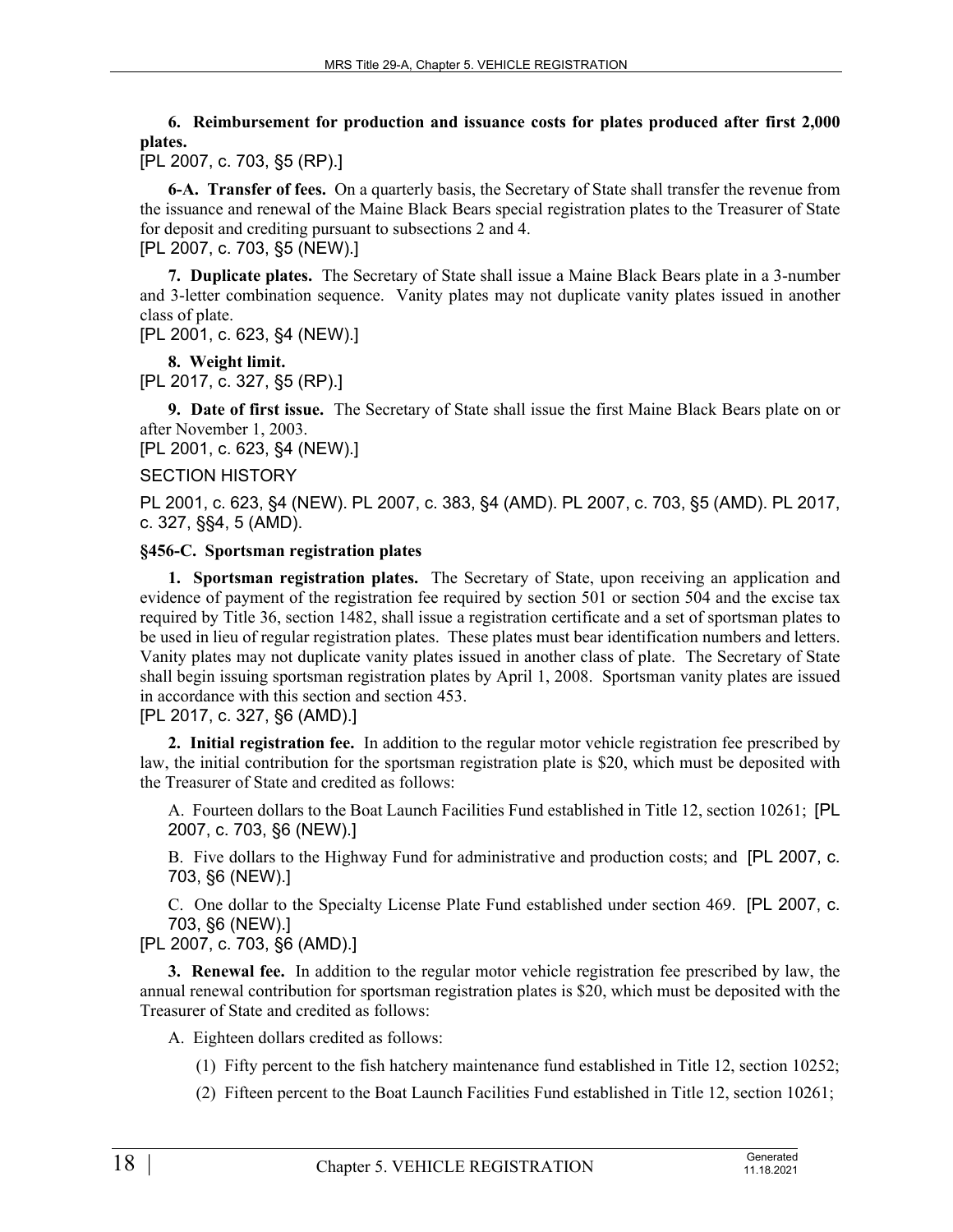**6. Reimbursement for production and issuance costs for plates produced after first 2,000 plates.**

[PL 2007, c. 703, §5 (RP).]

**6-A. Transfer of fees.** On a quarterly basis, the Secretary of State shall transfer the revenue from the issuance and renewal of the Maine Black Bears special registration plates to the Treasurer of State for deposit and crediting pursuant to subsections 2 and 4.

[PL 2007, c. 703, §5 (NEW).]

**7. Duplicate plates.** The Secretary of State shall issue a Maine Black Bears plate in a 3-number and 3-letter combination sequence. Vanity plates may not duplicate vanity plates issued in another class of plate.

[PL 2001, c. 623, §4 (NEW).]

**8. Weight limit.**

[PL 2017, c. 327, §5 (RP).]

**9. Date of first issue.** The Secretary of State shall issue the first Maine Black Bears plate on or after November 1, 2003.

[PL 2001, c. 623, §4 (NEW).]

SECTION HISTORY

PL 2001, c. 623, §4 (NEW). PL 2007, c. 383, §4 (AMD). PL 2007, c. 703, §5 (AMD). PL 2017, c. 327, §§4, 5 (AMD).

### §456-C. Sportsman registration plates

**1. Sportsman registration plates.** The Secretary of State, upon receiving an application and evidence of payment of the registration fee required by section 501 or section 504 and the excise tax required by Title 36, section 1482, shall issue a registration certificate and a set of sportsman plates to be used in lieu of regular registration plates. These plates must bear identification numbers and letters. Vanity plates may not duplicate vanity plates issued in another class of plate. The Secretary of State shall begin issuing sportsman registration plates by April 1, 2008. Sportsman vanity plates are issued in accordance with this section and section 453.

[PL 2017, c. 327, §6 (AMD).]

**2. Initial registration fee.** In addition to the regular motor vehicle registration fee prescribed by law, the initial contribution for the sportsman registration plate is $20, which must be deposited with the Treasurer of State and credited as follows:

A. Fourteen dollars to the Boat Launch Facilities Fund established in Title 12, section 10261; [PL 2007, c. 703, §6 (NEW).]

B. Five dollars to the Highway Fund for administrative and production costs; and [PL 2007, c. 703, §6 (NEW).]

C. One dollar to the Specialty License Plate Fund established under section 469. [PL 2007, c. 703, §6 (NEW).]

[PL 2007, c. 703, §6 (AMD).]

**3. Renewal fee.** In addition to the regular motor vehicle registration fee prescribed by law, the annual renewal contribution for sportsman registration plates is $20, which must be deposited with the Treasurer of State and credited as follows:

A. Eighteen dollars credited as follows:

(1) Fifty percent to the fish hatchery maintenance fund established in Title 12, section 10252;

(2) Fifteen percent to the Boat Launch Facilities Fund established in Title 12, section 10261;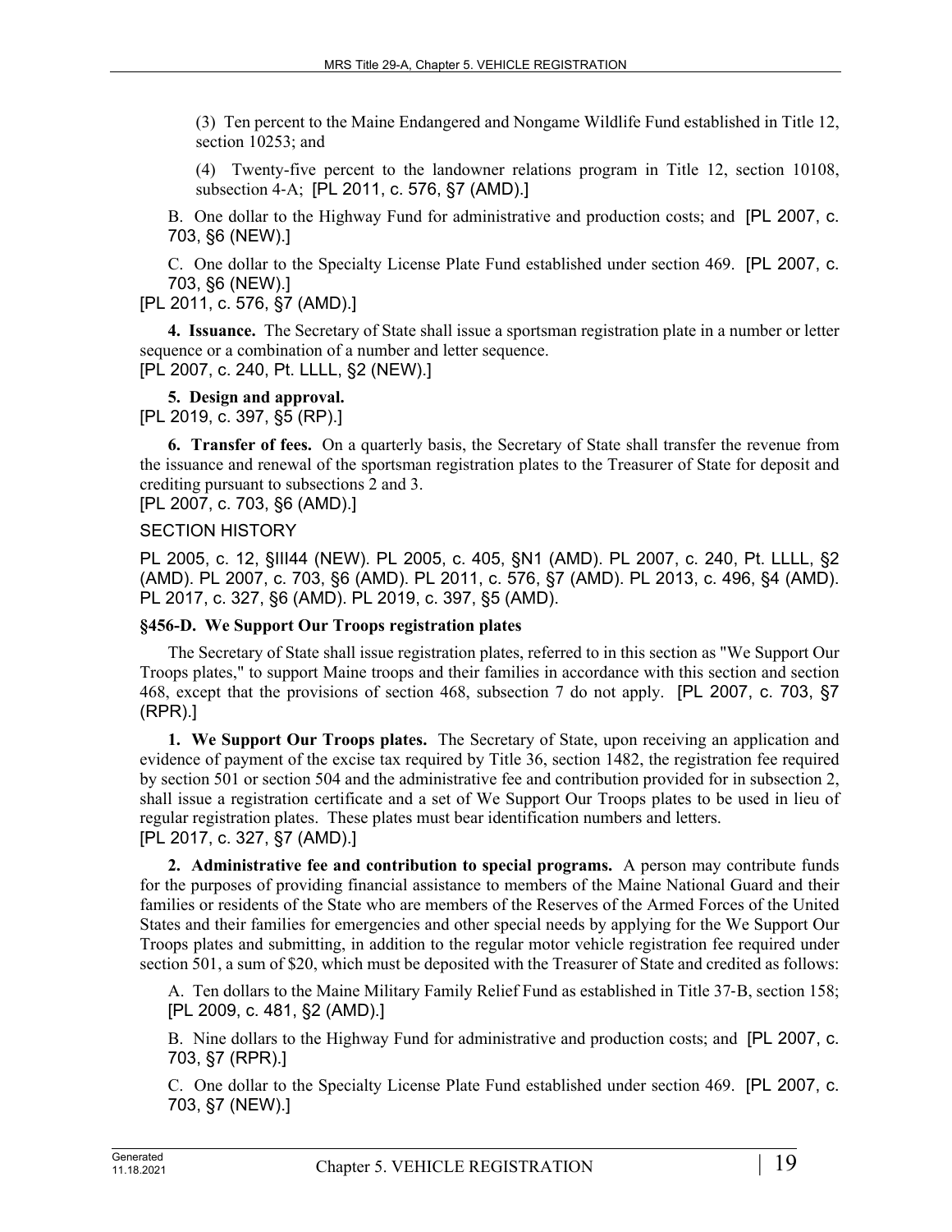(3) Ten percent to the Maine Endangered and Nongame Wildlife Fund established in Title 12, section 10253; and

(4) Twenty-five percent to the landowner relations program in Title 12, section 10108, subsection 4-A; [PL 2011, c. 576, §7 (AMD).]

B. One dollar to the Highway Fund for administrative and production costs; and [PL 2007, c. 703, §6 (NEW).]

C. One dollar to the Specialty License Plate Fund established under section 469. [PL 2007, c. 703, §6 (NEW).]

[PL 2011, c. 576, §7 (AMD).]

**4. Issuance.** The Secretary of State shall issue a sportsman registration plate in a number or letter sequence or a combination of a number and letter sequence.

[PL 2007, c. 240, Pt. LLLL, §2 (NEW).]

**5. Design and approval.**

[PL 2019, c. 397, §5 (RP).]

**6. Transfer of fees.** On a quarterly basis, the Secretary of State shall transfer the revenue from the issuance and renewal of the sportsman registration plates to the Treasurer of State for deposit and crediting pursuant to subsections 2 and 3.

[PL 2007, c. 703, §6 (AMD).]

SECTION HISTORY

PL 2005, c. 12, §III44 (NEW). PL 2005, c. 405, §N1 (AMD). PL 2007, c. 240, Pt. LLLL, §2 (AMD). PL 2007, c. 703, §6 (AMD). PL 2011, c. 576, §7 (AMD). PL 2013, c. 496, §4 (AMD). PL 2017, c. 327, §6 (AMD). PL 2019, c. 397, §5 (AMD).

### §456-D. We Support Our Troops registration plates

The Secretary of State shall issue registration plates, referred to in this section as "We Support Our Troops plates," to support Maine troops and their families in accordance with this section and section 468, except that the provisions of section 468, subsection 7 do not apply. [PL 2007, c. 703, §7 (RPR).]

**1. We Support Our Troops plates.** The Secretary of State, upon receiving an application and evidence of payment of the excise tax required by Title 36, section 1482, the registration fee required by section 501 or section 504 and the administrative fee and contribution provided for in subsection 2, shall issue a registration certificate and a set of We Support Our Troops plates to be used in lieu of regular registration plates. These plates must bear identification numbers and letters.

[PL 2017, c. 327, §7 (AMD).]

**2. Administrative fee and contribution to special programs.** A person may contribute funds for the purposes of providing financial assistance to members of the Maine National Guard and their families or residents of the State who are members of the Reserves of the Armed Forces of the United States and their families for emergencies and other special needs by applying for the We Support Our Troops plates and submitting, in addition to the regular motor vehicle registration fee required under section 501, a sum of $20, which must be deposited with the Treasurer of State and credited as follows:

A. Ten dollars to the Maine Military Family Relief Fund as established in Title 37-B, section 158; [PL 2009, c. 481, §2 (AMD).]

B. Nine dollars to the Highway Fund for administrative and production costs; and [PL 2007, c. 703, §7 (RPR).]

C. One dollar to the Specialty License Plate Fund established under section 469. [PL 2007, c. 703, §7 (NEW).]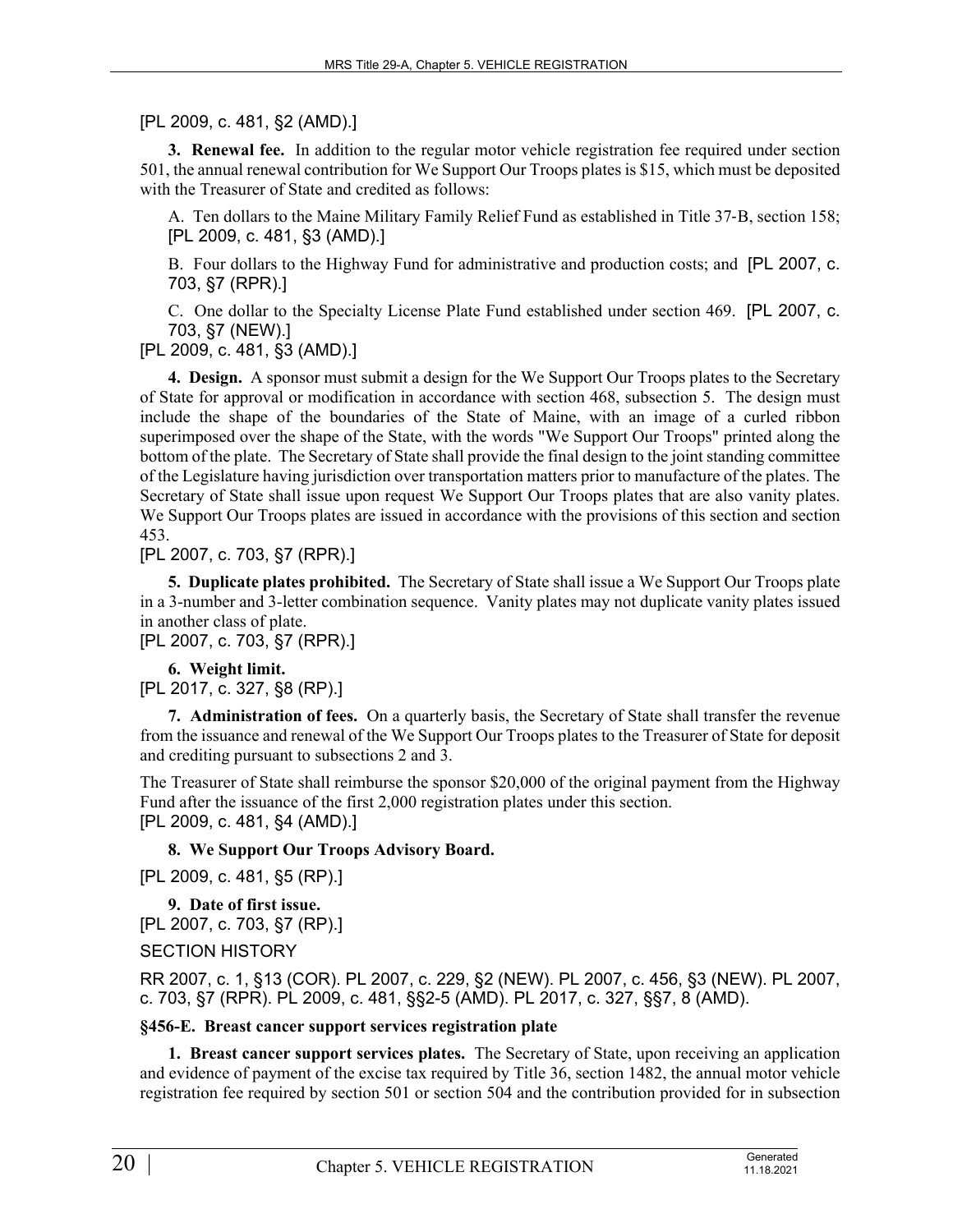[PL 2009, c. 481, §2 (AMD).]

**3. Renewal fee.** In addition to the regular motor vehicle registration fee required under section 501, the annual renewal contribution for We Support Our Troops plates is $15, which must be deposited with the Treasurer of State and credited as follows:

A. Ten dollars to the Maine Military Family Relief Fund as established in Title 37-B, section 158; [PL 2009, c. 481, §3 (AMD).]

B. Four dollars to the Highway Fund for administrative and production costs; and [PL 2007, c. 703, §7 (RPR).]

C. One dollar to the Specialty License Plate Fund established under section 469. [PL 2007, c. 703, §7 (NEW).]

[PL 2009, c. 481, §3 (AMD).]

**4. Design.** A sponsor must submit a design for the We Support Our Troops plates to the Secretary of State for approval or modification in accordance with section 468, subsection 5. The design must include the shape of the boundaries of the State of Maine, with an image of a curled ribbon superimposed over the shape of the State, with the words "We Support Our Troops" printed along the bottom of the plate. The Secretary of State shall provide the final design to the joint standing committee of the Legislature having jurisdiction over transportation matters prior to manufacture of the plates. The Secretary of State shall issue upon request We Support Our Troops plates that are also vanity plates. We Support Our Troops plates are issued in accordance with the provisions of this section and section 453.

[PL 2007, c. 703, §7 (RPR).]

**5. Duplicate plates prohibited.** The Secretary of State shall issue a We Support Our Troops plate in a 3-number and 3-letter combination sequence. Vanity plates may not duplicate vanity plates issued in another class of plate.

[PL 2007, c. 703, §7 (RPR).]

**6. Weight limit.**

[PL 2017, c. 327, §8 (RP).]

**7. Administration of fees.** On a quarterly basis, the Secretary of State shall transfer the revenue from the issuance and renewal of the We Support Our Troops plates to the Treasurer of State for deposit and crediting pursuant to subsections 2 and 3.

The Treasurer of State shall reimburse the sponsor $20,000 of the original payment from the Highway Fund after the issuance of the first 2,000 registration plates under this section.

[PL 2009, c. 481, §4 (AMD).]

**8. We Support Our Troops Advisory Board.**

[PL 2009, c. 481, §5 (RP).]

**9. Date of first issue.**

[PL 2007, c. 703, §7 (RP).]

SECTION HISTORY

RR 2007, c. 1, §13 (COR). PL 2007, c. 229, §2 (NEW). PL 2007, c. 456, §3 (NEW). PL 2007, c. 703, §7 (RPR). PL 2009, c. 481, §§2-5 (AMD). PL 2017, c. 327, §§7, 8 (AMD).

**§456-E. Breast cancer support services registration plate**

**1. Breast cancer support services plates.** The Secretary of State, upon receiving an application and evidence of payment of the excise tax required by Title 36, section 1482, the annual motor vehicle registration fee required by section 501 or section 504 and the contribution provided for in subsection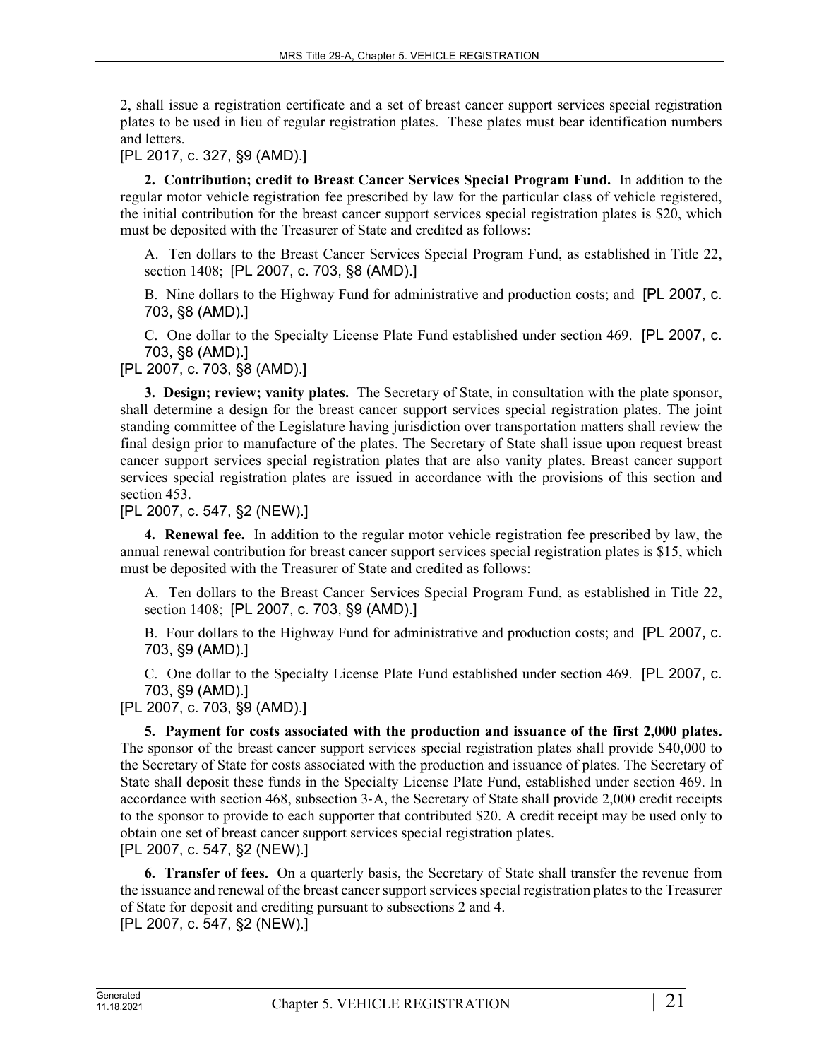2, shall issue a registration certificate and a set of breast cancer support services special registration plates to be used in lieu of regular registration plates. These plates must bear identification numbers and letters.

[PL 2017, c. 327, §9 (AMD).]

**2. Contribution; credit to Breast Cancer Services Special Program Fund.** In addition to the regular motor vehicle registration fee prescribed by law for the particular class of vehicle registered, the initial contribution for the breast cancer support services special registration plates is $20, which must be deposited with the Treasurer of State and credited as follows:

A. Ten dollars to the Breast Cancer Services Special Program Fund, as established in Title 22, section 1408; [PL 2007, c. 703, §8 (AMD).]

B. Nine dollars to the Highway Fund for administrative and production costs; and [PL 2007, c. 703, §8 (AMD).]

C. One dollar to the Specialty License Plate Fund established under section 469. [PL 2007, c. 703, §8 (AMD).]

[PL 2007, c. 703, §8 (AMD).]

**3. Design; review; vanity plates.** The Secretary of State, in consultation with the plate sponsor, shall determine a design for the breast cancer support services special registration plates. The joint standing committee of the Legislature having jurisdiction over transportation matters shall review the final design prior to manufacture of the plates. The Secretary of State shall issue upon request breast cancer support services special registration plates that are also vanity plates. Breast cancer support services special registration plates are issued in accordance with the provisions of this section and section 453.

[PL 2007, c. 547, §2 (NEW).]

**4. Renewal fee.** In addition to the regular motor vehicle registration fee prescribed by law, the annual renewal contribution for breast cancer support services special registration plates is $15, which must be deposited with the Treasurer of State and credited as follows:

A. Ten dollars to the Breast Cancer Services Special Program Fund, as established in Title 22, section 1408; [PL 2007, c. 703, §9 (AMD).]

B. Four dollars to the Highway Fund for administrative and production costs; and [PL 2007, c. 703, §9 (AMD).]

C. One dollar to the Specialty License Plate Fund established under section 469. [PL 2007, c. 703, §9 (AMD).]

[PL 2007, c. 703, §9 (AMD).]

**5. Payment for costs associated with the production and issuance of the first 2,000 plates.** The sponsor of the breast cancer support services special registration plates shall provide $40,000 to the Secretary of State for costs associated with the production and issuance of plates. The Secretary of State shall deposit these funds in the Specialty License Plate Fund, established under section 469. In accordance with section 468, subsection 3-A, the Secretary of State shall provide 2,000 credit receipts to the sponsor to provide to each supporter that contributed $20. A credit receipt may be used only to obtain one set of breast cancer support services special registration plates.

[PL 2007, c. 547, §2 (NEW).]

**6. Transfer of fees.** On a quarterly basis, the Secretary of State shall transfer the revenue from the issuance and renewal of the breast cancer support services special registration plates to the Treasurer of State for deposit and crediting pursuant to subsections 2 and 4.

[PL 2007, c. 547, §2 (NEW).]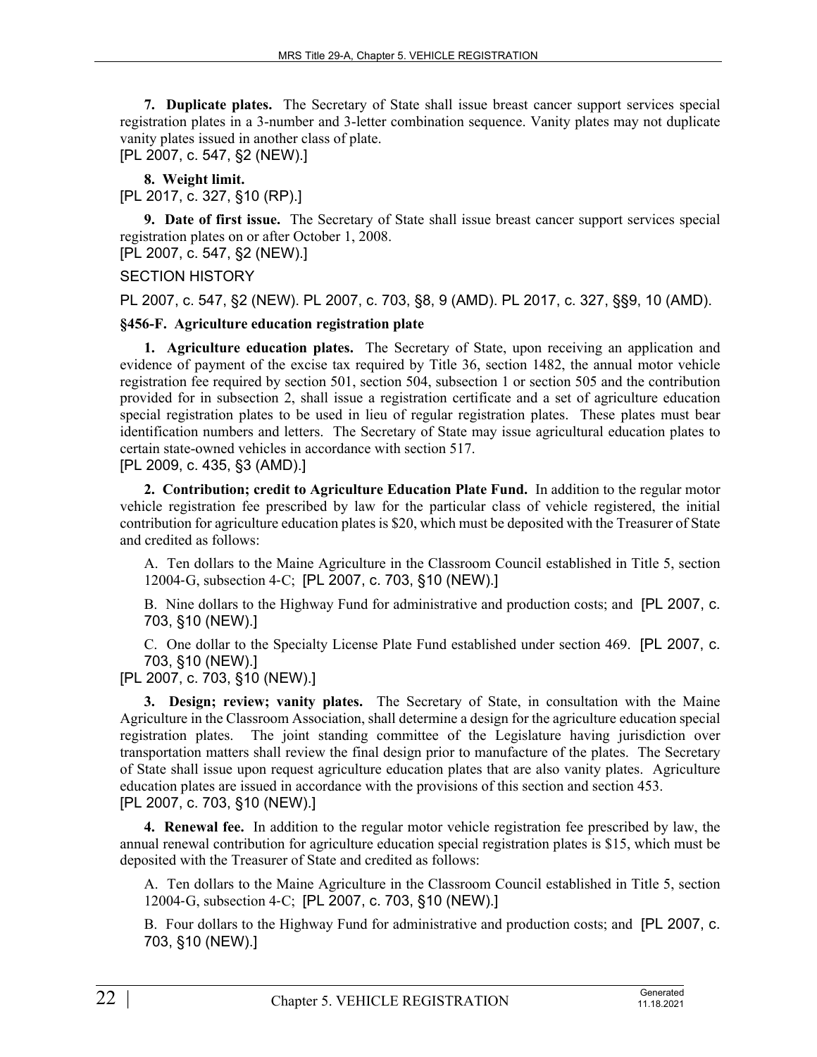**7. Duplicate plates.** The Secretary of State shall issue breast cancer support services special registration plates in a 3-number and 3-letter combination sequence. Vanity plates may not duplicate vanity plates issued in another class of plate.
[PL 2007, c. 547, §2 (NEW).]

**8. Weight limit.**
[PL 2017, c. 327, §10 (RP).]

**9. Date of first issue.** The Secretary of State shall issue breast cancer support services special registration plates on or after October 1, 2008.
[PL 2007, c. 547, §2 (NEW).]

SECTION HISTORY

PL 2007, c. 547, §2 (NEW). PL 2007, c. 703, §8, 9 (AMD). PL 2017, c. 327, §§9, 10 (AMD).

### §456-F. Agriculture education registration plate

**1. Agriculture education plates.** The Secretary of State, upon receiving an application and evidence of payment of the excise tax required by Title 36, section 1482, the annual motor vehicle registration fee required by section 501, section 504, subsection 1 or section 505 and the contribution provided for in subsection 2, shall issue a registration certificate and a set of agriculture education special registration plates to be used in lieu of regular registration plates. These plates must bear identification numbers and letters. The Secretary of State may issue agricultural education plates to certain state-owned vehicles in accordance with section 517.
[PL 2009, c. 435, §3 (AMD).]

**2. Contribution; credit to Agriculture Education Plate Fund.** In addition to the regular motor vehicle registration fee prescribed by law for the particular class of vehicle registered, the initial contribution for agriculture education plates is $20, which must be deposited with the Treasurer of State and credited as follows:

A. Ten dollars to the Maine Agriculture in the Classroom Council established in Title 5, section 12004-G, subsection 4-C; [PL 2007, c. 703, §10 (NEW).]

B. Nine dollars to the Highway Fund for administrative and production costs; and [PL 2007, c. 703, §10 (NEW).]

C. One dollar to the Specialty License Plate Fund established under section 469. [PL 2007, c. 703, §10 (NEW).]

[PL 2007, c. 703, §10 (NEW).]

**3. Design; review; vanity plates.** The Secretary of State, in consultation with the Maine Agriculture in the Classroom Association, shall determine a design for the agriculture education special registration plates. The joint standing committee of the Legislature having jurisdiction over transportation matters shall review the final design prior to manufacture of the plates. The Secretary of State shall issue upon request agriculture education plates that are also vanity plates. Agriculture education plates are issued in accordance with the provisions of this section and section 453.
[PL 2007, c. 703, §10 (NEW).]

**4. Renewal fee.** In addition to the regular motor vehicle registration fee prescribed by law, the annual renewal contribution for agriculture education special registration plates is $15, which must be deposited with the Treasurer of State and credited as follows:

A. Ten dollars to the Maine Agriculture in the Classroom Council established in Title 5, section 12004-G, subsection 4-C; [PL 2007, c. 703, §10 (NEW).]

B. Four dollars to the Highway Fund for administrative and production costs; and [PL 2007, c. 703, §10 (NEW).]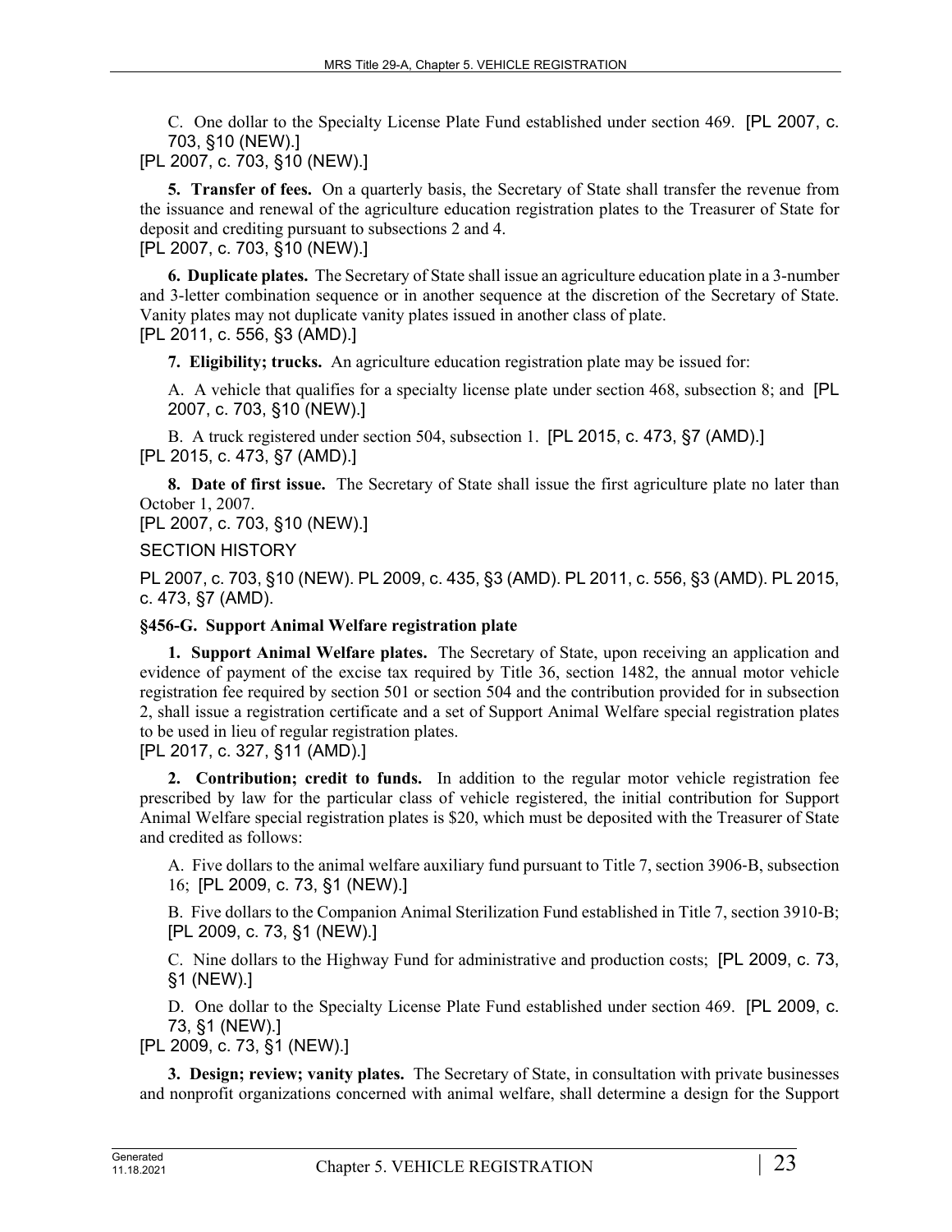C. One dollar to the Specialty License Plate Fund established under section 469. [PL 2007, c. 703, §10 (NEW).]

[PL 2007, c. 703, §10 (NEW).]

**5. Transfer of fees.** On a quarterly basis, the Secretary of State shall transfer the revenue from the issuance and renewal of the agriculture education registration plates to the Treasurer of State for deposit and crediting pursuant to subsections 2 and 4.

[PL 2007, c. 703, §10 (NEW).]

**6. Duplicate plates.** The Secretary of State shall issue an agriculture education plate in a 3-number and 3-letter combination sequence or in another sequence at the discretion of the Secretary of State. Vanity plates may not duplicate vanity plates issued in another class of plate.

[PL 2011, c. 556, §3 (AMD).]

**7. Eligibility; trucks.** An agriculture education registration plate may be issued for:

A. A vehicle that qualifies for a specialty license plate under section 468, subsection 8; and [PL 2007, c. 703, §10 (NEW).]

B. A truck registered under section 504, subsection 1. [PL 2015, c. 473, §7 (AMD).]

[PL 2015, c. 473, §7 (AMD).]

**8. Date of first issue.** The Secretary of State shall issue the first agriculture plate no later than October 1, 2007.

[PL 2007, c. 703, §10 (NEW).]

SECTION HISTORY

PL 2007, c. 703, §10 (NEW). PL 2009, c. 435, §3 (AMD). PL 2011, c. 556, §3 (AMD). PL 2015, c. 473, §7 (AMD).

### §456-G. Support Animal Welfare registration plate

**1. Support Animal Welfare plates.** The Secretary of State, upon receiving an application and evidence of payment of the excise tax required by Title 36, section 1482, the annual motor vehicle registration fee required by section 501 or section 504 and the contribution provided for in subsection 2, shall issue a registration certificate and a set of Support Animal Welfare special registration plates to be used in lieu of regular registration plates.

[PL 2017, c. 327, §11 (AMD).]

**2. Contribution; credit to funds.** In addition to the regular motor vehicle registration fee prescribed by law for the particular class of vehicle registered, the initial contribution for Support Animal Welfare special registration plates is $20, which must be deposited with the Treasurer of State and credited as follows:

A. Five dollars to the animal welfare auxiliary fund pursuant to Title 7, section 3906-B, subsection 16; [PL 2009, c. 73, §1 (NEW).]

B. Five dollars to the Companion Animal Sterilization Fund established in Title 7, section 3910-B; [PL 2009, c. 73, §1 (NEW).]

C. Nine dollars to the Highway Fund for administrative and production costs; [PL 2009, c. 73, §1 (NEW).]

D. One dollar to the Specialty License Plate Fund established under section 469. [PL 2009, c. 73, §1 (NEW).]

[PL 2009, c. 73, §1 (NEW).]

**3. Design; review; vanity plates.** The Secretary of State, in consultation with private businesses and nonprofit organizations concerned with animal welfare, shall determine a design for the Support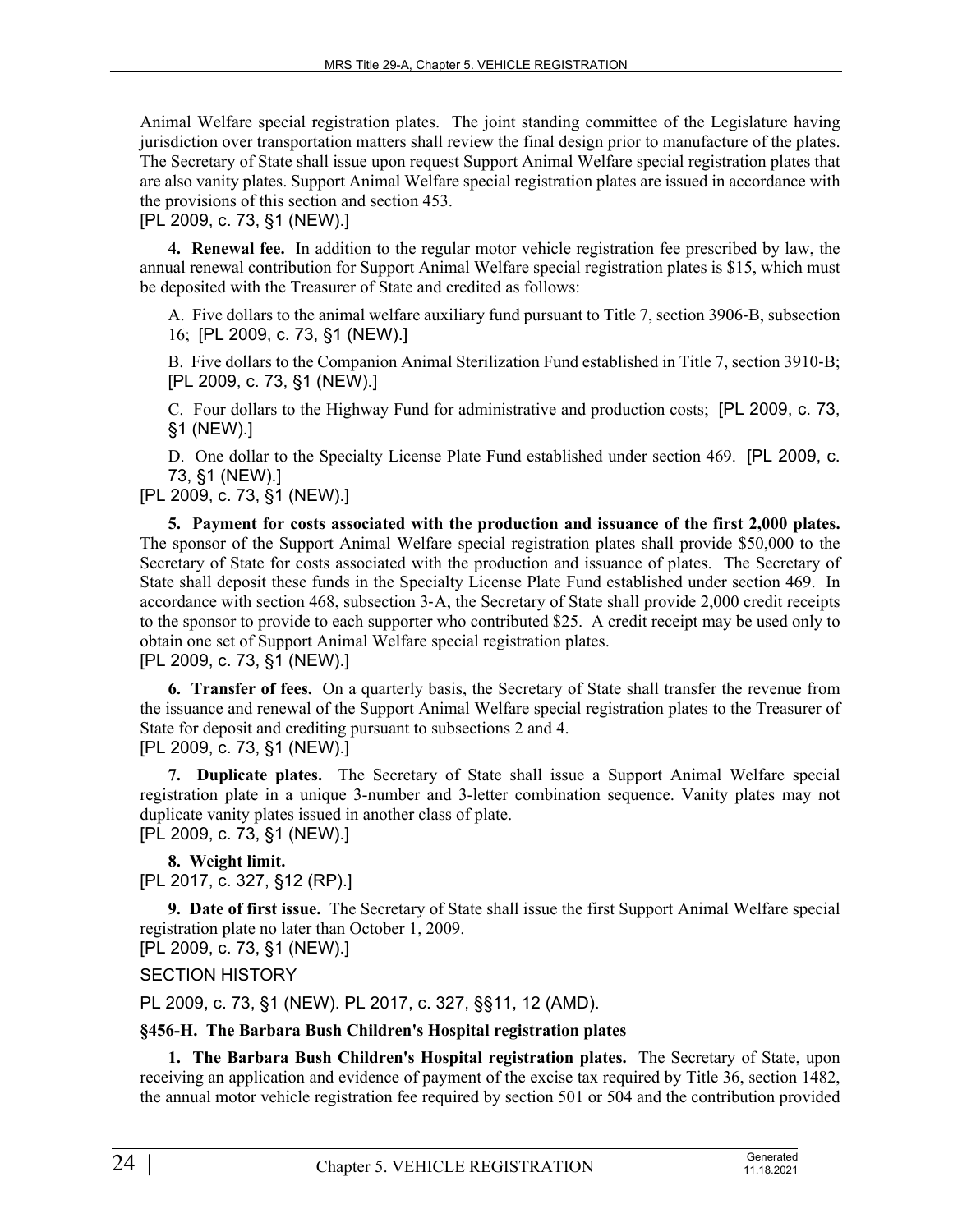Animal Welfare special registration plates. The joint standing committee of the Legislature having jurisdiction over transportation matters shall review the final design prior to manufacture of the plates. The Secretary of State shall issue upon request Support Animal Welfare special registration plates that are also vanity plates. Support Animal Welfare special registration plates are issued in accordance with the provisions of this section and section 453.
[PL 2009, c. 73, §1 (NEW).]

**4. Renewal fee.** In addition to the regular motor vehicle registration fee prescribed by law, the annual renewal contribution for Support Animal Welfare special registration plates is $15, which must be deposited with the Treasurer of State and credited as follows:

A. Five dollars to the animal welfare auxiliary fund pursuant to Title 7, section 3906-B, subsection 16; [PL 2009, c. 73, §1 (NEW).]

B. Five dollars to the Companion Animal Sterilization Fund established in Title 7, section 3910-B; [PL 2009, c. 73, §1 (NEW).]

C. Four dollars to the Highway Fund for administrative and production costs; [PL 2009, c. 73, §1 (NEW).]

D. One dollar to the Specialty License Plate Fund established under section 469. [PL 2009, c. 73, §1 (NEW).]

[PL 2009, c. 73, §1 (NEW).]

**5. Payment for costs associated with the production and issuance of the first 2,000 plates.** The sponsor of the Support Animal Welfare special registration plates shall provide $50,000 to the Secretary of State for costs associated with the production and issuance of plates. The Secretary of State shall deposit these funds in the Specialty License Plate Fund established under section 469. In accordance with section 468, subsection 3-A, the Secretary of State shall provide 2,000 credit receipts to the sponsor to provide to each supporter who contributed $25. A credit receipt may be used only to obtain one set of Support Animal Welfare special registration plates.
[PL 2009, c. 73, §1 (NEW).]

**6. Transfer of fees.** On a quarterly basis, the Secretary of State shall transfer the revenue from the issuance and renewal of the Support Animal Welfare special registration plates to the Treasurer of State for deposit and crediting pursuant to subsections 2 and 4.
[PL 2009, c. 73, §1 (NEW).]

**7. Duplicate plates.** The Secretary of State shall issue a Support Animal Welfare special registration plate in a unique 3-number and 3-letter combination sequence. Vanity plates may not duplicate vanity plates issued in another class of plate.
[PL 2009, c. 73, §1 (NEW).]

**8. Weight limit.**
[PL 2017, c. 327, §12 (RP).]

**9. Date of first issue.** The Secretary of State shall issue the first Support Animal Welfare special registration plate no later than October 1, 2009.
[PL 2009, c. 73, §1 (NEW).]

SECTION HISTORY

PL 2009, c. 73, §1 (NEW). PL 2017, c. 327, §§11, 12 (AMD).

**§456-H. The Barbara Bush Children's Hospital registration plates**

**1. The Barbara Bush Children's Hospital registration plates.** The Secretary of State, upon receiving an application and evidence of payment of the excise tax required by Title 36, section 1482, the annual motor vehicle registration fee required by section 501 or 504 and the contribution provided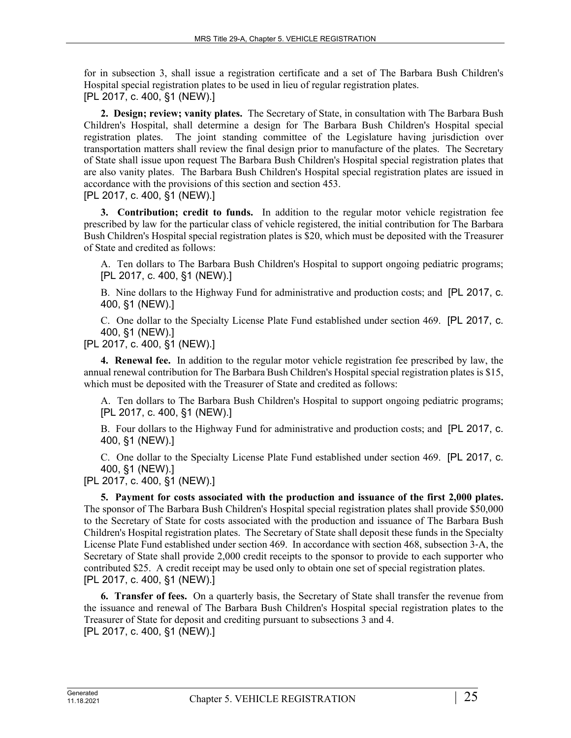for in subsection 3, shall issue a registration certificate and a set of The Barbara Bush Children's Hospital special registration plates to be used in lieu of regular registration plates.
[PL 2017, c. 400, §1 (NEW).]

**2. Design; review; vanity plates.** The Secretary of State, in consultation with The Barbara Bush Children's Hospital, shall determine a design for The Barbara Bush Children's Hospital special registration plates. The joint standing committee of the Legislature having jurisdiction over transportation matters shall review the final design prior to manufacture of the plates. The Secretary of State shall issue upon request The Barbara Bush Children's Hospital special registration plates that are also vanity plates. The Barbara Bush Children's Hospital special registration plates are issued in accordance with the provisions of this section and section 453.
[PL 2017, c. 400, §1 (NEW).]

**3. Contribution; credit to funds.** In addition to the regular motor vehicle registration fee prescribed by law for the particular class of vehicle registered, the initial contribution for The Barbara Bush Children's Hospital special registration plates is $20, which must be deposited with the Treasurer of State and credited as follows:

A. Ten dollars to The Barbara Bush Children's Hospital to support ongoing pediatric programs; [PL 2017, c. 400, §1 (NEW).]

B. Nine dollars to the Highway Fund for administrative and production costs; and [PL 2017, c. 400, §1 (NEW).]

C. One dollar to the Specialty License Plate Fund established under section 469. [PL 2017, c. 400, §1 (NEW).]

[PL 2017, c. 400, §1 (NEW).]

**4. Renewal fee.** In addition to the regular motor vehicle registration fee prescribed by law, the annual renewal contribution for The Barbara Bush Children's Hospital special registration plates is $15, which must be deposited with the Treasurer of State and credited as follows:

A. Ten dollars to The Barbara Bush Children's Hospital to support ongoing pediatric programs; [PL 2017, c. 400, §1 (NEW).]

B. Four dollars to the Highway Fund for administrative and production costs; and [PL 2017, c. 400, §1 (NEW).]

C. One dollar to the Specialty License Plate Fund established under section 469. [PL 2017, c. 400, §1 (NEW).]

[PL 2017, c. 400, §1 (NEW).]

**5. Payment for costs associated with the production and issuance of the first 2,000 plates.** The sponsor of The Barbara Bush Children's Hospital special registration plates shall provide $50,000 to the Secretary of State for costs associated with the production and issuance of The Barbara Bush Children's Hospital registration plates. The Secretary of State shall deposit these funds in the Specialty License Plate Fund established under section 469. In accordance with section 468, subsection 3-A, the Secretary of State shall provide 2,000 credit receipts to the sponsor to provide to each supporter who contributed $25. A credit receipt may be used only to obtain one set of special registration plates.
[PL 2017, c. 400, §1 (NEW).]

**6. Transfer of fees.** On a quarterly basis, the Secretary of State shall transfer the revenue from the issuance and renewal of The Barbara Bush Children's Hospital special registration plates to the Treasurer of State for deposit and crediting pursuant to subsections 3 and 4.
[PL 2017, c. 400, §1 (NEW).]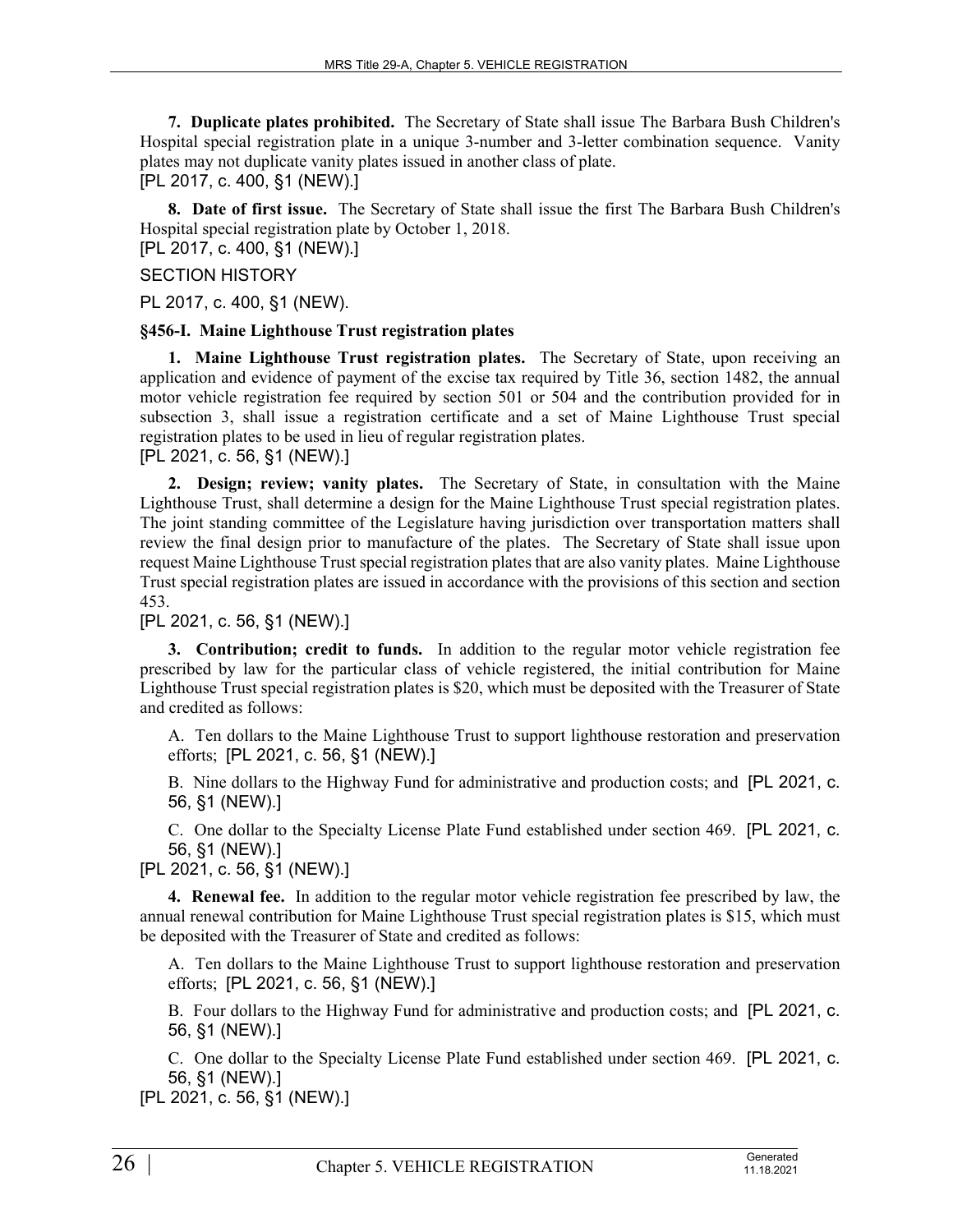**7. Duplicate plates prohibited.** The Secretary of State shall issue The Barbara Bush Children's Hospital special registration plate in a unique 3-number and 3-letter combination sequence. Vanity plates may not duplicate vanity plates issued in another class of plate.
[PL 2017, c. 400, §1 (NEW).]

**8. Date of first issue.** The Secretary of State shall issue the first The Barbara Bush Children's Hospital special registration plate by October 1, 2018.
[PL 2017, c. 400, §1 (NEW).]

SECTION HISTORY

PL 2017, c. 400, §1 (NEW).

### §456-I. Maine Lighthouse Trust registration plates

**1. Maine Lighthouse Trust registration plates.** The Secretary of State, upon receiving an application and evidence of payment of the excise tax required by Title 36, section 1482, the annual motor vehicle registration fee required by section 501 or 504 and the contribution provided for in subsection 3, shall issue a registration certificate and a set of Maine Lighthouse Trust special registration plates to be used in lieu of regular registration plates.
[PL 2021, c. 56, §1 (NEW).]

**2. Design; review; vanity plates.** The Secretary of State, in consultation with the Maine Lighthouse Trust, shall determine a design for the Maine Lighthouse Trust special registration plates. The joint standing committee of the Legislature having jurisdiction over transportation matters shall review the final design prior to manufacture of the plates. The Secretary of State shall issue upon request Maine Lighthouse Trust special registration plates that are also vanity plates. Maine Lighthouse Trust special registration plates are issued in accordance with the provisions of this section and section 453.
[PL 2021, c. 56, §1 (NEW).]

**3. Contribution; credit to funds.** In addition to the regular motor vehicle registration fee prescribed by law for the particular class of vehicle registered, the initial contribution for Maine Lighthouse Trust special registration plates is $20, which must be deposited with the Treasurer of State and credited as follows:

A. Ten dollars to the Maine Lighthouse Trust to support lighthouse restoration and preservation efforts; [PL 2021, c. 56, §1 (NEW).]

B. Nine dollars to the Highway Fund for administrative and production costs; and [PL 2021, c. 56, §1 (NEW).]

C. One dollar to the Specialty License Plate Fund established under section 469. [PL 2021, c. 56, §1 (NEW).]

[PL 2021, c. 56, §1 (NEW).]

**4. Renewal fee.** In addition to the regular motor vehicle registration fee prescribed by law, the annual renewal contribution for Maine Lighthouse Trust special registration plates is $15, which must be deposited with the Treasurer of State and credited as follows:

A. Ten dollars to the Maine Lighthouse Trust to support lighthouse restoration and preservation efforts; [PL 2021, c. 56, §1 (NEW).]

B. Four dollars to the Highway Fund for administrative and production costs; and [PL 2021, c. 56, §1 (NEW).]

C. One dollar to the Specialty License Plate Fund established under section 469. [PL 2021, c. 56, §1 (NEW).]

[PL 2021, c. 56, §1 (NEW).]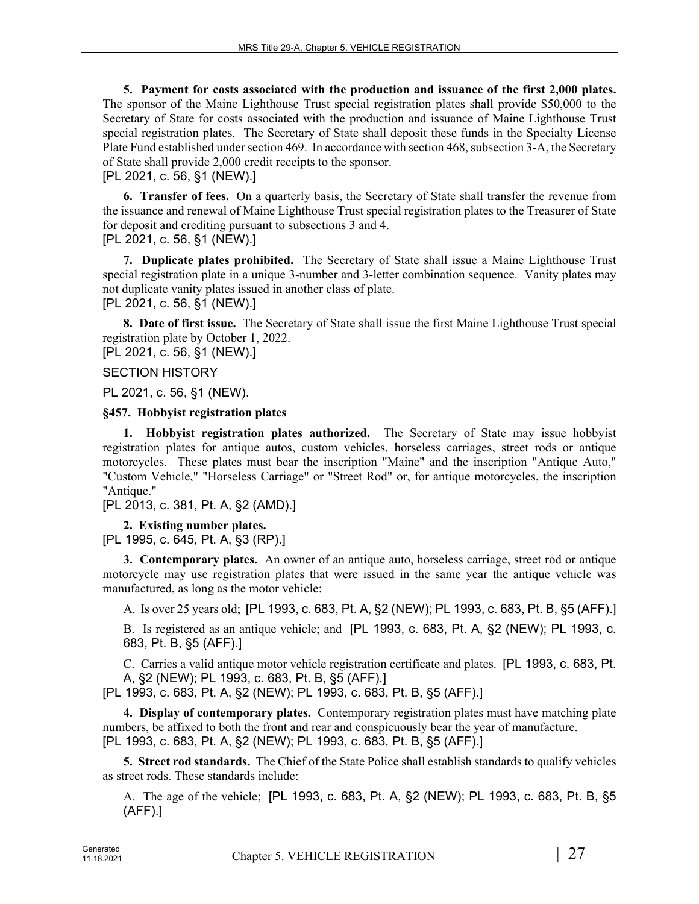**5. Payment for costs associated with the production and issuance of the first 2,000 plates.** The sponsor of the Maine Lighthouse Trust special registration plates shall provide $50,000 to the Secretary of State for costs associated with the production and issuance of Maine Lighthouse Trust special registration plates. The Secretary of State shall deposit these funds in the Specialty License Plate Fund established under section 469. In accordance with section 468, subsection 3-A, the Secretary of State shall provide 2,000 credit receipts to the sponsor.
[PL 2021, c. 56, §1 (NEW).]

**6. Transfer of fees.** On a quarterly basis, the Secretary of State shall transfer the revenue from the issuance and renewal of Maine Lighthouse Trust special registration plates to the Treasurer of State for deposit and crediting pursuant to subsections 3 and 4.
[PL 2021, c. 56, §1 (NEW).]

**7. Duplicate plates prohibited.** The Secretary of State shall issue a Maine Lighthouse Trust special registration plate in a unique 3-number and 3-letter combination sequence. Vanity plates may not duplicate vanity plates issued in another class of plate.
[PL 2021, c. 56, §1 (NEW).]

**8. Date of first issue.** The Secretary of State shall issue the first Maine Lighthouse Trust special registration plate by October 1, 2022.
[PL 2021, c. 56, §1 (NEW).]

SECTION HISTORY

PL 2021, c. 56, §1 (NEW).

### §457. Hobbyist registration plates

**1. Hobbyist registration plates authorized.** The Secretary of State may issue hobbyist registration plates for antique autos, custom vehicles, horseless carriages, street rods or antique motorcycles. These plates must bear the inscription "Maine" and the inscription "Antique Auto," "Custom Vehicle," "Horseless Carriage" or "Street Rod" or, for antique motorcycles, the inscription "Antique."
[PL 2013, c. 381, Pt. A, §2 (AMD).]

**2. Existing number plates.**
[PL 1995, c. 645, Pt. A, §3 (RP).]

**3. Contemporary plates.** An owner of an antique auto, horseless carriage, street rod or antique motorcycle may use registration plates that were issued in the same year the antique vehicle was manufactured, as long as the motor vehicle:

A. Is over 25 years old; [PL 1993, c. 683, Pt. A, §2 (NEW); PL 1993, c. 683, Pt. B, §5 (AFF).]

B. Is registered as an antique vehicle; and [PL 1993, c. 683, Pt. A, §2 (NEW); PL 1993, c. 683, Pt. B, §5 (AFF).]

C. Carries a valid antique motor vehicle registration certificate and plates. [PL 1993, c. 683, Pt. A, §2 (NEW); PL 1993, c. 683, Pt. B, §5 (AFF).]

[PL 1993, c. 683, Pt. A, §2 (NEW); PL 1993, c. 683, Pt. B, §5 (AFF).]

**4. Display of contemporary plates.** Contemporary registration plates must have matching plate numbers, be affixed to both the front and rear and conspicuously bear the year of manufacture.
[PL 1993, c. 683, Pt. A, §2 (NEW); PL 1993, c. 683, Pt. B, §5 (AFF).]

**5. Street rod standards.** The Chief of the State Police shall establish standards to qualify vehicles as street rods. These standards include:

A. The age of the vehicle; [PL 1993, c. 683, Pt. A, §2 (NEW); PL 1993, c. 683, Pt. B, §5 (AFF).]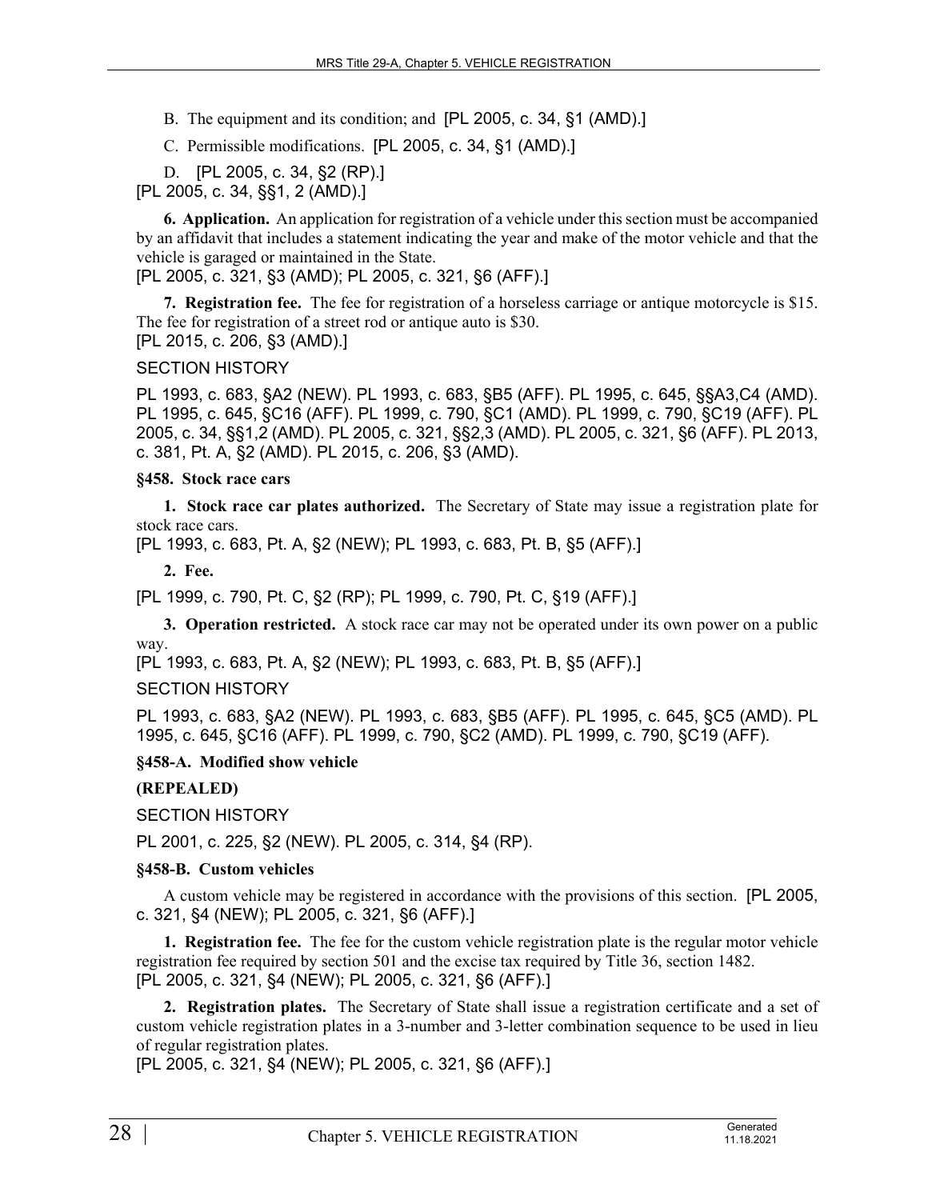B. The equipment and its condition; and [PL 2005, c. 34, §1 (AMD).]

C. Permissible modifications. [PL 2005, c. 34, §1 (AMD).]

D. [PL 2005, c. 34, §2 (RP).]

[PL 2005, c. 34, §§1, 2 (AMD).]

**6. Application.** An application for registration of a vehicle under this section must be accompanied by an affidavit that includes a statement indicating the year and make of the motor vehicle and that the vehicle is garaged or maintained in the State.

[PL 2005, c. 321, §3 (AMD); PL 2005, c. 321, §6 (AFF).]

**7. Registration fee.** The fee for registration of a horseless carriage or antique motorcycle is $15. The fee for registration of a street rod or antique auto is $30.

[PL 2015, c. 206, §3 (AMD).]

SECTION HISTORY

PL 1993, c. 683, §A2 (NEW). PL 1993, c. 683, §B5 (AFF). PL 1995, c. 645, §§A3,C4 (AMD). PL 1995, c. 645, §C16 (AFF). PL 1999, c. 790, §C1 (AMD). PL 1999, c. 790, §C19 (AFF). PL 2005, c. 34, §§1,2 (AMD). PL 2005, c. 321, §§2,3 (AMD). PL 2005, c. 321, §6 (AFF). PL 2013, c. 381, Pt. A, §2 (AMD). PL 2015, c. 206, §3 (AMD).

### §458. Stock race cars

**1. Stock race car plates authorized.** The Secretary of State may issue a registration plate for stock race cars.

[PL 1993, c. 683, Pt. A, §2 (NEW); PL 1993, c. 683, Pt. B, §5 (AFF).]

**2. Fee.**

[PL 1999, c. 790, Pt. C, §2 (RP); PL 1999, c. 790, Pt. C, §19 (AFF).]

**3. Operation restricted.** A stock race car may not be operated under its own power on a public way.

[PL 1993, c. 683, Pt. A, §2 (NEW); PL 1993, c. 683, Pt. B, §5 (AFF).]

SECTION HISTORY

PL 1993, c. 683, §A2 (NEW). PL 1993, c. 683, §B5 (AFF). PL 1995, c. 645, §C5 (AMD). PL 1995, c. 645, §C16 (AFF). PL 1999, c. 790, §C2 (AMD). PL 1999, c. 790, §C19 (AFF).

### §458-A. Modified show vehicle

**(REPEALED)**

SECTION HISTORY

PL 2001, c. 225, §2 (NEW). PL 2005, c. 314, §4 (RP).

### §458-B. Custom vehicles

A custom vehicle may be registered in accordance with the provisions of this section. [PL 2005, c. 321, §4 (NEW); PL 2005, c. 321, §6 (AFF).]

**1. Registration fee.** The fee for the custom vehicle registration plate is the regular motor vehicle registration fee required by section 501 and the excise tax required by Title 36, section 1482.

[PL 2005, c. 321, §4 (NEW); PL 2005, c. 321, §6 (AFF).]

**2. Registration plates.** The Secretary of State shall issue a registration certificate and a set of custom vehicle registration plates in a 3-number and 3-letter combination sequence to be used in lieu of regular registration plates.

[PL 2005, c. 321, §4 (NEW); PL 2005, c. 321, §6 (AFF).]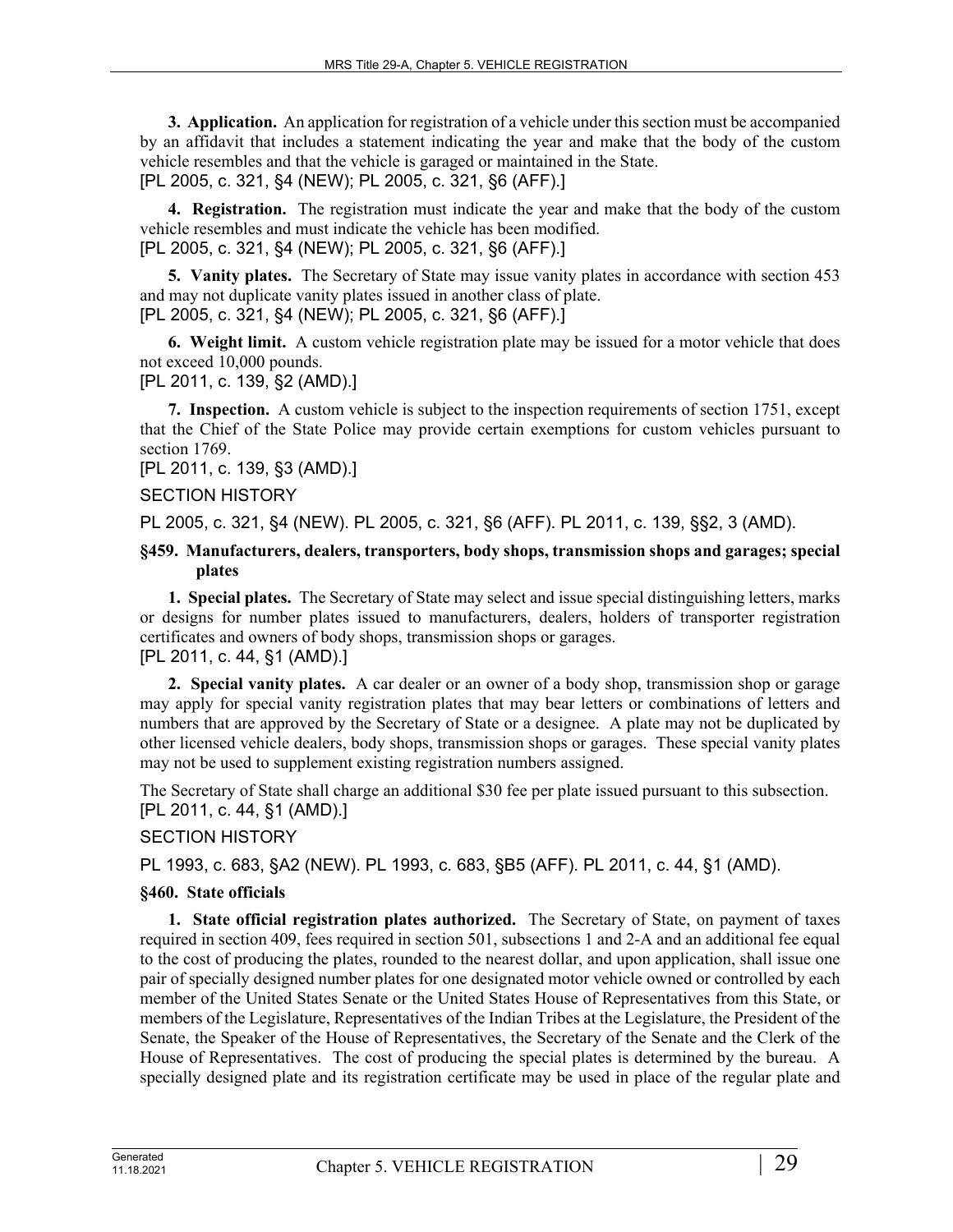**3. Application.** An application for registration of a vehicle under this section must be accompanied by an affidavit that includes a statement indicating the year and make that the body of the custom vehicle resembles and that the vehicle is garaged or maintained in the State.
[PL 2005, c. 321, §4 (NEW); PL 2005, c. 321, §6 (AFF).]

**4. Registration.** The registration must indicate the year and make that the body of the custom vehicle resembles and must indicate the vehicle has been modified.
[PL 2005, c. 321, §4 (NEW); PL 2005, c. 321, §6 (AFF).]

**5. Vanity plates.** The Secretary of State may issue vanity plates in accordance with section 453 and may not duplicate vanity plates issued in another class of plate.
[PL 2005, c. 321, §4 (NEW); PL 2005, c. 321, §6 (AFF).]

**6. Weight limit.** A custom vehicle registration plate may be issued for a motor vehicle that does not exceed 10,000 pounds.
[PL 2011, c. 139, §2 (AMD).]

**7. Inspection.** A custom vehicle is subject to the inspection requirements of section 1751, except that the Chief of the State Police may provide certain exemptions for custom vehicles pursuant to section 1769.
[PL 2011, c. 139, §3 (AMD).]

SECTION HISTORY

PL 2005, c. 321, §4 (NEW). PL 2005, c. 321, §6 (AFF). PL 2011, c. 139, §§2, 3 (AMD).

### §459. Manufacturers, dealers, transporters, body shops, transmission shops and garages; special plates

**1. Special plates.** The Secretary of State may select and issue special distinguishing letters, marks or designs for number plates issued to manufacturers, dealers, holders of transporter registration certificates and owners of body shops, transmission shops or garages.
[PL 2011, c. 44, §1 (AMD).]

**2. Special vanity plates.** A car dealer or an owner of a body shop, transmission shop or garage may apply for special vanity registration plates that may bear letters or combinations of letters and numbers that are approved by the Secretary of State or a designee. A plate may not be duplicated by other licensed vehicle dealers, body shops, transmission shops or garages. These special vanity plates may not be used to supplement existing registration numbers assigned.

The Secretary of State shall charge an additional $30 fee per plate issued pursuant to this subsection.
[PL 2011, c. 44, §1 (AMD).]

SECTION HISTORY

PL 1993, c. 683, §A2 (NEW). PL 1993, c. 683, §B5 (AFF). PL 2011, c. 44, §1 (AMD).

### §460. State officials

**1. State official registration plates authorized.** The Secretary of State, on payment of taxes required in section 409, fees required in section 501, subsections 1 and 2-A and an additional fee equal to the cost of producing the plates, rounded to the nearest dollar, and upon application, shall issue one pair of specially designed number plates for one designated motor vehicle owned or controlled by each member of the United States Senate or the United States House of Representatives from this State, or members of the Legislature, Representatives of the Indian Tribes at the Legislature, the President of the Senate, the Speaker of the House of Representatives, the Secretary of the Senate and the Clerk of the House of Representatives. The cost of producing the special plates is determined by the bureau. A specially designed plate and its registration certificate may be used in place of the regular plate and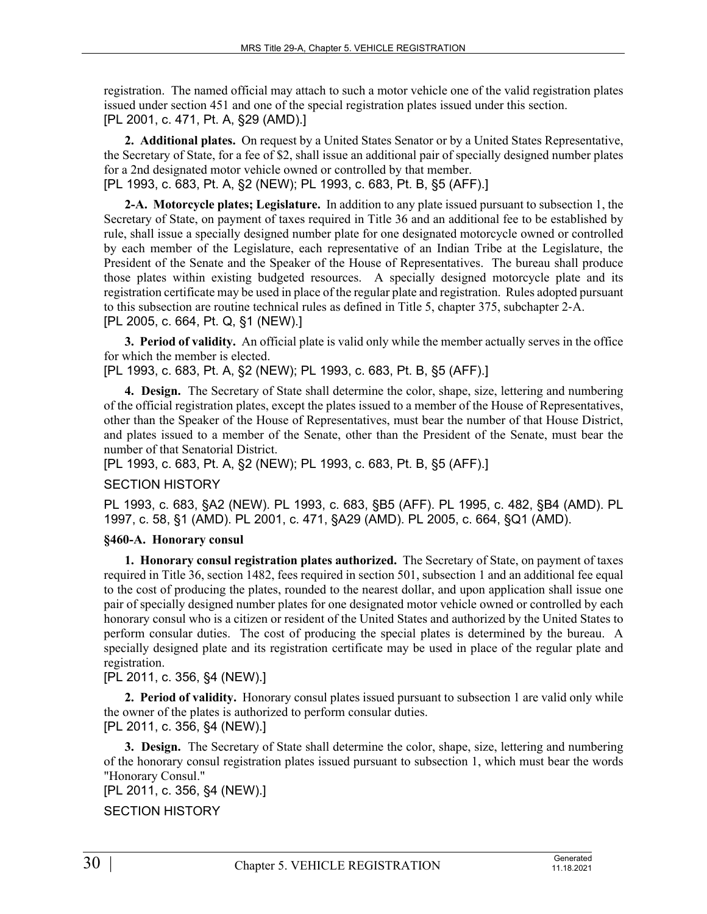registration. The named official may attach to such a motor vehicle one of the valid registration plates issued under section 451 and one of the special registration plates issued under this section.
[PL 2001, c. 471, Pt. A, §29 (AMD).]

**2. Additional plates.** On request by a United States Senator or by a United States Representative, the Secretary of State, for a fee of $2, shall issue an additional pair of specially designed number plates for a 2nd designated motor vehicle owned or controlled by that member.
[PL 1993, c. 683, Pt. A, §2 (NEW); PL 1993, c. 683, Pt. B, §5 (AFF).]

**2-A. Motorcycle plates; Legislature.** In addition to any plate issued pursuant to subsection 1, the Secretary of State, on payment of taxes required in Title 36 and an additional fee to be established by rule, shall issue a specially designed number plate for one designated motorcycle owned or controlled by each member of the Legislature, each representative of an Indian Tribe at the Legislature, the President of the Senate and the Speaker of the House of Representatives. The bureau shall produce those plates within existing budgeted resources. A specially designed motorcycle plate and its registration certificate may be used in place of the regular plate and registration. Rules adopted pursuant to this subsection are routine technical rules as defined in Title 5, chapter 375, subchapter 2-A.
[PL 2005, c. 664, Pt. Q, §1 (NEW).]

**3. Period of validity.** An official plate is valid only while the member actually serves in the office for which the member is elected.
[PL 1993, c. 683, Pt. A, §2 (NEW); PL 1993, c. 683, Pt. B, §5 (AFF).]

**4. Design.** The Secretary of State shall determine the color, shape, size, lettering and numbering of the official registration plates, except the plates issued to a member of the House of Representatives, other than the Speaker of the House of Representatives, must bear the number of that House District, and plates issued to a member of the Senate, other than the President of the Senate, must bear the number of that Senatorial District.
[PL 1993, c. 683, Pt. A, §2 (NEW); PL 1993, c. 683, Pt. B, §5 (AFF).]

SECTION HISTORY

PL 1993, c. 683, §A2 (NEW). PL 1993, c. 683, §B5 (AFF). PL 1995, c. 482, §B4 (AMD). PL 1997, c. 58, §1 (AMD). PL 2001, c. 471, §A29 (AMD). PL 2005, c. 664, §Q1 (AMD).

**§460-A. Honorary consul**

**1. Honorary consul registration plates authorized.** The Secretary of State, on payment of taxes required in Title 36, section 1482, fees required in section 501, subsection 1 and an additional fee equal to the cost of producing the plates, rounded to the nearest dollar, and upon application shall issue one pair of specially designed number plates for one designated motor vehicle owned or controlled by each honorary consul who is a citizen or resident of the United States and authorized by the United States to perform consular duties. The cost of producing the special plates is determined by the bureau. A specially designed plate and its registration certificate may be used in place of the regular plate and registration.
[PL 2011, c. 356, §4 (NEW).]

**2. Period of validity.** Honorary consul plates issued pursuant to subsection 1 are valid only while the owner of the plates is authorized to perform consular duties.
[PL 2011, c. 356, §4 (NEW).]

**3. Design.** The Secretary of State shall determine the color, shape, size, lettering and numbering of the honorary consul registration plates issued pursuant to subsection 1, which must bear the words "Honorary Consul."
[PL 2011, c. 356, §4 (NEW).]

SECTION HISTORY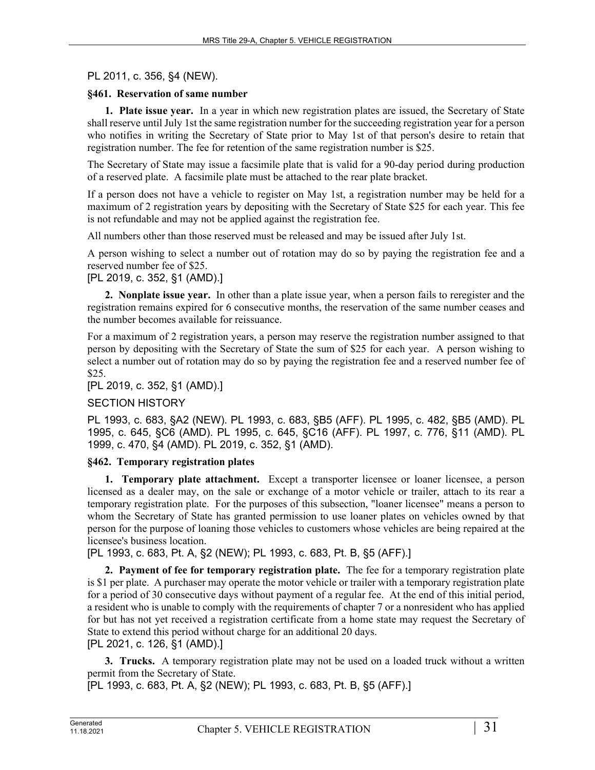PL 2011, c. 356, §4 (NEW).

### §461. Reservation of same number

**1. Plate issue year.** In a year in which new registration plates are issued, the Secretary of State shall reserve until July 1st the same registration number for the succeeding registration year for a person who notifies in writing the Secretary of State prior to May 1st of that person's desire to retain that registration number. The fee for retention of the same registration number is $25.

The Secretary of State may issue a facsimile plate that is valid for a 90-day period during production of a reserved plate. A facsimile plate must be attached to the rear plate bracket.

If a person does not have a vehicle to register on May 1st, a registration number may be held for a maximum of 2 registration years by depositing with the Secretary of State $25 for each year. This fee is not refundable and may not be applied against the registration fee.

All numbers other than those reserved must be released and may be issued after July 1st.

A person wishing to select a number out of rotation may do so by paying the registration fee and a reserved number fee of $25.

[PL 2019, c. 352, §1 (AMD).]

**2. Nonplate issue year.** In other than a plate issue year, when a person fails to reregister and the registration remains expired for 6 consecutive months, the reservation of the same number ceases and the number becomes available for reissuance.

For a maximum of 2 registration years, a person may reserve the registration number assigned to that person by depositing with the Secretary of State the sum of $25 for each year. A person wishing to select a number out of rotation may do so by paying the registration fee and a reserved number fee of $25.

[PL 2019, c. 352, §1 (AMD).]

SECTION HISTORY

PL 1993, c. 683, §A2 (NEW). PL 1993, c. 683, §B5 (AFF). PL 1995, c. 482, §B5 (AMD). PL 1995, c. 645, §C6 (AMD). PL 1995, c. 645, §C16 (AFF). PL 1997, c. 776, §11 (AMD). PL 1999, c. 470, §4 (AMD). PL 2019, c. 352, §1 (AMD).

### §462. Temporary registration plates

**1. Temporary plate attachment.** Except a transporter licensee or loaner licensee, a person licensed as a dealer may, on the sale or exchange of a motor vehicle or trailer, attach to its rear a temporary registration plate. For the purposes of this subsection, "loaner licensee" means a person to whom the Secretary of State has granted permission to use loaner plates on vehicles owned by that person for the purpose of loaning those vehicles to customers whose vehicles are being repaired at the licensee's business location.

[PL 1993, c. 683, Pt. A, §2 (NEW); PL 1993, c. 683, Pt. B, §5 (AFF).]

**2. Payment of fee for temporary registration plate.** The fee for a temporary registration plate is $1 per plate. A purchaser may operate the motor vehicle or trailer with a temporary registration plate for a period of 30 consecutive days without payment of a regular fee. At the end of this initial period, a resident who is unable to comply with the requirements of chapter 7 or a nonresident who has applied for but has not yet received a registration certificate from a home state may request the Secretary of State to extend this period without charge for an additional 20 days.

[PL 2021, c. 126, §1 (AMD).]

**3. Trucks.** A temporary registration plate may not be used on a loaded truck without a written permit from the Secretary of State.

[PL 1993, c. 683, Pt. A, §2 (NEW); PL 1993, c. 683, Pt. B, §5 (AFF).]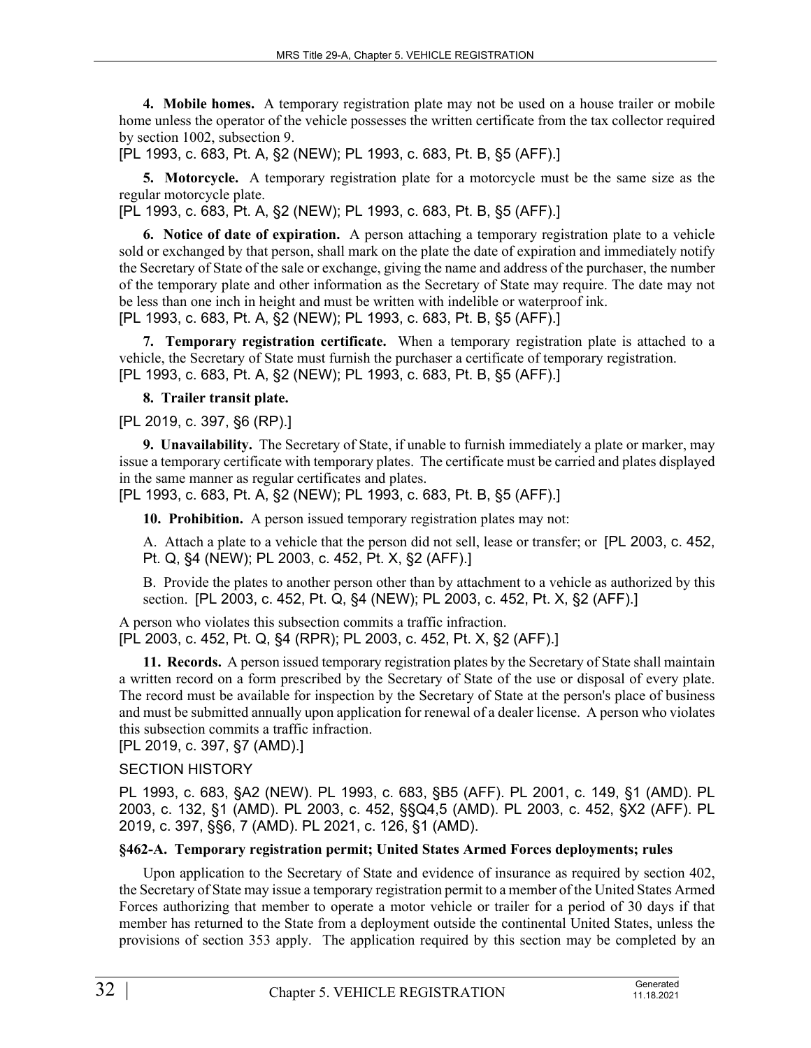**4. Mobile homes.** A temporary registration plate may not be used on a house trailer or mobile home unless the operator of the vehicle possesses the written certificate from the tax collector required by section 1002, subsection 9.

[PL 1993, c. 683, Pt. A, §2 (NEW); PL 1993, c. 683, Pt. B, §5 (AFF).]

**5. Motorcycle.** A temporary registration plate for a motorcycle must be the same size as the regular motorcycle plate.

[PL 1993, c. 683, Pt. A, §2 (NEW); PL 1993, c. 683, Pt. B, §5 (AFF).]

**6. Notice of date of expiration.** A person attaching a temporary registration plate to a vehicle sold or exchanged by that person, shall mark on the plate the date of expiration and immediately notify the Secretary of State of the sale or exchange, giving the name and address of the purchaser, the number of the temporary plate and other information as the Secretary of State may require. The date may not be less than one inch in height and must be written with indelible or waterproof ink.

[PL 1993, c. 683, Pt. A, §2 (NEW); PL 1993, c. 683, Pt. B, §5 (AFF).]

**7. Temporary registration certificate.** When a temporary registration plate is attached to a vehicle, the Secretary of State must furnish the purchaser a certificate of temporary registration.

[PL 1993, c. 683, Pt. A, §2 (NEW); PL 1993, c. 683, Pt. B, §5 (AFF).]

**8. Trailer transit plate.**

[PL 2019, c. 397, §6 (RP).]

**9. Unavailability.** The Secretary of State, if unable to furnish immediately a plate or marker, may issue a temporary certificate with temporary plates. The certificate must be carried and plates displayed in the same manner as regular certificates and plates.

[PL 1993, c. 683, Pt. A, §2 (NEW); PL 1993, c. 683, Pt. B, §5 (AFF).]

**10. Prohibition.** A person issued temporary registration plates may not:

A. Attach a plate to a vehicle that the person did not sell, lease or transfer; or [PL 2003, c. 452, Pt. Q, §4 (NEW); PL 2003, c. 452, Pt. X, §2 (AFF).]

B. Provide the plates to another person other than by attachment to a vehicle as authorized by this section. [PL 2003, c. 452, Pt. Q, §4 (NEW); PL 2003, c. 452, Pt. X, §2 (AFF).]

A person who violates this subsection commits a traffic infraction.

[PL 2003, c. 452, Pt. Q, §4 (RPR); PL 2003, c. 452, Pt. X, §2 (AFF).]

**11. Records.** A person issued temporary registration plates by the Secretary of State shall maintain a written record on a form prescribed by the Secretary of State of the use or disposal of every plate. The record must be available for inspection by the Secretary of State at the person's place of business and must be submitted annually upon application for renewal of a dealer license. A person who violates this subsection commits a traffic infraction.

[PL 2019, c. 397, §7 (AMD).]

SECTION HISTORY

PL 1993, c. 683, §A2 (NEW). PL 1993, c. 683, §B5 (AFF). PL 2001, c. 149, §1 (AMD). PL 2003, c. 132, §1 (AMD). PL 2003, c. 452, §§Q4,5 (AMD). PL 2003, c. 452, §X2 (AFF). PL 2019, c. 397, §§6, 7 (AMD). PL 2021, c. 126, §1 (AMD).

### §462-A. Temporary registration permit; United States Armed Forces deployments; rules

Upon application to the Secretary of State and evidence of insurance as required by section 402, the Secretary of State may issue a temporary registration permit to a member of the United States Armed Forces authorizing that member to operate a motor vehicle or trailer for a period of 30 days if that member has returned to the State from a deployment outside the continental United States, unless the provisions of section 353 apply. The application required by this section may be completed by an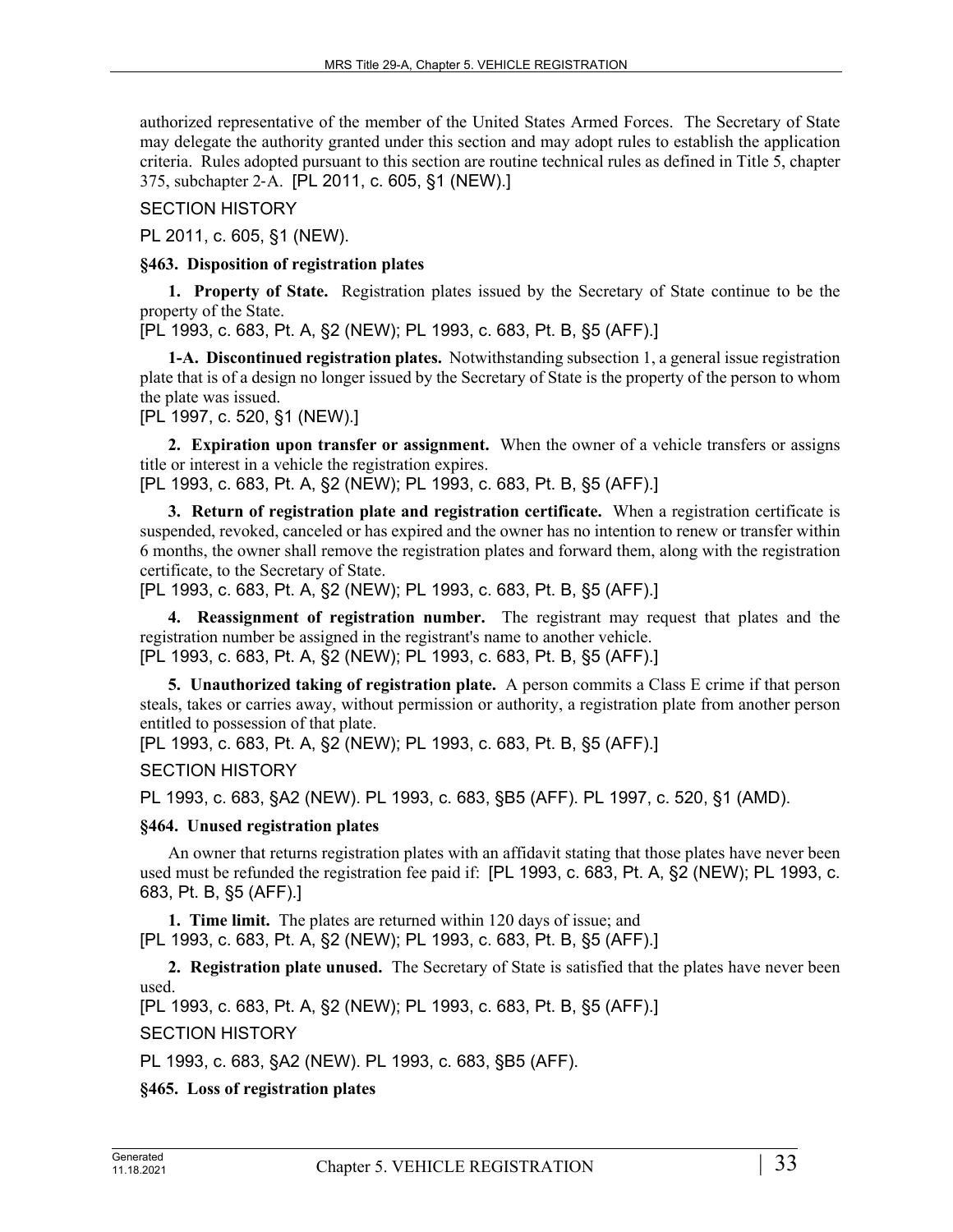authorized representative of the member of the United States Armed Forces. The Secretary of State may delegate the authority granted under this section and may adopt rules to establish the application criteria. Rules adopted pursuant to this section are routine technical rules as defined in Title 5, chapter 375, subchapter 2-A. [PL 2011, c. 605, §1 (NEW).]

SECTION HISTORY

PL 2011, c. 605, §1 (NEW).

**§463. Disposition of registration plates**

**1. Property of State.** Registration plates issued by the Secretary of State continue to be the property of the State.
[PL 1993, c. 683, Pt. A, §2 (NEW); PL 1993, c. 683, Pt. B, §5 (AFF).]

**1-A. Discontinued registration plates.** Notwithstanding subsection 1, a general issue registration plate that is of a design no longer issued by the Secretary of State is the property of the person to whom the plate was issued.
[PL 1997, c. 520, §1 (NEW).]

**2. Expiration upon transfer or assignment.** When the owner of a vehicle transfers or assigns title or interest in a vehicle the registration expires.
[PL 1993, c. 683, Pt. A, §2 (NEW); PL 1993, c. 683, Pt. B, §5 (AFF).]

**3. Return of registration plate and registration certificate.** When a registration certificate is suspended, revoked, canceled or has expired and the owner has no intention to renew or transfer within 6 months, the owner shall remove the registration plates and forward them, along with the registration certificate, to the Secretary of State.
[PL 1993, c. 683, Pt. A, §2 (NEW); PL 1993, c. 683, Pt. B, §5 (AFF).]

**4. Reassignment of registration number.** The registrant may request that plates and the registration number be assigned in the registrant's name to another vehicle.
[PL 1993, c. 683, Pt. A, §2 (NEW); PL 1993, c. 683, Pt. B, §5 (AFF).]

**5. Unauthorized taking of registration plate.** A person commits a Class E crime if that person steals, takes or carries away, without permission or authority, a registration plate from another person entitled to possession of that plate.
[PL 1993, c. 683, Pt. A, §2 (NEW); PL 1993, c. 683, Pt. B, §5 (AFF).]

SECTION HISTORY

PL 1993, c. 683, §A2 (NEW). PL 1993, c. 683, §B5 (AFF). PL 1997, c. 520, §1 (AMD).

**§464. Unused registration plates**

An owner that returns registration plates with an affidavit stating that those plates have never been used must be refunded the registration fee paid if: [PL 1993, c. 683, Pt. A, §2 (NEW); PL 1993, c. 683, Pt. B, §5 (AFF).]

**1. Time limit.** The plates are returned within 120 days of issue; and
[PL 1993, c. 683, Pt. A, §2 (NEW); PL 1993, c. 683, Pt. B, §5 (AFF).]

**2. Registration plate unused.** The Secretary of State is satisfied that the plates have never been used.
[PL 1993, c. 683, Pt. A, §2 (NEW); PL 1993, c. 683, Pt. B, §5 (AFF).]

SECTION HISTORY

PL 1993, c. 683, §A2 (NEW). PL 1993, c. 683, §B5 (AFF).

**§465. Loss of registration plates**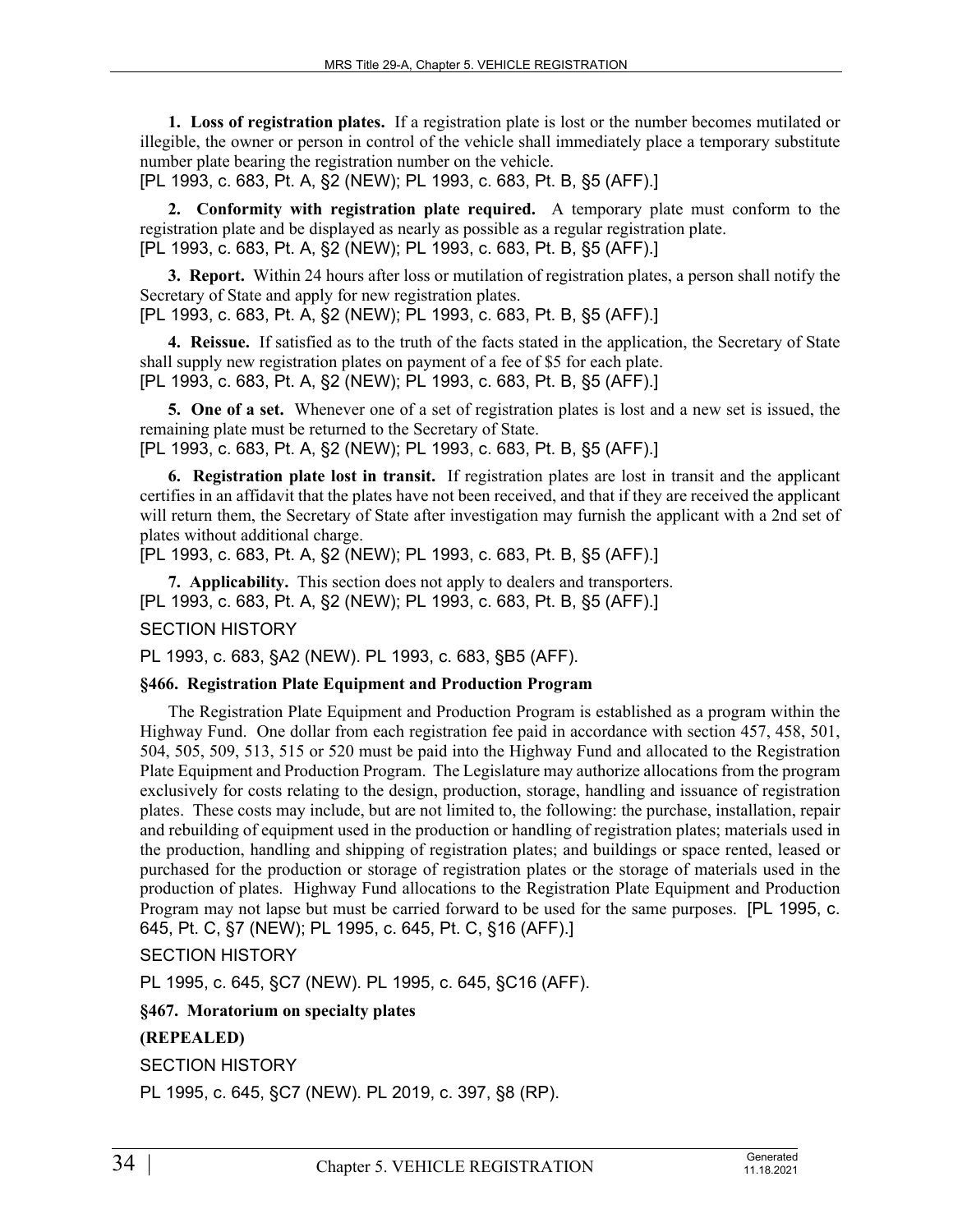**1. Loss of registration plates.** If a registration plate is lost or the number becomes mutilated or illegible, the owner or person in control of the vehicle shall immediately place a temporary substitute number plate bearing the registration number on the vehicle.
[PL 1993, c. 683, Pt. A, §2 (NEW); PL 1993, c. 683, Pt. B, §5 (AFF).]

**2. Conformity with registration plate required.** A temporary plate must conform to the registration plate and be displayed as nearly as possible as a regular registration plate.
[PL 1993, c. 683, Pt. A, §2 (NEW); PL 1993, c. 683, Pt. B, §5 (AFF).]

**3. Report.** Within 24 hours after loss or mutilation of registration plates, a person shall notify the Secretary of State and apply for new registration plates.
[PL 1993, c. 683, Pt. A, §2 (NEW); PL 1993, c. 683, Pt. B, §5 (AFF).]

**4. Reissue.** If satisfied as to the truth of the facts stated in the application, the Secretary of State shall supply new registration plates on payment of a fee of $5 for each plate.
[PL 1993, c. 683, Pt. A, §2 (NEW); PL 1993, c. 683, Pt. B, §5 (AFF).]

**5. One of a set.** Whenever one of a set of registration plates is lost and a new set is issued, the remaining plate must be returned to the Secretary of State.
[PL 1993, c. 683, Pt. A, §2 (NEW); PL 1993, c. 683, Pt. B, §5 (AFF).]

**6. Registration plate lost in transit.** If registration plates are lost in transit and the applicant certifies in an affidavit that the plates have not been received, and that if they are received the applicant will return them, the Secretary of State after investigation may furnish the applicant with a 2nd set of plates without additional charge.
[PL 1993, c. 683, Pt. A, §2 (NEW); PL 1993, c. 683, Pt. B, §5 (AFF).]

**7. Applicability.** This section does not apply to dealers and transporters.
[PL 1993, c. 683, Pt. A, §2 (NEW); PL 1993, c. 683, Pt. B, §5 (AFF).]

SECTION HISTORY

PL 1993, c. 683, §A2 (NEW). PL 1993, c. 683, §B5 (AFF).

**§466. Registration Plate Equipment and Production Program**

The Registration Plate Equipment and Production Program is established as a program within the Highway Fund. One dollar from each registration fee paid in accordance with section 457, 458, 501, 504, 505, 509, 513, 515 or 520 must be paid into the Highway Fund and allocated to the Registration Plate Equipment and Production Program. The Legislature may authorize allocations from the program exclusively for costs relating to the design, production, storage, handling and issuance of registration plates. These costs may include, but are not limited to, the following: the purchase, installation, repair and rebuilding of equipment used in the production or handling of registration plates; materials used in the production, handling and shipping of registration plates; and buildings or space rented, leased or purchased for the production or storage of registration plates or the storage of materials used in the production of plates. Highway Fund allocations to the Registration Plate Equipment and Production Program may not lapse but must be carried forward to be used for the same purposes. [PL 1995, c. 645, Pt. C, §7 (NEW); PL 1995, c. 645, Pt. C, §16 (AFF).]

SECTION HISTORY

PL 1995, c. 645, §C7 (NEW). PL 1995, c. 645, §C16 (AFF).

**§467. Moratorium on specialty plates**

**(REPEALED)**

SECTION HISTORY

PL 1995, c. 645, §C7 (NEW). PL 2019, c. 397, §8 (RP).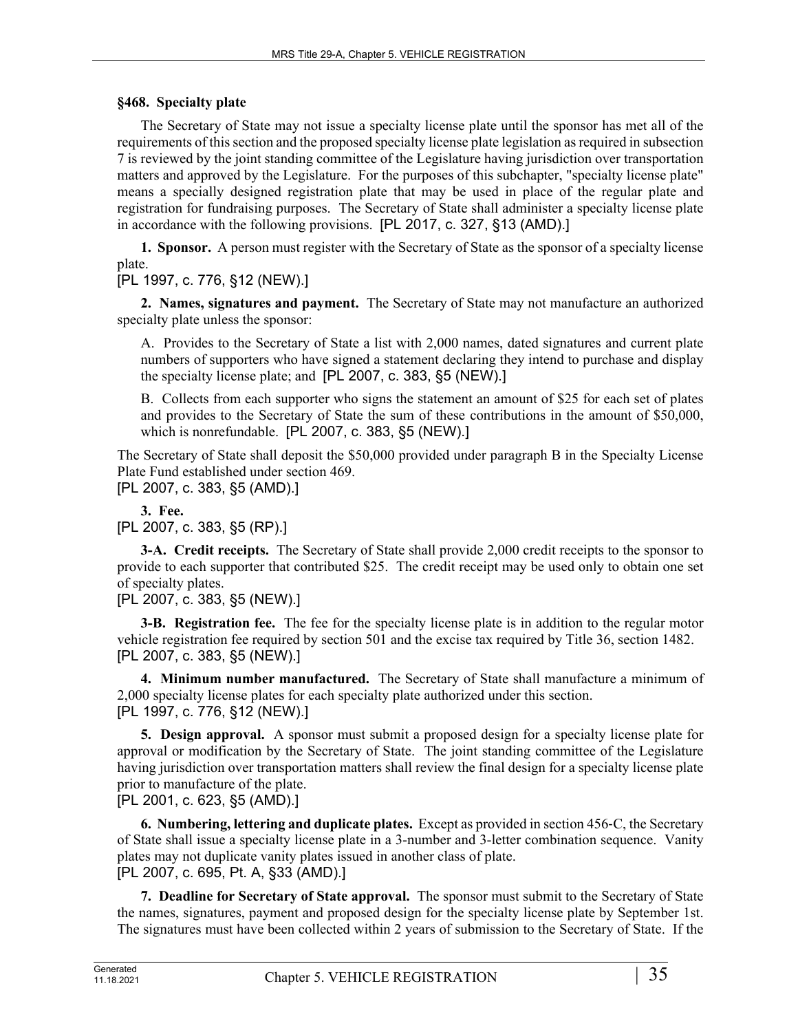**§468. Specialty plate**

The Secretary of State may not issue a specialty license plate until the sponsor has met all of the requirements of this section and the proposed specialty license plate legislation as required in subsection 7 is reviewed by the joint standing committee of the Legislature having jurisdiction over transportation matters and approved by the Legislature. For the purposes of this subchapter, "specialty license plate" means a specially designed registration plate that may be used in place of the regular plate and registration for fundraising purposes. The Secretary of State shall administer a specialty license plate in accordance with the following provisions. [PL 2017, c. 327, §13 (AMD).]

**1. Sponsor.** A person must register with the Secretary of State as the sponsor of a specialty license plate.

[PL 1997, c. 776, §12 (NEW).]

**2. Names, signatures and payment.** The Secretary of State may not manufacture an authorized specialty plate unless the sponsor:

A. Provides to the Secretary of State a list with 2,000 names, dated signatures and current plate numbers of supporters who have signed a statement declaring they intend to purchase and display the specialty license plate; and [PL 2007, c. 383, §5 (NEW).]

B. Collects from each supporter who signs the statement an amount of $25 for each set of plates and provides to the Secretary of State the sum of these contributions in the amount of $50,000, which is nonrefundable. [PL 2007, c. 383, §5 (NEW).]

The Secretary of State shall deposit the $50,000 provided under paragraph B in the Specialty License Plate Fund established under section 469.

[PL 2007, c. 383, §5 (AMD).]

**3. Fee.**

[PL 2007, c. 383, §5 (RP).]

**3-A. Credit receipts.** The Secretary of State shall provide 2,000 credit receipts to the sponsor to provide to each supporter that contributed $25. The credit receipt may be used only to obtain one set of specialty plates.

[PL 2007, c. 383, §5 (NEW).]

**3-B. Registration fee.** The fee for the specialty license plate is in addition to the regular motor vehicle registration fee required by section 501 and the excise tax required by Title 36, section 1482.

[PL 2007, c. 383, §5 (NEW).]

**4. Minimum number manufactured.** The Secretary of State shall manufacture a minimum of 2,000 specialty license plates for each specialty plate authorized under this section.

[PL 1997, c. 776, §12 (NEW).]

**5. Design approval.** A sponsor must submit a proposed design for a specialty license plate for approval or modification by the Secretary of State. The joint standing committee of the Legislature having jurisdiction over transportation matters shall review the final design for a specialty license plate prior to manufacture of the plate.

[PL 2001, c. 623, §5 (AMD).]

**6. Numbering, lettering and duplicate plates.** Except as provided in section 456-C, the Secretary of State shall issue a specialty license plate in a 3-number and 3-letter combination sequence. Vanity plates may not duplicate vanity plates issued in another class of plate.

[PL 2007, c. 695, Pt. A, §33 (AMD).]

**7. Deadline for Secretary of State approval.** The sponsor must submit to the Secretary of State the names, signatures, payment and proposed design for the specialty license plate by September 1st. The signatures must have been collected within 2 years of submission to the Secretary of State. If the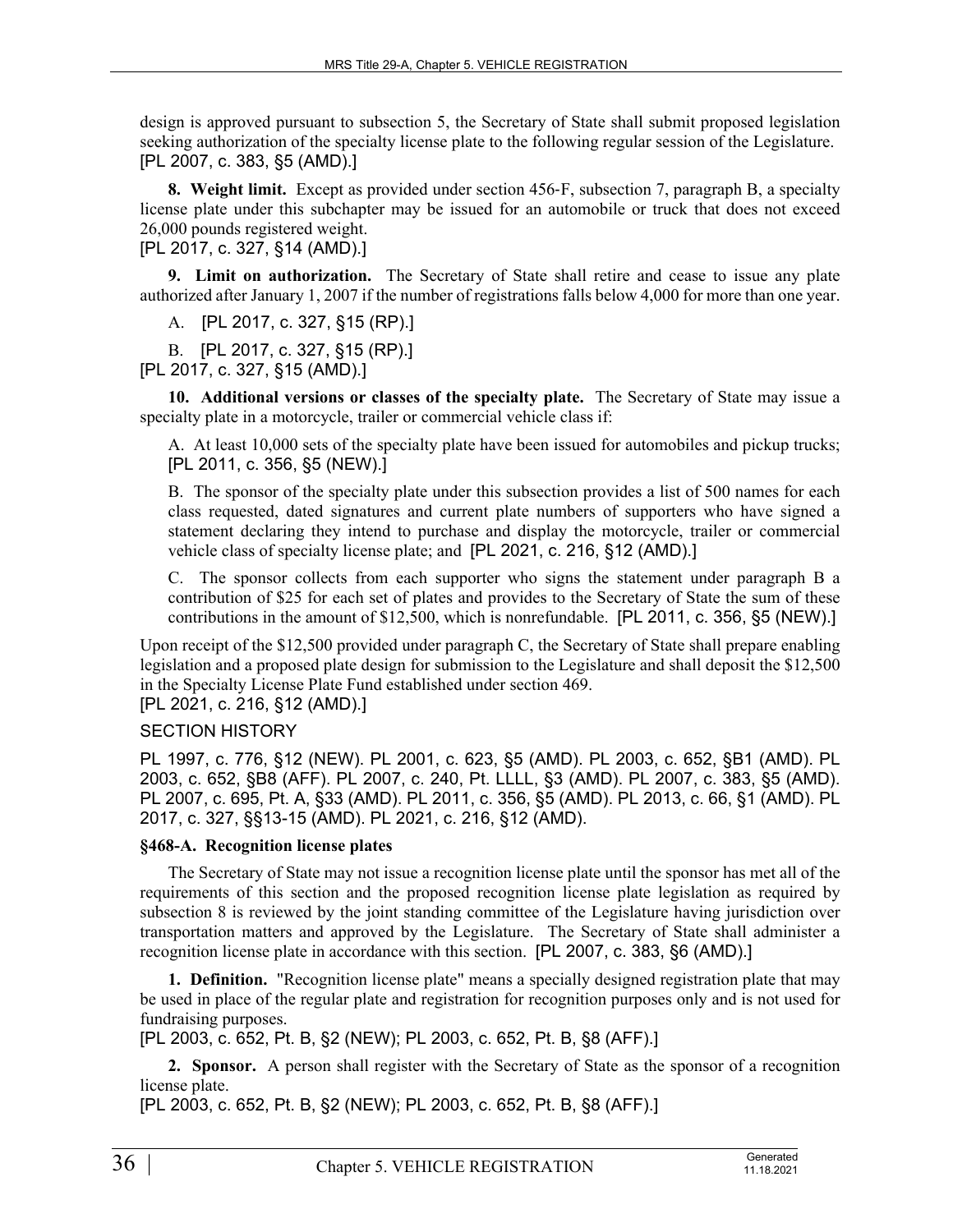design is approved pursuant to subsection 5, the Secretary of State shall submit proposed legislation seeking authorization of the specialty license plate to the following regular session of the Legislature. [PL 2007, c. 383, §5 (AMD).]

**8. Weight limit.** Except as provided under section 456-F, subsection 7, paragraph B, a specialty license plate under this subchapter may be issued for an automobile or truck that does not exceed 26,000 pounds registered weight.
[PL 2017, c. 327, §14 (AMD).]

**9. Limit on authorization.** The Secretary of State shall retire and cease to issue any plate authorized after January 1, 2007 if the number of registrations falls below 4,000 for more than one year.

A. [PL 2017, c. 327, §15 (RP).]

B. [PL 2017, c. 327, §15 (RP).]
[PL 2017, c. 327, §15 (AMD).]

**10. Additional versions or classes of the specialty plate.** The Secretary of State may issue a specialty plate in a motorcycle, trailer or commercial vehicle class if:

A. At least 10,000 sets of the specialty plate have been issued for automobiles and pickup trucks; [PL 2011, c. 356, §5 (NEW).]

B. The sponsor of the specialty plate under this subsection provides a list of 500 names for each class requested, dated signatures and current plate numbers of supporters who have signed a statement declaring they intend to purchase and display the motorcycle, trailer or commercial vehicle class of specialty license plate; and [PL 2021, c. 216, §12 (AMD).]

C. The sponsor collects from each supporter who signs the statement under paragraph B a contribution of $25 for each set of plates and provides to the Secretary of State the sum of these contributions in the amount of $12,500, which is nonrefundable. [PL 2011, c. 356, §5 (NEW).]

Upon receipt of the $12,500 provided under paragraph C, the Secretary of State shall prepare enabling legislation and a proposed plate design for submission to the Legislature and shall deposit the $12,500 in the Specialty License Plate Fund established under section 469.
[PL 2021, c. 216, §12 (AMD).]

SECTION HISTORY

PL 1997, c. 776, §12 (NEW). PL 2001, c. 623, §5 (AMD). PL 2003, c. 652, §B1 (AMD). PL 2003, c. 652, §B8 (AFF). PL 2007, c. 240, Pt. LLLL, §3 (AMD). PL 2007, c. 383, §5 (AMD). PL 2007, c. 695, Pt. A, §33 (AMD). PL 2011, c. 356, §5 (AMD). PL 2013, c. 66, §1 (AMD). PL 2017, c. 327, §§13-15 (AMD). PL 2021, c. 216, §12 (AMD).

**§468-A. Recognition license plates**

The Secretary of State may not issue a recognition license plate until the sponsor has met all of the requirements of this section and the proposed recognition license plate legislation as required by subsection 8 is reviewed by the joint standing committee of the Legislature having jurisdiction over transportation matters and approved by the Legislature. The Secretary of State shall administer a recognition license plate in accordance with this section. [PL 2007, c. 383, §6 (AMD).]

**1. Definition.** "Recognition license plate" means a specially designed registration plate that may be used in place of the regular plate and registration for recognition purposes only and is not used for fundraising purposes.
[PL 2003, c. 652, Pt. B, §2 (NEW); PL 2003, c. 652, Pt. B, §8 (AFF).]

**2. Sponsor.** A person shall register with the Secretary of State as the sponsor of a recognition license plate.
[PL 2003, c. 652, Pt. B, §2 (NEW); PL 2003, c. 652, Pt. B, §8 (AFF).]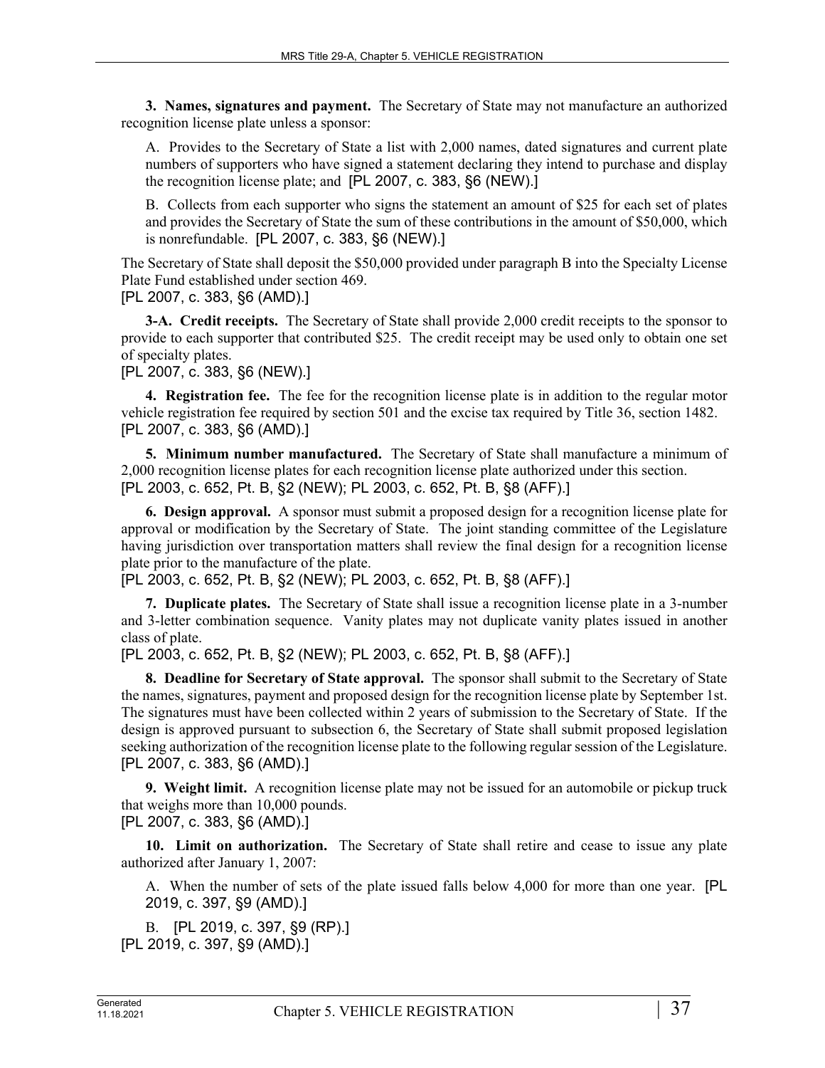**3. Names, signatures and payment.** The Secretary of State may not manufacture an authorized recognition license plate unless a sponsor:

A. Provides to the Secretary of State a list with 2,000 names, dated signatures and current plate numbers of supporters who have signed a statement declaring they intend to purchase and display the recognition license plate; and [PL 2007, c. 383, §6 (NEW).]

B. Collects from each supporter who signs the statement an amount of $25 for each set of plates and provides the Secretary of State the sum of these contributions in the amount of $50,000, which is nonrefundable. [PL 2007, c. 383, §6 (NEW).]

The Secretary of State shall deposit the $50,000 provided under paragraph B into the Specialty License Plate Fund established under section 469.
[PL 2007, c. 383, §6 (AMD).]

**3-A. Credit receipts.** The Secretary of State shall provide 2,000 credit receipts to the sponsor to provide to each supporter that contributed $25. The credit receipt may be used only to obtain one set of specialty plates.
[PL 2007, c. 383, §6 (NEW).]

**4. Registration fee.** The fee for the recognition license plate is in addition to the regular motor vehicle registration fee required by section 501 and the excise tax required by Title 36, section 1482.
[PL 2007, c. 383, §6 (AMD).]

**5. Minimum number manufactured.** The Secretary of State shall manufacture a minimum of 2,000 recognition license plates for each recognition license plate authorized under this section.
[PL 2003, c. 652, Pt. B, §2 (NEW); PL 2003, c. 652, Pt. B, §8 (AFF).]

**6. Design approval.** A sponsor must submit a proposed design for a recognition license plate for approval or modification by the Secretary of State. The joint standing committee of the Legislature having jurisdiction over transportation matters shall review the final design for a recognition license plate prior to the manufacture of the plate.
[PL 2003, c. 652, Pt. B, §2 (NEW); PL 2003, c. 652, Pt. B, §8 (AFF).]

**7. Duplicate plates.** The Secretary of State shall issue a recognition license plate in a 3-number and 3-letter combination sequence. Vanity plates may not duplicate vanity plates issued in another class of plate.
[PL 2003, c. 652, Pt. B, §2 (NEW); PL 2003, c. 652, Pt. B, §8 (AFF).]

**8. Deadline for Secretary of State approval.** The sponsor shall submit to the Secretary of State the names, signatures, payment and proposed design for the recognition license plate by September 1st. The signatures must have been collected within 2 years of submission to the Secretary of State. If the design is approved pursuant to subsection 6, the Secretary of State shall submit proposed legislation seeking authorization of the recognition license plate to the following regular session of the Legislature.
[PL 2007, c. 383, §6 (AMD).]

**9. Weight limit.** A recognition license plate may not be issued for an automobile or pickup truck that weighs more than 10,000 pounds.
[PL 2007, c. 383, §6 (AMD).]

**10. Limit on authorization.** The Secretary of State shall retire and cease to issue any plate authorized after January 1, 2007:

A. When the number of sets of the plate issued falls below 4,000 for more than one year. [PL 2019, c. 397, §9 (AMD).]

B. [PL 2019, c. 397, §9 (RP).]
[PL 2019, c. 397, §9 (AMD).]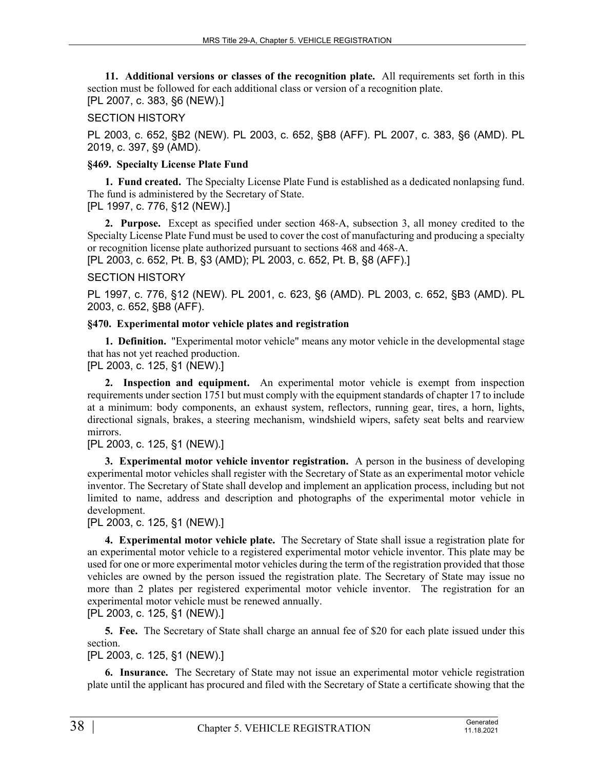**11. Additional versions or classes of the recognition plate.** All requirements set forth in this section must be followed for each additional class or version of a recognition plate.
[PL 2007, c. 383, §6 (NEW).]

SECTION HISTORY

PL 2003, c. 652, §B2 (NEW). PL 2003, c. 652, §B8 (AFF). PL 2007, c. 383, §6 (AMD). PL 2019, c. 397, §9 (AMD).

### §469. Specialty License Plate Fund

**1. Fund created.** The Specialty License Plate Fund is established as a dedicated nonlapsing fund. The fund is administered by the Secretary of State.
[PL 1997, c. 776, §12 (NEW).]

**2. Purpose.** Except as specified under section 468-A, subsection 3, all money credited to the Specialty License Plate Fund must be used to cover the cost of manufacturing and producing a specialty or recognition license plate authorized pursuant to sections 468 and 468-A.
[PL 2003, c. 652, Pt. B, §3 (AMD); PL 2003, c. 652, Pt. B, §8 (AFF).]

SECTION HISTORY

PL 1997, c. 776, §12 (NEW). PL 2001, c. 623, §6 (AMD). PL 2003, c. 652, §B3 (AMD). PL 2003, c. 652, §B8 (AFF).

### §470. Experimental motor vehicle plates and registration

**1. Definition.** "Experimental motor vehicle" means any motor vehicle in the developmental stage that has not yet reached production.
[PL 2003, c. 125, §1 (NEW).]

**2. Inspection and equipment.** An experimental motor vehicle is exempt from inspection requirements under section 1751 but must comply with the equipment standards of chapter 17 to include at a minimum: body components, an exhaust system, reflectors, running gear, tires, a horn, lights, directional signals, brakes, a steering mechanism, windshield wipers, safety seat belts and rearview mirrors.
[PL 2003, c. 125, §1 (NEW).]

**3. Experimental motor vehicle inventor registration.** A person in the business of developing experimental motor vehicles shall register with the Secretary of State as an experimental motor vehicle inventor. The Secretary of State shall develop and implement an application process, including but not limited to name, address and description and photographs of the experimental motor vehicle in development.
[PL 2003, c. 125, §1 (NEW).]

**4. Experimental motor vehicle plate.** The Secretary of State shall issue a registration plate for an experimental motor vehicle to a registered experimental motor vehicle inventor. This plate may be used for one or more experimental motor vehicles during the term of the registration provided that those vehicles are owned by the person issued the registration plate. The Secretary of State may issue no more than 2 plates per registered experimental motor vehicle inventor. The registration for an experimental motor vehicle must be renewed annually.
[PL 2003, c. 125, §1 (NEW).]

**5. Fee.** The Secretary of State shall charge an annual fee of $20 for each plate issued under this section.
[PL 2003, c. 125, §1 (NEW).]

**6. Insurance.** The Secretary of State may not issue an experimental motor vehicle registration plate until the applicant has procured and filed with the Secretary of State a certificate showing that the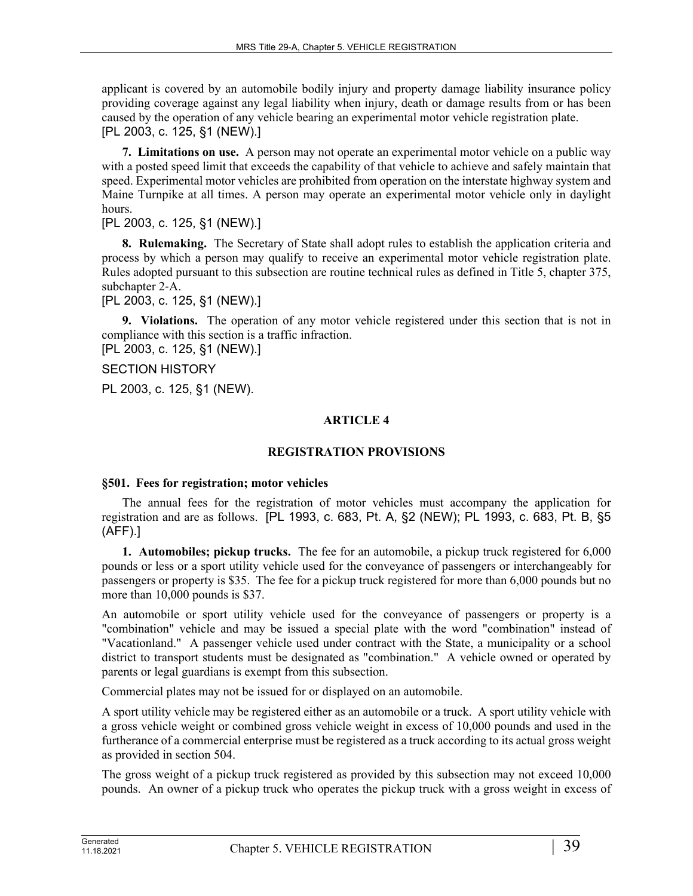applicant is covered by an automobile bodily injury and property damage liability insurance policy providing coverage against any legal liability when injury, death or damage results from or has been caused by the operation of any vehicle bearing an experimental motor vehicle registration plate.
[PL 2003, c. 125, §1 (NEW).]

**7. Limitations on use.** A person may not operate an experimental motor vehicle on a public way with a posted speed limit that exceeds the capability of that vehicle to achieve and safely maintain that speed. Experimental motor vehicles are prohibited from operation on the interstate highway system and Maine Turnpike at all times. A person may operate an experimental motor vehicle only in daylight hours.
[PL 2003, c. 125, §1 (NEW).]

**8. Rulemaking.** The Secretary of State shall adopt rules to establish the application criteria and process by which a person may qualify to receive an experimental motor vehicle registration plate. Rules adopted pursuant to this subsection are routine technical rules as defined in Title 5, chapter 375, subchapter 2-A.
[PL 2003, c. 125, §1 (NEW).]

**9. Violations.** The operation of any motor vehicle registered under this section that is not in compliance with this section is a traffic infraction.
[PL 2003, c. 125, §1 (NEW).]

SECTION HISTORY

PL 2003, c. 125, §1 (NEW).

## ARTICLE 4

## REGISTRATION PROVISIONS

### §501. Fees for registration; motor vehicles

The annual fees for the registration of motor vehicles must accompany the application for registration and are as follows. [PL 1993, c. 683, Pt. A, §2 (NEW); PL 1993, c. 683, Pt. B, §5 (AFF).]

**1. Automobiles; pickup trucks.** The fee for an automobile, a pickup truck registered for 6,000 pounds or less or a sport utility vehicle used for the conveyance of passengers or interchangeably for passengers or property is $35. The fee for a pickup truck registered for more than 6,000 pounds but no more than 10,000 pounds is $37.

An automobile or sport utility vehicle used for the conveyance of passengers or property is a "combination" vehicle and may be issued a special plate with the word "combination" instead of "Vacationland." A passenger vehicle used under contract with the State, a municipality or a school district to transport students must be designated as "combination." A vehicle owned or operated by parents or legal guardians is exempt from this subsection.

Commercial plates may not be issued for or displayed on an automobile.

A sport utility vehicle may be registered either as an automobile or a truck. A sport utility vehicle with a gross vehicle weight or combined gross vehicle weight in excess of 10,000 pounds and used in the furtherance of a commercial enterprise must be registered as a truck according to its actual gross weight as provided in section 504.

The gross weight of a pickup truck registered as provided by this subsection may not exceed 10,000 pounds. An owner of a pickup truck who operates the pickup truck with a gross weight in excess of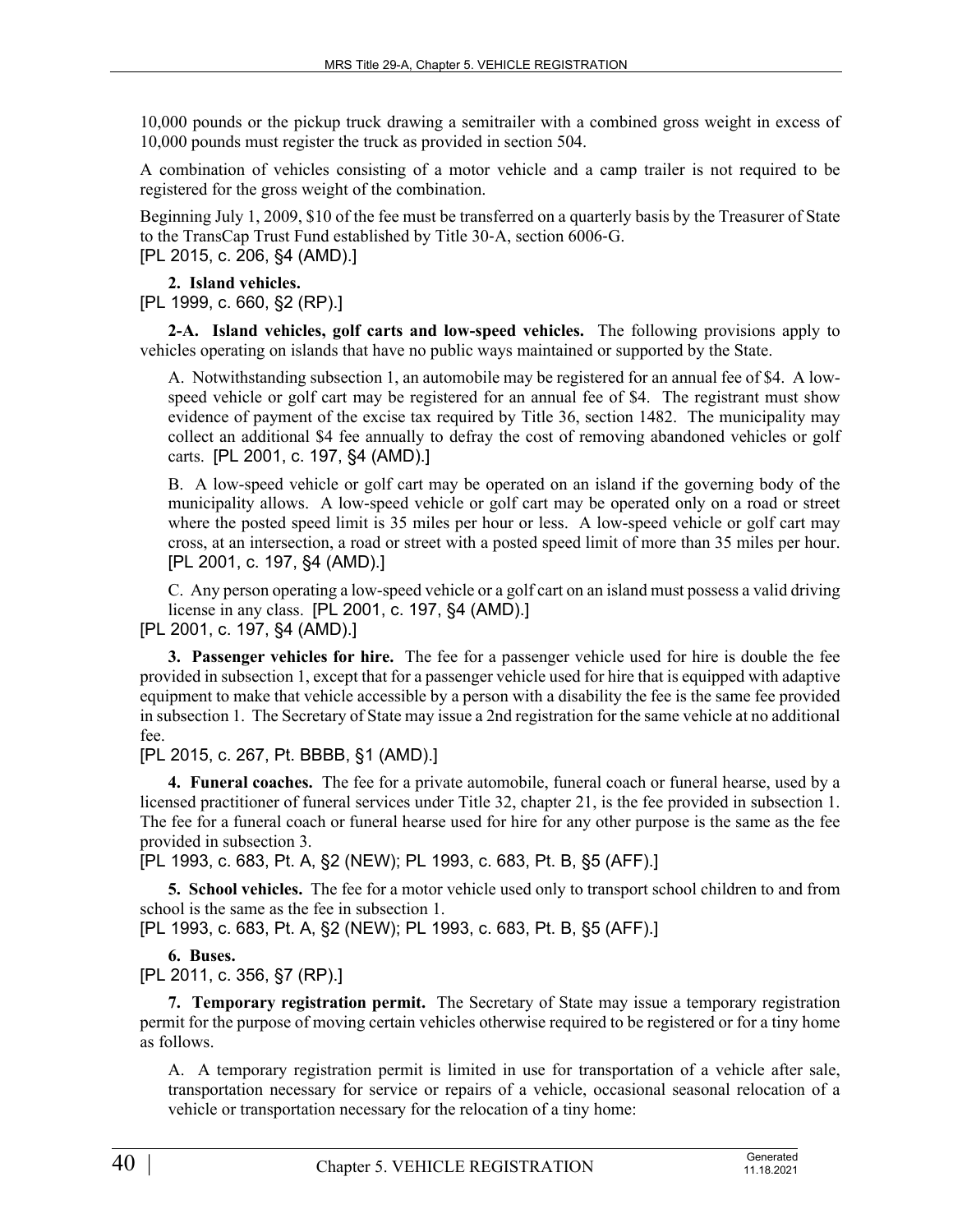10,000 pounds or the pickup truck drawing a semitrailer with a combined gross weight in excess of 10,000 pounds must register the truck as provided in section 504.

A combination of vehicles consisting of a motor vehicle and a camp trailer is not required to be registered for the gross weight of the combination.

Beginning July 1, 2009, $10 of the fee must be transferred on a quarterly basis by the Treasurer of State to the TransCap Trust Fund established by Title 30-A, section 6006-G.
[PL 2015, c. 206, §4 (AMD).]

**2. Island vehicles.**
[PL 1999, c. 660, §2 (RP).]

**2-A. Island vehicles, golf carts and low-speed vehicles.** The following provisions apply to vehicles operating on islands that have no public ways maintained or supported by the State.

A. Notwithstanding subsection 1, an automobile may be registered for an annual fee of $4. A low-speed vehicle or golf cart may be registered for an annual fee of $4. The registrant must show evidence of payment of the excise tax required by Title 36, section 1482. The municipality may collect an additional $4 fee annually to defray the cost of removing abandoned vehicles or golf carts. [PL 2001, c. 197, §4 (AMD).]

B. A low-speed vehicle or golf cart may be operated on an island if the governing body of the municipality allows. A low-speed vehicle or golf cart may be operated only on a road or street where the posted speed limit is 35 miles per hour or less. A low-speed vehicle or golf cart may cross, at an intersection, a road or street with a posted speed limit of more than 35 miles per hour. [PL 2001, c. 197, §4 (AMD).]

C. Any person operating a low-speed vehicle or a golf cart on an island must possess a valid driving license in any class. [PL 2001, c. 197, §4 (AMD).]

[PL 2001, c. 197, §4 (AMD).]

**3. Passenger vehicles for hire.** The fee for a passenger vehicle used for hire is double the fee provided in subsection 1, except that for a passenger vehicle used for hire that is equipped with adaptive equipment to make that vehicle accessible by a person with a disability the fee is the same fee provided in subsection 1. The Secretary of State may issue a 2nd registration for the same vehicle at no additional fee.
[PL 2015, c. 267, Pt. BBBB, §1 (AMD).]

**4. Funeral coaches.** The fee for a private automobile, funeral coach or funeral hearse, used by a licensed practitioner of funeral services under Title 32, chapter 21, is the fee provided in subsection 1. The fee for a funeral coach or funeral hearse used for hire for any other purpose is the same as the fee provided in subsection 3.
[PL 1993, c. 683, Pt. A, §2 (NEW); PL 1993, c. 683, Pt. B, §5 (AFF).]

**5. School vehicles.** The fee for a motor vehicle used only to transport school children to and from school is the same as the fee in subsection 1.
[PL 1993, c. 683, Pt. A, §2 (NEW); PL 1993, c. 683, Pt. B, §5 (AFF).]

**6. Buses.**
[PL 2011, c. 356, §7 (RP).]

**7. Temporary registration permit.** The Secretary of State may issue a temporary registration permit for the purpose of moving certain vehicles otherwise required to be registered or for a tiny home as follows.

A. A temporary registration permit is limited in use for transportation of a vehicle after sale, transportation necessary for service or repairs of a vehicle, occasional seasonal relocation of a vehicle or transportation necessary for the relocation of a tiny home: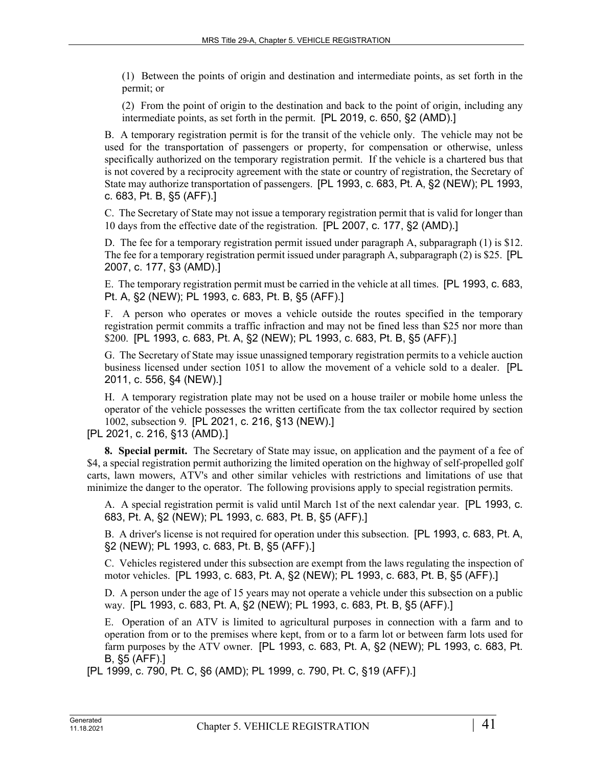(1) Between the points of origin and destination and intermediate points, as set forth in the permit; or

(2) From the point of origin to the destination and back to the point of origin, including any intermediate points, as set forth in the permit. [PL 2019, c. 650, §2 (AMD).]

B. A temporary registration permit is for the transit of the vehicle only. The vehicle may not be used for the transportation of passengers or property, for compensation or otherwise, unless specifically authorized on the temporary registration permit. If the vehicle is a chartered bus that is not covered by a reciprocity agreement with the state or country of registration, the Secretary of State may authorize transportation of passengers. [PL 1993, c. 683, Pt. A, §2 (NEW); PL 1993, c. 683, Pt. B, §5 (AFF).]

C. The Secretary of State may not issue a temporary registration permit that is valid for longer than 10 days from the effective date of the registration. [PL 2007, c. 177, §2 (AMD).]

D. The fee for a temporary registration permit issued under paragraph A, subparagraph (1) is $12. The fee for a temporary registration permit issued under paragraph A, subparagraph (2) is $25. [PL 2007, c. 177, §3 (AMD).]

E. The temporary registration permit must be carried in the vehicle at all times. [PL 1993, c. 683, Pt. A, §2 (NEW); PL 1993, c. 683, Pt. B, §5 (AFF).]

F. A person who operates or moves a vehicle outside the routes specified in the temporary registration permit commits a traffic infraction and may not be fined less than $25 nor more than $200. [PL 1993, c. 683, Pt. A, §2 (NEW); PL 1993, c. 683, Pt. B, §5 (AFF).]

G. The Secretary of State may issue unassigned temporary registration permits to a vehicle auction business licensed under section 1051 to allow the movement of a vehicle sold to a dealer. [PL 2011, c. 556, §4 (NEW).]

H. A temporary registration plate may not be used on a house trailer or mobile home unless the operator of the vehicle possesses the written certificate from the tax collector required by section 1002, subsection 9. [PL 2021, c. 216, §13 (NEW).]

[PL 2021, c. 216, §13 (AMD).]

**8. Special permit.** The Secretary of State may issue, on application and the payment of a fee of $4, a special registration permit authorizing the limited operation on the highway of self-propelled golf carts, lawn mowers, ATV's and other similar vehicles with restrictions and limitations of use that minimize the danger to the operator. The following provisions apply to special registration permits.

A. A special registration permit is valid until March 1st of the next calendar year. [PL 1993, c. 683, Pt. A, §2 (NEW); PL 1993, c. 683, Pt. B, §5 (AFF).]

B. A driver's license is not required for operation under this subsection. [PL 1993, c. 683, Pt. A, §2 (NEW); PL 1993, c. 683, Pt. B, §5 (AFF).]

C. Vehicles registered under this subsection are exempt from the laws regulating the inspection of motor vehicles. [PL 1993, c. 683, Pt. A, §2 (NEW); PL 1993, c. 683, Pt. B, §5 (AFF).]

D. A person under the age of 15 years may not operate a vehicle under this subsection on a public way. [PL 1993, c. 683, Pt. A, §2 (NEW); PL 1993, c. 683, Pt. B, §5 (AFF).]

E. Operation of an ATV is limited to agricultural purposes in connection with a farm and to operation from or to the premises where kept, from or to a farm lot or between farm lots used for farm purposes by the ATV owner. [PL 1993, c. 683, Pt. A, §2 (NEW); PL 1993, c. 683, Pt. B, §5 (AFF).]

[PL 1999, c. 790, Pt. C, §6 (AMD); PL 1999, c. 790, Pt. C, §19 (AFF).]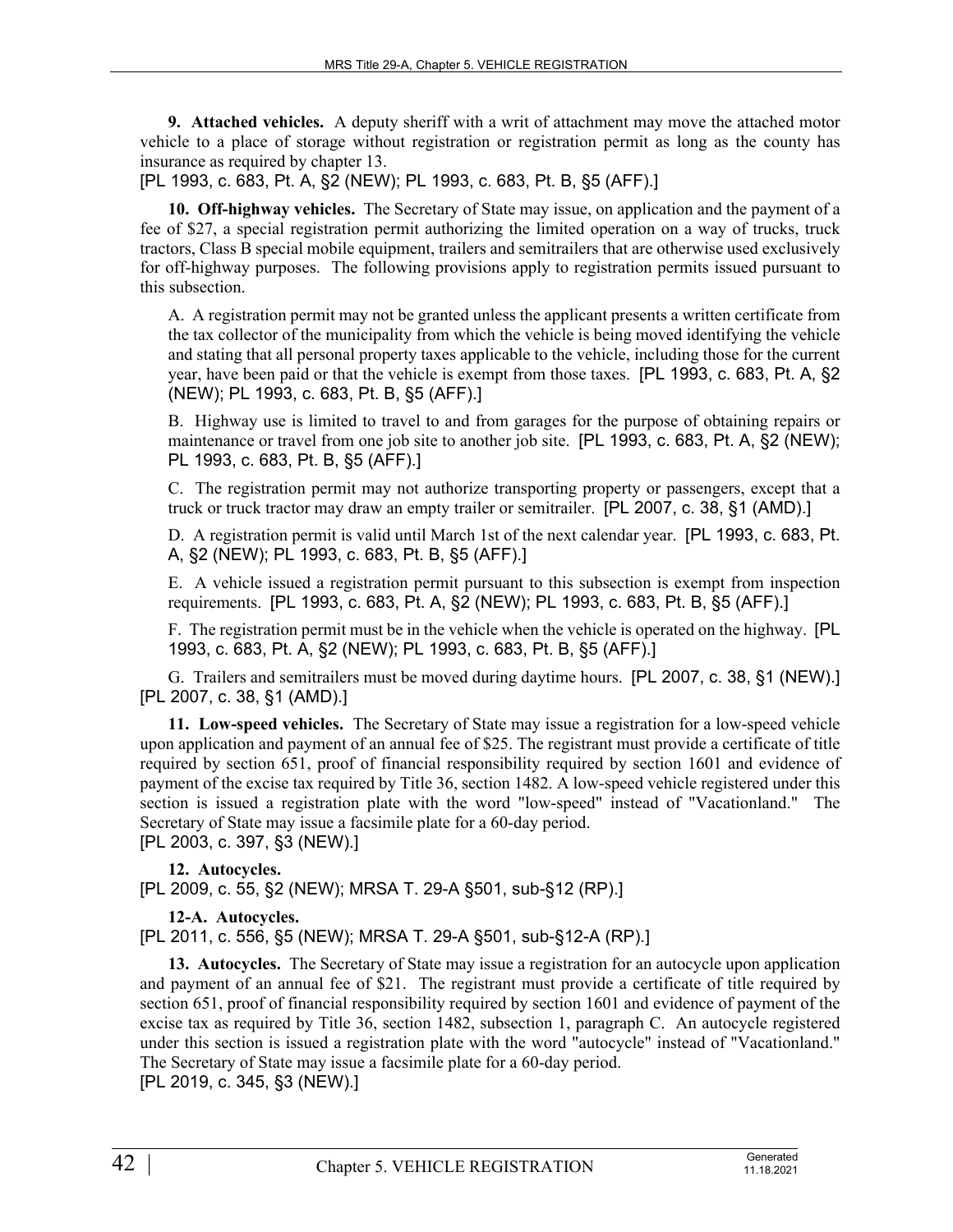**9. Attached vehicles.** A deputy sheriff with a writ of attachment may move the attached motor vehicle to a place of storage without registration or registration permit as long as the county has insurance as required by chapter 13.

[PL 1993, c. 683, Pt. A, §2 (NEW); PL 1993, c. 683, Pt. B, §5 (AFF).]

**10. Off-highway vehicles.** The Secretary of State may issue, on application and the payment of a fee of $27, a special registration permit authorizing the limited operation on a way of trucks, truck tractors, Class B special mobile equipment, trailers and semitrailers that are otherwise used exclusively for off-highway purposes. The following provisions apply to registration permits issued pursuant to this subsection.

A. A registration permit may not be granted unless the applicant presents a written certificate from the tax collector of the municipality from which the vehicle is being moved identifying the vehicle and stating that all personal property taxes applicable to the vehicle, including those for the current year, have been paid or that the vehicle is exempt from those taxes. [PL 1993, c. 683, Pt. A, §2 (NEW); PL 1993, c. 683, Pt. B, §5 (AFF).]

B. Highway use is limited to travel to and from garages for the purpose of obtaining repairs or maintenance or travel from one job site to another job site. [PL 1993, c. 683, Pt. A, §2 (NEW); PL 1993, c. 683, Pt. B, §5 (AFF).]

C. The registration permit may not authorize transporting property or passengers, except that a truck or truck tractor may draw an empty trailer or semitrailer. [PL 2007, c. 38, §1 (AMD).]

D. A registration permit is valid until March 1st of the next calendar year. [PL 1993, c. 683, Pt. A, §2 (NEW); PL 1993, c. 683, Pt. B, §5 (AFF).]

E. A vehicle issued a registration permit pursuant to this subsection is exempt from inspection requirements. [PL 1993, c. 683, Pt. A, §2 (NEW); PL 1993, c. 683, Pt. B, §5 (AFF).]

F. The registration permit must be in the vehicle when the vehicle is operated on the highway. [PL 1993, c. 683, Pt. A, §2 (NEW); PL 1993, c. 683, Pt. B, §5 (AFF).]

G. Trailers and semitrailers must be moved during daytime hours. [PL 2007, c. 38, §1 (NEW).]

[PL 2007, c. 38, §1 (AMD).]

**11. Low-speed vehicles.** The Secretary of State may issue a registration for a low-speed vehicle upon application and payment of an annual fee of $25. The registrant must provide a certificate of title required by section 651, proof of financial responsibility required by section 1601 and evidence of payment of the excise tax required by Title 36, section 1482. A low-speed vehicle registered under this section is issued a registration plate with the word "low-speed" instead of "Vacationland." The Secretary of State may issue a facsimile plate for a 60-day period.

[PL 2003, c. 397, §3 (NEW).]

**12. Autocycles.**

[PL 2009, c. 55, §2 (NEW); MRSA T. 29-A §501, sub-§12 (RP).]

**12-A. Autocycles.**

[PL 2011, c. 556, §5 (NEW); MRSA T. 29-A §501, sub-§12-A (RP).]

**13. Autocycles.** The Secretary of State may issue a registration for an autocycle upon application and payment of an annual fee of $21. The registrant must provide a certificate of title required by section 651, proof of financial responsibility required by section 1601 and evidence of payment of the excise tax as required by Title 36, section 1482, subsection 1, paragraph C. An autocycle registered under this section is issued a registration plate with the word "autocycle" instead of "Vacationland." The Secretary of State may issue a facsimile plate for a 60-day period.

[PL 2019, c. 345, §3 (NEW).]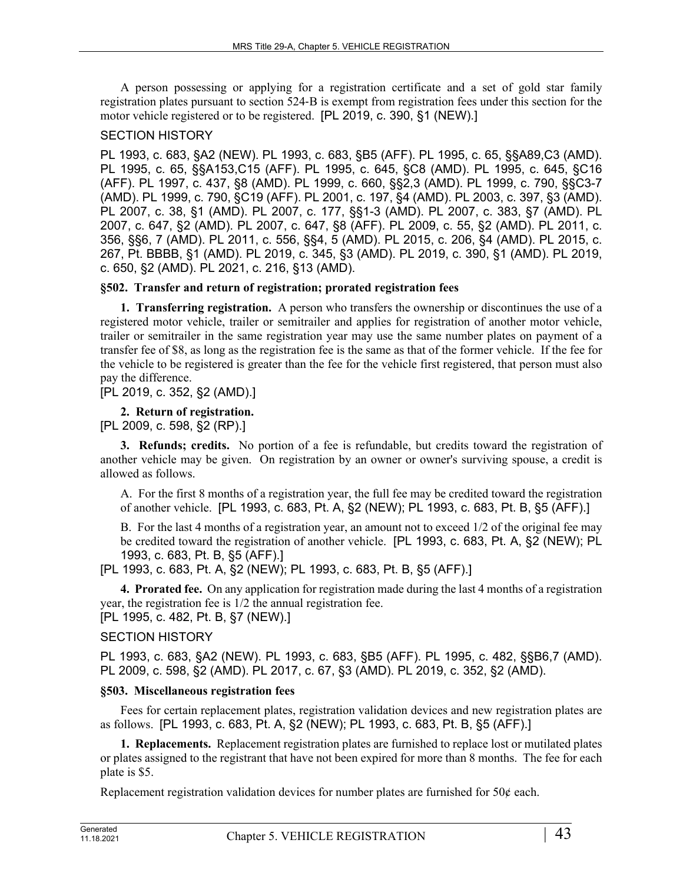A person possessing or applying for a registration certificate and a set of gold star family registration plates pursuant to section 524-B is exempt from registration fees under this section for the motor vehicle registered or to be registered. [PL 2019, c. 390, §1 (NEW).]

SECTION HISTORY

PL 1993, c. 683, §A2 (NEW). PL 1993, c. 683, §B5 (AFF). PL 1995, c. 65, §§A89,C3 (AMD). PL 1995, c. 65, §§A153,C15 (AFF). PL 1995, c. 645, §C8 (AMD). PL 1995, c. 645, §C16 (AFF). PL 1997, c. 437, §8 (AMD). PL 1999, c. 660, §§2,3 (AMD). PL 1999, c. 790, §§C3-7 (AMD). PL 1999, c. 790, §C19 (AFF). PL 2001, c. 197, §4 (AMD). PL 2003, c. 397, §3 (AMD). PL 2007, c. 38, §1 (AMD). PL 2007, c. 177, §§1-3 (AMD). PL 2007, c. 383, §7 (AMD). PL 2007, c. 647, §2 (AMD). PL 2007, c. 647, §8 (AFF). PL 2009, c. 55, §2 (AMD). PL 2011, c. 356, §§6, 7 (AMD). PL 2011, c. 556, §§4, 5 (AMD). PL 2015, c. 206, §4 (AMD). PL 2015, c. 267, Pt. BBBB, §1 (AMD). PL 2019, c. 345, §3 (AMD). PL 2019, c. 390, §1 (AMD). PL 2019, c. 650, §2 (AMD). PL 2021, c. 216, §13 (AMD).

**§502. Transfer and return of registration; prorated registration fees**

**1. Transferring registration.** A person who transfers the ownership or discontinues the use of a registered motor vehicle, trailer or semitrailer and applies for registration of another motor vehicle, trailer or semitrailer in the same registration year may use the same number plates on payment of a transfer fee of $8, as long as the registration fee is the same as that of the former vehicle. If the fee for the vehicle to be registered is greater than the fee for the vehicle first registered, that person must also pay the difference.
[PL 2019, c. 352, §2 (AMD).]

**2. Return of registration.**
[PL 2009, c. 598, §2 (RP).]

**3. Refunds; credits.** No portion of a fee is refundable, but credits toward the registration of another vehicle may be given. On registration by an owner or owner's surviving spouse, a credit is allowed as follows.

A. For the first 8 months of a registration year, the full fee may be credited toward the registration of another vehicle. [PL 1993, c. 683, Pt. A, §2 (NEW); PL 1993, c. 683, Pt. B, §5 (AFF).]

B. For the last 4 months of a registration year, an amount not to exceed 1/2 of the original fee may be credited toward the registration of another vehicle. [PL 1993, c. 683, Pt. A, §2 (NEW); PL 1993, c. 683, Pt. B, §5 (AFF).]

[PL 1993, c. 683, Pt. A, §2 (NEW); PL 1993, c. 683, Pt. B, §5 (AFF).]

**4. Prorated fee.** On any application for registration made during the last 4 months of a registration year, the registration fee is 1/2 the annual registration fee.
[PL 1995, c. 482, Pt. B, §7 (NEW).]

SECTION HISTORY

PL 1993, c. 683, §A2 (NEW). PL 1993, c. 683, §B5 (AFF). PL 1995, c. 482, §§B6,7 (AMD). PL 2009, c. 598, §2 (AMD). PL 2017, c. 67, §3 (AMD). PL 2019, c. 352, §2 (AMD).

**§503. Miscellaneous registration fees**

Fees for certain replacement plates, registration validation devices and new registration plates are as follows. [PL 1993, c. 683, Pt. A, §2 (NEW); PL 1993, c. 683, Pt. B, §5 (AFF).]

**1. Replacements.** Replacement registration plates are furnished to replace lost or mutilated plates or plates assigned to the registrant that have not been expired for more than 8 months. The fee for each plate is $5.

Replacement registration validation devices for number plates are furnished for 50¢ each.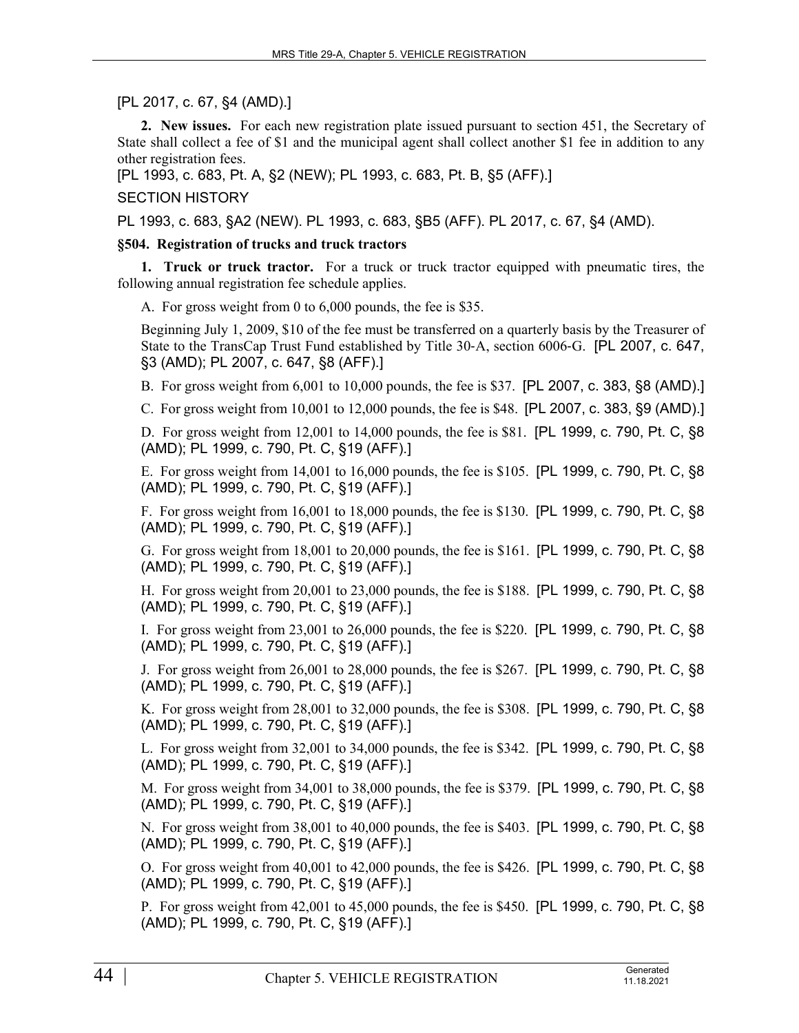[PL 2017, c. 67, §4 (AMD).]

**2. New issues.** For each new registration plate issued pursuant to section 451, the Secretary of State shall collect a fee of $1 and the municipal agent shall collect another $1 fee in addition to any other registration fees.
[PL 1993, c. 683, Pt. A, §2 (NEW); PL 1993, c. 683, Pt. B, §5 (AFF).]

SECTION HISTORY

PL 1993, c. 683, §A2 (NEW). PL 1993, c. 683, §B5 (AFF). PL 2017, c. 67, §4 (AMD).

**§504. Registration of trucks and truck tractors**

**1. Truck or truck tractor.** For a truck or truck tractor equipped with pneumatic tires, the following annual registration fee schedule applies.

A. For gross weight from 0 to 6,000 pounds, the fee is $35.

Beginning July 1, 2009, $10 of the fee must be transferred on a quarterly basis by the Treasurer of State to the TransCap Trust Fund established by Title 30-A, section 6006-G. [PL 2007, c. 647, §3 (AMD); PL 2007, c. 647, §8 (AFF).]

B. For gross weight from 6,001 to 10,000 pounds, the fee is $37. [PL 2007, c. 383, §8 (AMD).]

C. For gross weight from 10,001 to 12,000 pounds, the fee is $48. [PL 2007, c. 383, §9 (AMD).]

D. For gross weight from 12,001 to 14,000 pounds, the fee is $81. [PL 1999, c. 790, Pt. C, §8 (AMD); PL 1999, c. 790, Pt. C, §19 (AFF).]

E. For gross weight from 14,001 to 16,000 pounds, the fee is $105. [PL 1999, c. 790, Pt. C, §8 (AMD); PL 1999, c. 790, Pt. C, §19 (AFF).]

F. For gross weight from 16,001 to 18,000 pounds, the fee is $130. [PL 1999, c. 790, Pt. C, §8 (AMD); PL 1999, c. 790, Pt. C, §19 (AFF).]

G. For gross weight from 18,001 to 20,000 pounds, the fee is $161. [PL 1999, c. 790, Pt. C, §8 (AMD); PL 1999, c. 790, Pt. C, §19 (AFF).]

H. For gross weight from 20,001 to 23,000 pounds, the fee is $188. [PL 1999, c. 790, Pt. C, §8 (AMD); PL 1999, c. 790, Pt. C, §19 (AFF).]

I. For gross weight from 23,001 to 26,000 pounds, the fee is $220. [PL 1999, c. 790, Pt. C, §8 (AMD); PL 1999, c. 790, Pt. C, §19 (AFF).]

J. For gross weight from 26,001 to 28,000 pounds, the fee is $267. [PL 1999, c. 790, Pt. C, §8 (AMD); PL 1999, c. 790, Pt. C, §19 (AFF).]

K. For gross weight from 28,001 to 32,000 pounds, the fee is $308. [PL 1999, c. 790, Pt. C, §8 (AMD); PL 1999, c. 790, Pt. C, §19 (AFF).]

L. For gross weight from 32,001 to 34,000 pounds, the fee is $342. [PL 1999, c. 790, Pt. C, §8 (AMD); PL 1999, c. 790, Pt. C, §19 (AFF).]

M. For gross weight from 34,001 to 38,000 pounds, the fee is $379. [PL 1999, c. 790, Pt. C, §8 (AMD); PL 1999, c. 790, Pt. C, §19 (AFF).]

N. For gross weight from 38,001 to 40,000 pounds, the fee is $403. [PL 1999, c. 790, Pt. C, §8 (AMD); PL 1999, c. 790, Pt. C, §19 (AFF).]

O. For gross weight from 40,001 to 42,000 pounds, the fee is $426. [PL 1999, c. 790, Pt. C, §8 (AMD); PL 1999, c. 790, Pt. C, §19 (AFF).]

P. For gross weight from 42,001 to 45,000 pounds, the fee is $450. [PL 1999, c. 790, Pt. C, §8 (AMD); PL 1999, c. 790, Pt. C, §19 (AFF).]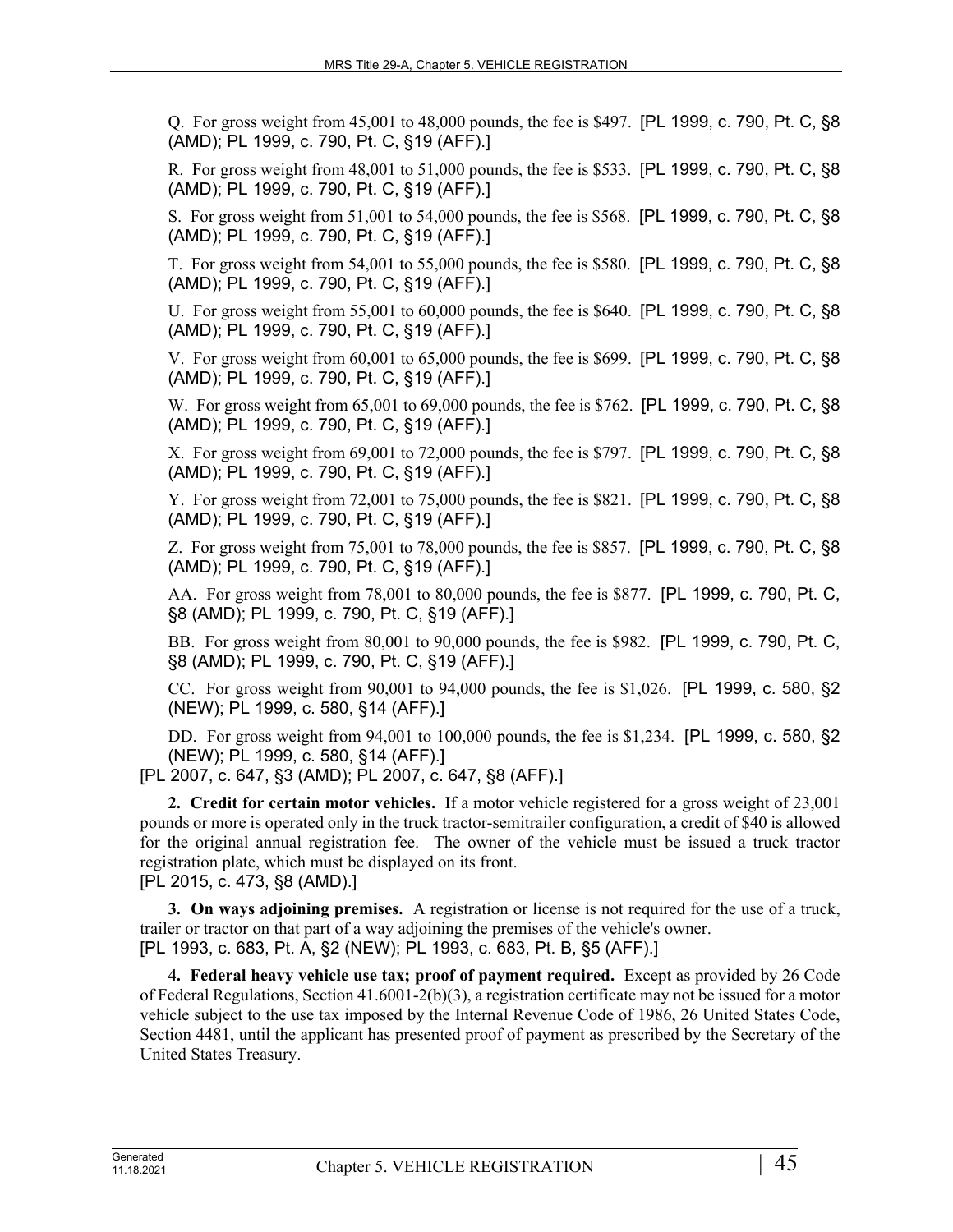Q. For gross weight from 45,001 to 48,000 pounds, the fee is $497. [PL 1999, c. 790, Pt. C, §8 (AMD); PL 1999, c. 790, Pt. C, §19 (AFF).]

R. For gross weight from 48,001 to 51,000 pounds, the fee is $533. [PL 1999, c. 790, Pt. C, §8 (AMD); PL 1999, c. 790, Pt. C, §19 (AFF).]

S. For gross weight from 51,001 to 54,000 pounds, the fee is $568. [PL 1999, c. 790, Pt. C, §8 (AMD); PL 1999, c. 790, Pt. C, §19 (AFF).]

T. For gross weight from 54,001 to 55,000 pounds, the fee is $580. [PL 1999, c. 790, Pt. C, §8 (AMD); PL 1999, c. 790, Pt. C, §19 (AFF).]

U. For gross weight from 55,001 to 60,000 pounds, the fee is $640. [PL 1999, c. 790, Pt. C, §8 (AMD); PL 1999, c. 790, Pt. C, §19 (AFF).]

V. For gross weight from 60,001 to 65,000 pounds, the fee is $699. [PL 1999, c. 790, Pt. C, §8 (AMD); PL 1999, c. 790, Pt. C, §19 (AFF).]

W. For gross weight from 65,001 to 69,000 pounds, the fee is $762. [PL 1999, c. 790, Pt. C, §8 (AMD); PL 1999, c. 790, Pt. C, §19 (AFF).]

X. For gross weight from 69,001 to 72,000 pounds, the fee is $797. [PL 1999, c. 790, Pt. C, §8 (AMD); PL 1999, c. 790, Pt. C, §19 (AFF).]

Y. For gross weight from 72,001 to 75,000 pounds, the fee is $821. [PL 1999, c. 790, Pt. C, §8 (AMD); PL 1999, c. 790, Pt. C, §19 (AFF).]

Z. For gross weight from 75,001 to 78,000 pounds, the fee is $857. [PL 1999, c. 790, Pt. C, §8 (AMD); PL 1999, c. 790, Pt. C, §19 (AFF).]

AA. For gross weight from 78,001 to 80,000 pounds, the fee is $877. [PL 1999, c. 790, Pt. C, §8 (AMD); PL 1999, c. 790, Pt. C, §19 (AFF).]

BB. For gross weight from 80,001 to 90,000 pounds, the fee is $982. [PL 1999, c. 790, Pt. C, §8 (AMD); PL 1999, c. 790, Pt. C, §19 (AFF).]

CC. For gross weight from 90,001 to 94,000 pounds, the fee is $1,026. [PL 1999, c. 580, §2 (NEW); PL 1999, c. 580, §14 (AFF).]

DD. For gross weight from 94,001 to 100,000 pounds, the fee is $1,234. [PL 1999, c. 580, §2 (NEW); PL 1999, c. 580, §14 (AFF).]

[PL 2007, c. 647, §3 (AMD); PL 2007, c. 647, §8 (AFF).]

**2. Credit for certain motor vehicles.** If a motor vehicle registered for a gross weight of 23,001 pounds or more is operated only in the truck tractor-semitrailer configuration, a credit of $40 is allowed for the original annual registration fee. The owner of the vehicle must be issued a truck tractor registration plate, which must be displayed on its front.

[PL 2015, c. 473, §8 (AMD).]

**3. On ways adjoining premises.** A registration or license is not required for the use of a truck, trailer or tractor on that part of a way adjoining the premises of the vehicle's owner.

[PL 1993, c. 683, Pt. A, §2 (NEW); PL 1993, c. 683, Pt. B, §5 (AFF).]

**4. Federal heavy vehicle use tax; proof of payment required.** Except as provided by 26 Code of Federal Regulations, Section 41.6001-2(b)(3), a registration certificate may not be issued for a motor vehicle subject to the use tax imposed by the Internal Revenue Code of 1986, 26 United States Code, Section 4481, until the applicant has presented proof of payment as prescribed by the Secretary of the United States Treasury.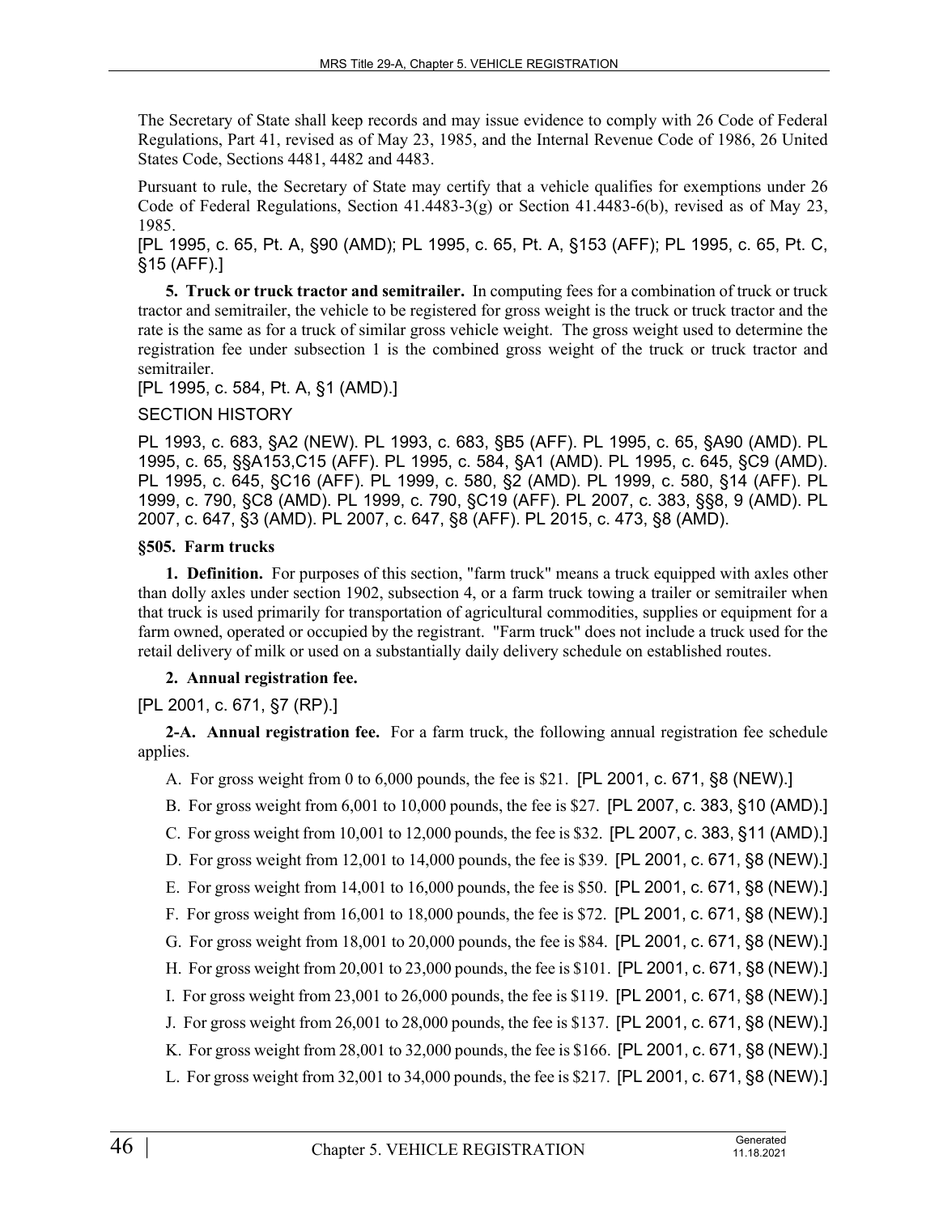The Secretary of State shall keep records and may issue evidence to comply with 26 Code of Federal Regulations, Part 41, revised as of May 23, 1985, and the Internal Revenue Code of 1986, 26 United States Code, Sections 4481, 4482 and 4483.

Pursuant to rule, the Secretary of State may certify that a vehicle qualifies for exemptions under 26 Code of Federal Regulations, Section 41.4483-3(g) or Section 41.4483-6(b), revised as of May 23, 1985.

[PL 1995, c. 65, Pt. A, §90 (AMD); PL 1995, c. 65, Pt. A, §153 (AFF); PL 1995, c. 65, Pt. C, §15 (AFF).]

**5. Truck or truck tractor and semitrailer.** In computing fees for a combination of truck or truck tractor and semitrailer, the vehicle to be registered for gross weight is the truck or truck tractor and the rate is the same as for a truck of similar gross vehicle weight. The gross weight used to determine the registration fee under subsection 1 is the combined gross weight of the truck or truck tractor and semitrailer.

[PL 1995, c. 584, Pt. A, §1 (AMD).]

SECTION HISTORY

PL 1993, c. 683, §A2 (NEW). PL 1993, c. 683, §B5 (AFF). PL 1995, c. 65, §A90 (AMD). PL 1995, c. 65, §§A153,C15 (AFF). PL 1995, c. 584, §A1 (AMD). PL 1995, c. 645, §C9 (AMD). PL 1995, c. 645, §C16 (AFF). PL 1999, c. 580, §2 (AMD). PL 1999, c. 580, §14 (AFF). PL 1999, c. 790, §C8 (AMD). PL 1999, c. 790, §C19 (AFF). PL 2007, c. 383, §§8, 9 (AMD). PL 2007, c. 647, §3 (AMD). PL 2007, c. 647, §8 (AFF). PL 2015, c. 473, §8 (AMD).

### §505. Farm trucks

**1. Definition.** For purposes of this section, "farm truck" means a truck equipped with axles other than dolly axles under section 1902, subsection 4, or a farm truck towing a trailer or semitrailer when that truck is used primarily for transportation of agricultural commodities, supplies or equipment for a farm owned, operated or occupied by the registrant. "Farm truck" does not include a truck used for the retail delivery of milk or used on a substantially daily delivery schedule on established routes.

**2. Annual registration fee.**

[PL 2001, c. 671, §7 (RP).]

**2-A. Annual registration fee.** For a farm truck, the following annual registration fee schedule applies.

A. For gross weight from 0 to 6,000 pounds, the fee is $21. [PL 2001, c. 671, §8 (NEW).]

B. For gross weight from 6,001 to 10,000 pounds, the fee is $27. [PL 2007, c. 383, §10 (AMD).]

C. For gross weight from 10,001 to 12,000 pounds, the fee is $32. [PL 2007, c. 383, §11 (AMD).]

D. For gross weight from 12,001 to 14,000 pounds, the fee is $39. [PL 2001, c. 671, §8 (NEW).]

E. For gross weight from 14,001 to 16,000 pounds, the fee is $50. [PL 2001, c. 671, §8 (NEW).]

F. For gross weight from 16,001 to 18,000 pounds, the fee is $72. [PL 2001, c. 671, §8 (NEW).]

G. For gross weight from 18,001 to 20,000 pounds, the fee is $84. [PL 2001, c. 671, §8 (NEW).]

H. For gross weight from 20,001 to 23,000 pounds, the fee is $101. [PL 2001, c. 671, §8 (NEW).]

I. For gross weight from 23,001 to 26,000 pounds, the fee is $119. [PL 2001, c. 671, §8 (NEW).]

J. For gross weight from 26,001 to 28,000 pounds, the fee is $137. [PL 2001, c. 671, §8 (NEW).]

K. For gross weight from 28,001 to 32,000 pounds, the fee is $166. [PL 2001, c. 671, §8 (NEW).]

L. For gross weight from 32,001 to 34,000 pounds, the fee is $217. [PL 2001, c. 671, §8 (NEW).]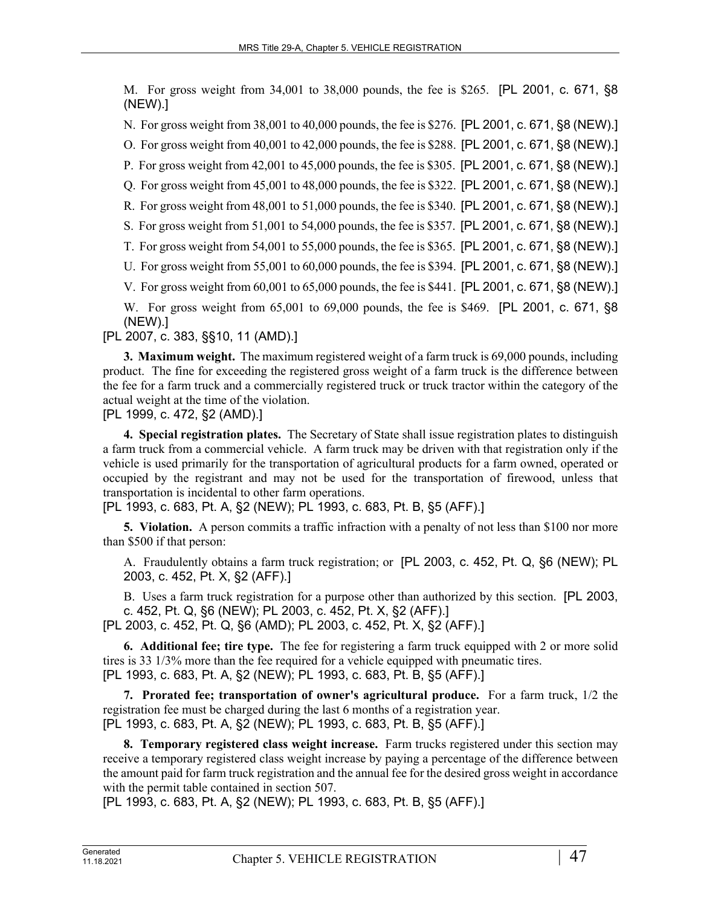M. For gross weight from 34,001 to 38,000 pounds, the fee is $265. [PL 2001, c. 671, §8 (NEW).]

N. For gross weight from 38,001 to 40,000 pounds, the fee is $276. [PL 2001, c. 671, §8 (NEW).]

O. For gross weight from 40,001 to 42,000 pounds, the fee is $288. [PL 2001, c. 671, §8 (NEW).]

P. For gross weight from 42,001 to 45,000 pounds, the fee is $305. [PL 2001, c. 671, §8 (NEW).]

Q. For gross weight from 45,001 to 48,000 pounds, the fee is $322. [PL 2001, c. 671, §8 (NEW).]

R. For gross weight from 48,001 to 51,000 pounds, the fee is $340. [PL 2001, c. 671, §8 (NEW).]

S. For gross weight from 51,001 to 54,000 pounds, the fee is $357. [PL 2001, c. 671, §8 (NEW).]

T. For gross weight from 54,001 to 55,000 pounds, the fee is $365. [PL 2001, c. 671, §8 (NEW).]

U. For gross weight from 55,001 to 60,000 pounds, the fee is $394. [PL 2001, c. 671, §8 (NEW).]

V. For gross weight from 60,001 to 65,000 pounds, the fee is $441. [PL 2001, c. 671, §8 (NEW).]

W. For gross weight from 65,001 to 69,000 pounds, the fee is $469. [PL 2001, c. 671, §8 (NEW).]

[PL 2007, c. 383, §§10, 11 (AMD).]

**3. Maximum weight.** The maximum registered weight of a farm truck is 69,000 pounds, including product. The fine for exceeding the registered gross weight of a farm truck is the difference between the fee for a farm truck and a commercially registered truck or truck tractor within the category of the actual weight at the time of the violation.

[PL 1999, c. 472, §2 (AMD).]

**4. Special registration plates.** The Secretary of State shall issue registration plates to distinguish a farm truck from a commercial vehicle. A farm truck may be driven with that registration only if the vehicle is used primarily for the transportation of agricultural products for a farm owned, operated or occupied by the registrant and may not be used for the transportation of firewood, unless that transportation is incidental to other farm operations.

[PL 1993, c. 683, Pt. A, §2 (NEW); PL 1993, c. 683, Pt. B, §5 (AFF).]

**5. Violation.** A person commits a traffic infraction with a penalty of not less than $100 nor more than $500 if that person:

A. Fraudulently obtains a farm truck registration; or [PL 2003, c. 452, Pt. Q, §6 (NEW); PL 2003, c. 452, Pt. X, §2 (AFF).]

B. Uses a farm truck registration for a purpose other than authorized by this section. [PL 2003, c. 452, Pt. Q, §6 (NEW); PL 2003, c. 452, Pt. X, §2 (AFF).]

[PL 2003, c. 452, Pt. Q, §6 (AMD); PL 2003, c. 452, Pt. X, §2 (AFF).]

**6. Additional fee; tire type.** The fee for registering a farm truck equipped with 2 or more solid tires is 33 1/3% more than the fee required for a vehicle equipped with pneumatic tires.

[PL 1993, c. 683, Pt. A, §2 (NEW); PL 1993, c. 683, Pt. B, §5 (AFF).]

**7. Prorated fee; transportation of owner's agricultural produce.** For a farm truck, 1/2 the registration fee must be charged during the last 6 months of a registration year.

[PL 1993, c. 683, Pt. A, §2 (NEW); PL 1993, c. 683, Pt. B, §5 (AFF).]

**8. Temporary registered class weight increase.** Farm trucks registered under this section may receive a temporary registered class weight increase by paying a percentage of the difference between the amount paid for farm truck registration and the annual fee for the desired gross weight in accordance with the permit table contained in section 507.

[PL 1993, c. 683, Pt. A, §2 (NEW); PL 1993, c. 683, Pt. B, §5 (AFF).]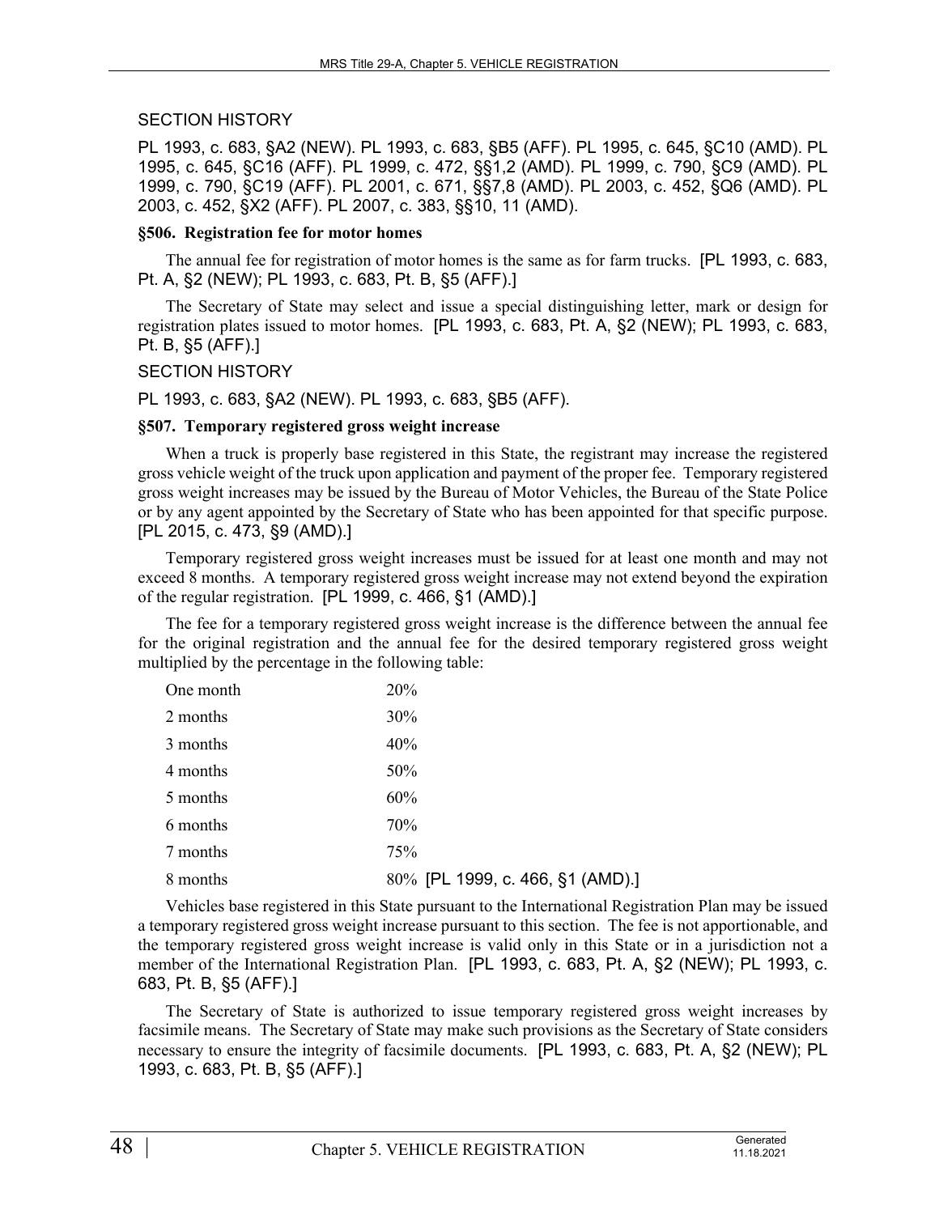SECTION HISTORY

PL 1993, c. 683, §A2 (NEW). PL 1993, c. 683, §B5 (AFF). PL 1995, c. 645, §C10 (AMD). PL 1995, c. 645, §C16 (AFF). PL 1999, c. 472, §§1,2 (AMD). PL 1999, c. 790, §C9 (AMD). PL 1999, c. 790, §C19 (AFF). PL 2001, c. 671, §§7,8 (AMD). PL 2003, c. 452, §Q6 (AMD). PL 2003, c. 452, §X2 (AFF). PL 2007, c. 383, §§10, 11 (AMD).

**§506. Registration fee for motor homes**

The annual fee for registration of motor homes is the same as for farm trucks. [PL 1993, c. 683, Pt. A, §2 (NEW); PL 1993, c. 683, Pt. B, §5 (AFF).]

The Secretary of State may select and issue a special distinguishing letter, mark or design for registration plates issued to motor homes. [PL 1993, c. 683, Pt. A, §2 (NEW); PL 1993, c. 683, Pt. B, §5 (AFF).]

SECTION HISTORY

PL 1993, c. 683, §A2 (NEW). PL 1993, c. 683, §B5 (AFF).

**§507. Temporary registered gross weight increase**

When a truck is properly base registered in this State, the registrant may increase the registered gross vehicle weight of the truck upon application and payment of the proper fee. Temporary registered gross weight increases may be issued by the Bureau of Motor Vehicles, the Bureau of the State Police or by any agent appointed by the Secretary of State who has been appointed for that specific purpose. [PL 2015, c. 473, §9 (AMD).]

Temporary registered gross weight increases must be issued for at least one month and may not exceed 8 months. A temporary registered gross weight increase may not extend beyond the expiration of the regular registration. [PL 1999, c. 466, §1 (AMD).]

The fee for a temporary registered gross weight increase is the difference between the annual fee for the original registration and the annual fee for the desired temporary registered gross weight multiplied by the percentage in the following table:

| | |
|---|---|
| One month | 20% |
| 2 months | 30% |
| 3 months | 40% |
| 4 months | 50% |
| 5 months | 60% |
| 6 months | 70% |
| 7 months | 75% |
| 8 months | 80% [PL 1999, c. 466, §1 (AMD).] |

Vehicles base registered in this State pursuant to the International Registration Plan may be issued a temporary registered gross weight increase pursuant to this section. The fee is not apportionable, and the temporary registered gross weight increase is valid only in this State or in a jurisdiction not a member of the International Registration Plan. [PL 1993, c. 683, Pt. A, §2 (NEW); PL 1993, c. 683, Pt. B, §5 (AFF).]

The Secretary of State is authorized to issue temporary registered gross weight increases by facsimile means. The Secretary of State may make such provisions as the Secretary of State considers necessary to ensure the integrity of facsimile documents. [PL 1993, c. 683, Pt. A, §2 (NEW); PL 1993, c. 683, Pt. B, §5 (AFF).]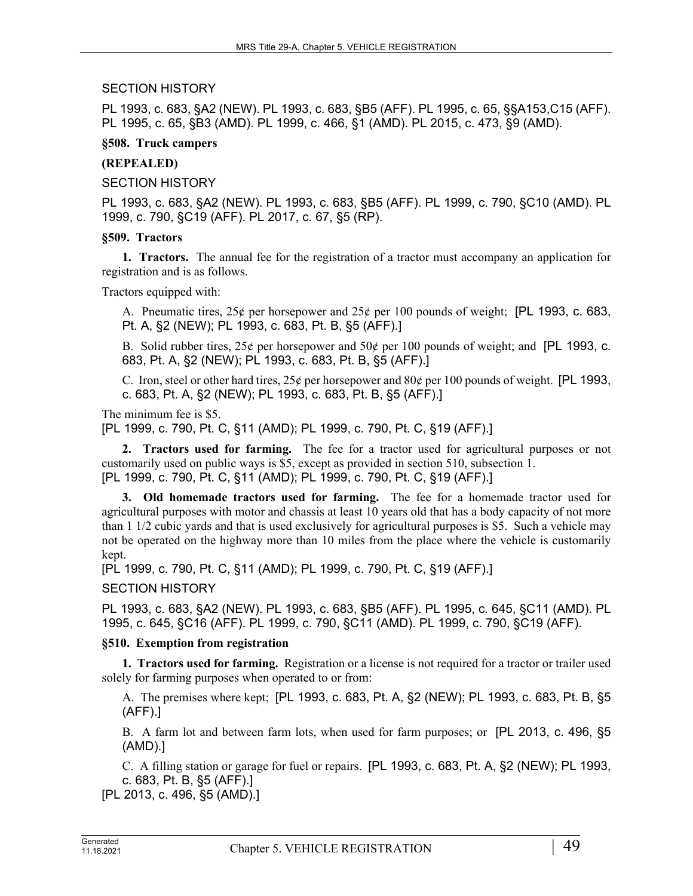SECTION HISTORY

PL 1993, c. 683, §A2 (NEW). PL 1993, c. 683, §B5 (AFF). PL 1995, c. 65, §§A153,C15 (AFF). PL 1995, c. 65, §B3 (AMD). PL 1999, c. 466, §1 (AMD). PL 2015, c. 473, §9 (AMD).

**§508. Truck campers**

**(REPEALED)**

SECTION HISTORY

PL 1993, c. 683, §A2 (NEW). PL 1993, c. 683, §B5 (AFF). PL 1999, c. 790, §C10 (AMD). PL 1999, c. 790, §C19 (AFF). PL 2017, c. 67, §5 (RP).

**§509. Tractors**

**1. Tractors.** The annual fee for the registration of a tractor must accompany an application for registration and is as follows.

Tractors equipped with:

A. Pneumatic tires, 25¢ per horsepower and 25¢ per 100 pounds of weight; [PL 1993, c. 683, Pt. A, §2 (NEW); PL 1993, c. 683, Pt. B, §5 (AFF).]

B. Solid rubber tires, 25¢ per horsepower and 50¢ per 100 pounds of weight; and [PL 1993, c. 683, Pt. A, §2 (NEW); PL 1993, c. 683, Pt. B, §5 (AFF).]

C. Iron, steel or other hard tires, 25¢ per horsepower and 80¢ per 100 pounds of weight. [PL 1993, c. 683, Pt. A, §2 (NEW); PL 1993, c. 683, Pt. B, §5 (AFF).]

The minimum fee is $5.
[PL 1999, c. 790, Pt. C, §11 (AMD); PL 1999, c. 790, Pt. C, §19 (AFF).]

**2. Tractors used for farming.** The fee for a tractor used for agricultural purposes or not customarily used on public ways is $5, except as provided in section 510, subsection 1.
[PL 1999, c. 790, Pt. C, §11 (AMD); PL 1999, c. 790, Pt. C, §19 (AFF).]

**3. Old homemade tractors used for farming.** The fee for a homemade tractor used for agricultural purposes with motor and chassis at least 10 years old that has a body capacity of not more than 1 1/2 cubic yards and that is used exclusively for agricultural purposes is $5. Such a vehicle may not be operated on the highway more than 10 miles from the place where the vehicle is customarily kept.
[PL 1999, c. 790, Pt. C, §11 (AMD); PL 1999, c. 790, Pt. C, §19 (AFF).]

SECTION HISTORY

PL 1993, c. 683, §A2 (NEW). PL 1993, c. 683, §B5 (AFF). PL 1995, c. 645, §C11 (AMD). PL 1995, c. 645, §C16 (AFF). PL 1999, c. 790, §C11 (AMD). PL 1999, c. 790, §C19 (AFF).

**§510. Exemption from registration**

**1. Tractors used for farming.** Registration or a license is not required for a tractor or trailer used solely for farming purposes when operated to or from:

A. The premises where kept; [PL 1993, c. 683, Pt. A, §2 (NEW); PL 1993, c. 683, Pt. B, §5 (AFF).]

B. A farm lot and between farm lots, when used for farm purposes; or [PL 2013, c. 496, §5 (AMD).]

C. A filling station or garage for fuel or repairs. [PL 1993, c. 683, Pt. A, §2 (NEW); PL 1993, c. 683, Pt. B, §5 (AFF).]
[PL 2013, c. 496, §5 (AMD).]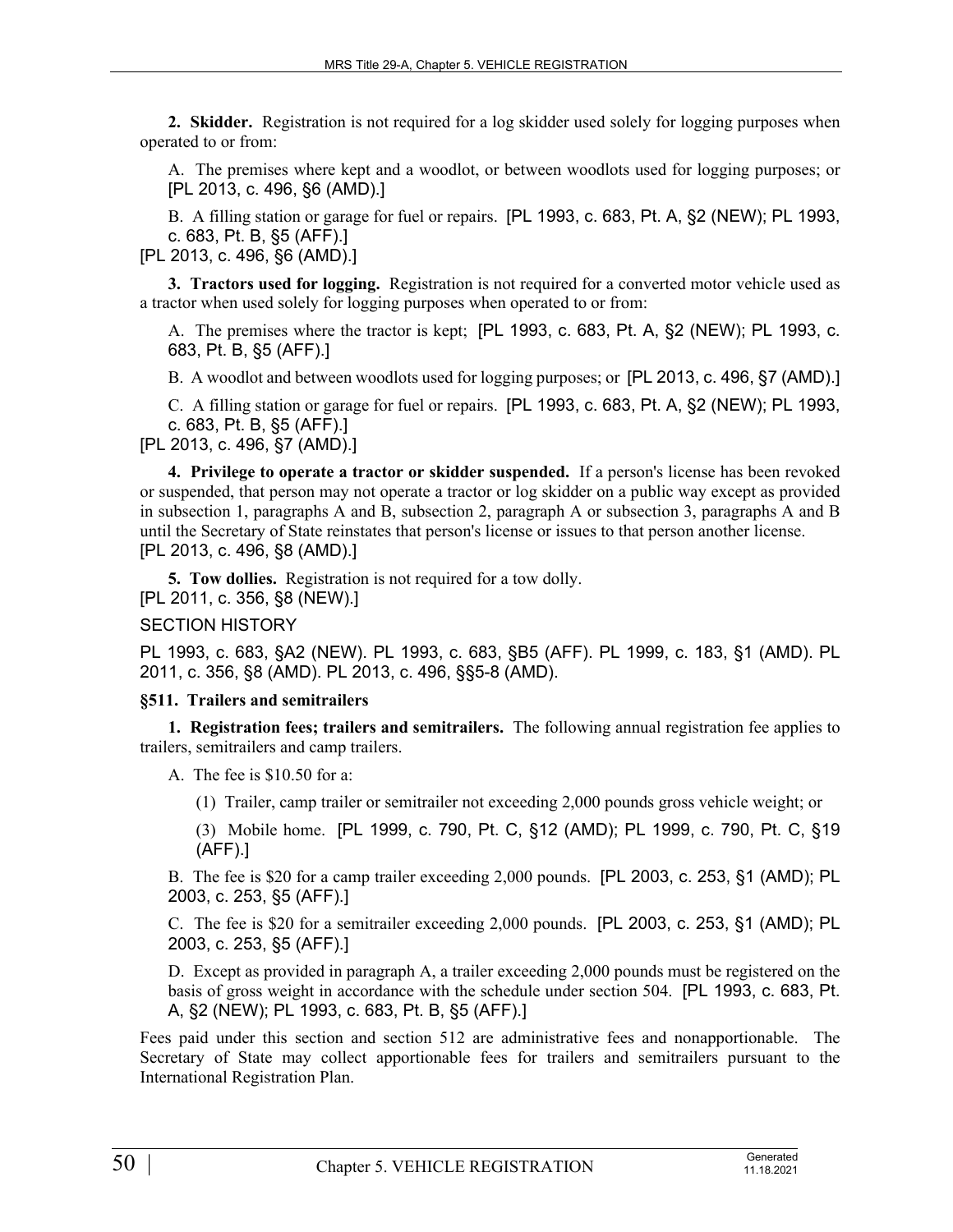**2. Skidder.** Registration is not required for a log skidder used solely for logging purposes when operated to or from:

A. The premises where kept and a woodlot, or between woodlots used for logging purposes; or [PL 2013, c. 496, §6 (AMD).]

B. A filling station or garage for fuel or repairs. [PL 1993, c. 683, Pt. A, §2 (NEW); PL 1993, c. 683, Pt. B, §5 (AFF).]

[PL 2013, c. 496, §6 (AMD).]

**3. Tractors used for logging.** Registration is not required for a converted motor vehicle used as a tractor when used solely for logging purposes when operated to or from:

A. The premises where the tractor is kept; [PL 1993, c. 683, Pt. A, §2 (NEW); PL 1993, c. 683, Pt. B, §5 (AFF).]

B. A woodlot and between woodlots used for logging purposes; or [PL 2013, c. 496, §7 (AMD).]

C. A filling station or garage for fuel or repairs. [PL 1993, c. 683, Pt. A, §2 (NEW); PL 1993, c. 683, Pt. B, §5 (AFF).]

[PL 2013, c. 496, §7 (AMD).]

**4. Privilege to operate a tractor or skidder suspended.** If a person's license has been revoked or suspended, that person may not operate a tractor or log skidder on a public way except as provided in subsection 1, paragraphs A and B, subsection 2, paragraph A or subsection 3, paragraphs A and B until the Secretary of State reinstates that person's license or issues to that person another license.
[PL 2013, c. 496, §8 (AMD).]

**5. Tow dollies.** Registration is not required for a tow dolly.
[PL 2011, c. 356, §8 (NEW).]

SECTION HISTORY

PL 1993, c. 683, §A2 (NEW). PL 1993, c. 683, §B5 (AFF). PL 1999, c. 183, §1 (AMD). PL 2011, c. 356, §8 (AMD). PL 2013, c. 496, §§5-8 (AMD).

### §511. Trailers and semitrailers

**1. Registration fees; trailers and semitrailers.** The following annual registration fee applies to trailers, semitrailers and camp trailers.

A. The fee is $10.50 for a:

(1) Trailer, camp trailer or semitrailer not exceeding 2,000 pounds gross vehicle weight; or

(3) Mobile home. [PL 1999, c. 790, Pt. C, §12 (AMD); PL 1999, c. 790, Pt. C, §19 (AFF).]

B. The fee is $20 for a camp trailer exceeding 2,000 pounds. [PL 2003, c. 253, §1 (AMD); PL 2003, c. 253, §5 (AFF).]

C. The fee is $20 for a semitrailer exceeding 2,000 pounds. [PL 2003, c. 253, §1 (AMD); PL 2003, c. 253, §5 (AFF).]

D. Except as provided in paragraph A, a trailer exceeding 2,000 pounds must be registered on the basis of gross weight in accordance with the schedule under section 504. [PL 1993, c. 683, Pt. A, §2 (NEW); PL 1993, c. 683, Pt. B, §5 (AFF).]

Fees paid under this section and section 512 are administrative fees and nonapportionable. The Secretary of State may collect apportionable fees for trailers and semitrailers pursuant to the International Registration Plan.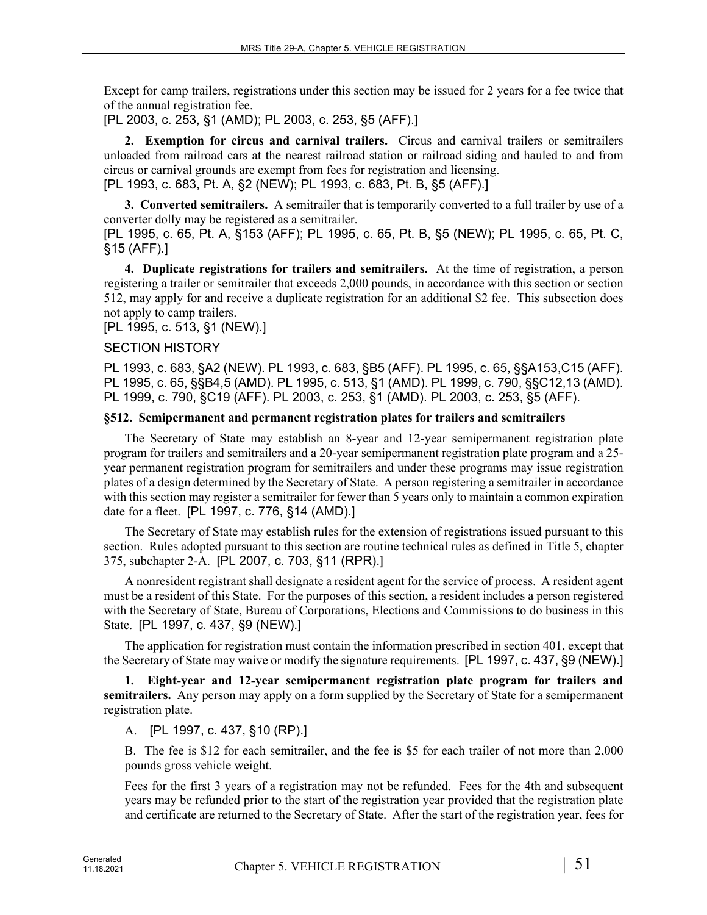Except for camp trailers, registrations under this section may be issued for 2 years for a fee twice that of the annual registration fee.

[PL 2003, c. 253, §1 (AMD); PL 2003, c. 253, §5 (AFF).]

**2. Exemption for circus and carnival trailers.** Circus and carnival trailers or semitrailers unloaded from railroad cars at the nearest railroad station or railroad siding and hauled to and from circus or carnival grounds are exempt from fees for registration and licensing.

[PL 1993, c. 683, Pt. A, §2 (NEW); PL 1993, c. 683, Pt. B, §5 (AFF).]

**3. Converted semitrailers.** A semitrailer that is temporarily converted to a full trailer by use of a converter dolly may be registered as a semitrailer.

[PL 1995, c. 65, Pt. A, §153 (AFF); PL 1995, c. 65, Pt. B, §5 (NEW); PL 1995, c. 65, Pt. C, §15 (AFF).]

**4. Duplicate registrations for trailers and semitrailers.** At the time of registration, a person registering a trailer or semitrailer that exceeds 2,000 pounds, in accordance with this section or section 512, may apply for and receive a duplicate registration for an additional $2 fee. This subsection does not apply to camp trailers.

[PL 1995, c. 513, §1 (NEW).]

SECTION HISTORY

PL 1993, c. 683, §A2 (NEW). PL 1993, c. 683, §B5 (AFF). PL 1995, c. 65, §§A153,C15 (AFF). PL 1995, c. 65, §§B4,5 (AMD). PL 1995, c. 513, §1 (AMD). PL 1999, c. 790, §§C12,13 (AMD). PL 1999, c. 790, §C19 (AFF). PL 2003, c. 253, §1 (AMD). PL 2003, c. 253, §5 (AFF).

### §512. Semipermanent and permanent registration plates for trailers and semitrailers

The Secretary of State may establish an 8-year and 12-year semipermanent registration plate program for trailers and semitrailers and a 20-year semipermanent registration plate program and a 25-year permanent registration program for semitrailers and under these programs may issue registration plates of a design determined by the Secretary of State. A person registering a semitrailer in accordance with this section may register a semitrailer for fewer than 5 years only to maintain a common expiration date for a fleet. [PL 1997, c. 776, §14 (AMD).]

The Secretary of State may establish rules for the extension of registrations issued pursuant to this section. Rules adopted pursuant to this section are routine technical rules as defined in Title 5, chapter 375, subchapter 2-A. [PL 2007, c. 703, §11 (RPR).]

A nonresident registrant shall designate a resident agent for the service of process. A resident agent must be a resident of this State. For the purposes of this section, a resident includes a person registered with the Secretary of State, Bureau of Corporations, Elections and Commissions to do business in this State. [PL 1997, c. 437, §9 (NEW).]

The application for registration must contain the information prescribed in section 401, except that the Secretary of State may waive or modify the signature requirements. [PL 1997, c. 437, §9 (NEW).]

**1. Eight-year and 12-year semipermanent registration plate program for trailers and semitrailers.** Any person may apply on a form supplied by the Secretary of State for a semipermanent registration plate.

A. [PL 1997, c. 437, §10 (RP).]

B. The fee is $12 for each semitrailer, and the fee is $5 for each trailer of not more than 2,000 pounds gross vehicle weight.

Fees for the first 3 years of a registration may not be refunded. Fees for the 4th and subsequent years may be refunded prior to the start of the registration year provided that the registration plate and certificate are returned to the Secretary of State. After the start of the registration year, fees for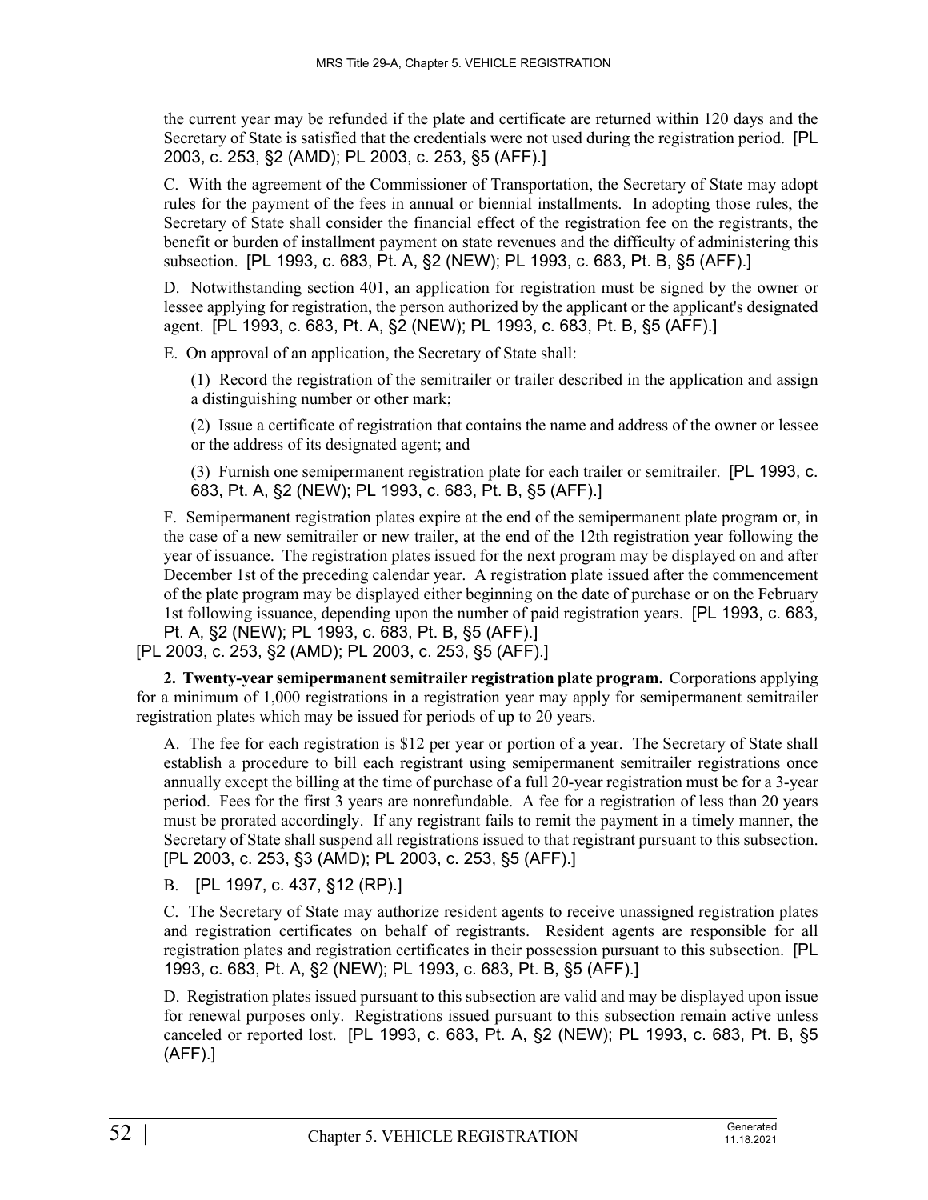the current year may be refunded if the plate and certificate are returned within 120 days and the Secretary of State is satisfied that the credentials were not used during the registration period. [PL 2003, c. 253, §2 (AMD); PL 2003, c. 253, §5 (AFF).]

C. With the agreement of the Commissioner of Transportation, the Secretary of State may adopt rules for the payment of the fees in annual or biennial installments. In adopting those rules, the Secretary of State shall consider the financial effect of the registration fee on the registrants, the benefit or burden of installment payment on state revenues and the difficulty of administering this subsection. [PL 1993, c. 683, Pt. A, §2 (NEW); PL 1993, c. 683, Pt. B, §5 (AFF).]

D. Notwithstanding section 401, an application for registration must be signed by the owner or lessee applying for registration, the person authorized by the applicant or the applicant's designated agent. [PL 1993, c. 683, Pt. A, §2 (NEW); PL 1993, c. 683, Pt. B, §5 (AFF).]

E. On approval of an application, the Secretary of State shall:

(1) Record the registration of the semitrailer or trailer described in the application and assign a distinguishing number or other mark;

(2) Issue a certificate of registration that contains the name and address of the owner or lessee or the address of its designated agent; and

(3) Furnish one semipermanent registration plate for each trailer or semitrailer. [PL 1993, c. 683, Pt. A, §2 (NEW); PL 1993, c. 683, Pt. B, §5 (AFF).]

F. Semipermanent registration plates expire at the end of the semipermanent plate program or, in the case of a new semitrailer or new trailer, at the end of the 12th registration year following the year of issuance. The registration plates issued for the next program may be displayed on and after December 1st of the preceding calendar year. A registration plate issued after the commencement of the plate program may be displayed either beginning on the date of purchase or on the February 1st following issuance, depending upon the number of paid registration years. [PL 1993, c. 683, Pt. A, §2 (NEW); PL 1993, c. 683, Pt. B, §5 (AFF).]

[PL 2003, c. 253, §2 (AMD); PL 2003, c. 253, §5 (AFF).]

**2. Twenty-year semipermanent semitrailer registration plate program.** Corporations applying for a minimum of 1,000 registrations in a registration year may apply for semipermanent semitrailer registration plates which may be issued for periods of up to 20 years.

A. The fee for each registration is $12 per year or portion of a year. The Secretary of State shall establish a procedure to bill each registrant using semipermanent semitrailer registrations once annually except the billing at the time of purchase of a full 20-year registration must be for a 3-year period. Fees for the first 3 years are nonrefundable. A fee for a registration of less than 20 years must be prorated accordingly. If any registrant fails to remit the payment in a timely manner, the Secretary of State shall suspend all registrations issued to that registrant pursuant to this subsection. [PL 2003, c. 253, §3 (AMD); PL 2003, c. 253, §5 (AFF).]

B. [PL 1997, c. 437, §12 (RP).]

C. The Secretary of State may authorize resident agents to receive unassigned registration plates and registration certificates on behalf of registrants. Resident agents are responsible for all registration plates and registration certificates in their possession pursuant to this subsection. [PL 1993, c. 683, Pt. A, §2 (NEW); PL 1993, c. 683, Pt. B, §5 (AFF).]

D. Registration plates issued pursuant to this subsection are valid and may be displayed upon issue for renewal purposes only. Registrations issued pursuant to this subsection remain active unless canceled or reported lost. [PL 1993, c. 683, Pt. A, §2 (NEW); PL 1993, c. 683, Pt. B, §5 (AFF).]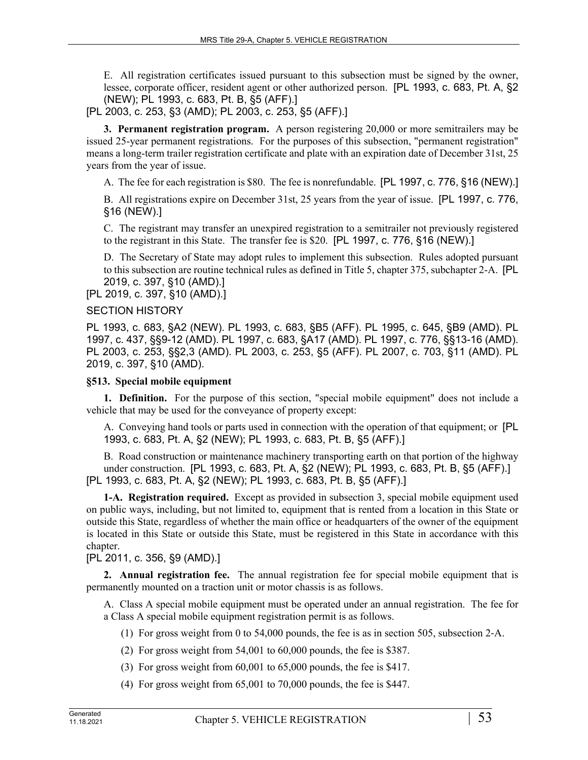E. All registration certificates issued pursuant to this subsection must be signed by the owner, lessee, corporate officer, resident agent or other authorized person. [PL 1993, c. 683, Pt. A, §2 (NEW); PL 1993, c. 683, Pt. B, §5 (AFF).]

[PL 2003, c. 253, §3 (AMD); PL 2003, c. 253, §5 (AFF).]

**3. Permanent registration program.** A person registering 20,000 or more semitrailers may be issued 25-year permanent registrations. For the purposes of this subsection, "permanent registration" means a long-term trailer registration certificate and plate with an expiration date of December 31st, 25 years from the year of issue.

A. The fee for each registration is $80. The fee is nonrefundable. [PL 1997, c. 776, §16 (NEW).]

B. All registrations expire on December 31st, 25 years from the year of issue. [PL 1997, c. 776, §16 (NEW).]

C. The registrant may transfer an unexpired registration to a semitrailer not previously registered to the registrant in this State. The transfer fee is $20. [PL 1997, c. 776, §16 (NEW).]

D. The Secretary of State may adopt rules to implement this subsection. Rules adopted pursuant to this subsection are routine technical rules as defined in Title 5, chapter 375, subchapter 2-A. [PL 2019, c. 397, §10 (AMD).]

[PL 2019, c. 397, §10 (AMD).]

SECTION HISTORY

PL 1993, c. 683, §A2 (NEW). PL 1993, c. 683, §B5 (AFF). PL 1995, c. 645, §B9 (AMD). PL 1997, c. 437, §§9-12 (AMD). PL 1997, c. 683, §A17 (AMD). PL 1997, c. 776, §§13-16 (AMD). PL 2003, c. 253, §§2,3 (AMD). PL 2003, c. 253, §5 (AFF). PL 2007, c. 703, §11 (AMD). PL 2019, c. 397, §10 (AMD).

### §513. Special mobile equipment

**1. Definition.** For the purpose of this section, "special mobile equipment" does not include a vehicle that may be used for the conveyance of property except:

A. Conveying hand tools or parts used in connection with the operation of that equipment; or [PL 1993, c. 683, Pt. A, §2 (NEW); PL 1993, c. 683, Pt. B, §5 (AFF).]

B. Road construction or maintenance machinery transporting earth on that portion of the highway under construction. [PL 1993, c. 683, Pt. A, §2 (NEW); PL 1993, c. 683, Pt. B, §5 (AFF).]

[PL 1993, c. 683, Pt. A, §2 (NEW); PL 1993, c. 683, Pt. B, §5 (AFF).]

**1-A. Registration required.** Except as provided in subsection 3, special mobile equipment used on public ways, including, but not limited to, equipment that is rented from a location in this State or outside this State, regardless of whether the main office or headquarters of the owner of the equipment is located in this State or outside this State, must be registered in this State in accordance with this chapter.

[PL 2011, c. 356, §9 (AMD).]

**2. Annual registration fee.** The annual registration fee for special mobile equipment that is permanently mounted on a traction unit or motor chassis is as follows.

A. Class A special mobile equipment must be operated under an annual registration. The fee for a Class A special mobile equipment registration permit is as follows.

(1) For gross weight from 0 to 54,000 pounds, the fee is as in section 505, subsection 2-A.

(2) For gross weight from 54,001 to 60,000 pounds, the fee is $387.

(3) For gross weight from 60,001 to 65,000 pounds, the fee is $417.

(4) For gross weight from 65,001 to 70,000 pounds, the fee is $447.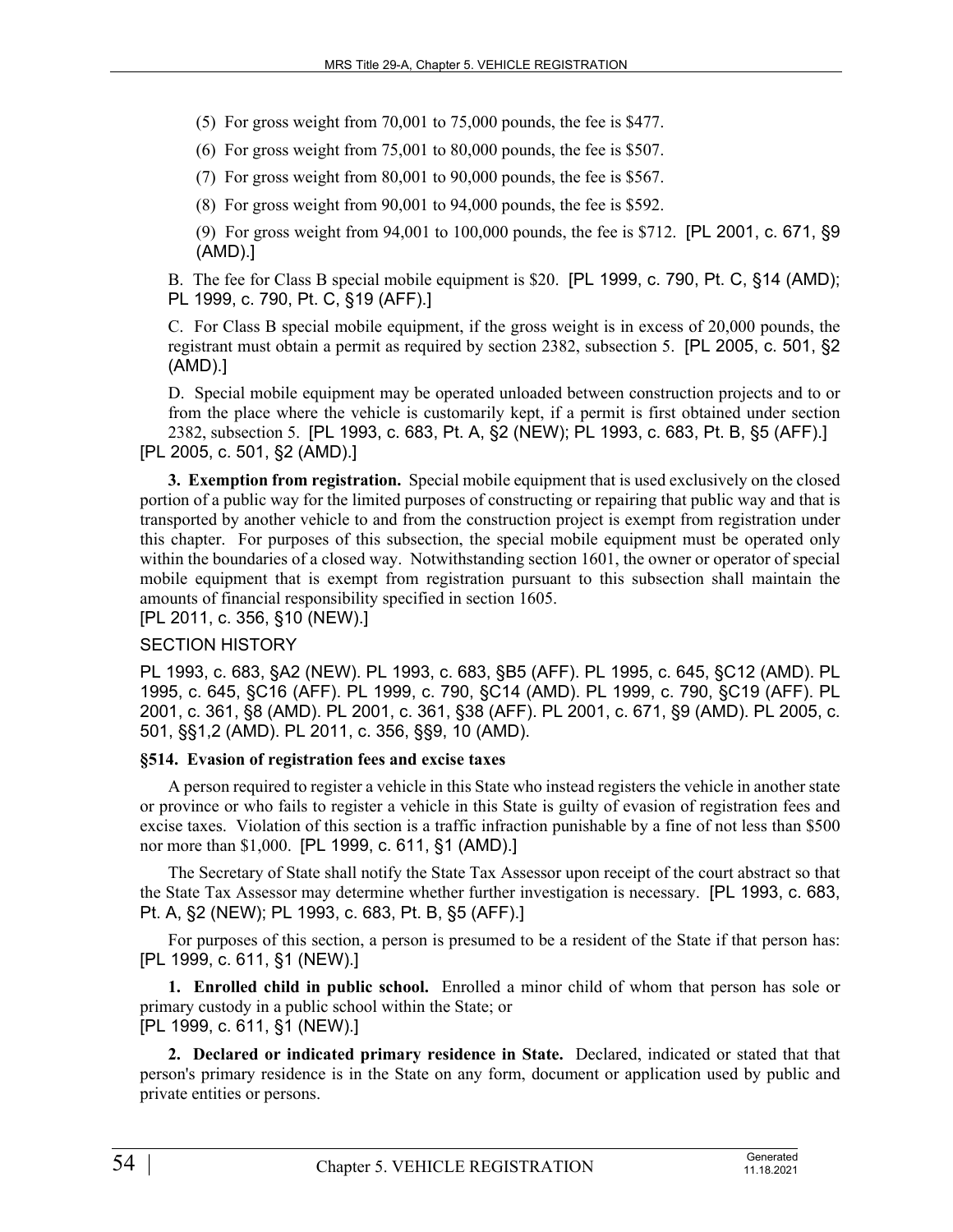(5) For gross weight from 70,001 to 75,000 pounds, the fee is $477.

(6) For gross weight from 75,001 to 80,000 pounds, the fee is $507.

(7) For gross weight from 80,001 to 90,000 pounds, the fee is $567.

(8) For gross weight from 90,001 to 94,000 pounds, the fee is $592.

(9) For gross weight from 94,001 to 100,000 pounds, the fee is $712. [PL 2001, c. 671, §9 (AMD).]

B. The fee for Class B special mobile equipment is $20. [PL 1999, c. 790, Pt. C, §14 (AMD); PL 1999, c. 790, Pt. C, §19 (AFF).]

C. For Class B special mobile equipment, if the gross weight is in excess of 20,000 pounds, the registrant must obtain a permit as required by section 2382, subsection 5. [PL 2005, c. 501, §2 (AMD).]

D. Special mobile equipment may be operated unloaded between construction projects and to or from the place where the vehicle is customarily kept, if a permit is first obtained under section 2382, subsection 5. [PL 1993, c. 683, Pt. A, §2 (NEW); PL 1993, c. 683, Pt. B, §5 (AFF).]

[PL 2005, c. 501, §2 (AMD).]

**3. Exemption from registration.** Special mobile equipment that is used exclusively on the closed portion of a public way for the limited purposes of constructing or repairing that public way and that is transported by another vehicle to and from the construction project is exempt from registration under this chapter. For purposes of this subsection, the special mobile equipment must be operated only within the boundaries of a closed way. Notwithstanding section 1601, the owner or operator of special mobile equipment that is exempt from registration pursuant to this subsection shall maintain the amounts of financial responsibility specified in section 1605.

[PL 2011, c. 356, §10 (NEW).]

SECTION HISTORY

PL 1993, c. 683, §A2 (NEW). PL 1993, c. 683, §B5 (AFF). PL 1995, c. 645, §C12 (AMD). PL 1995, c. 645, §C16 (AFF). PL 1999, c. 790, §C14 (AMD). PL 1999, c. 790, §C19 (AFF). PL 2001, c. 361, §8 (AMD). PL 2001, c. 361, §38 (AFF). PL 2001, c. 671, §9 (AMD). PL 2005, c. 501, §§1,2 (AMD). PL 2011, c. 356, §§9, 10 (AMD).

### §514. Evasion of registration fees and excise taxes

A person required to register a vehicle in this State who instead registers the vehicle in another state or province or who fails to register a vehicle in this State is guilty of evasion of registration fees and excise taxes. Violation of this section is a traffic infraction punishable by a fine of not less than $500 nor more than $1,000. [PL 1999, c. 611, §1 (AMD).]

The Secretary of State shall notify the State Tax Assessor upon receipt of the court abstract so that the State Tax Assessor may determine whether further investigation is necessary. [PL 1993, c. 683, Pt. A, §2 (NEW); PL 1993, c. 683, Pt. B, §5 (AFF).]

For purposes of this section, a person is presumed to be a resident of the State if that person has: [PL 1999, c. 611, §1 (NEW).]

**1. Enrolled child in public school.** Enrolled a minor child of whom that person has sole or primary custody in a public school within the State; or

[PL 1999, c. 611, §1 (NEW).]

**2. Declared or indicated primary residence in State.** Declared, indicated or stated that that person's primary residence is in the State on any form, document or application used by public and private entities or persons.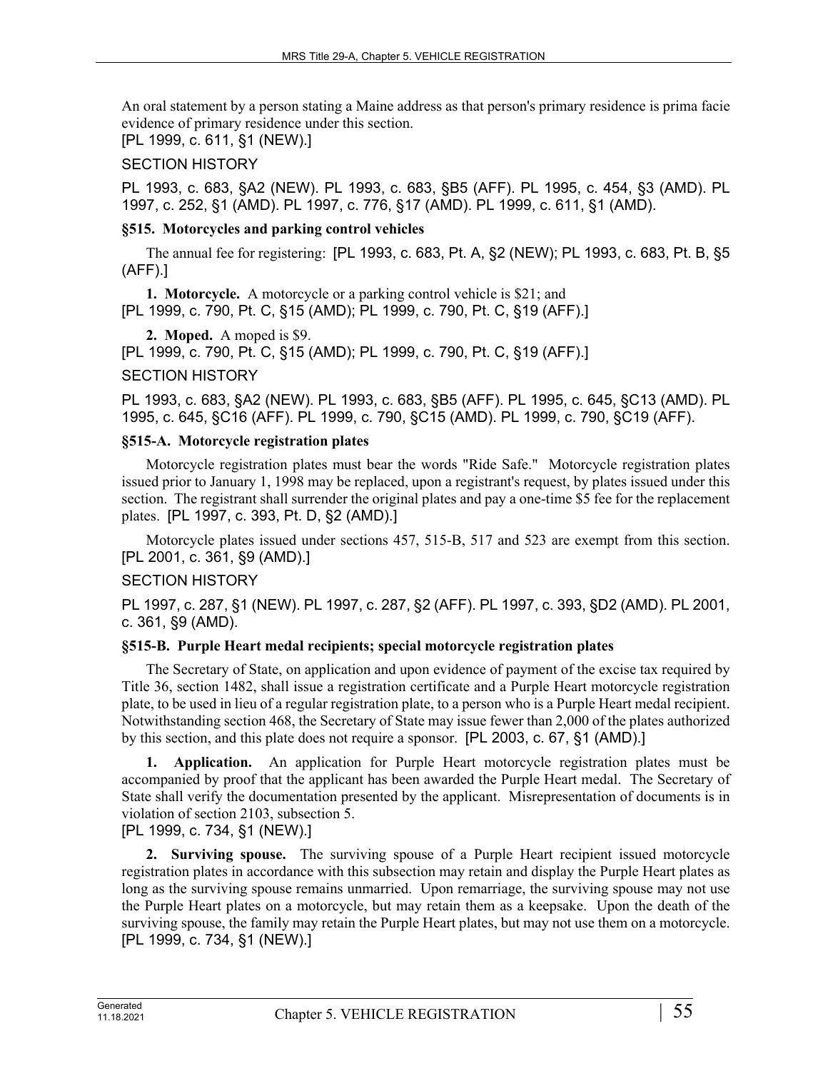An oral statement by a person stating a Maine address as that person's primary residence is prima facie evidence of primary residence under this section.
[PL 1999, c. 611, §1 (NEW).]

SECTION HISTORY

PL 1993, c. 683, §A2 (NEW). PL 1993, c. 683, §B5 (AFF). PL 1995, c. 454, §3 (AMD). PL 1997, c. 252, §1 (AMD). PL 1997, c. 776, §17 (AMD). PL 1999, c. 611, §1 (AMD).

### §515. Motorcycles and parking control vehicles

The annual fee for registering: [PL 1993, c. 683, Pt. A, §2 (NEW); PL 1993, c. 683, Pt. B, §5 (AFF).]

**1. Motorcycle.** A motorcycle or a parking control vehicle is $21; and
[PL 1999, c. 790, Pt. C, §15 (AMD); PL 1999, c. 790, Pt. C, §19 (AFF).]

**2. Moped.** A moped is $9.
[PL 1999, c. 790, Pt. C, §15 (AMD); PL 1999, c. 790, Pt. C, §19 (AFF).]

SECTION HISTORY

PL 1993, c. 683, §A2 (NEW). PL 1993, c. 683, §B5 (AFF). PL 1995, c. 645, §C13 (AMD). PL 1995, c. 645, §C16 (AFF). PL 1999, c. 790, §C15 (AMD). PL 1999, c. 790, §C19 (AFF).

### §515-A. Motorcycle registration plates

Motorcycle registration plates must bear the words "Ride Safe." Motorcycle registration plates issued prior to January 1, 1998 may be replaced, upon a registrant's request, by plates issued under this section. The registrant shall surrender the original plates and pay a one-time $5 fee for the replacement plates. [PL 1997, c. 393, Pt. D, §2 (AMD).]

Motorcycle plates issued under sections 457, 515-B, 517 and 523 are exempt from this section. [PL 2001, c. 361, §9 (AMD).]

SECTION HISTORY

PL 1997, c. 287, §1 (NEW). PL 1997, c. 287, §2 (AFF). PL 1997, c. 393, §D2 (AMD). PL 2001, c. 361, §9 (AMD).

### §515-B. Purple Heart medal recipients; special motorcycle registration plates

The Secretary of State, on application and upon evidence of payment of the excise tax required by Title 36, section 1482, shall issue a registration certificate and a Purple Heart motorcycle registration plate, to be used in lieu of a regular registration plate, to a person who is a Purple Heart medal recipient. Notwithstanding section 468, the Secretary of State may issue fewer than 2,000 of the plates authorized by this section, and this plate does not require a sponsor. [PL 2003, c. 67, §1 (AMD).]

**1. Application.** An application for Purple Heart motorcycle registration plates must be accompanied by proof that the applicant has been awarded the Purple Heart medal. The Secretary of State shall verify the documentation presented by the applicant. Misrepresentation of documents is in violation of section 2103, subsection 5.
[PL 1999, c. 734, §1 (NEW).]

**2. Surviving spouse.** The surviving spouse of a Purple Heart recipient issued motorcycle registration plates in accordance with this subsection may retain and display the Purple Heart plates as long as the surviving spouse remains unmarried. Upon remarriage, the surviving spouse may not use the Purple Heart plates on a motorcycle, but may retain them as a keepsake. Upon the death of the surviving spouse, the family may retain the Purple Heart plates, but may not use them on a motorcycle.
[PL 1999, c. 734, §1 (NEW).]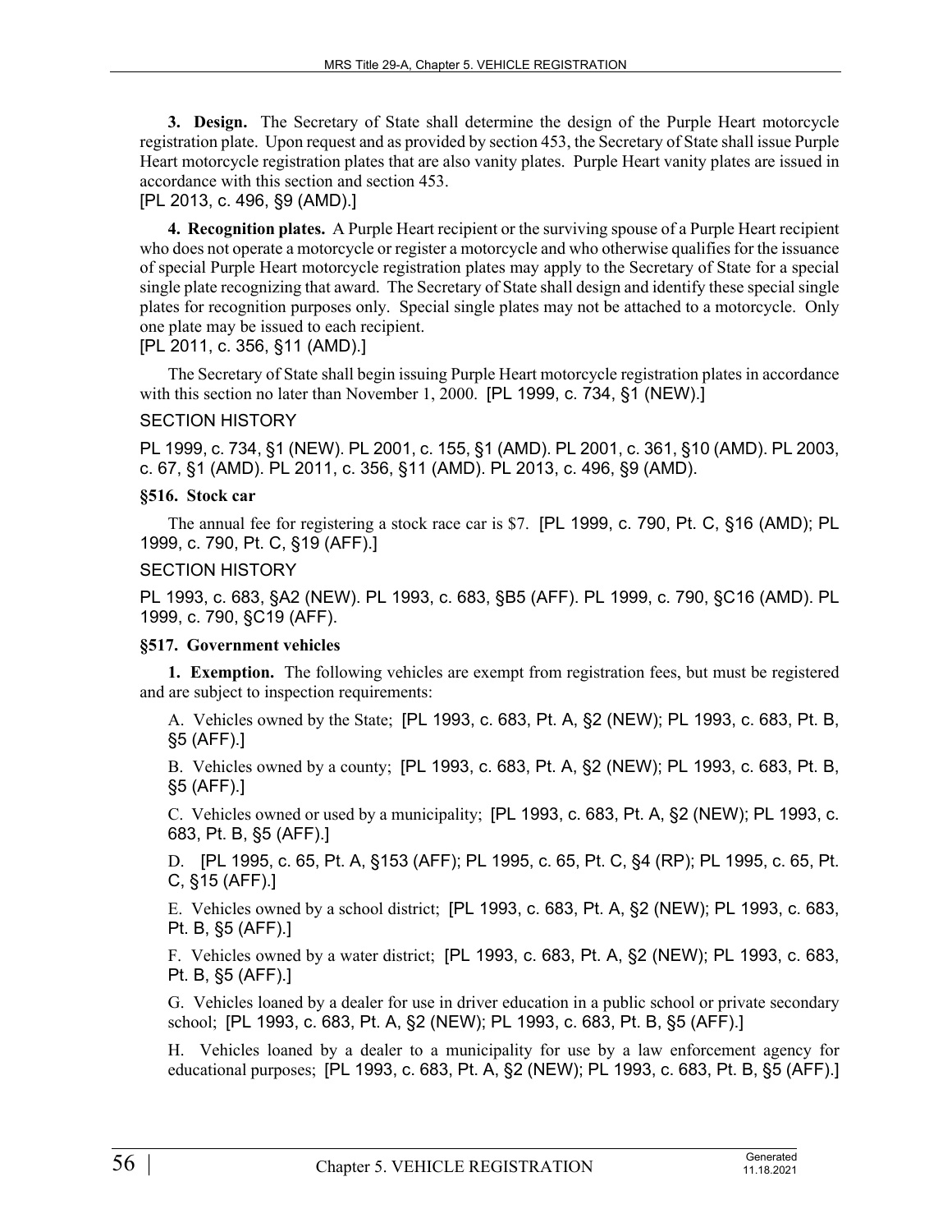**3. Design.** The Secretary of State shall determine the design of the Purple Heart motorcycle registration plate. Upon request and as provided by section 453, the Secretary of State shall issue Purple Heart motorcycle registration plates that are also vanity plates. Purple Heart vanity plates are issued in accordance with this section and section 453.

[PL 2013, c. 496, §9 (AMD).]

**4. Recognition plates.** A Purple Heart recipient or the surviving spouse of a Purple Heart recipient who does not operate a motorcycle or register a motorcycle and who otherwise qualifies for the issuance of special Purple Heart motorcycle registration plates may apply to the Secretary of State for a special single plate recognizing that award. The Secretary of State shall design and identify these special single plates for recognition purposes only. Special single plates may not be attached to a motorcycle. Only one plate may be issued to each recipient.

[PL 2011, c. 356, §11 (AMD).]

The Secretary of State shall begin issuing Purple Heart motorcycle registration plates in accordance with this section no later than November 1, 2000. [PL 1999, c. 734, §1 (NEW).]

SECTION HISTORY

PL 1999, c. 734, §1 (NEW). PL 2001, c. 155, §1 (AMD). PL 2001, c. 361, §10 (AMD). PL 2003, c. 67, §1 (AMD). PL 2011, c. 356, §11 (AMD). PL 2013, c. 496, §9 (AMD).

**§516. Stock car**

The annual fee for registering a stock race car is $7. [PL 1999, c. 790, Pt. C, §16 (AMD); PL 1999, c. 790, Pt. C, §19 (AFF).]

SECTION HISTORY

PL 1993, c. 683, §A2 (NEW). PL 1993, c. 683, §B5 (AFF). PL 1999, c. 790, §C16 (AMD). PL 1999, c. 790, §C19 (AFF).

**§517. Government vehicles**

**1. Exemption.** The following vehicles are exempt from registration fees, but must be registered and are subject to inspection requirements:

A. Vehicles owned by the State; [PL 1993, c. 683, Pt. A, §2 (NEW); PL 1993, c. 683, Pt. B, §5 (AFF).]

B. Vehicles owned by a county; [PL 1993, c. 683, Pt. A, §2 (NEW); PL 1993, c. 683, Pt. B, §5 (AFF).]

C. Vehicles owned or used by a municipality; [PL 1993, c. 683, Pt. A, §2 (NEW); PL 1993, c. 683, Pt. B, §5 (AFF).]

D. [PL 1995, c. 65, Pt. A, §153 (AFF); PL 1995, c. 65, Pt. C, §4 (RP); PL 1995, c. 65, Pt. C, §15 (AFF).]

E. Vehicles owned by a school district; [PL 1993, c. 683, Pt. A, §2 (NEW); PL 1993, c. 683, Pt. B, §5 (AFF).]

F. Vehicles owned by a water district; [PL 1993, c. 683, Pt. A, §2 (NEW); PL 1993, c. 683, Pt. B, §5 (AFF).]

G. Vehicles loaned by a dealer for use in driver education in a public school or private secondary school; [PL 1993, c. 683, Pt. A, §2 (NEW); PL 1993, c. 683, Pt. B, §5 (AFF).]

H. Vehicles loaned by a dealer to a municipality for use by a law enforcement agency for educational purposes; [PL 1993, c. 683, Pt. A, §2 (NEW); PL 1993, c. 683, Pt. B, §5 (AFF).]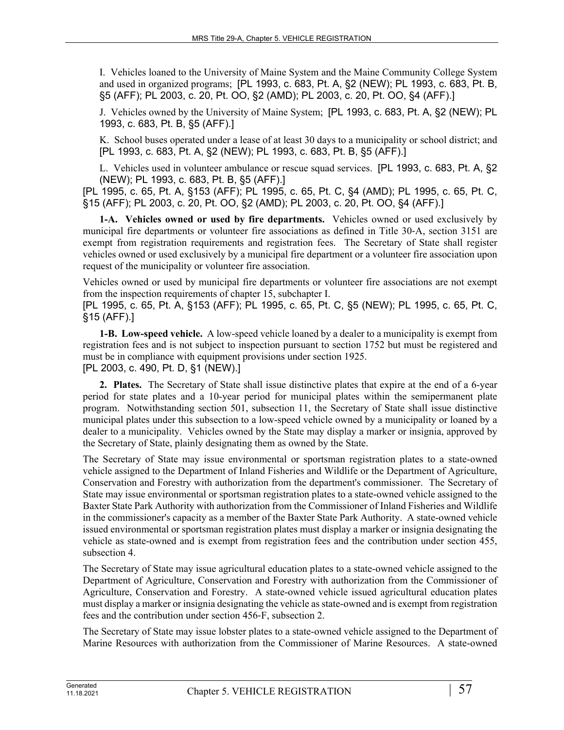I. Vehicles loaned to the University of Maine System and the Maine Community College System and used in organized programs; [PL 1993, c. 683, Pt. A, §2 (NEW); PL 1993, c. 683, Pt. B, §5 (AFF); PL 2003, c. 20, Pt. OO, §2 (AMD); PL 2003, c. 20, Pt. OO, §4 (AFF).]

J. Vehicles owned by the University of Maine System; [PL 1993, c. 683, Pt. A, §2 (NEW); PL 1993, c. 683, Pt. B, §5 (AFF).]

K. School buses operated under a lease of at least 30 days to a municipality or school district; and [PL 1993, c. 683, Pt. A, §2 (NEW); PL 1993, c. 683, Pt. B, §5 (AFF).]

L. Vehicles used in volunteer ambulance or rescue squad services. [PL 1993, c. 683, Pt. A, §2 (NEW); PL 1993, c. 683, Pt. B, §5 (AFF).]

[PL 1995, c. 65, Pt. A, §153 (AFF); PL 1995, c. 65, Pt. C, §4 (AMD); PL 1995, c. 65, Pt. C, §15 (AFF); PL 2003, c. 20, Pt. OO, §2 (AMD); PL 2003, c. 20, Pt. OO, §4 (AFF).]

**1-A. Vehicles owned or used by fire departments.** Vehicles owned or used exclusively by municipal fire departments or volunteer fire associations as defined in Title 30-A, section 3151 are exempt from registration requirements and registration fees. The Secretary of State shall register vehicles owned or used exclusively by a municipal fire department or a volunteer fire association upon request of the municipality or volunteer fire association.

Vehicles owned or used by municipal fire departments or volunteer fire associations are not exempt from the inspection requirements of chapter 15, subchapter I.

[PL 1995, c. 65, Pt. A, §153 (AFF); PL 1995, c. 65, Pt. C, §5 (NEW); PL 1995, c. 65, Pt. C, §15 (AFF).]

**1-B. Low-speed vehicle.** A low-speed vehicle loaned by a dealer to a municipality is exempt from registration fees and is not subject to inspection pursuant to section 1752 but must be registered and must be in compliance with equipment provisions under section 1925.

[PL 2003, c. 490, Pt. D, §1 (NEW).]

**2. Plates.** The Secretary of State shall issue distinctive plates that expire at the end of a 6-year period for state plates and a 10-year period for municipal plates within the semipermanent plate program. Notwithstanding section 501, subsection 11, the Secretary of State shall issue distinctive municipal plates under this subsection to a low-speed vehicle owned by a municipality or loaned by a dealer to a municipality. Vehicles owned by the State may display a marker or insignia, approved by the Secretary of State, plainly designating them as owned by the State.

The Secretary of State may issue environmental or sportsman registration plates to a state-owned vehicle assigned to the Department of Inland Fisheries and Wildlife or the Department of Agriculture, Conservation and Forestry with authorization from the department's commissioner. The Secretary of State may issue environmental or sportsman registration plates to a state-owned vehicle assigned to the Baxter State Park Authority with authorization from the Commissioner of Inland Fisheries and Wildlife in the commissioner's capacity as a member of the Baxter State Park Authority. A state-owned vehicle issued environmental or sportsman registration plates must display a marker or insignia designating the vehicle as state-owned and is exempt from registration fees and the contribution under section 455, subsection 4.

The Secretary of State may issue agricultural education plates to a state-owned vehicle assigned to the Department of Agriculture, Conservation and Forestry with authorization from the Commissioner of Agriculture, Conservation and Forestry. A state-owned vehicle issued agricultural education plates must display a marker or insignia designating the vehicle as state-owned and is exempt from registration fees and the contribution under section 456-F, subsection 2.

The Secretary of State may issue lobster plates to a state-owned vehicle assigned to the Department of Marine Resources with authorization from the Commissioner of Marine Resources. A state-owned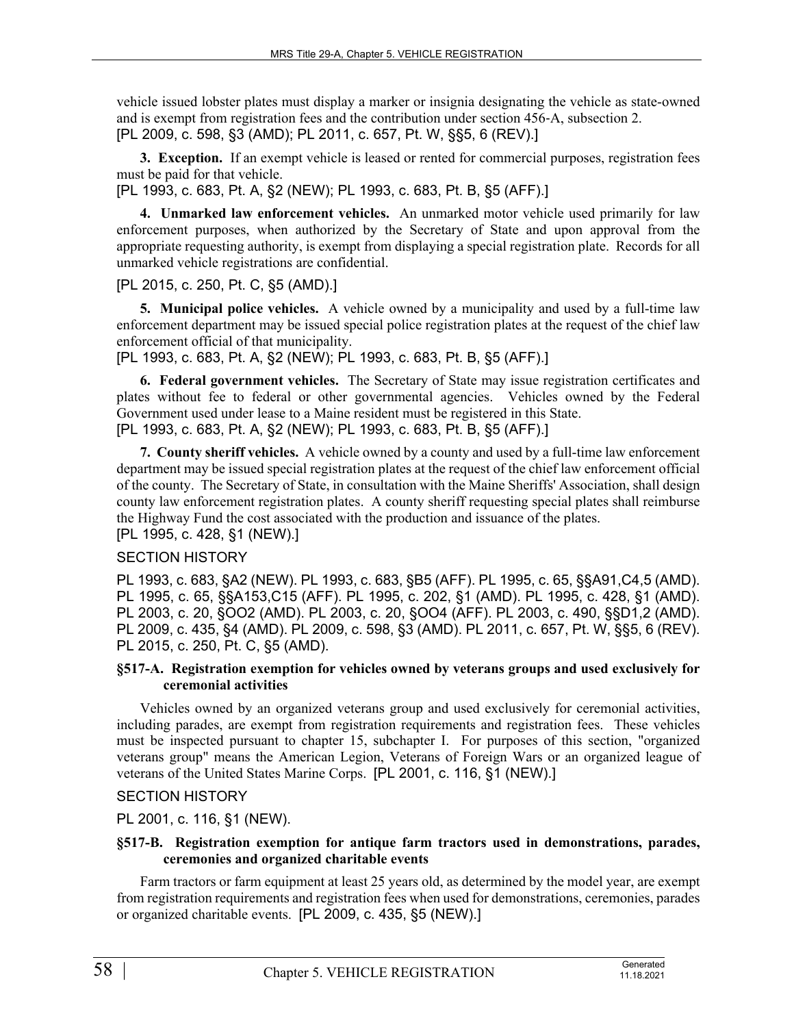vehicle issued lobster plates must display a marker or insignia designating the vehicle as state-owned and is exempt from registration fees and the contribution under section 456-A, subsection 2.
[PL 2009, c. 598, §3 (AMD); PL 2011, c. 657, Pt. W, §§5, 6 (REV).]

**3. Exception.** If an exempt vehicle is leased or rented for commercial purposes, registration fees must be paid for that vehicle.
[PL 1993, c. 683, Pt. A, §2 (NEW); PL 1993, c. 683, Pt. B, §5 (AFF).]

**4. Unmarked law enforcement vehicles.** An unmarked motor vehicle used primarily for law enforcement purposes, when authorized by the Secretary of State and upon approval from the appropriate requesting authority, is exempt from displaying a special registration plate. Records for all unmarked vehicle registrations are confidential.

[PL 2015, c. 250, Pt. C, §5 (AMD).]

**5. Municipal police vehicles.** A vehicle owned by a municipality and used by a full-time law enforcement department may be issued special police registration plates at the request of the chief law enforcement official of that municipality.
[PL 1993, c. 683, Pt. A, §2 (NEW); PL 1993, c. 683, Pt. B, §5 (AFF).]

**6. Federal government vehicles.** The Secretary of State may issue registration certificates and plates without fee to federal or other governmental agencies. Vehicles owned by the Federal Government used under lease to a Maine resident must be registered in this State.
[PL 1993, c. 683, Pt. A, §2 (NEW); PL 1993, c. 683, Pt. B, §5 (AFF).]

**7. County sheriff vehicles.** A vehicle owned by a county and used by a full-time law enforcement department may be issued special registration plates at the request of the chief law enforcement official of the county. The Secretary of State, in consultation with the Maine Sheriffs' Association, shall design county law enforcement registration plates. A county sheriff requesting special plates shall reimburse the Highway Fund the cost associated with the production and issuance of the plates.
[PL 1995, c. 428, §1 (NEW).]

SECTION HISTORY

PL 1993, c. 683, §A2 (NEW). PL 1993, c. 683, §B5 (AFF). PL 1995, c. 65, §§A91,C4,5 (AMD). PL 1995, c. 65, §§A153,C15 (AFF). PL 1995, c. 202, §1 (AMD). PL 1995, c. 428, §1 (AMD). PL 2003, c. 20, §OO2 (AMD). PL 2003, c. 20, §OO4 (AFF). PL 2003, c. 490, §§D1,2 (AMD). PL 2009, c. 435, §4 (AMD). PL 2009, c. 598, §3 (AMD). PL 2011, c. 657, Pt. W, §§5, 6 (REV). PL 2015, c. 250, Pt. C, §5 (AMD).

**§517-A. Registration exemption for vehicles owned by veterans groups and used exclusively for ceremonial activities**

Vehicles owned by an organized veterans group and used exclusively for ceremonial activities, including parades, are exempt from registration requirements and registration fees. These vehicles must be inspected pursuant to chapter 15, subchapter I. For purposes of this section, "organized veterans group" means the American Legion, Veterans of Foreign Wars or an organized league of veterans of the United States Marine Corps. [PL 2001, c. 116, §1 (NEW).]

SECTION HISTORY

PL 2001, c. 116, §1 (NEW).

**§517-B. Registration exemption for antique farm tractors used in demonstrations, parades, ceremonies and organized charitable events**

Farm tractors or farm equipment at least 25 years old, as determined by the model year, are exempt from registration requirements and registration fees when used for demonstrations, ceremonies, parades or organized charitable events. [PL 2009, c. 435, §5 (NEW).]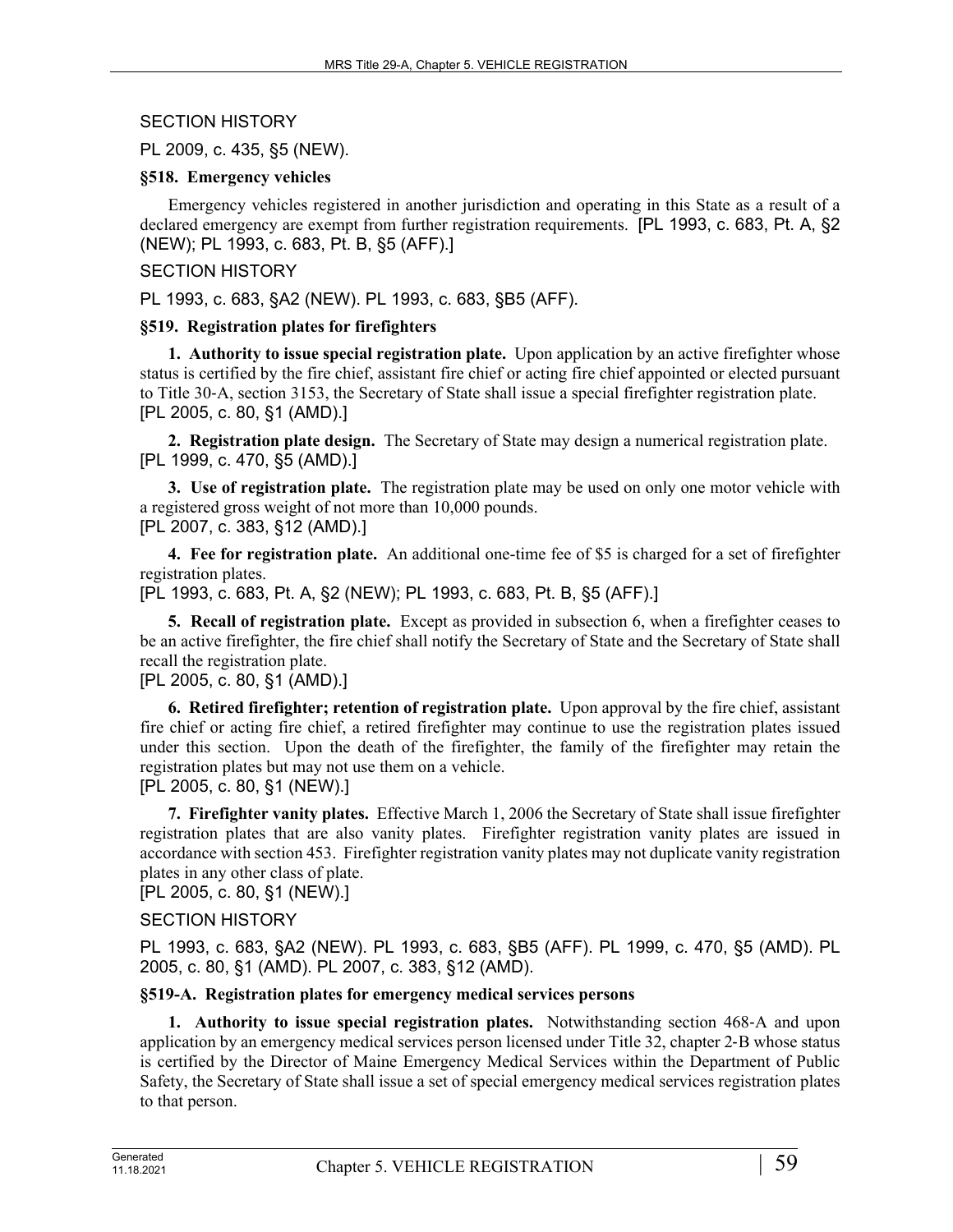SECTION HISTORY

PL 2009, c. 435, §5 (NEW).

**§518. Emergency vehicles**

Emergency vehicles registered in another jurisdiction and operating in this State as a result of a declared emergency are exempt from further registration requirements. [PL 1993, c. 683, Pt. A, §2 (NEW); PL 1993, c. 683, Pt. B, §5 (AFF).]

SECTION HISTORY

PL 1993, c. 683, §A2 (NEW). PL 1993, c. 683, §B5 (AFF).

**§519. Registration plates for firefighters**

**1. Authority to issue special registration plate.** Upon application by an active firefighter whose status is certified by the fire chief, assistant fire chief or acting fire chief appointed or elected pursuant to Title 30-A, section 3153, the Secretary of State shall issue a special firefighter registration plate. [PL 2005, c. 80, §1 (AMD).]

**2. Registration plate design.** The Secretary of State may design a numerical registration plate. [PL 1999, c. 470, §5 (AMD).]

**3. Use of registration plate.** The registration plate may be used on only one motor vehicle with a registered gross weight of not more than 10,000 pounds.
[PL 2007, c. 383, §12 (AMD).]

**4. Fee for registration plate.** An additional one-time fee of $5 is charged for a set of firefighter registration plates.
[PL 1993, c. 683, Pt. A, §2 (NEW); PL 1993, c. 683, Pt. B, §5 (AFF).]

**5. Recall of registration plate.** Except as provided in subsection 6, when a firefighter ceases to be an active firefighter, the fire chief shall notify the Secretary of State and the Secretary of State shall recall the registration plate.
[PL 2005, c. 80, §1 (AMD).]

**6. Retired firefighter; retention of registration plate.** Upon approval by the fire chief, assistant fire chief or acting fire chief, a retired firefighter may continue to use the registration plates issued under this section. Upon the death of the firefighter, the family of the firefighter may retain the registration plates but may not use them on a vehicle.
[PL 2005, c. 80, §1 (NEW).]

**7. Firefighter vanity plates.** Effective March 1, 2006 the Secretary of State shall issue firefighter registration plates that are also vanity plates. Firefighter registration vanity plates are issued in accordance with section 453. Firefighter registration vanity plates may not duplicate vanity registration plates in any other class of plate.
[PL 2005, c. 80, §1 (NEW).]

SECTION HISTORY

PL 1993, c. 683, §A2 (NEW). PL 1993, c. 683, §B5 (AFF). PL 1999, c. 470, §5 (AMD). PL 2005, c. 80, §1 (AMD). PL 2007, c. 383, §12 (AMD).

**§519-A. Registration plates for emergency medical services persons**

**1. Authority to issue special registration plates.** Notwithstanding section 468-A and upon application by an emergency medical services person licensed under Title 32, chapter 2-B whose status is certified by the Director of Maine Emergency Medical Services within the Department of Public Safety, the Secretary of State shall issue a set of special emergency medical services registration plates to that person.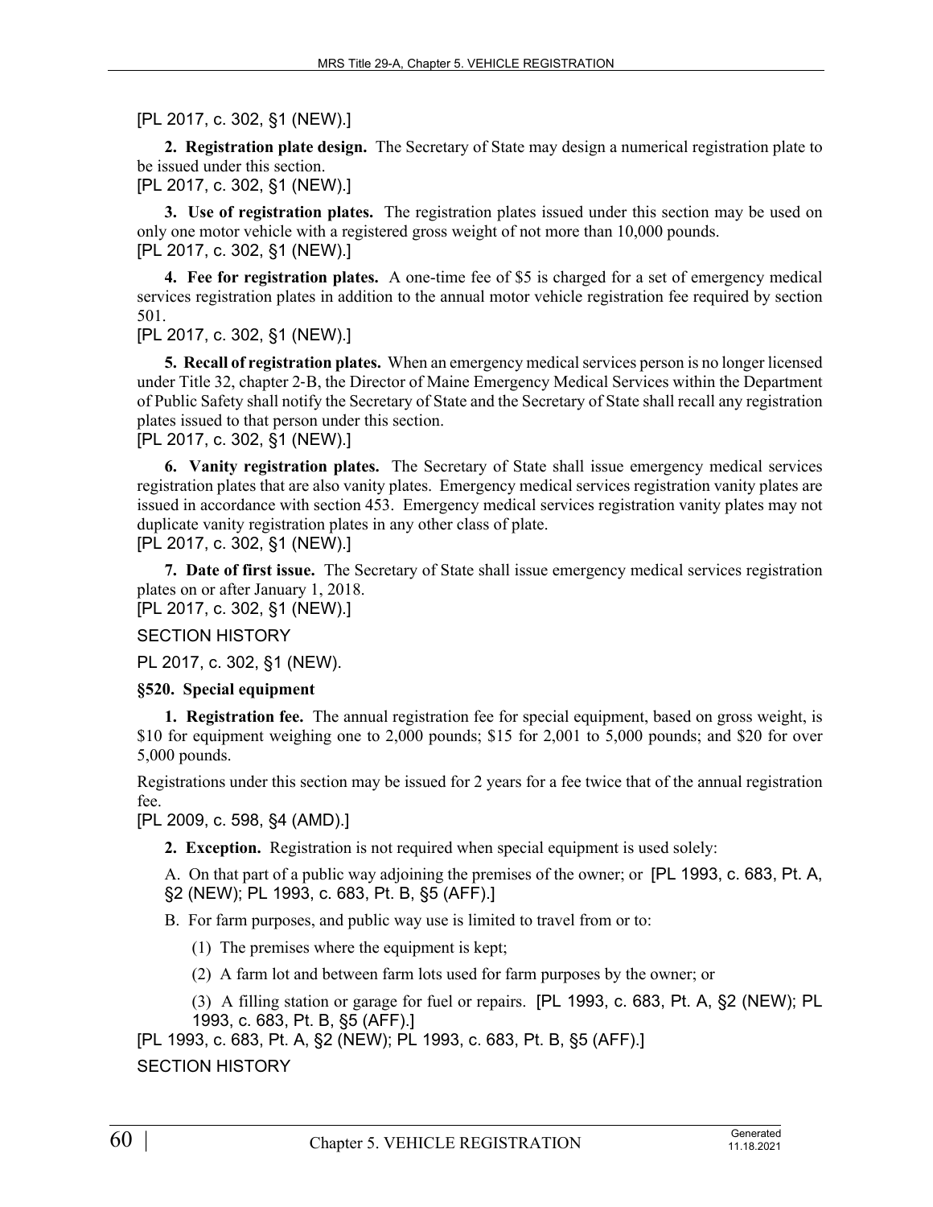[PL 2017, c. 302, §1 (NEW).]

**2. Registration plate design.** The Secretary of State may design a numerical registration plate to be issued under this section.

[PL 2017, c. 302, §1 (NEW).]

**3. Use of registration plates.** The registration plates issued under this section may be used on only one motor vehicle with a registered gross weight of not more than 10,000 pounds.

[PL 2017, c. 302, §1 (NEW).]

**4. Fee for registration plates.** A one-time fee of $5 is charged for a set of emergency medical services registration plates in addition to the annual motor vehicle registration fee required by section 501.

[PL 2017, c. 302, §1 (NEW).]

**5. Recall of registration plates.** When an emergency medical services person is no longer licensed under Title 32, chapter 2-B, the Director of Maine Emergency Medical Services within the Department of Public Safety shall notify the Secretary of State and the Secretary of State shall recall any registration plates issued to that person under this section.

[PL 2017, c. 302, §1 (NEW).]

**6. Vanity registration plates.** The Secretary of State shall issue emergency medical services registration plates that are also vanity plates. Emergency medical services registration vanity plates are issued in accordance with section 453. Emergency medical services registration vanity plates may not duplicate vanity registration plates in any other class of plate.

[PL 2017, c. 302, §1 (NEW).]

**7. Date of first issue.** The Secretary of State shall issue emergency medical services registration plates on or after January 1, 2018.

[PL 2017, c. 302, §1 (NEW).]

SECTION HISTORY

PL 2017, c. 302, §1 (NEW).

**§520. Special equipment**

**1. Registration fee.** The annual registration fee for special equipment, based on gross weight, is $10 for equipment weighing one to 2,000 pounds; $15 for 2,001 to 5,000 pounds; and $20 for over 5,000 pounds.

Registrations under this section may be issued for 2 years for a fee twice that of the annual registration fee.

[PL 2009, c. 598, §4 (AMD).]

**2. Exception.** Registration is not required when special equipment is used solely:

A. On that part of a public way adjoining the premises of the owner; or [PL 1993, c. 683, Pt. A, §2 (NEW); PL 1993, c. 683, Pt. B, §5 (AFF).]

B. For farm purposes, and public way use is limited to travel from or to:

(1) The premises where the equipment is kept;

(2) A farm lot and between farm lots used for farm purposes by the owner; or

(3) A filling station or garage for fuel or repairs. [PL 1993, c. 683, Pt. A, §2 (NEW); PL 1993, c. 683, Pt. B, §5 (AFF).]

[PL 1993, c. 683, Pt. A, §2 (NEW); PL 1993, c. 683, Pt. B, §5 (AFF).]

SECTION HISTORY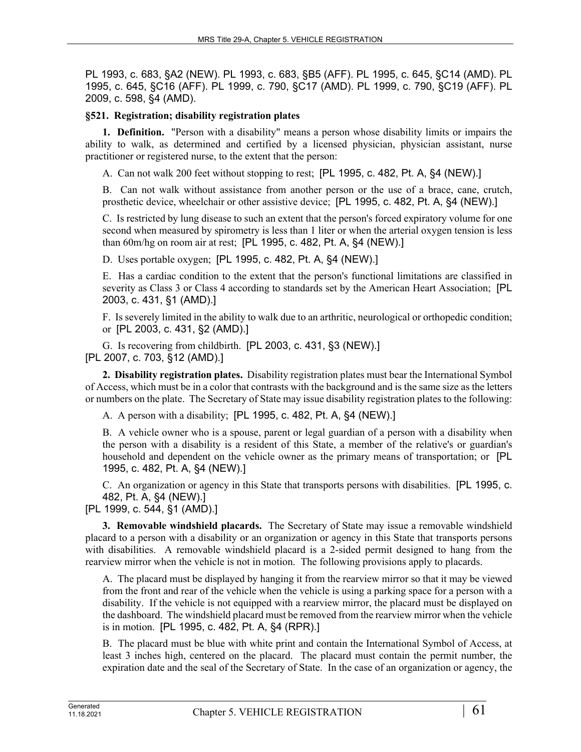PL 1993, c. 683, §A2 (NEW). PL 1993, c. 683, §B5 (AFF). PL 1995, c. 645, §C14 (AMD). PL 1995, c. 645, §C16 (AFF). PL 1999, c. 790, §C17 (AMD). PL 1999, c. 790, §C19 (AFF). PL 2009, c. 598, §4 (AMD).

### §521. Registration; disability registration plates

**1. Definition.** "Person with a disability" means a person whose disability limits or impairs the ability to walk, as determined and certified by a licensed physician, physician assistant, nurse practitioner or registered nurse, to the extent that the person:

A. Can not walk 200 feet without stopping to rest; [PL 1995, c. 482, Pt. A, §4 (NEW).]

B. Can not walk without assistance from another person or the use of a brace, cane, crutch, prosthetic device, wheelchair or other assistive device; [PL 1995, c. 482, Pt. A, §4 (NEW).]

C. Is restricted by lung disease to such an extent that the person's forced expiratory volume for one second when measured by spirometry is less than 1 liter or when the arterial oxygen tension is less than 60m/hg on room air at rest; [PL 1995, c. 482, Pt. A, §4 (NEW).]

D. Uses portable oxygen; [PL 1995, c. 482, Pt. A, §4 (NEW).]

E. Has a cardiac condition to the extent that the person's functional limitations are classified in severity as Class 3 or Class 4 according to standards set by the American Heart Association; [PL 2003, c. 431, §1 (AMD).]

F. Is severely limited in the ability to walk due to an arthritic, neurological or orthopedic condition; or [PL 2003, c. 431, §2 (AMD).]

G. Is recovering from childbirth. [PL 2003, c. 431, §3 (NEW).]

[PL 2007, c. 703, §12 (AMD).]

**2. Disability registration plates.** Disability registration plates must bear the International Symbol of Access, which must be in a color that contrasts with the background and is the same size as the letters or numbers on the plate. The Secretary of State may issue disability registration plates to the following:

A. A person with a disability; [PL 1995, c. 482, Pt. A, §4 (NEW).]

B. A vehicle owner who is a spouse, parent or legal guardian of a person with a disability when the person with a disability is a resident of this State, a member of the relative's or guardian's household and dependent on the vehicle owner as the primary means of transportation; or [PL 1995, c. 482, Pt. A, §4 (NEW).]

C. An organization or agency in this State that transports persons with disabilities. [PL 1995, c. 482, Pt. A, §4 (NEW).]

[PL 1999, c. 544, §1 (AMD).]

**3. Removable windshield placards.** The Secretary of State may issue a removable windshield placard to a person with a disability or an organization or agency in this State that transports persons with disabilities. A removable windshield placard is a 2-sided permit designed to hang from the rearview mirror when the vehicle is not in motion. The following provisions apply to placards.

A. The placard must be displayed by hanging it from the rearview mirror so that it may be viewed from the front and rear of the vehicle when the vehicle is using a parking space for a person with a disability. If the vehicle is not equipped with a rearview mirror, the placard must be displayed on the dashboard. The windshield placard must be removed from the rearview mirror when the vehicle is in motion. [PL 1995, c. 482, Pt. A, §4 (RPR).]

B. The placard must be blue with white print and contain the International Symbol of Access, at least 3 inches high, centered on the placard. The placard must contain the permit number, the expiration date and the seal of the Secretary of State. In the case of an organization or agency, the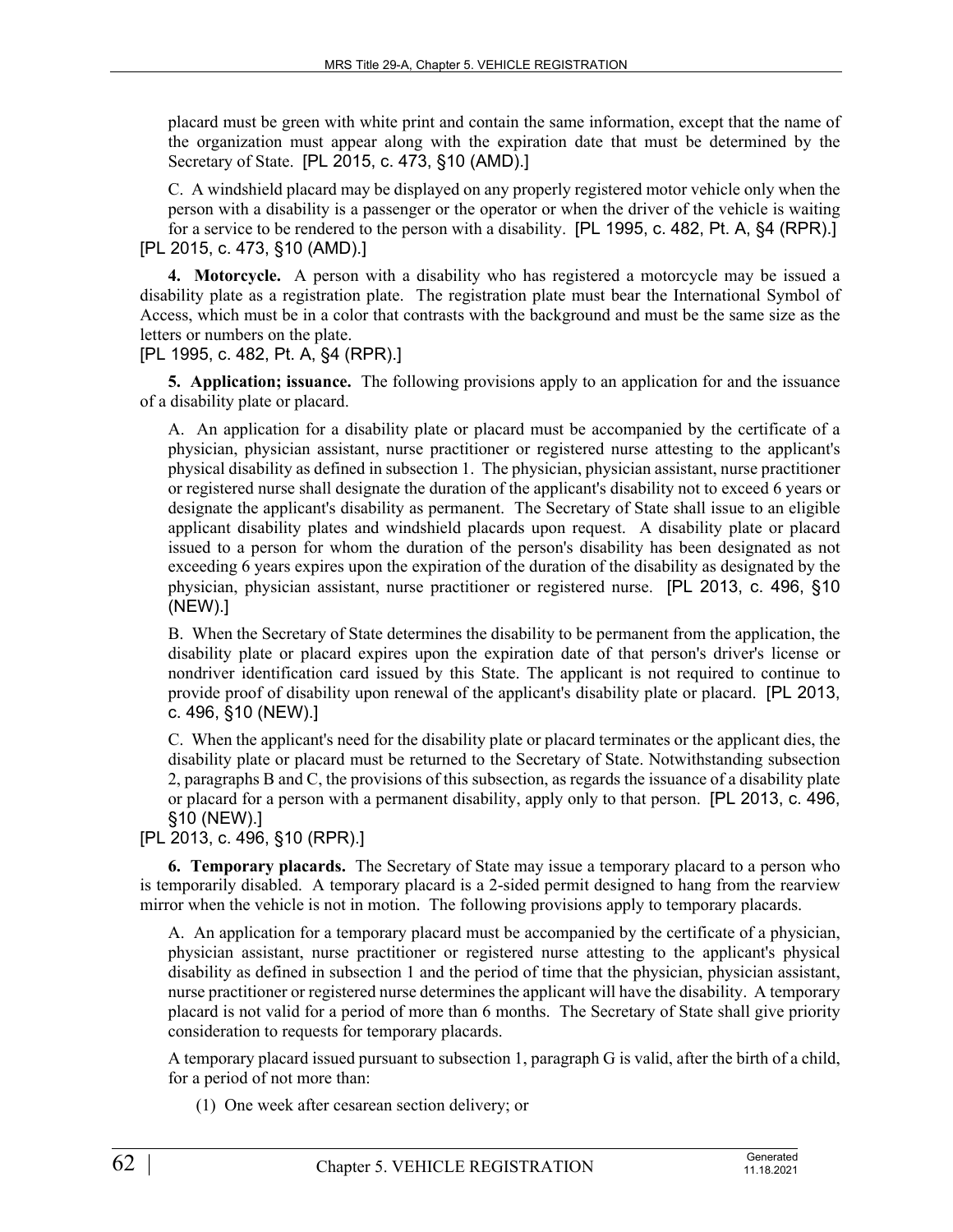placard must be green with white print and contain the same information, except that the name of the organization must appear along with the expiration date that must be determined by the Secretary of State. [PL 2015, c. 473, §10 (AMD).]

C. A windshield placard may be displayed on any properly registered motor vehicle only when the person with a disability is a passenger or the operator or when the driver of the vehicle is waiting for a service to be rendered to the person with a disability. [PL 1995, c. 482, Pt. A, §4 (RPR).]

[PL 2015, c. 473, §10 (AMD).]

**4. Motorcycle.** A person with a disability who has registered a motorcycle may be issued a disability plate as a registration plate. The registration plate must bear the International Symbol of Access, which must be in a color that contrasts with the background and must be the same size as the letters or numbers on the plate.

[PL 1995, c. 482, Pt. A, §4 (RPR).]

**5. Application; issuance.** The following provisions apply to an application for and the issuance of a disability plate or placard.

A. An application for a disability plate or placard must be accompanied by the certificate of a physician, physician assistant, nurse practitioner or registered nurse attesting to the applicant's physical disability as defined in subsection 1. The physician, physician assistant, nurse practitioner or registered nurse shall designate the duration of the applicant's disability not to exceed 6 years or designate the applicant's disability as permanent. The Secretary of State shall issue to an eligible applicant disability plates and windshield placards upon request. A disability plate or placard issued to a person for whom the duration of the person's disability has been designated as not exceeding 6 years expires upon the expiration of the duration of the disability as designated by the physician, physician assistant, nurse practitioner or registered nurse. [PL 2013, c. 496, §10 (NEW).]

B. When the Secretary of State determines the disability to be permanent from the application, the disability plate or placard expires upon the expiration date of that person's driver's license or nondriver identification card issued by this State. The applicant is not required to continue to provide proof of disability upon renewal of the applicant's disability plate or placard. [PL 2013, c. 496, §10 (NEW).]

C. When the applicant's need for the disability plate or placard terminates or the applicant dies, the disability plate or placard must be returned to the Secretary of State. Notwithstanding subsection 2, paragraphs B and C, the provisions of this subsection, as regards the issuance of a disability plate or placard for a person with a permanent disability, apply only to that person. [PL 2013, c. 496, §10 (NEW).]

[PL 2013, c. 496, §10 (RPR).]

**6. Temporary placards.** The Secretary of State may issue a temporary placard to a person who is temporarily disabled. A temporary placard is a 2-sided permit designed to hang from the rearview mirror when the vehicle is not in motion. The following provisions apply to temporary placards.

A. An application for a temporary placard must be accompanied by the certificate of a physician, physician assistant, nurse practitioner or registered nurse attesting to the applicant's physical disability as defined in subsection 1 and the period of time that the physician, physician assistant, nurse practitioner or registered nurse determines the applicant will have the disability. A temporary placard is not valid for a period of more than 6 months. The Secretary of State shall give priority consideration to requests for temporary placards.

A temporary placard issued pursuant to subsection 1, paragraph G is valid, after the birth of a child, for a period of not more than:

(1) One week after cesarean section delivery; or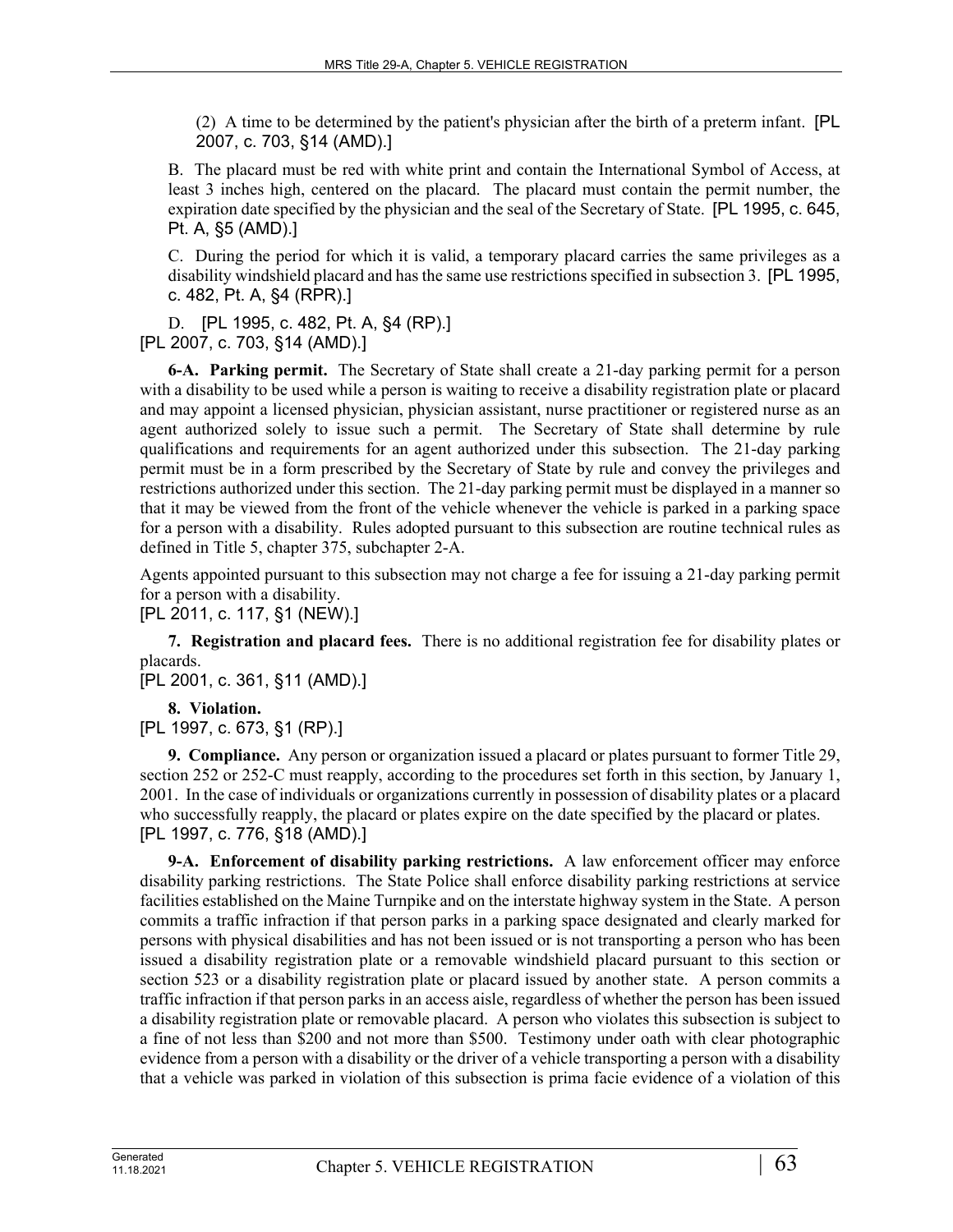(2) A time to be determined by the patient's physician after the birth of a preterm infant. [PL 2007, c. 703, §14 (AMD).]

B. The placard must be red with white print and contain the International Symbol of Access, at least 3 inches high, centered on the placard. The placard must contain the permit number, the expiration date specified by the physician and the seal of the Secretary of State. [PL 1995, c. 645, Pt. A, §5 (AMD).]

C. During the period for which it is valid, a temporary placard carries the same privileges as a disability windshield placard and has the same use restrictions specified in subsection 3. [PL 1995, c. 482, Pt. A, §4 (RPR).]

D. [PL 1995, c. 482, Pt. A, §4 (RP).]

[PL 2007, c. 703, §14 (AMD).]

**6-A. Parking permit.** The Secretary of State shall create a 21-day parking permit for a person with a disability to be used while a person is waiting to receive a disability registration plate or placard and may appoint a licensed physician, physician assistant, nurse practitioner or registered nurse as an agent authorized solely to issue such a permit. The Secretary of State shall determine by rule qualifications and requirements for an agent authorized under this subsection. The 21-day parking permit must be in a form prescribed by the Secretary of State by rule and convey the privileges and restrictions authorized under this section. The 21-day parking permit must be displayed in a manner so that it may be viewed from the front of the vehicle whenever the vehicle is parked in a parking space for a person with a disability. Rules adopted pursuant to this subsection are routine technical rules as defined in Title 5, chapter 375, subchapter 2-A.

Agents appointed pursuant to this subsection may not charge a fee for issuing a 21-day parking permit for a person with a disability.

[PL 2011, c. 117, §1 (NEW).]

**7. Registration and placard fees.** There is no additional registration fee for disability plates or placards.

[PL 2001, c. 361, §11 (AMD).]

**8. Violation.**

[PL 1997, c. 673, §1 (RP).]

**9. Compliance.** Any person or organization issued a placard or plates pursuant to former Title 29, section 252 or 252-C must reapply, according to the procedures set forth in this section, by January 1, 2001. In the case of individuals or organizations currently in possession of disability plates or a placard who successfully reapply, the placard or plates expire on the date specified by the placard or plates.

[PL 1997, c. 776, §18 (AMD).]

**9-A. Enforcement of disability parking restrictions.** A law enforcement officer may enforce disability parking restrictions. The State Police shall enforce disability parking restrictions at service facilities established on the Maine Turnpike and on the interstate highway system in the State. A person commits a traffic infraction if that person parks in a parking space designated and clearly marked for persons with physical disabilities and has not been issued or is not transporting a person who has been issued a disability registration plate or a removable windshield placard pursuant to this section or section 523 or a disability registration plate or placard issued by another state. A person commits a traffic infraction if that person parks in an access aisle, regardless of whether the person has been issued a disability registration plate or removable placard. A person who violates this subsection is subject to a fine of not less than $200 and not more than $500. Testimony under oath with clear photographic evidence from a person with a disability or the driver of a vehicle transporting a person with a disability that a vehicle was parked in violation of this subsection is prima facie evidence of a violation of this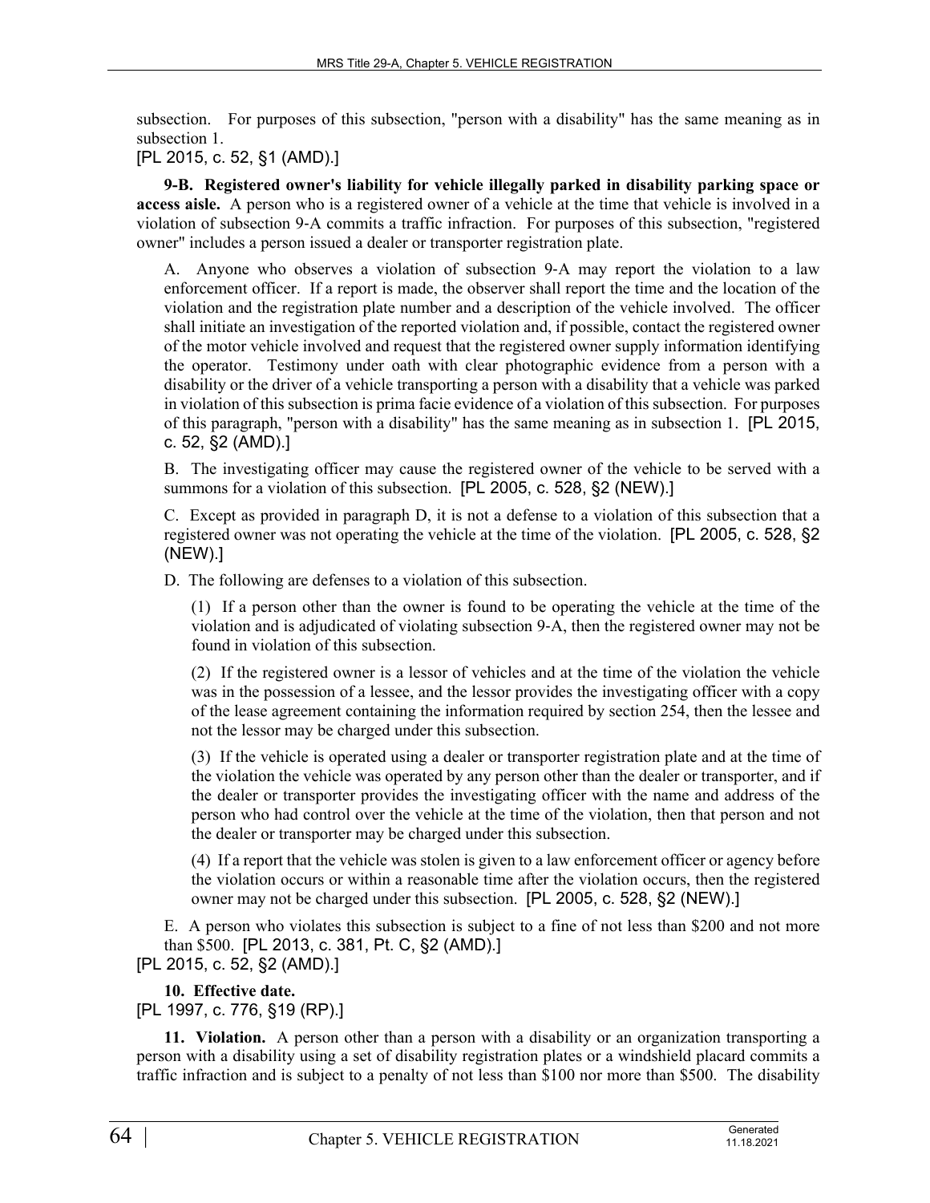subsection. For purposes of this subsection, "person with a disability" has the same meaning as in subsection 1.

[PL 2015, c. 52, §1 (AMD).]

**9-B. Registered owner's liability for vehicle illegally parked in disability parking space or access aisle.** A person who is a registered owner of a vehicle at the time that vehicle is involved in a violation of subsection 9-A commits a traffic infraction. For purposes of this subsection, "registered owner" includes a person issued a dealer or transporter registration plate.

A. Anyone who observes a violation of subsection 9-A may report the violation to a law enforcement officer. If a report is made, the observer shall report the time and the location of the violation and the registration plate number and a description of the vehicle involved. The officer shall initiate an investigation of the reported violation and, if possible, contact the registered owner of the motor vehicle involved and request that the registered owner supply information identifying the operator. Testimony under oath with clear photographic evidence from a person with a disability or the driver of a vehicle transporting a person with a disability that a vehicle was parked in violation of this subsection is prima facie evidence of a violation of this subsection. For purposes of this paragraph, "person with a disability" has the same meaning as in subsection 1. [PL 2015, c. 52, §2 (AMD).]

B. The investigating officer may cause the registered owner of the vehicle to be served with a summons for a violation of this subsection. [PL 2005, c. 528, §2 (NEW).]

C. Except as provided in paragraph D, it is not a defense to a violation of this subsection that a registered owner was not operating the vehicle at the time of the violation. [PL 2005, c. 528, §2 (NEW).]

D. The following are defenses to a violation of this subsection.

(1) If a person other than the owner is found to be operating the vehicle at the time of the violation and is adjudicated of violating subsection 9-A, then the registered owner may not be found in violation of this subsection.

(2) If the registered owner is a lessor of vehicles and at the time of the violation the vehicle was in the possession of a lessee, and the lessor provides the investigating officer with a copy of the lease agreement containing the information required by section 254, then the lessee and not the lessor may be charged under this subsection.

(3) If the vehicle is operated using a dealer or transporter registration plate and at the time of the violation the vehicle was operated by any person other than the dealer or transporter, and if the dealer or transporter provides the investigating officer with the name and address of the person who had control over the vehicle at the time of the violation, then that person and not the dealer or transporter may be charged under this subsection.

(4) If a report that the vehicle was stolen is given to a law enforcement officer or agency before the violation occurs or within a reasonable time after the violation occurs, then the registered owner may not be charged under this subsection. [PL 2005, c. 528, §2 (NEW).]

E. A person who violates this subsection is subject to a fine of not less than $200 and not more than $500. [PL 2013, c. 381, Pt. C, §2 (AMD).]

[PL 2015, c. 52, §2 (AMD).]

**10. Effective date.**

[PL 1997, c. 776, §19 (RP).]

**11. Violation.** A person other than a person with a disability or an organization transporting a person with a disability using a set of disability registration plates or a windshield placard commits a traffic infraction and is subject to a penalty of not less than $100 nor more than $500. The disability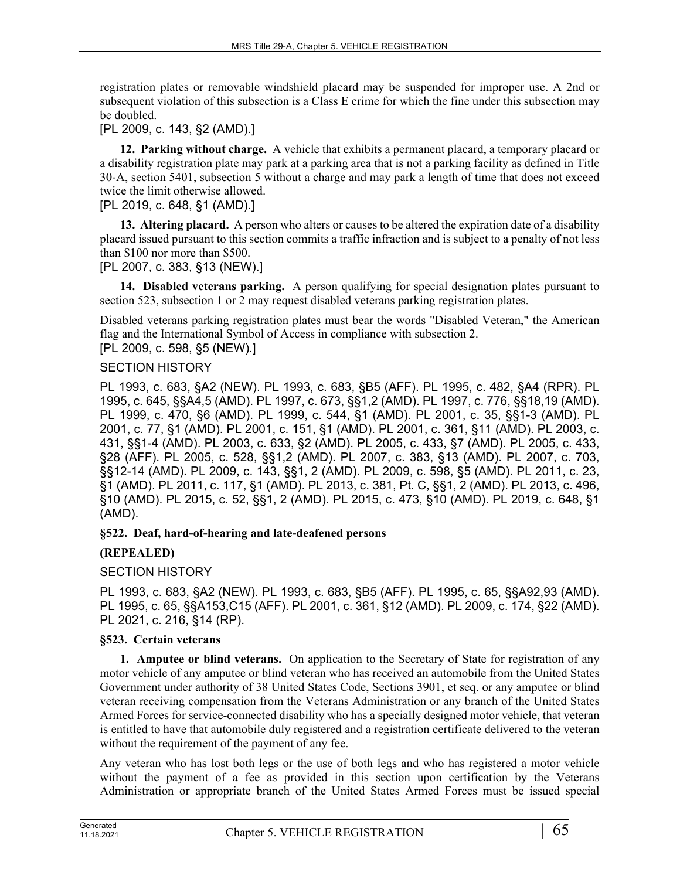registration plates or removable windshield placard may be suspended for improper use. A 2nd or subsequent violation of this subsection is a Class E crime for which the fine under this subsection may be doubled.

[PL 2009, c. 143, §2 (AMD).]

**12. Parking without charge.** A vehicle that exhibits a permanent placard, a temporary placard or a disability registration plate may park at a parking area that is not a parking facility as defined in Title 30-A, section 5401, subsection 5 without a charge and may park a length of time that does not exceed twice the limit otherwise allowed.

[PL 2019, c. 648, §1 (AMD).]

**13. Altering placard.** A person who alters or causes to be altered the expiration date of a disability placard issued pursuant to this section commits a traffic infraction and is subject to a penalty of not less than $100 nor more than $500.

[PL 2007, c. 383, §13 (NEW).]

**14. Disabled veterans parking.** A person qualifying for special designation plates pursuant to section 523, subsection 1 or 2 may request disabled veterans parking registration plates.

Disabled veterans parking registration plates must bear the words "Disabled Veteran," the American flag and the International Symbol of Access in compliance with subsection 2.

[PL 2009, c. 598, §5 (NEW).]

SECTION HISTORY

PL 1993, c. 683, §A2 (NEW). PL 1993, c. 683, §B5 (AFF). PL 1995, c. 482, §A4 (RPR). PL 1995, c. 645, §§A4,5 (AMD). PL 1997, c. 673, §§1,2 (AMD). PL 1997, c. 776, §§18,19 (AMD). PL 1999, c. 470, §6 (AMD). PL 1999, c. 544, §1 (AMD). PL 2001, c. 35, §§1-3 (AMD). PL 2001, c. 77, §1 (AMD). PL 2001, c. 151, §1 (AMD). PL 2001, c. 361, §11 (AMD). PL 2003, c. 431, §§1-4 (AMD). PL 2003, c. 633, §2 (AMD). PL 2005, c. 433, §7 (AMD). PL 2005, c. 433, §28 (AFF). PL 2005, c. 528, §§1,2 (AMD). PL 2007, c. 383, §13 (AMD). PL 2007, c. 703, §§12-14 (AMD). PL 2009, c. 143, §§1, 2 (AMD). PL 2009, c. 598, §5 (AMD). PL 2011, c. 23, §1 (AMD). PL 2011, c. 117, §1 (AMD). PL 2013, c. 381, Pt. C, §§1, 2 (AMD). PL 2013, c. 496, §10 (AMD). PL 2015, c. 52, §§1, 2 (AMD). PL 2015, c. 473, §10 (AMD). PL 2019, c. 648, §1 (AMD).

### §522. Deaf, hard-of-hearing and late-deafened persons

**(REPEALED)**

SECTION HISTORY

PL 1993, c. 683, §A2 (NEW). PL 1993, c. 683, §B5 (AFF). PL 1995, c. 65, §§A92,93 (AMD). PL 1995, c. 65, §§A153,C15 (AFF). PL 2001, c. 361, §12 (AMD). PL 2009, c. 174, §22 (AMD). PL 2021, c. 216, §14 (RP).

### §523. Certain veterans

**1. Amputee or blind veterans.** On application to the Secretary of State for registration of any motor vehicle of any amputee or blind veteran who has received an automobile from the United States Government under authority of 38 United States Code, Sections 3901, et seq. or any amputee or blind veteran receiving compensation from the Veterans Administration or any branch of the United States Armed Forces for service-connected disability who has a specially designed motor vehicle, that veteran is entitled to have that automobile duly registered and a registration certificate delivered to the veteran without the requirement of the payment of any fee.

Any veteran who has lost both legs or the use of both legs and who has registered a motor vehicle without the payment of a fee as provided in this section upon certification by the Veterans Administration or appropriate branch of the United States Armed Forces must be issued special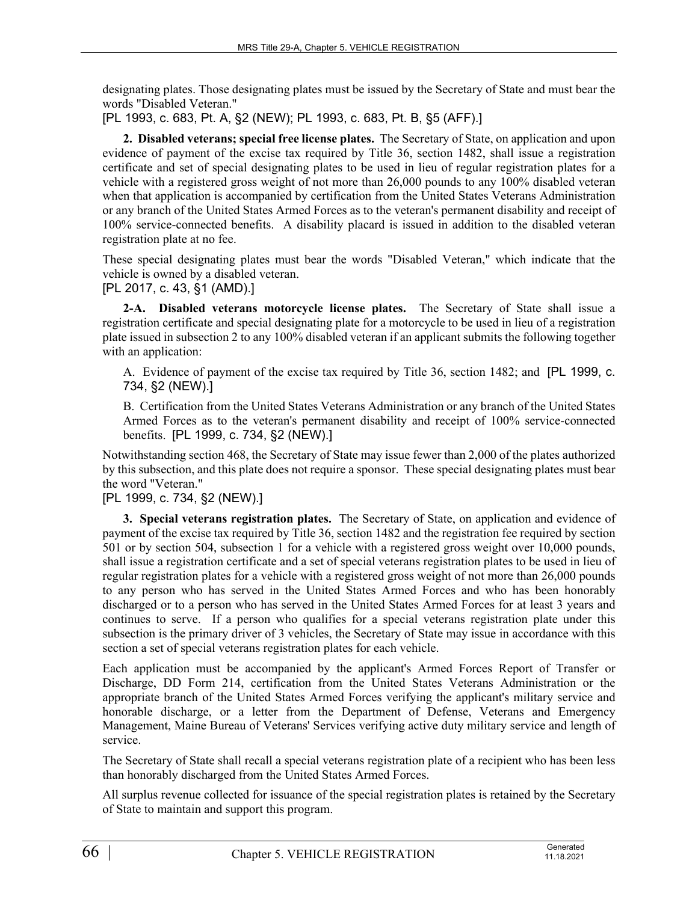designating plates. Those designating plates must be issued by the Secretary of State and must bear the words "Disabled Veteran."

[PL 1993, c. 683, Pt. A, §2 (NEW); PL 1993, c. 683, Pt. B, §5 (AFF).]

**2. Disabled veterans; special free license plates.** The Secretary of State, on application and upon evidence of payment of the excise tax required by Title 36, section 1482, shall issue a registration certificate and set of special designating plates to be used in lieu of regular registration plates for a vehicle with a registered gross weight of not more than 26,000 pounds to any 100% disabled veteran when that application is accompanied by certification from the United States Veterans Administration or any branch of the United States Armed Forces as to the veteran's permanent disability and receipt of 100% service-connected benefits. A disability placard is issued in addition to the disabled veteran registration plate at no fee.

These special designating plates must bear the words "Disabled Veteran," which indicate that the vehicle is owned by a disabled veteran.

[PL 2017, c. 43, §1 (AMD).]

**2-A. Disabled veterans motorcycle license plates.** The Secretary of State shall issue a registration certificate and special designating plate for a motorcycle to be used in lieu of a registration plate issued in subsection 2 to any 100% disabled veteran if an applicant submits the following together with an application:

A. Evidence of payment of the excise tax required by Title 36, section 1482; and [PL 1999, c. 734, §2 (NEW).]

B. Certification from the United States Veterans Administration or any branch of the United States Armed Forces as to the veteran's permanent disability and receipt of 100% service-connected benefits. [PL 1999, c. 734, §2 (NEW).]

Notwithstanding section 468, the Secretary of State may issue fewer than 2,000 of the plates authorized by this subsection, and this plate does not require a sponsor. These special designating plates must bear the word "Veteran."

[PL 1999, c. 734, §2 (NEW).]

**3. Special veterans registration plates.** The Secretary of State, on application and evidence of payment of the excise tax required by Title 36, section 1482 and the registration fee required by section 501 or by section 504, subsection 1 for a vehicle with a registered gross weight over 10,000 pounds, shall issue a registration certificate and a set of special veterans registration plates to be used in lieu of regular registration plates for a vehicle with a registered gross weight of not more than 26,000 pounds to any person who has served in the United States Armed Forces and who has been honorably discharged or to a person who has served in the United States Armed Forces for at least 3 years and continues to serve. If a person who qualifies for a special veterans registration plate under this subsection is the primary driver of 3 vehicles, the Secretary of State may issue in accordance with this section a set of special veterans registration plates for each vehicle.

Each application must be accompanied by the applicant's Armed Forces Report of Transfer or Discharge, DD Form 214, certification from the United States Veterans Administration or the appropriate branch of the United States Armed Forces verifying the applicant's military service and honorable discharge, or a letter from the Department of Defense, Veterans and Emergency Management, Maine Bureau of Veterans' Services verifying active duty military service and length of service.

The Secretary of State shall recall a special veterans registration plate of a recipient who has been less than honorably discharged from the United States Armed Forces.

All surplus revenue collected for issuance of the special registration plates is retained by the Secretary of State to maintain and support this program.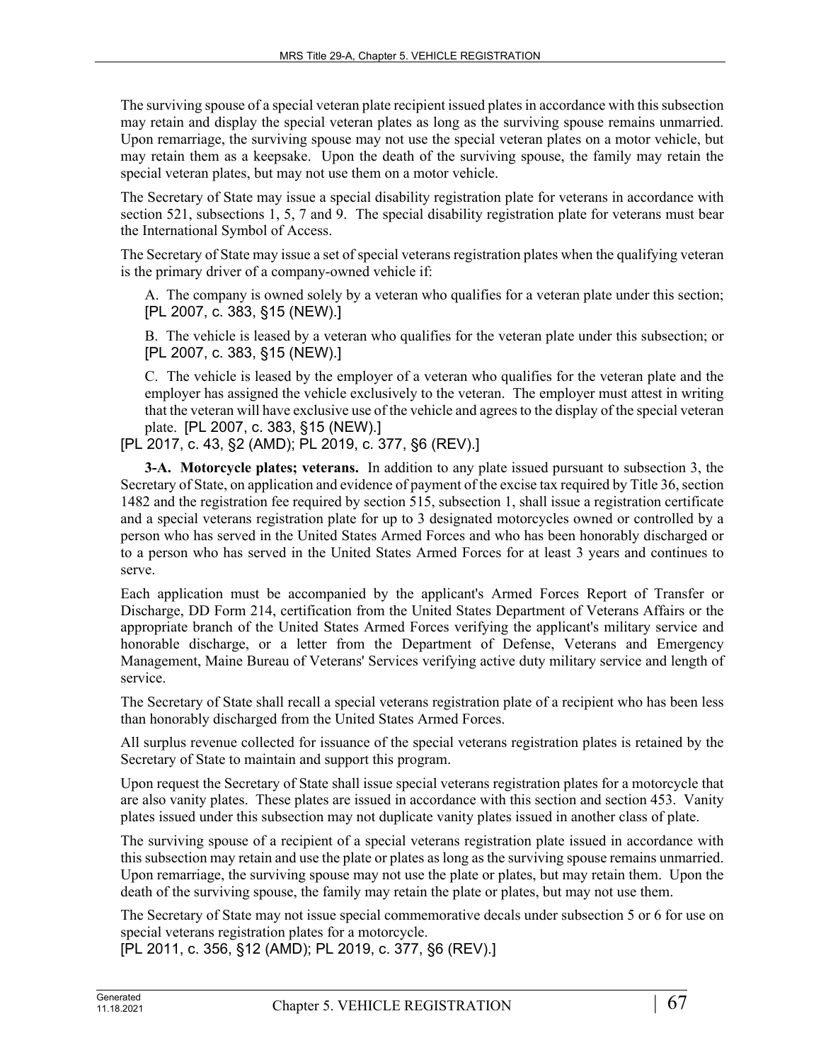The surviving spouse of a special veteran plate recipient issued plates in accordance with this subsection may retain and display the special veteran plates as long as the surviving spouse remains unmarried. Upon remarriage, the surviving spouse may not use the special veteran plates on a motor vehicle, but may retain them as a keepsake. Upon the death of the surviving spouse, the family may retain the special veteran plates, but may not use them on a motor vehicle.

The Secretary of State may issue a special disability registration plate for veterans in accordance with section 521, subsections 1, 5, 7 and 9. The special disability registration plate for veterans must bear the International Symbol of Access.

The Secretary of State may issue a set of special veterans registration plates when the qualifying veteran is the primary driver of a company-owned vehicle if:

A. The company is owned solely by a veteran who qualifies for a veteran plate under this section; [PL 2007, c. 383, §15 (NEW).]

B. The vehicle is leased by a veteran who qualifies for the veteran plate under this subsection; or [PL 2007, c. 383, §15 (NEW).]

C. The vehicle is leased by the employer of a veteran who qualifies for the veteran plate and the employer has assigned the vehicle exclusively to the veteran. The employer must attest in writing that the veteran will have exclusive use of the vehicle and agrees to the display of the special veteran plate. [PL 2007, c. 383, §15 (NEW).]

[PL 2017, c. 43, §2 (AMD); PL 2019, c. 377, §6 (REV).]

**3-A. Motorcycle plates; veterans.** In addition to any plate issued pursuant to subsection 3, the Secretary of State, on application and evidence of payment of the excise tax required by Title 36, section 1482 and the registration fee required by section 515, subsection 1, shall issue a registration certificate and a special veterans registration plate for up to 3 designated motorcycles owned or controlled by a person who has served in the United States Armed Forces and who has been honorably discharged or to a person who has served in the United States Armed Forces for at least 3 years and continues to serve.

Each application must be accompanied by the applicant's Armed Forces Report of Transfer or Discharge, DD Form 214, certification from the United States Department of Veterans Affairs or the appropriate branch of the United States Armed Forces verifying the applicant's military service and honorable discharge, or a letter from the Department of Defense, Veterans and Emergency Management, Maine Bureau of Veterans' Services verifying active duty military service and length of service.

The Secretary of State shall recall a special veterans registration plate of a recipient who has been less than honorably discharged from the United States Armed Forces.

All surplus revenue collected for issuance of the special veterans registration plates is retained by the Secretary of State to maintain and support this program.

Upon request the Secretary of State shall issue special veterans registration plates for a motorcycle that are also vanity plates. These plates are issued in accordance with this section and section 453. Vanity plates issued under this subsection may not duplicate vanity plates issued in another class of plate.

The surviving spouse of a recipient of a special veterans registration plate issued in accordance with this subsection may retain and use the plate or plates as long as the surviving spouse remains unmarried. Upon remarriage, the surviving spouse may not use the plate or plates, but may retain them. Upon the death of the surviving spouse, the family may retain the plate or plates, but may not use them.

The Secretary of State may not issue special commemorative decals under subsection 5 or 6 for use on special veterans registration plates for a motorcycle.

[PL 2011, c. 356, §12 (AMD); PL 2019, c. 377, §6 (REV).]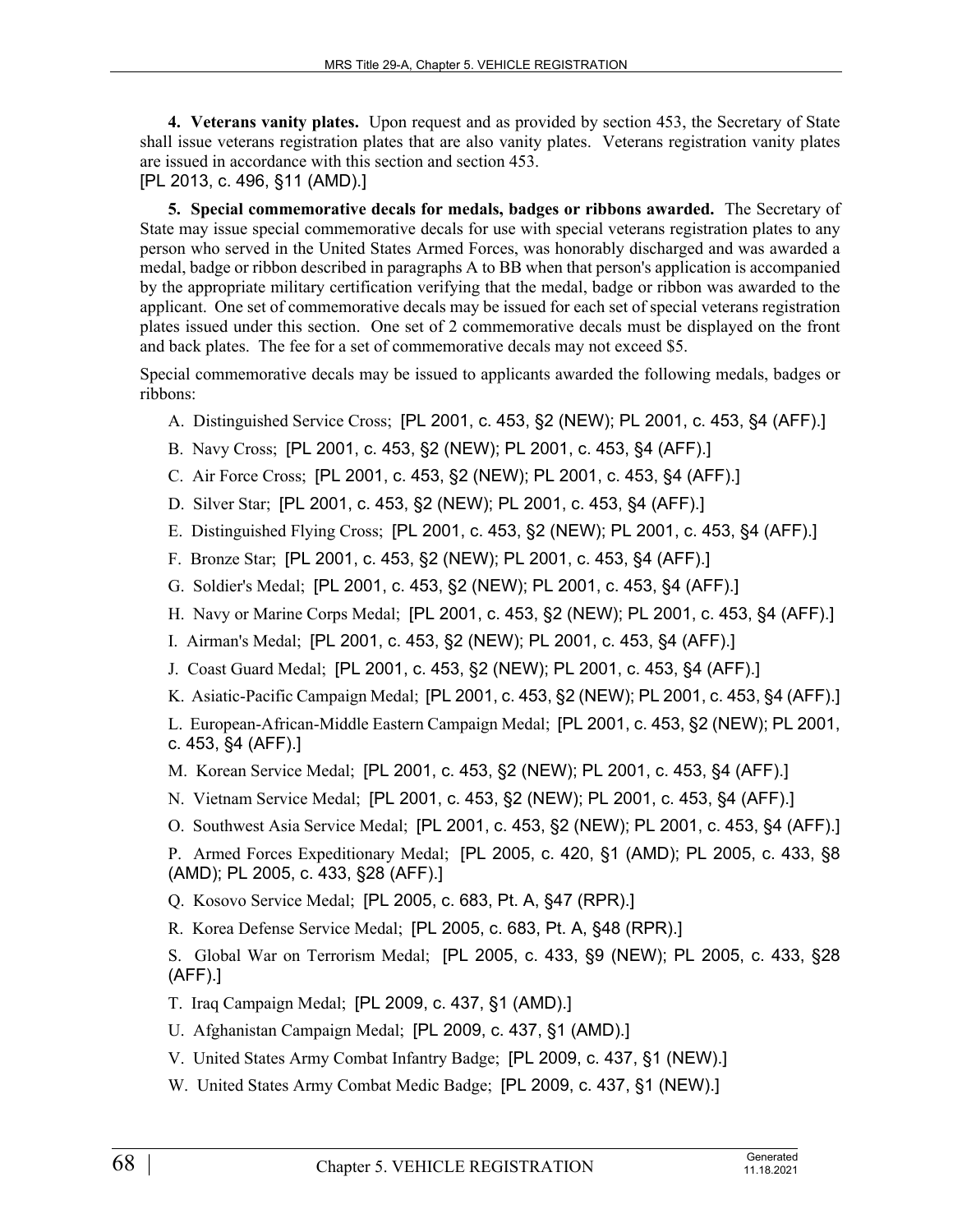**4. Veterans vanity plates.** Upon request and as provided by section 453, the Secretary of State shall issue veterans registration plates that are also vanity plates. Veterans registration vanity plates are issued in accordance with this section and section 453.
[PL 2013, c. 496, §11 (AMD).]

**5. Special commemorative decals for medals, badges or ribbons awarded.** The Secretary of State may issue special commemorative decals for use with special veterans registration plates to any person who served in the United States Armed Forces, was honorably discharged and was awarded a medal, badge or ribbon described in paragraphs A to BB when that person's application is accompanied by the appropriate military certification verifying that the medal, badge or ribbon was awarded to the applicant. One set of commemorative decals may be issued for each set of special veterans registration plates issued under this section. One set of 2 commemorative decals must be displayed on the front and back plates. The fee for a set of commemorative decals may not exceed $5.

Special commemorative decals may be issued to applicants awarded the following medals, badges or ribbons:

A. Distinguished Service Cross; [PL 2001, c. 453, §2 (NEW); PL 2001, c. 453, §4 (AFF).]

B. Navy Cross; [PL 2001, c. 453, §2 (NEW); PL 2001, c. 453, §4 (AFF).]

C. Air Force Cross; [PL 2001, c. 453, §2 (NEW); PL 2001, c. 453, §4 (AFF).]

D. Silver Star; [PL 2001, c. 453, §2 (NEW); PL 2001, c. 453, §4 (AFF).]

E. Distinguished Flying Cross; [PL 2001, c. 453, §2 (NEW); PL 2001, c. 453, §4 (AFF).]

F. Bronze Star; [PL 2001, c. 453, §2 (NEW); PL 2001, c. 453, §4 (AFF).]

G. Soldier's Medal; [PL 2001, c. 453, §2 (NEW); PL 2001, c. 453, §4 (AFF).]

H. Navy or Marine Corps Medal; [PL 2001, c. 453, §2 (NEW); PL 2001, c. 453, §4 (AFF).]

I. Airman's Medal; [PL 2001, c. 453, §2 (NEW); PL 2001, c. 453, §4 (AFF).]

J. Coast Guard Medal; [PL 2001, c. 453, §2 (NEW); PL 2001, c. 453, §4 (AFF).]

K. Asiatic-Pacific Campaign Medal; [PL 2001, c. 453, §2 (NEW); PL 2001, c. 453, §4 (AFF).]

L. European-African-Middle Eastern Campaign Medal; [PL 2001, c. 453, §2 (NEW); PL 2001, c. 453, §4 (AFF).]

M. Korean Service Medal; [PL 2001, c. 453, §2 (NEW); PL 2001, c. 453, §4 (AFF).]

N. Vietnam Service Medal; [PL 2001, c. 453, §2 (NEW); PL 2001, c. 453, §4 (AFF).]

O. Southwest Asia Service Medal; [PL 2001, c. 453, §2 (NEW); PL 2001, c. 453, §4 (AFF).]

P. Armed Forces Expeditionary Medal; [PL 2005, c. 420, §1 (AMD); PL 2005, c. 433, §8 (AMD); PL 2005, c. 433, §28 (AFF).]

Q. Kosovo Service Medal; [PL 2005, c. 683, Pt. A, §47 (RPR).]

R. Korea Defense Service Medal; [PL 2005, c. 683, Pt. A, §48 (RPR).]

S. Global War on Terrorism Medal; [PL 2005, c. 433, §9 (NEW); PL 2005, c. 433, §28 (AFF).]

T. Iraq Campaign Medal; [PL 2009, c. 437, §1 (AMD).]

U. Afghanistan Campaign Medal; [PL 2009, c. 437, §1 (AMD).]

V. United States Army Combat Infantry Badge; [PL 2009, c. 437, §1 (NEW).]

W. United States Army Combat Medic Badge; [PL 2009, c. 437, §1 (NEW).]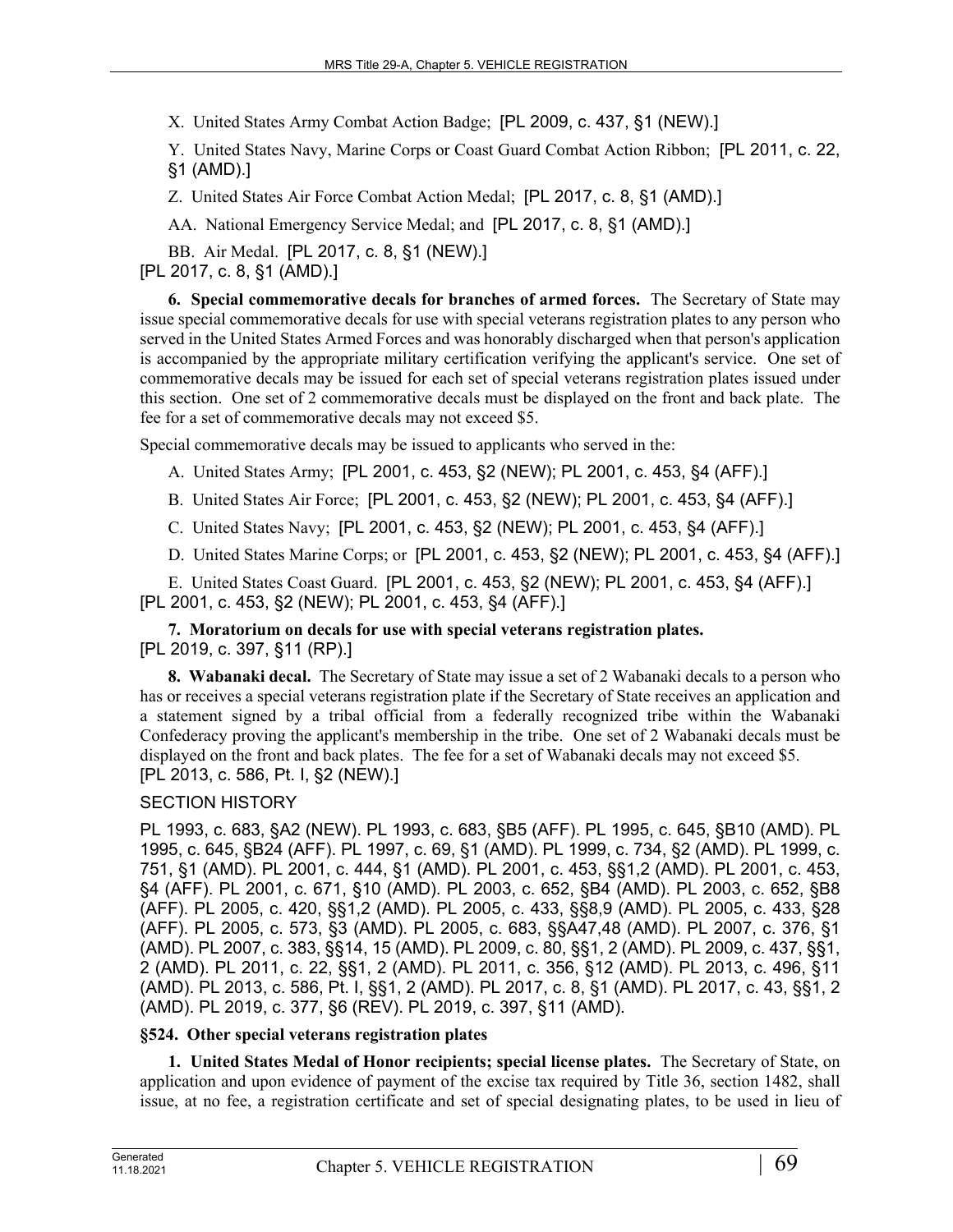X. United States Army Combat Action Badge; [PL 2009, c. 437, §1 (NEW).]

Y. United States Navy, Marine Corps or Coast Guard Combat Action Ribbon; [PL 2011, c. 22, §1 (AMD).]

Z. United States Air Force Combat Action Medal; [PL 2017, c. 8, §1 (AMD).]

AA. National Emergency Service Medal; and [PL 2017, c. 8, §1 (AMD).]

BB. Air Medal. [PL 2017, c. 8, §1 (NEW).]

[PL 2017, c. 8, §1 (AMD).]

**6. Special commemorative decals for branches of armed forces.** The Secretary of State may issue special commemorative decals for use with special veterans registration plates to any person who served in the United States Armed Forces and was honorably discharged when that person's application is accompanied by the appropriate military certification verifying the applicant's service. One set of commemorative decals may be issued for each set of special veterans registration plates issued under this section. One set of 2 commemorative decals must be displayed on the front and back plate. The fee for a set of commemorative decals may not exceed $5.

Special commemorative decals may be issued to applicants who served in the:

A. United States Army; [PL 2001, c. 453, §2 (NEW); PL 2001, c. 453, §4 (AFF).]

B. United States Air Force; [PL 2001, c. 453, §2 (NEW); PL 2001, c. 453, §4 (AFF).]

C. United States Navy; [PL 2001, c. 453, §2 (NEW); PL 2001, c. 453, §4 (AFF).]

D. United States Marine Corps; or [PL 2001, c. 453, §2 (NEW); PL 2001, c. 453, §4 (AFF).]

E. United States Coast Guard. [PL 2001, c. 453, §2 (NEW); PL 2001, c. 453, §4 (AFF).]

[PL 2001, c. 453, §2 (NEW); PL 2001, c. 453, §4 (AFF).]

**7. Moratorium on decals for use with special veterans registration plates.**

[PL 2019, c. 397, §11 (RP).]

**8. Wabanaki decal.** The Secretary of State may issue a set of 2 Wabanaki decals to a person who has or receives a special veterans registration plate if the Secretary of State receives an application and a statement signed by a tribal official from a federally recognized tribe within the Wabanaki Confederacy proving the applicant's membership in the tribe. One set of 2 Wabanaki decals must be displayed on the front and back plates. The fee for a set of Wabanaki decals may not exceed $5.

[PL 2013, c. 586, Pt. I, §2 (NEW).]

SECTION HISTORY

PL 1993, c. 683, §A2 (NEW). PL 1993, c. 683, §B5 (AFF). PL 1995, c. 645, §B10 (AMD). PL 1995, c. 645, §B24 (AFF). PL 1997, c. 69, §1 (AMD). PL 1999, c. 734, §2 (AMD). PL 1999, c. 751, §1 (AMD). PL 2001, c. 444, §1 (AMD). PL 2001, c. 453, §§1,2 (AMD). PL 2001, c. 453, §4 (AFF). PL 2001, c. 671, §10 (AMD). PL 2003, c. 652, §B4 (AMD). PL 2003, c. 652, §B8 (AFF). PL 2005, c. 420, §§1,2 (AMD). PL 2005, c. 433, §§8,9 (AMD). PL 2005, c. 433, §28 (AFF). PL 2005, c. 573, §3 (AMD). PL 2005, c. 683, §§A47,48 (AMD). PL 2007, c. 376, §1 (AMD). PL 2007, c. 383, §§14, 15 (AMD). PL 2009, c. 80, §§1, 2 (AMD). PL 2009, c. 437, §§1, 2 (AMD). PL 2011, c. 22, §§1, 2 (AMD). PL 2011, c. 356, §12 (AMD). PL 2013, c. 496, §11 (AMD). PL 2013, c. 586, Pt. I, §§1, 2 (AMD). PL 2017, c. 8, §1 (AMD). PL 2017, c. 43, §§1, 2 (AMD). PL 2019, c. 377, §6 (REV). PL 2019, c. 397, §11 (AMD).

### §524. Other special veterans registration plates

**1. United States Medal of Honor recipients; special license plates.** The Secretary of State, on application and upon evidence of payment of the excise tax required by Title 36, section 1482, shall issue, at no fee, a registration certificate and set of special designating plates, to be used in lieu of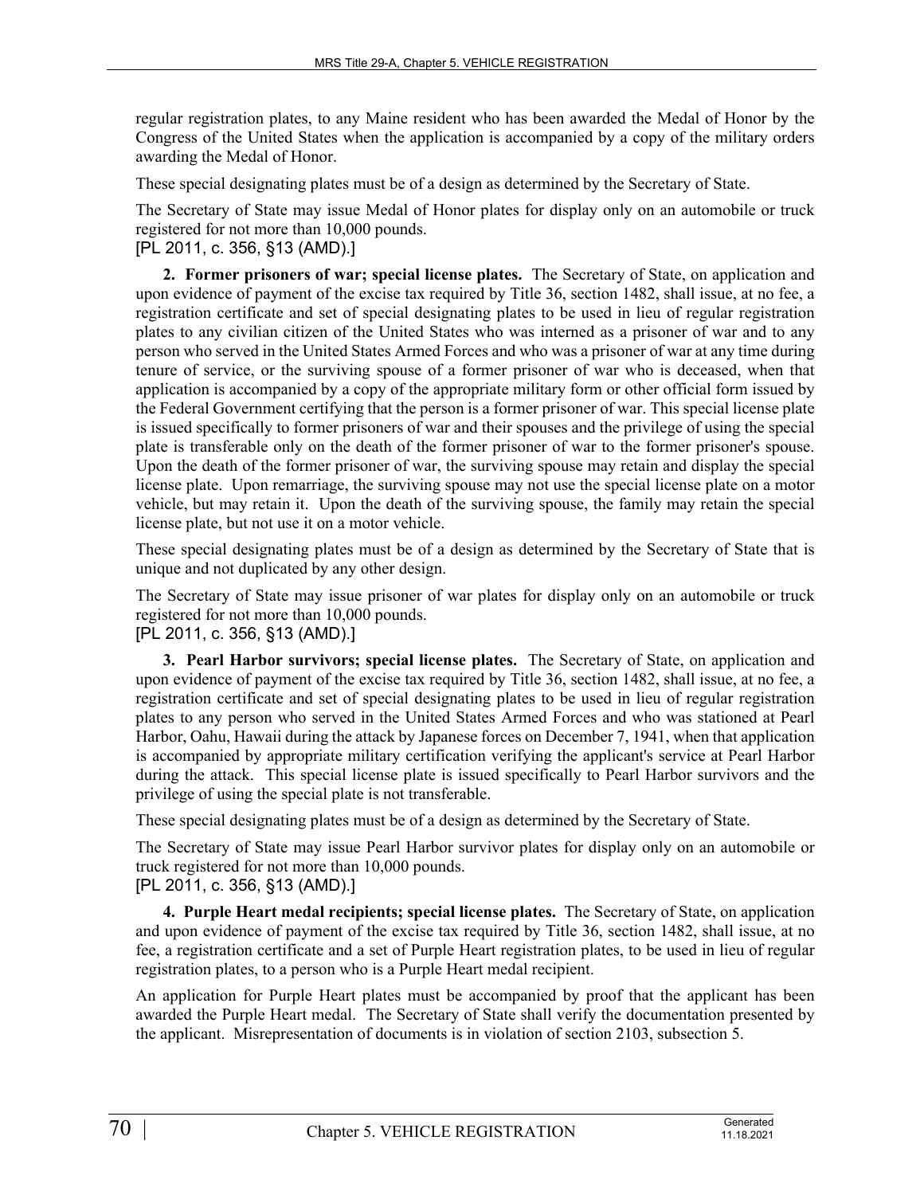regular registration plates, to any Maine resident who has been awarded the Medal of Honor by the Congress of the United States when the application is accompanied by a copy of the military orders awarding the Medal of Honor.

These special designating plates must be of a design as determined by the Secretary of State.

The Secretary of State may issue Medal of Honor plates for display only on an automobile or truck registered for not more than 10,000 pounds.

[PL 2011, c. 356, §13 (AMD).]

**2. Former prisoners of war; special license plates.** The Secretary of State, on application and upon evidence of payment of the excise tax required by Title 36, section 1482, shall issue, at no fee, a registration certificate and set of special designating plates to be used in lieu of regular registration plates to any civilian citizen of the United States who was interned as a prisoner of war and to any person who served in the United States Armed Forces and who was a prisoner of war at any time during tenure of service, or the surviving spouse of a former prisoner of war who is deceased, when that application is accompanied by a copy of the appropriate military form or other official form issued by the Federal Government certifying that the person is a former prisoner of war. This special license plate is issued specifically to former prisoners of war and their spouses and the privilege of using the special plate is transferable only on the death of the former prisoner of war to the former prisoner's spouse. Upon the death of the former prisoner of war, the surviving spouse may retain and display the special license plate. Upon remarriage, the surviving spouse may not use the special license plate on a motor vehicle, but may retain it. Upon the death of the surviving spouse, the family may retain the special license plate, but not use it on a motor vehicle.

These special designating plates must be of a design as determined by the Secretary of State that is unique and not duplicated by any other design.

The Secretary of State may issue prisoner of war plates for display only on an automobile or truck registered for not more than 10,000 pounds.

[PL 2011, c. 356, §13 (AMD).]

**3. Pearl Harbor survivors; special license plates.** The Secretary of State, on application and upon evidence of payment of the excise tax required by Title 36, section 1482, shall issue, at no fee, a registration certificate and set of special designating plates to be used in lieu of regular registration plates to any person who served in the United States Armed Forces and who was stationed at Pearl Harbor, Oahu, Hawaii during the attack by Japanese forces on December 7, 1941, when that application is accompanied by appropriate military certification verifying the applicant's service at Pearl Harbor during the attack. This special license plate is issued specifically to Pearl Harbor survivors and the privilege of using the special plate is not transferable.

These special designating plates must be of a design as determined by the Secretary of State.

The Secretary of State may issue Pearl Harbor survivor plates for display only on an automobile or truck registered for not more than 10,000 pounds.

[PL 2011, c. 356, §13 (AMD).]

**4. Purple Heart medal recipients; special license plates.** The Secretary of State, on application and upon evidence of payment of the excise tax required by Title 36, section 1482, shall issue, at no fee, a registration certificate and a set of Purple Heart registration plates, to be used in lieu of regular registration plates, to a person who is a Purple Heart medal recipient.

An application for Purple Heart plates must be accompanied by proof that the applicant has been awarded the Purple Heart medal. The Secretary of State shall verify the documentation presented by the applicant. Misrepresentation of documents is in violation of section 2103, subsection 5.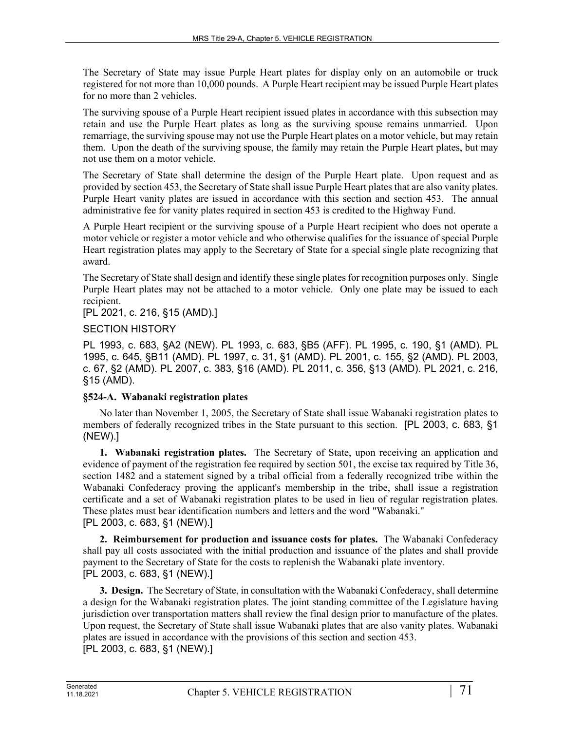The Secretary of State may issue Purple Heart plates for display only on an automobile or truck registered for not more than 10,000 pounds. A Purple Heart recipient may be issued Purple Heart plates for no more than 2 vehicles.

The surviving spouse of a Purple Heart recipient issued plates in accordance with this subsection may retain and use the Purple Heart plates as long as the surviving spouse remains unmarried. Upon remarriage, the surviving spouse may not use the Purple Heart plates on a motor vehicle, but may retain them. Upon the death of the surviving spouse, the family may retain the Purple Heart plates, but may not use them on a motor vehicle.

The Secretary of State shall determine the design of the Purple Heart plate. Upon request and as provided by section 453, the Secretary of State shall issue Purple Heart plates that are also vanity plates. Purple Heart vanity plates are issued in accordance with this section and section 453. The annual administrative fee for vanity plates required in section 453 is credited to the Highway Fund.

A Purple Heart recipient or the surviving spouse of a Purple Heart recipient who does not operate a motor vehicle or register a motor vehicle and who otherwise qualifies for the issuance of special Purple Heart registration plates may apply to the Secretary of State for a special single plate recognizing that award.

The Secretary of State shall design and identify these single plates for recognition purposes only. Single Purple Heart plates may not be attached to a motor vehicle. Only one plate may be issued to each recipient.

[PL 2021, c. 216, §15 (AMD).]

SECTION HISTORY

PL 1993, c. 683, §A2 (NEW). PL 1993, c. 683, §B5 (AFF). PL 1995, c. 190, §1 (AMD). PL 1995, c. 645, §B11 (AMD). PL 1997, c. 31, §1 (AMD). PL 2001, c. 155, §2 (AMD). PL 2003, c. 67, §2 (AMD). PL 2007, c. 383, §16 (AMD). PL 2011, c. 356, §13 (AMD). PL 2021, c. 216, §15 (AMD).

### §524-A. Wabanaki registration plates

No later than November 1, 2005, the Secretary of State shall issue Wabanaki registration plates to members of federally recognized tribes in the State pursuant to this section. [PL 2003, c. 683, §1 (NEW).]

**1. Wabanaki registration plates.** The Secretary of State, upon receiving an application and evidence of payment of the registration fee required by section 501, the excise tax required by Title 36, section 1482 and a statement signed by a tribal official from a federally recognized tribe within the Wabanaki Confederacy proving the applicant's membership in the tribe, shall issue a registration certificate and a set of Wabanaki registration plates to be used in lieu of regular registration plates. These plates must bear identification numbers and letters and the word "Wabanaki."

[PL 2003, c. 683, §1 (NEW).]

**2. Reimbursement for production and issuance costs for plates.** The Wabanaki Confederacy shall pay all costs associated with the initial production and issuance of the plates and shall provide payment to the Secretary of State for the costs to replenish the Wabanaki plate inventory.

[PL 2003, c. 683, §1 (NEW).]

**3. Design.** The Secretary of State, in consultation with the Wabanaki Confederacy, shall determine a design for the Wabanaki registration plates. The joint standing committee of the Legislature having jurisdiction over transportation matters shall review the final design prior to manufacture of the plates. Upon request, the Secretary of State shall issue Wabanaki plates that are also vanity plates. Wabanaki plates are issued in accordance with the provisions of this section and section 453.

[PL 2003, c. 683, §1 (NEW).]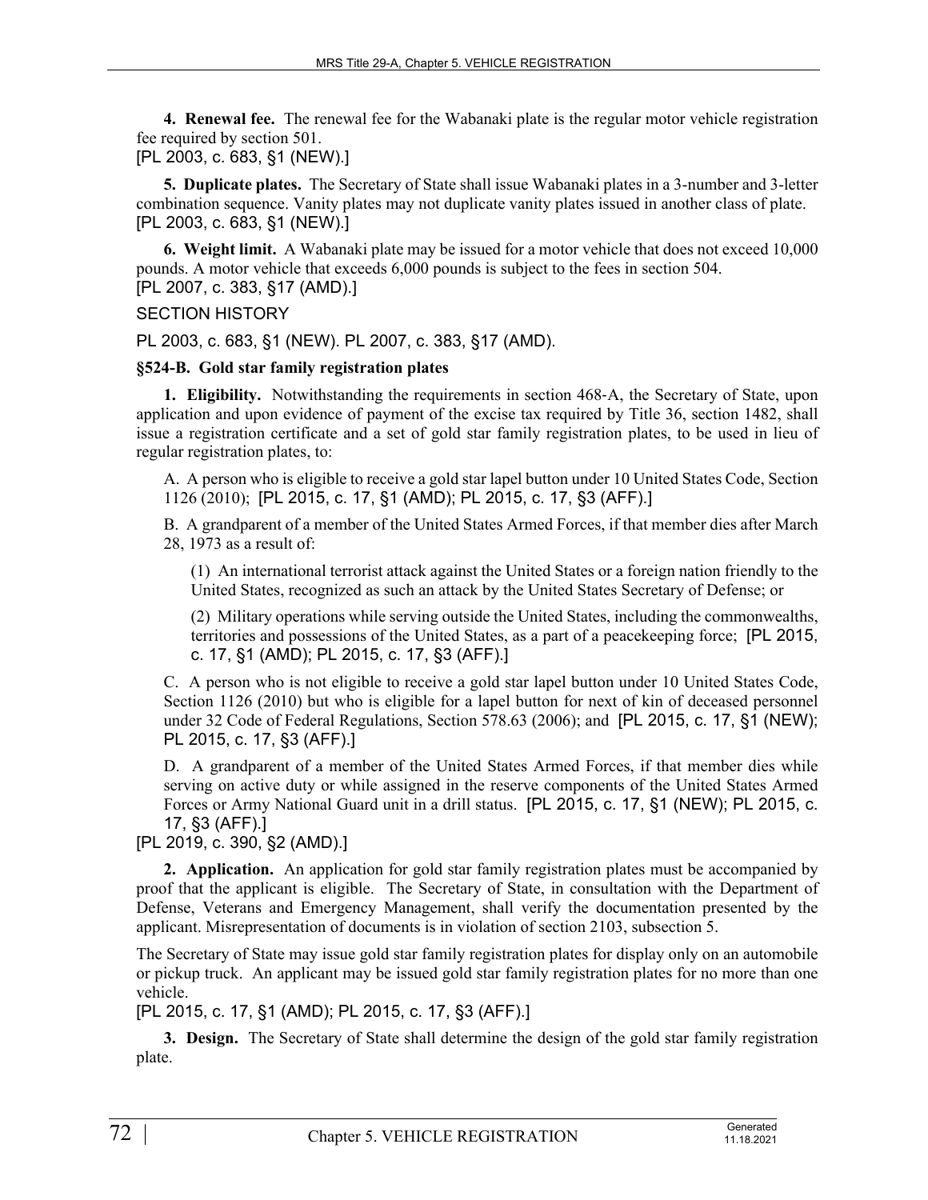**4. Renewal fee.** The renewal fee for the Wabanaki plate is the regular motor vehicle registration fee required by section 501.
[PL 2003, c. 683, §1 (NEW).]

**5. Duplicate plates.** The Secretary of State shall issue Wabanaki plates in a 3-number and 3-letter combination sequence. Vanity plates may not duplicate vanity plates issued in another class of plate.
[PL 2003, c. 683, §1 (NEW).]

**6. Weight limit.** A Wabanaki plate may be issued for a motor vehicle that does not exceed 10,000 pounds. A motor vehicle that exceeds 6,000 pounds is subject to the fees in section 504.
[PL 2007, c. 383, §17 (AMD).]

SECTION HISTORY

PL 2003, c. 683, §1 (NEW). PL 2007, c. 383, §17 (AMD).

**§524-B. Gold star family registration plates**

**1. Eligibility.** Notwithstanding the requirements in section 468-A, the Secretary of State, upon application and upon evidence of payment of the excise tax required by Title 36, section 1482, shall issue a registration certificate and a set of gold star family registration plates, to be used in lieu of regular registration plates, to:

A. A person who is eligible to receive a gold star lapel button under 10 United States Code, Section 1126 (2010); [PL 2015, c. 17, §1 (AMD); PL 2015, c. 17, §3 (AFF).]

B. A grandparent of a member of the United States Armed Forces, if that member dies after March 28, 1973 as a result of:

(1) An international terrorist attack against the United States or a foreign nation friendly to the United States, recognized as such an attack by the United States Secretary of Defense; or

(2) Military operations while serving outside the United States, including the commonwealths, territories and possessions of the United States, as a part of a peacekeeping force; [PL 2015, c. 17, §1 (AMD); PL 2015, c. 17, §3 (AFF).]

C. A person who is not eligible to receive a gold star lapel button under 10 United States Code, Section 1126 (2010) but who is eligible for a lapel button for next of kin of deceased personnel under 32 Code of Federal Regulations, Section 578.63 (2006); and [PL 2015, c. 17, §1 (NEW); PL 2015, c. 17, §3 (AFF).]

D. A grandparent of a member of the United States Armed Forces, if that member dies while serving on active duty or while assigned in the reserve components of the United States Armed Forces or Army National Guard unit in a drill status. [PL 2015, c. 17, §1 (NEW); PL 2015, c. 17, §3 (AFF).]

[PL 2019, c. 390, §2 (AMD).]

**2. Application.** An application for gold star family registration plates must be accompanied by proof that the applicant is eligible. The Secretary of State, in consultation with the Department of Defense, Veterans and Emergency Management, shall verify the documentation presented by the applicant. Misrepresentation of documents is in violation of section 2103, subsection 5.

The Secretary of State may issue gold star family registration plates for display only on an automobile or pickup truck. An applicant may be issued gold star family registration plates for no more than one vehicle.
[PL 2015, c. 17, §1 (AMD); PL 2015, c. 17, §3 (AFF).]

**3. Design.** The Secretary of State shall determine the design of the gold star family registration plate.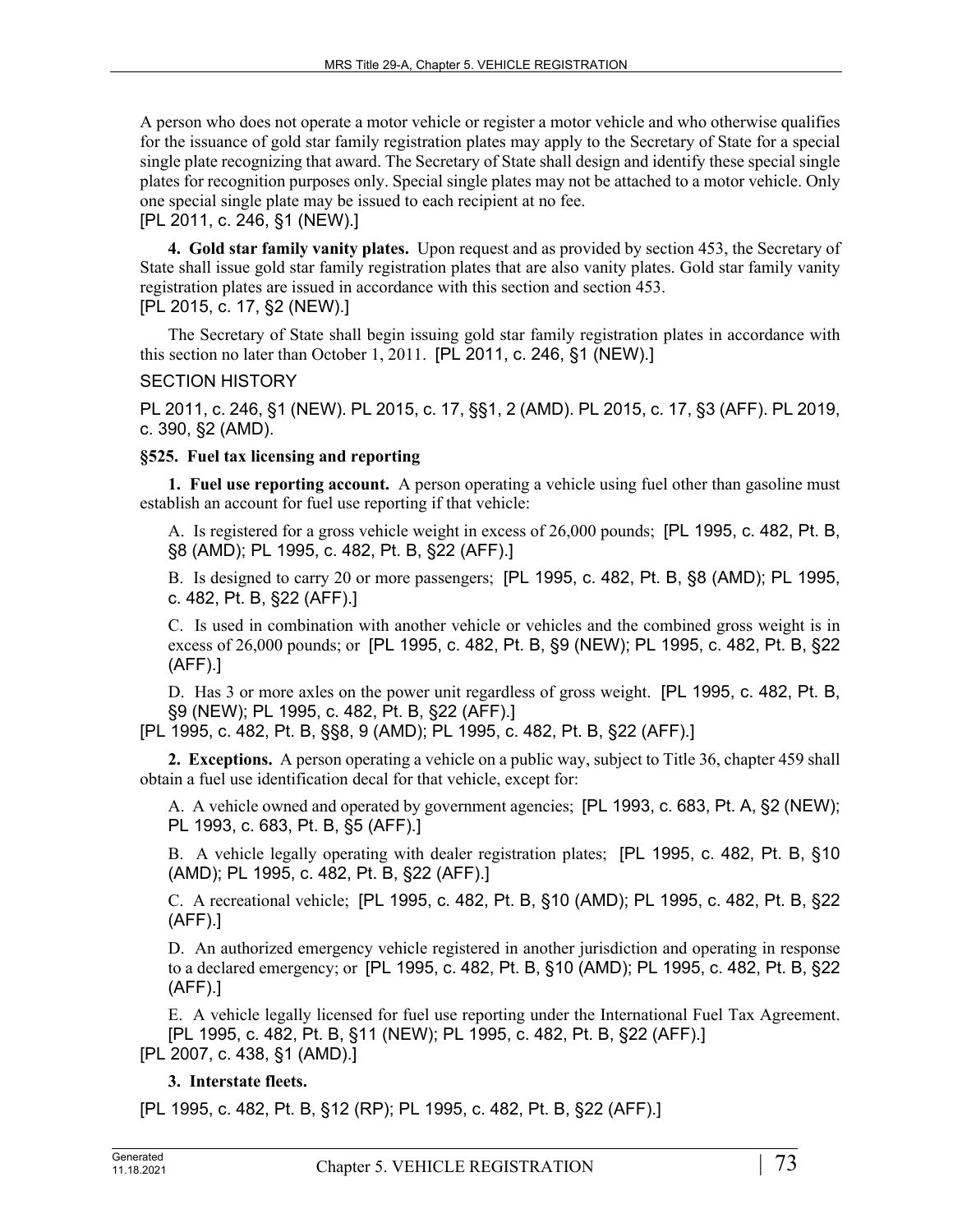A person who does not operate a motor vehicle or register a motor vehicle and who otherwise qualifies for the issuance of gold star family registration plates may apply to the Secretary of State for a special single plate recognizing that award. The Secretary of State shall design and identify these special single plates for recognition purposes only. Special single plates may not be attached to a motor vehicle. Only one special single plate may be issued to each recipient at no fee.
[PL 2011, c. 246, §1 (NEW).]

**4. Gold star family vanity plates.** Upon request and as provided by section 453, the Secretary of State shall issue gold star family registration plates that are also vanity plates. Gold star family vanity registration plates are issued in accordance with this section and section 453.
[PL 2015, c. 17, §2 (NEW).]

The Secretary of State shall begin issuing gold star family registration plates in accordance with this section no later than October 1, 2011. [PL 2011, c. 246, §1 (NEW).]

SECTION HISTORY

PL 2011, c. 246, §1 (NEW). PL 2015, c. 17, §§1, 2 (AMD). PL 2015, c. 17, §3 (AFF). PL 2019, c. 390, §2 (AMD).

### §525. Fuel tax licensing and reporting

**1. Fuel use reporting account.** A person operating a vehicle using fuel other than gasoline must establish an account for fuel use reporting if that vehicle:

A. Is registered for a gross vehicle weight in excess of 26,000 pounds; [PL 1995, c. 482, Pt. B, §8 (AMD); PL 1995, c. 482, Pt. B, §22 (AFF).]

B. Is designed to carry 20 or more passengers; [PL 1995, c. 482, Pt. B, §8 (AMD); PL 1995, c. 482, Pt. B, §22 (AFF).]

C. Is used in combination with another vehicle or vehicles and the combined gross weight is in excess of 26,000 pounds; or [PL 1995, c. 482, Pt. B, §9 (NEW); PL 1995, c. 482, Pt. B, §22 (AFF).]

D. Has 3 or more axles on the power unit regardless of gross weight. [PL 1995, c. 482, Pt. B, §9 (NEW); PL 1995, c. 482, Pt. B, §22 (AFF).]

[PL 1995, c. 482, Pt. B, §§8, 9 (AMD); PL 1995, c. 482, Pt. B, §22 (AFF).]

**2. Exceptions.** A person operating a vehicle on a public way, subject to Title 36, chapter 459 shall obtain a fuel use identification decal for that vehicle, except for:

A. A vehicle owned and operated by government agencies; [PL 1993, c. 683, Pt. A, §2 (NEW); PL 1993, c. 683, Pt. B, §5 (AFF).]

B. A vehicle legally operating with dealer registration plates; [PL 1995, c. 482, Pt. B, §10 (AMD); PL 1995, c. 482, Pt. B, §22 (AFF).]

C. A recreational vehicle; [PL 1995, c. 482, Pt. B, §10 (AMD); PL 1995, c. 482, Pt. B, §22 (AFF).]

D. An authorized emergency vehicle registered in another jurisdiction and operating in response to a declared emergency; or [PL 1995, c. 482, Pt. B, §10 (AMD); PL 1995, c. 482, Pt. B, §22 (AFF).]

E. A vehicle legally licensed for fuel use reporting under the International Fuel Tax Agreement. [PL 1995, c. 482, Pt. B, §11 (NEW); PL 1995, c. 482, Pt. B, §22 (AFF).]

[PL 2007, c. 438, §1 (AMD).]

**3. Interstate fleets.**

[PL 1995, c. 482, Pt. B, §12 (RP); PL 1995, c. 482, Pt. B, §22 (AFF).]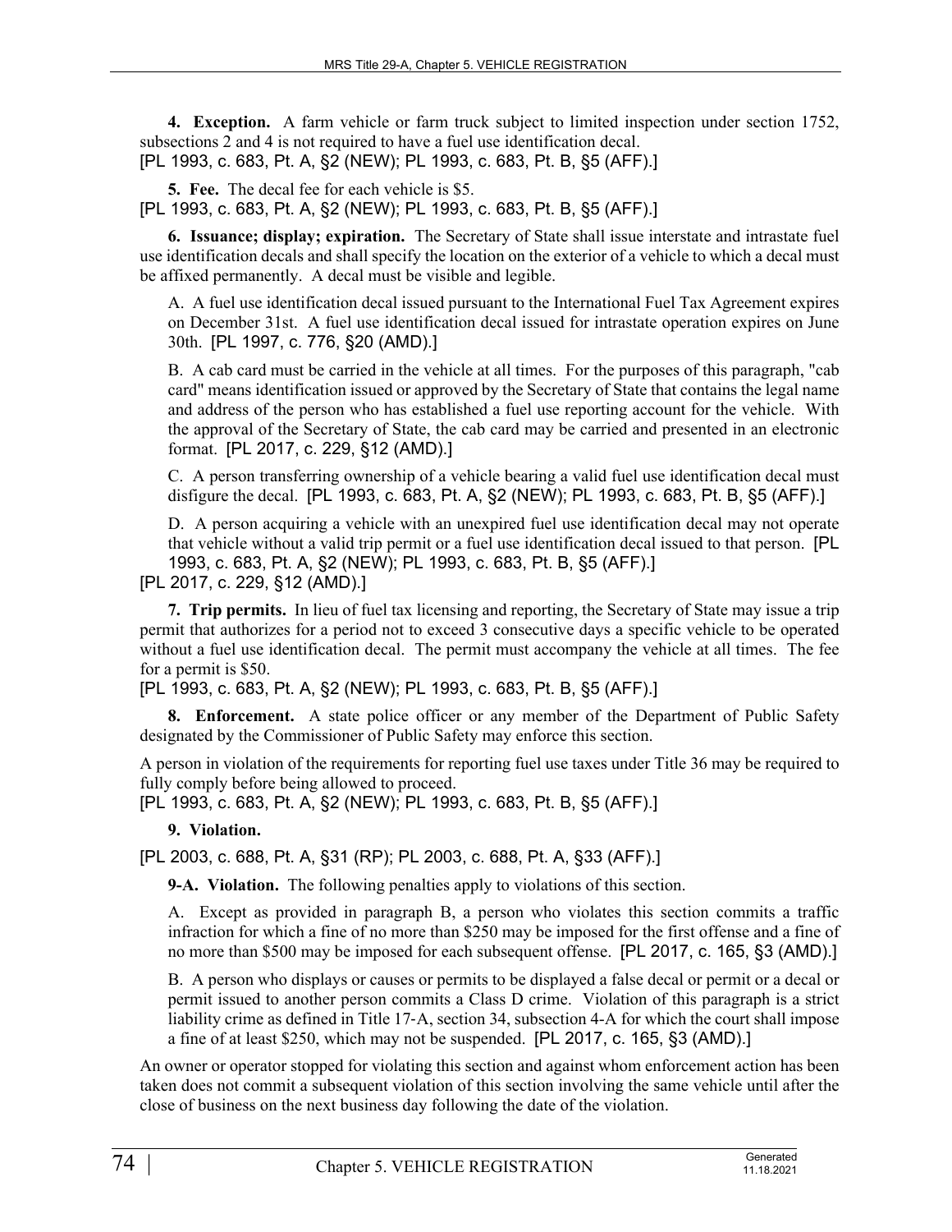**4. Exception.** A farm vehicle or farm truck subject to limited inspection under section 1752, subsections 2 and 4 is not required to have a fuel use identification decal.
[PL 1993, c. 683, Pt. A, §2 (NEW); PL 1993, c. 683, Pt. B, §5 (AFF).]

**5. Fee.** The decal fee for each vehicle is $5.
[PL 1993, c. 683, Pt. A, §2 (NEW); PL 1993, c. 683, Pt. B, §5 (AFF).]

**6. Issuance; display; expiration.** The Secretary of State shall issue interstate and intrastate fuel use identification decals and shall specify the location on the exterior of a vehicle to which a decal must be affixed permanently. A decal must be visible and legible.

A. A fuel use identification decal issued pursuant to the International Fuel Tax Agreement expires on December 31st. A fuel use identification decal issued for intrastate operation expires on June 30th. [PL 1997, c. 776, §20 (AMD).]

B. A cab card must be carried in the vehicle at all times. For the purposes of this paragraph, "cab card" means identification issued or approved by the Secretary of State that contains the legal name and address of the person who has established a fuel use reporting account for the vehicle. With the approval of the Secretary of State, the cab card may be carried and presented in an electronic format. [PL 2017, c. 229, §12 (AMD).]

C. A person transferring ownership of a vehicle bearing a valid fuel use identification decal must disfigure the decal. [PL 1993, c. 683, Pt. A, §2 (NEW); PL 1993, c. 683, Pt. B, §5 (AFF).]

D. A person acquiring a vehicle with an unexpired fuel use identification decal may not operate that vehicle without a valid trip permit or a fuel use identification decal issued to that person. [PL 1993, c. 683, Pt. A, §2 (NEW); PL 1993, c. 683, Pt. B, §5 (AFF).]

[PL 2017, c. 229, §12 (AMD).]

**7. Trip permits.** In lieu of fuel tax licensing and reporting, the Secretary of State may issue a trip permit that authorizes for a period not to exceed 3 consecutive days a specific vehicle to be operated without a fuel use identification decal. The permit must accompany the vehicle at all times. The fee for a permit is $50.
[PL 1993, c. 683, Pt. A, §2 (NEW); PL 1993, c. 683, Pt. B, §5 (AFF).]

**8. Enforcement.** A state police officer or any member of the Department of Public Safety designated by the Commissioner of Public Safety may enforce this section.

A person in violation of the requirements for reporting fuel use taxes under Title 36 may be required to fully comply before being allowed to proceed.
[PL 1993, c. 683, Pt. A, §2 (NEW); PL 1993, c. 683, Pt. B, §5 (AFF).]

**9. Violation.**

[PL 2003, c. 688, Pt. A, §31 (RP); PL 2003, c. 688, Pt. A, §33 (AFF).]

**9-A. Violation.** The following penalties apply to violations of this section.

A. Except as provided in paragraph B, a person who violates this section commits a traffic infraction for which a fine of no more than $250 may be imposed for the first offense and a fine of no more than $500 may be imposed for each subsequent offense. [PL 2017, c. 165, §3 (AMD).]

B. A person who displays or causes or permits to be displayed a false decal or permit or a decal or permit issued to another person commits a Class D crime. Violation of this paragraph is a strict liability crime as defined in Title 17-A, section 34, subsection 4-A for which the court shall impose a fine of at least $250, which may not be suspended. [PL 2017, c. 165, §3 (AMD).]

An owner or operator stopped for violating this section and against whom enforcement action has been taken does not commit a subsequent violation of this section involving the same vehicle until after the close of business on the next business day following the date of the violation.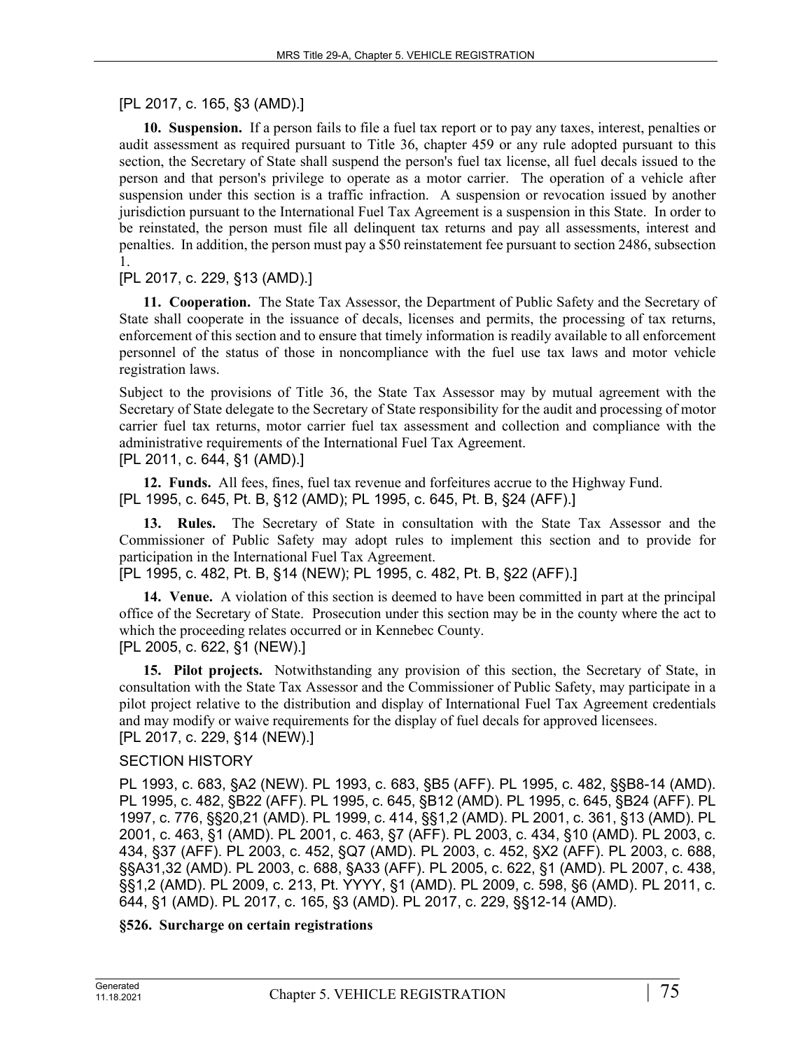[PL 2017, c. 165, §3 (AMD).]

**10. Suspension.** If a person fails to file a fuel tax report or to pay any taxes, interest, penalties or audit assessment as required pursuant to Title 36, chapter 459 or any rule adopted pursuant to this section, the Secretary of State shall suspend the person's fuel tax license, all fuel decals issued to the person and that person's privilege to operate as a motor carrier. The operation of a vehicle after suspension under this section is a traffic infraction. A suspension or revocation issued by another jurisdiction pursuant to the International Fuel Tax Agreement is a suspension in this State. In order to be reinstated, the person must file all delinquent tax returns and pay all assessments, interest and penalties. In addition, the person must pay a $50 reinstatement fee pursuant to section 2486, subsection 1.

[PL 2017, c. 229, §13 (AMD).]

**11. Cooperation.** The State Tax Assessor, the Department of Public Safety and the Secretary of State shall cooperate in the issuance of decals, licenses and permits, the processing of tax returns, enforcement of this section and to ensure that timely information is readily available to all enforcement personnel of the status of those in noncompliance with the fuel use tax laws and motor vehicle registration laws.

Subject to the provisions of Title 36, the State Tax Assessor may by mutual agreement with the Secretary of State delegate to the Secretary of State responsibility for the audit and processing of motor carrier fuel tax returns, motor carrier fuel tax assessment and collection and compliance with the administrative requirements of the International Fuel Tax Agreement.

[PL 2011, c. 644, §1 (AMD).]

**12. Funds.** All fees, fines, fuel tax revenue and forfeitures accrue to the Highway Fund.

[PL 1995, c. 645, Pt. B, §12 (AMD); PL 1995, c. 645, Pt. B, §24 (AFF).]

**13. Rules.** The Secretary of State in consultation with the State Tax Assessor and the Commissioner of Public Safety may adopt rules to implement this section and to provide for participation in the International Fuel Tax Agreement.

[PL 1995, c. 482, Pt. B, §14 (NEW); PL 1995, c. 482, Pt. B, §22 (AFF).]

**14. Venue.** A violation of this section is deemed to have been committed in part at the principal office of the Secretary of State. Prosecution under this section may be in the county where the act to which the proceeding relates occurred or in Kennebec County.

[PL 2005, c. 622, §1 (NEW).]

**15. Pilot projects.** Notwithstanding any provision of this section, the Secretary of State, in consultation with the State Tax Assessor and the Commissioner of Public Safety, may participate in a pilot project relative to the distribution and display of International Fuel Tax Agreement credentials and may modify or waive requirements for the display of fuel decals for approved licensees.

[PL 2017, c. 229, §14 (NEW).]

SECTION HISTORY

PL 1993, c. 683, §A2 (NEW). PL 1993, c. 683, §B5 (AFF). PL 1995, c. 482, §§B8-14 (AMD). PL 1995, c. 482, §B22 (AFF). PL 1995, c. 645, §B12 (AMD). PL 1995, c. 645, §B24 (AFF). PL 1997, c. 776, §§20,21 (AMD). PL 1999, c. 414, §§1,2 (AMD). PL 2001, c. 361, §13 (AMD). PL 2001, c. 463, §1 (AMD). PL 2001, c. 463, §7 (AFF). PL 2003, c. 434, §10 (AMD). PL 2003, c. 434, §37 (AFF). PL 2003, c. 452, §Q7 (AMD). PL 2003, c. 452, §X2 (AFF). PL 2003, c. 688, §§A31,32 (AMD). PL 2003, c. 688, §A33 (AFF). PL 2005, c. 622, §1 (AMD). PL 2007, c. 438, §§1,2 (AMD). PL 2009, c. 213, Pt. YYYY, §1 (AMD). PL 2009, c. 598, §6 (AMD). PL 2011, c. 644, §1 (AMD). PL 2017, c. 165, §3 (AMD). PL 2017, c. 229, §§12-14 (AMD).

**§526. Surcharge on certain registrations**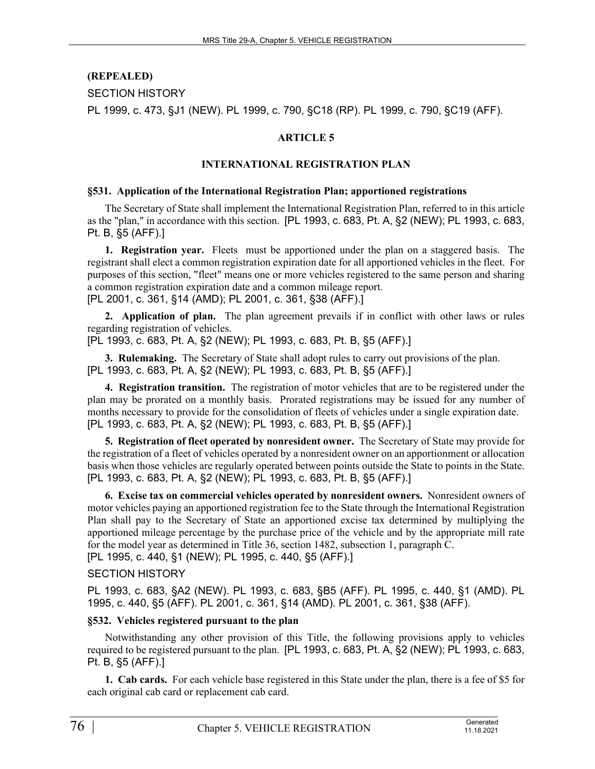**(REPEALED)**

SECTION HISTORY

PL 1999, c. 473, §J1 (NEW). PL 1999, c. 790, §C18 (RP). PL 1999, c. 790, §C19 (AFF).

## ARTICLE 5

## INTERNATIONAL REGISTRATION PLAN

### §531. Application of the International Registration Plan; apportioned registrations

The Secretary of State shall implement the International Registration Plan, referred to in this article as the "plan," in accordance with this section. [PL 1993, c. 683, Pt. A, §2 (NEW); PL 1993, c. 683, Pt. B, §5 (AFF).]

**1. Registration year.** Fleets must be apportioned under the plan on a staggered basis. The registrant shall elect a common registration expiration date for all apportioned vehicles in the fleet. For purposes of this section, "fleet" means one or more vehicles registered to the same person and sharing a common registration expiration date and a common mileage report.
[PL 2001, c. 361, §14 (AMD); PL 2001, c. 361, §38 (AFF).]

**2. Application of plan.** The plan agreement prevails if in conflict with other laws or rules regarding registration of vehicles.
[PL 1993, c. 683, Pt. A, §2 (NEW); PL 1993, c. 683, Pt. B, §5 (AFF).]

**3. Rulemaking.** The Secretary of State shall adopt rules to carry out provisions of the plan.
[PL 1993, c. 683, Pt. A, §2 (NEW); PL 1993, c. 683, Pt. B, §5 (AFF).]

**4. Registration transition.** The registration of motor vehicles that are to be registered under the plan may be prorated on a monthly basis. Prorated registrations may be issued for any number of months necessary to provide for the consolidation of fleets of vehicles under a single expiration date.
[PL 1993, c. 683, Pt. A, §2 (NEW); PL 1993, c. 683, Pt. B, §5 (AFF).]

**5. Registration of fleet operated by nonresident owner.** The Secretary of State may provide for the registration of a fleet of vehicles operated by a nonresident owner on an apportionment or allocation basis when those vehicles are regularly operated between points outside the State to points in the State.
[PL 1993, c. 683, Pt. A, §2 (NEW); PL 1993, c. 683, Pt. B, §5 (AFF).]

**6. Excise tax on commercial vehicles operated by nonresident owners.** Nonresident owners of motor vehicles paying an apportioned registration fee to the State through the International Registration Plan shall pay to the Secretary of State an apportioned excise tax determined by multiplying the apportioned mileage percentage by the purchase price of the vehicle and by the appropriate mill rate for the model year as determined in Title 36, section 1482, subsection 1, paragraph C.
[PL 1995, c. 440, §1 (NEW); PL 1995, c. 440, §5 (AFF).]

SECTION HISTORY

PL 1993, c. 683, §A2 (NEW). PL 1993, c. 683, §B5 (AFF). PL 1995, c. 440, §1 (AMD). PL 1995, c. 440, §5 (AFF). PL 2001, c. 361, §14 (AMD). PL 2001, c. 361, §38 (AFF).

### §532. Vehicles registered pursuant to the plan

Notwithstanding any other provision of this Title, the following provisions apply to vehicles required to be registered pursuant to the plan. [PL 1993, c. 683, Pt. A, §2 (NEW); PL 1993, c. 683, Pt. B, §5 (AFF).]

**1. Cab cards.** For each vehicle base registered in this State under the plan, there is a fee of $5 for each original cab card or replacement cab card.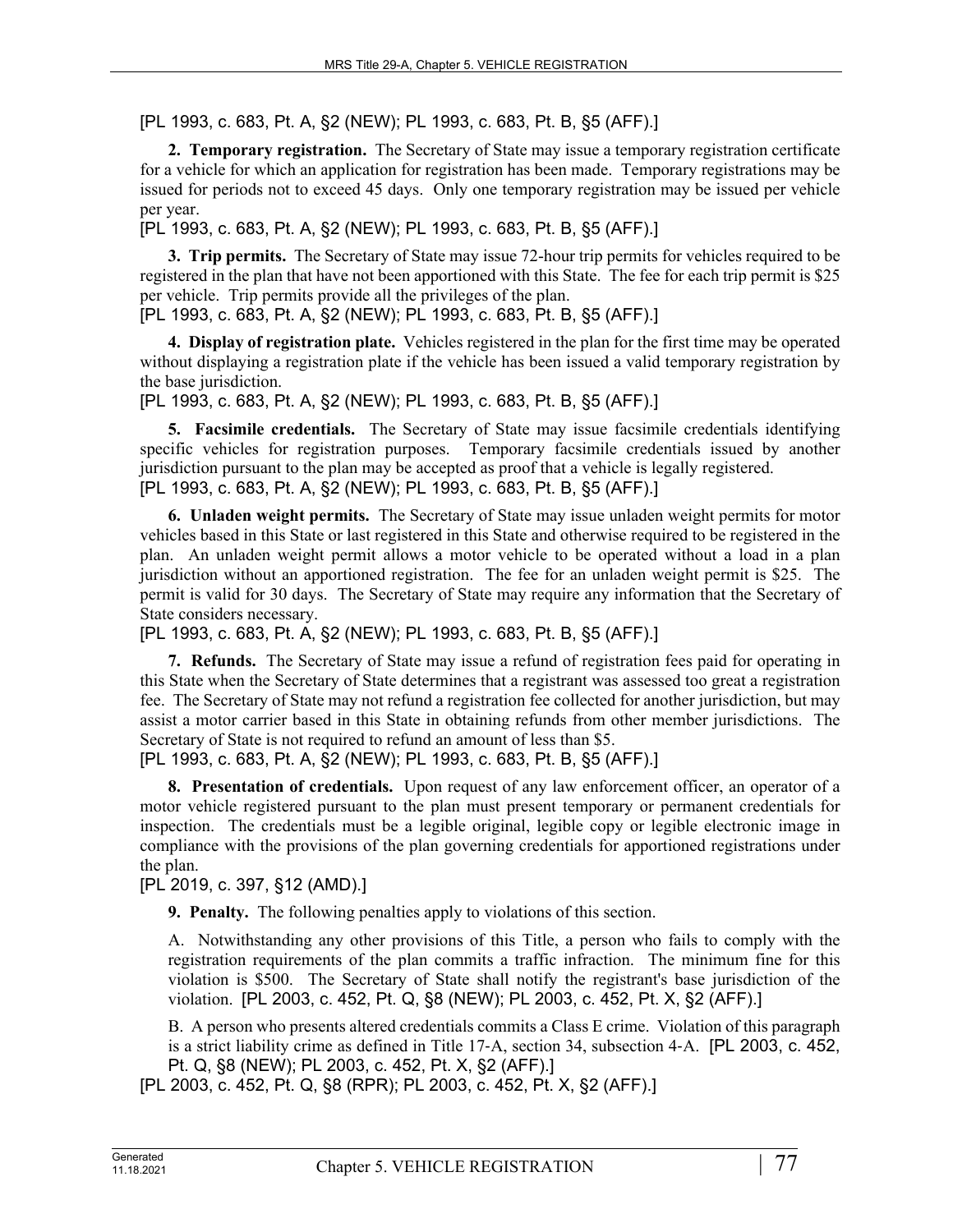[PL 1993, c. 683, Pt. A, §2 (NEW); PL 1993, c. 683, Pt. B, §5 (AFF).]

**2. Temporary registration.** The Secretary of State may issue a temporary registration certificate for a vehicle for which an application for registration has been made. Temporary registrations may be issued for periods not to exceed 45 days. Only one temporary registration may be issued per vehicle per year.

[PL 1993, c. 683, Pt. A, §2 (NEW); PL 1993, c. 683, Pt. B, §5 (AFF).]

**3. Trip permits.** The Secretary of State may issue 72-hour trip permits for vehicles required to be registered in the plan that have not been apportioned with this State. The fee for each trip permit is $25 per vehicle. Trip permits provide all the privileges of the plan.

[PL 1993, c. 683, Pt. A, §2 (NEW); PL 1993, c. 683, Pt. B, §5 (AFF).]

**4. Display of registration plate.** Vehicles registered in the plan for the first time may be operated without displaying a registration plate if the vehicle has been issued a valid temporary registration by the base jurisdiction.

[PL 1993, c. 683, Pt. A, §2 (NEW); PL 1993, c. 683, Pt. B, §5 (AFF).]

**5. Facsimile credentials.** The Secretary of State may issue facsimile credentials identifying specific vehicles for registration purposes. Temporary facsimile credentials issued by another jurisdiction pursuant to the plan may be accepted as proof that a vehicle is legally registered.

[PL 1993, c. 683, Pt. A, §2 (NEW); PL 1993, c. 683, Pt. B, §5 (AFF).]

**6. Unladen weight permits.** The Secretary of State may issue unladen weight permits for motor vehicles based in this State or last registered in this State and otherwise required to be registered in the plan. An unladen weight permit allows a motor vehicle to be operated without a load in a plan jurisdiction without an apportioned registration. The fee for an unladen weight permit is $25. The permit is valid for 30 days. The Secretary of State may require any information that the Secretary of State considers necessary.

[PL 1993, c. 683, Pt. A, §2 (NEW); PL 1993, c. 683, Pt. B, §5 (AFF).]

**7. Refunds.** The Secretary of State may issue a refund of registration fees paid for operating in this State when the Secretary of State determines that a registrant was assessed too great a registration fee. The Secretary of State may not refund a registration fee collected for another jurisdiction, but may assist a motor carrier based in this State in obtaining refunds from other member jurisdictions. The Secretary of State is not required to refund an amount of less than $5.

[PL 1993, c. 683, Pt. A, §2 (NEW); PL 1993, c. 683, Pt. B, §5 (AFF).]

**8. Presentation of credentials.** Upon request of any law enforcement officer, an operator of a motor vehicle registered pursuant to the plan must present temporary or permanent credentials for inspection. The credentials must be a legible original, legible copy or legible electronic image in compliance with the provisions of the plan governing credentials for apportioned registrations under the plan.

[PL 2019, c. 397, §12 (AMD).]

**9. Penalty.** The following penalties apply to violations of this section.

A. Notwithstanding any other provisions of this Title, a person who fails to comply with the registration requirements of the plan commits a traffic infraction. The minimum fine for this violation is $500. The Secretary of State shall notify the registrant's base jurisdiction of the violation. [PL 2003, c. 452, Pt. Q, §8 (NEW); PL 2003, c. 452, Pt. X, §2 (AFF).]

B. A person who presents altered credentials commits a Class E crime. Violation of this paragraph is a strict liability crime as defined in Title 17-A, section 34, subsection 4-A. [PL 2003, c. 452, Pt. Q, §8 (NEW); PL 2003, c. 452, Pt. X, §2 (AFF).]

[PL 2003, c. 452, Pt. Q, §8 (RPR); PL 2003, c. 452, Pt. X, §2 (AFF).]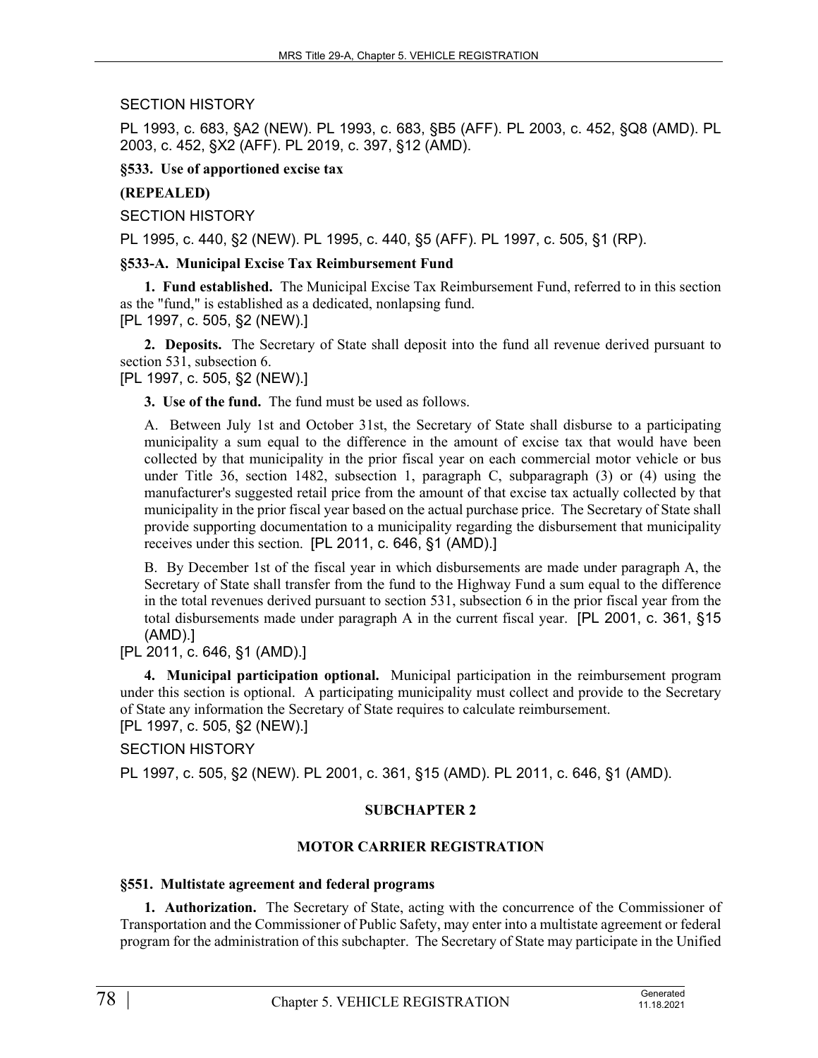SECTION HISTORY

PL 1993, c. 683, §A2 (NEW). PL 1993, c. 683, §B5 (AFF). PL 2003, c. 452, §Q8 (AMD). PL 2003, c. 452, §X2 (AFF). PL 2019, c. 397, §12 (AMD).

**§533. Use of apportioned excise tax**

**(REPEALED)**

SECTION HISTORY

PL 1995, c. 440, §2 (NEW). PL 1995, c. 440, §5 (AFF). PL 1997, c. 505, §1 (RP).

**§533-A. Municipal Excise Tax Reimbursement Fund**

**1. Fund established.** The Municipal Excise Tax Reimbursement Fund, referred to in this section as the "fund," is established as a dedicated, nonlapsing fund.
[PL 1997, c. 505, §2 (NEW).]

**2. Deposits.** The Secretary of State shall deposit into the fund all revenue derived pursuant to section 531, subsection 6.
[PL 1997, c. 505, §2 (NEW).]

**3. Use of the fund.** The fund must be used as follows.

A. Between July 1st and October 31st, the Secretary of State shall disburse to a participating municipality a sum equal to the difference in the amount of excise tax that would have been collected by that municipality in the prior fiscal year on each commercial motor vehicle or bus under Title 36, section 1482, subsection 1, paragraph C, subparagraph (3) or (4) using the manufacturer's suggested retail price from the amount of that excise tax actually collected by that municipality in the prior fiscal year based on the actual purchase price. The Secretary of State shall provide supporting documentation to a municipality regarding the disbursement that municipality receives under this section. [PL 2011, c. 646, §1 (AMD).]

B. By December 1st of the fiscal year in which disbursements are made under paragraph A, the Secretary of State shall transfer from the fund to the Highway Fund a sum equal to the difference in the total revenues derived pursuant to section 531, subsection 6 in the prior fiscal year from the total disbursements made under paragraph A in the current fiscal year. [PL 2001, c. 361, §15 (AMD).]

[PL 2011, c. 646, §1 (AMD).]

**4. Municipal participation optional.** Municipal participation in the reimbursement program under this section is optional. A participating municipality must collect and provide to the Secretary of State any information the Secretary of State requires to calculate reimbursement.
[PL 1997, c. 505, §2 (NEW).]

SECTION HISTORY

PL 1997, c. 505, §2 (NEW). PL 2001, c. 361, §15 (AMD). PL 2011, c. 646, §1 (AMD).

## SUBCHAPTER 2

## MOTOR CARRIER REGISTRATION

**§551. Multistate agreement and federal programs**

**1. Authorization.** The Secretary of State, acting with the concurrence of the Commissioner of Transportation and the Commissioner of Public Safety, may enter into a multistate agreement or federal program for the administration of this subchapter. The Secretary of State may participate in the Unified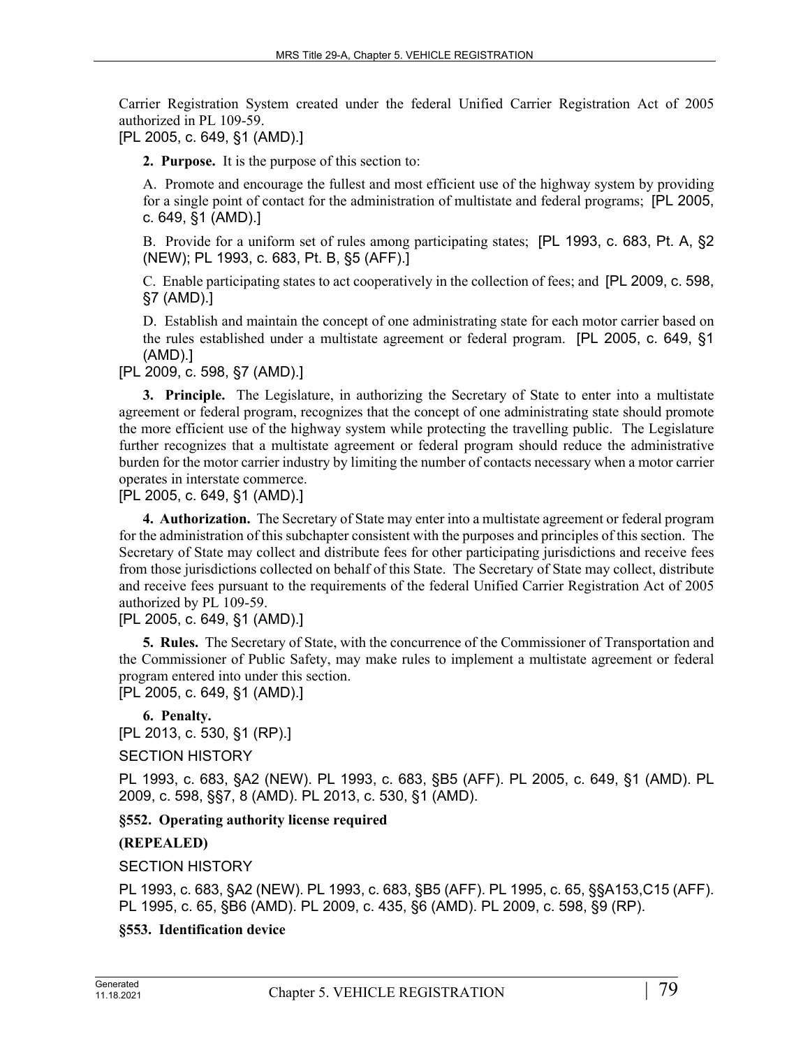Carrier Registration System created under the federal Unified Carrier Registration Act of 2005 authorized in PL 109-59.

[PL 2005, c. 649, §1 (AMD).]

**2. Purpose.** It is the purpose of this section to:

A. Promote and encourage the fullest and most efficient use of the highway system by providing for a single point of contact for the administration of multistate and federal programs; [PL 2005, c. 649, §1 (AMD).]

B. Provide for a uniform set of rules among participating states; [PL 1993, c. 683, Pt. A, §2 (NEW); PL 1993, c. 683, Pt. B, §5 (AFF).]

C. Enable participating states to act cooperatively in the collection of fees; and [PL 2009, c. 598, §7 (AMD).]

D. Establish and maintain the concept of one administrating state for each motor carrier based on the rules established under a multistate agreement or federal program. [PL 2005, c. 649, §1 (AMD).]

[PL 2009, c. 598, §7 (AMD).]

**3. Principle.** The Legislature, in authorizing the Secretary of State to enter into a multistate agreement or federal program, recognizes that the concept of one administrating state should promote the more efficient use of the highway system while protecting the travelling public. The Legislature further recognizes that a multistate agreement or federal program should reduce the administrative burden for the motor carrier industry by limiting the number of contacts necessary when a motor carrier operates in interstate commerce.

[PL 2005, c. 649, §1 (AMD).]

**4. Authorization.** The Secretary of State may enter into a multistate agreement or federal program for the administration of this subchapter consistent with the purposes and principles of this section. The Secretary of State may collect and distribute fees for other participating jurisdictions and receive fees from those jurisdictions collected on behalf of this State. The Secretary of State may collect, distribute and receive fees pursuant to the requirements of the federal Unified Carrier Registration Act of 2005 authorized by PL 109-59.

[PL 2005, c. 649, §1 (AMD).]

**5. Rules.** The Secretary of State, with the concurrence of the Commissioner of Transportation and the Commissioner of Public Safety, may make rules to implement a multistate agreement or federal program entered into under this section.

[PL 2005, c. 649, §1 (AMD).]

**6. Penalty.**

[PL 2013, c. 530, §1 (RP).]

SECTION HISTORY

PL 1993, c. 683, §A2 (NEW). PL 1993, c. 683, §B5 (AFF). PL 2005, c. 649, §1 (AMD). PL 2009, c. 598, §§7, 8 (AMD). PL 2013, c. 530, §1 (AMD).

**§552. Operating authority license required**

**(REPEALED)**

SECTION HISTORY

PL 1993, c. 683, §A2 (NEW). PL 1993, c. 683, §B5 (AFF). PL 1995, c. 65, §§A153,C15 (AFF). PL 1995, c. 65, §B6 (AMD). PL 2009, c. 435, §6 (AMD). PL 2009, c. 598, §9 (RP).

**§553. Identification device**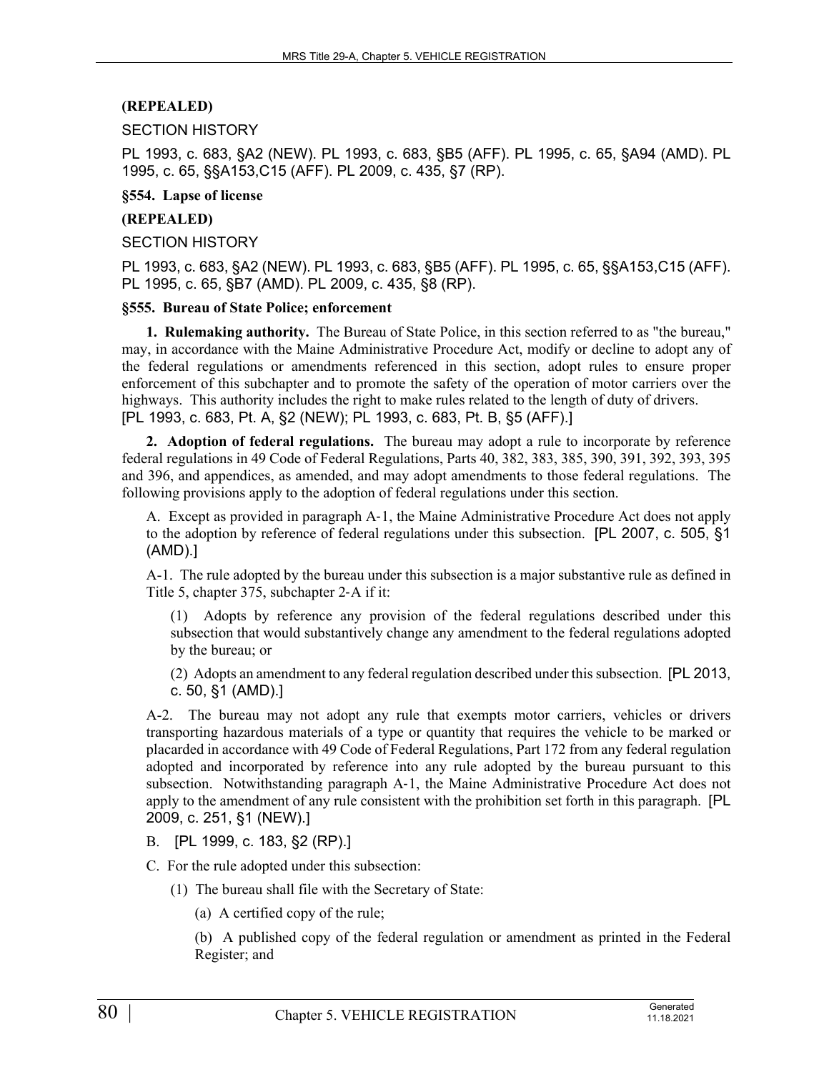**(REPEALED)**

SECTION HISTORY

PL 1993, c. 683, §A2 (NEW). PL 1993, c. 683, §B5 (AFF). PL 1995, c. 65, §A94 (AMD). PL 1995, c. 65, §§A153,C15 (AFF). PL 2009, c. 435, §7 (RP).

**§554. Lapse of license**

**(REPEALED)**

SECTION HISTORY

PL 1993, c. 683, §A2 (NEW). PL 1993, c. 683, §B5 (AFF). PL 1995, c. 65, §§A153,C15 (AFF). PL 1995, c. 65, §B7 (AMD). PL 2009, c. 435, §8 (RP).

**§555. Bureau of State Police; enforcement**

**1. Rulemaking authority.** The Bureau of State Police, in this section referred to as "the bureau," may, in accordance with the Maine Administrative Procedure Act, modify or decline to adopt any of the federal regulations or amendments referenced in this section, adopt rules to ensure proper enforcement of this subchapter and to promote the safety of the operation of motor carriers over the highways. This authority includes the right to make rules related to the length of duty of drivers. [PL 1993, c. 683, Pt. A, §2 (NEW); PL 1993, c. 683, Pt. B, §5 (AFF).]

**2. Adoption of federal regulations.** The bureau may adopt a rule to incorporate by reference federal regulations in 49 Code of Federal Regulations, Parts 40, 382, 383, 385, 390, 391, 392, 393, 395 and 396, and appendices, as amended, and may adopt amendments to those federal regulations. The following provisions apply to the adoption of federal regulations under this section.

A. Except as provided in paragraph A-1, the Maine Administrative Procedure Act does not apply to the adoption by reference of federal regulations under this subsection. [PL 2007, c. 505, §1 (AMD).]

A-1. The rule adopted by the bureau under this subsection is a major substantive rule as defined in Title 5, chapter 375, subchapter 2-A if it:

(1) Adopts by reference any provision of the federal regulations described under this subsection that would substantively change any amendment to the federal regulations adopted by the bureau; or

(2) Adopts an amendment to any federal regulation described under this subsection. [PL 2013, c. 50, §1 (AMD).]

A-2. The bureau may not adopt any rule that exempts motor carriers, vehicles or drivers transporting hazardous materials of a type or quantity that requires the vehicle to be marked or placarded in accordance with 49 Code of Federal Regulations, Part 172 from any federal regulation adopted and incorporated by reference into any rule adopted by the bureau pursuant to this subsection. Notwithstanding paragraph A-1, the Maine Administrative Procedure Act does not apply to the amendment of any rule consistent with the prohibition set forth in this paragraph. [PL 2009, c. 251, §1 (NEW).]

B. [PL 1999, c. 183, §2 (RP).]

C. For the rule adopted under this subsection:

(1) The bureau shall file with the Secretary of State:

(a) A certified copy of the rule;

(b) A published copy of the federal regulation or amendment as printed in the Federal Register; and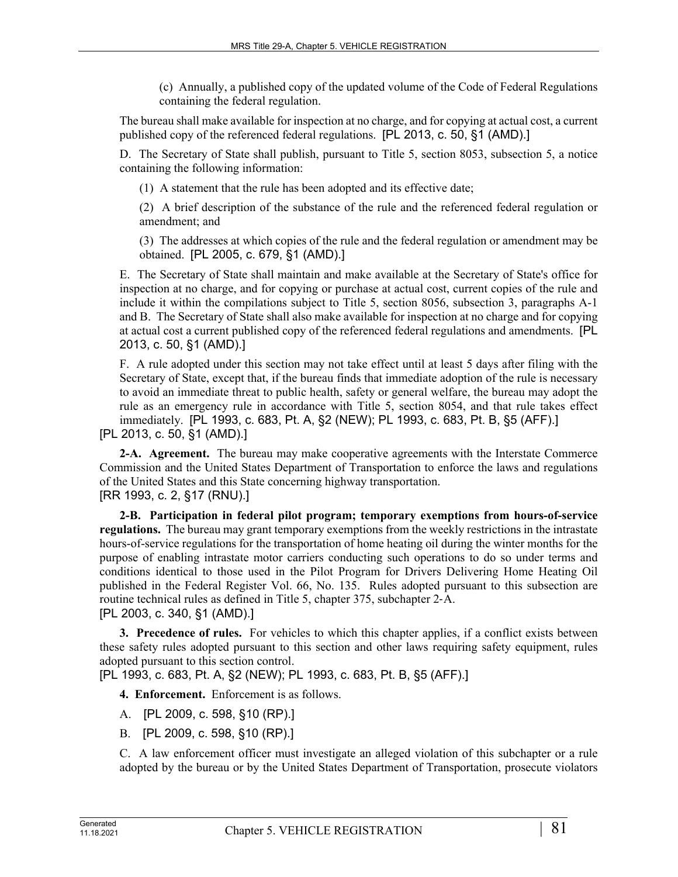(c) Annually, a published copy of the updated volume of the Code of Federal Regulations containing the federal regulation.

The bureau shall make available for inspection at no charge, and for copying at actual cost, a current published copy of the referenced federal regulations. [PL 2013, c. 50, §1 (AMD).]

D. The Secretary of State shall publish, pursuant to Title 5, section 8053, subsection 5, a notice containing the following information:

(1) A statement that the rule has been adopted and its effective date;

(2) A brief description of the substance of the rule and the referenced federal regulation or amendment; and

(3) The addresses at which copies of the rule and the federal regulation or amendment may be obtained. [PL 2005, c. 679, §1 (AMD).]

E. The Secretary of State shall maintain and make available at the Secretary of State's office for inspection at no charge, and for copying or purchase at actual cost, current copies of the rule and include it within the compilations subject to Title 5, section 8056, subsection 3, paragraphs A-1 and B. The Secretary of State shall also make available for inspection at no charge and for copying at actual cost a current published copy of the referenced federal regulations and amendments. [PL 2013, c. 50, §1 (AMD).]

F. A rule adopted under this section may not take effect until at least 5 days after filing with the Secretary of State, except that, if the bureau finds that immediate adoption of the rule is necessary to avoid an immediate threat to public health, safety or general welfare, the bureau may adopt the rule as an emergency rule in accordance with Title 5, section 8054, and that rule takes effect immediately. [PL 1993, c. 683, Pt. A, §2 (NEW); PL 1993, c. 683, Pt. B, §5 (AFF).]

[PL 2013, c. 50, §1 (AMD).]

**2-A. Agreement.** The bureau may make cooperative agreements with the Interstate Commerce Commission and the United States Department of Transportation to enforce the laws and regulations of the United States and this State concerning highway transportation.
[RR 1993, c. 2, §17 (RNU).]

**2-B. Participation in federal pilot program; temporary exemptions from hours-of-service regulations.** The bureau may grant temporary exemptions from the weekly restrictions in the intrastate hours-of-service regulations for the transportation of home heating oil during the winter months for the purpose of enabling intrastate motor carriers conducting such operations to do so under terms and conditions identical to those used in the Pilot Program for Drivers Delivering Home Heating Oil published in the Federal Register Vol. 66, No. 135. Rules adopted pursuant to this subsection are routine technical rules as defined in Title 5, chapter 375, subchapter 2‑A.
[PL 2003, c. 340, §1 (AMD).]

**3. Precedence of rules.** For vehicles to which this chapter applies, if a conflict exists between these safety rules adopted pursuant to this section and other laws requiring safety equipment, rules adopted pursuant to this section control.
[PL 1993, c. 683, Pt. A, §2 (NEW); PL 1993, c. 683, Pt. B, §5 (AFF).]

**4. Enforcement.** Enforcement is as follows.

A. [PL 2009, c. 598, §10 (RP).]

B. [PL 2009, c. 598, §10 (RP).]

C. A law enforcement officer must investigate an alleged violation of this subchapter or a rule adopted by the bureau or by the United States Department of Transportation, prosecute violators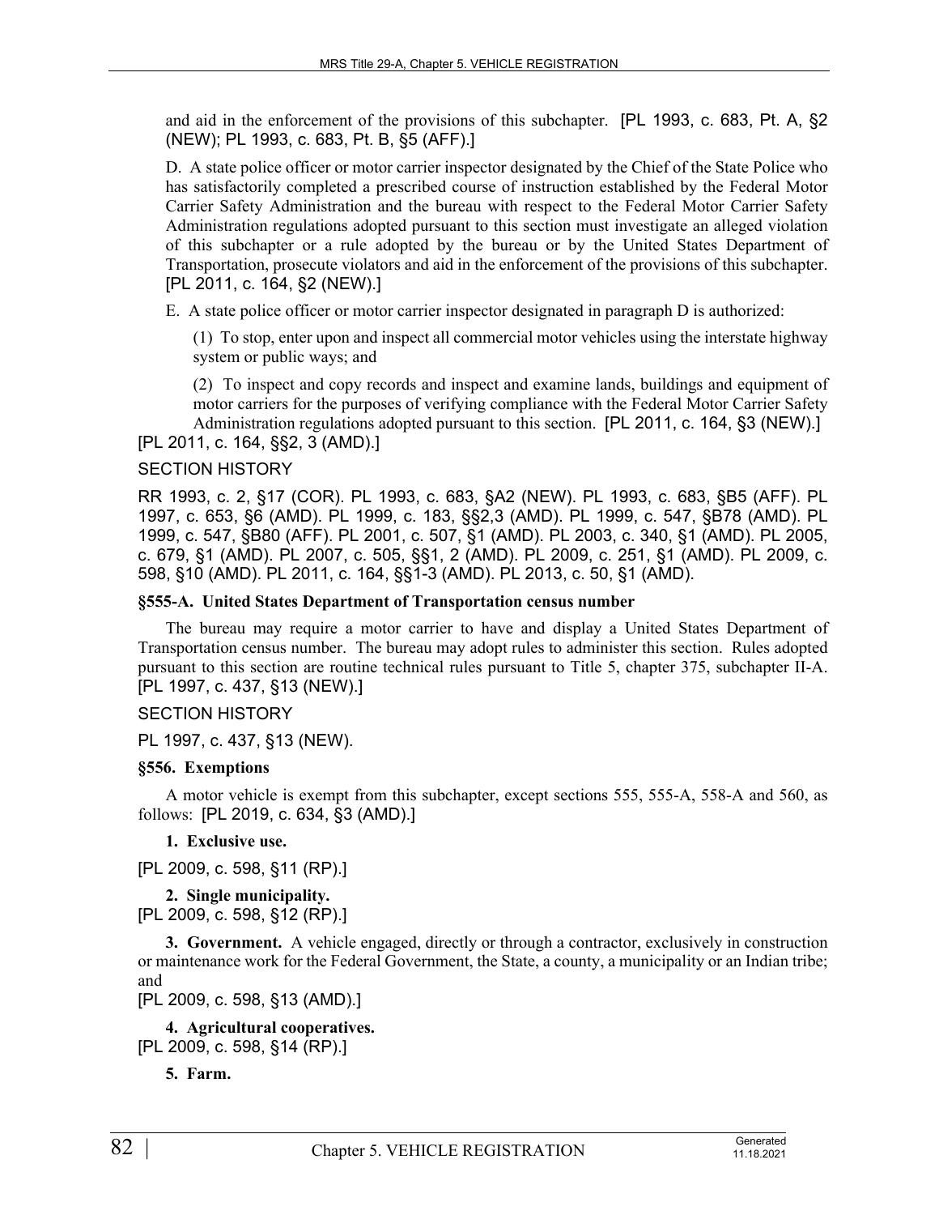and aid in the enforcement of the provisions of this subchapter. [PL 1993, c. 683, Pt. A, §2 (NEW); PL 1993, c. 683, Pt. B, §5 (AFF).]

D. A state police officer or motor carrier inspector designated by the Chief of the State Police who has satisfactorily completed a prescribed course of instruction established by the Federal Motor Carrier Safety Administration and the bureau with respect to the Federal Motor Carrier Safety Administration regulations adopted pursuant to this section must investigate an alleged violation of this subchapter or a rule adopted by the bureau or by the United States Department of Transportation, prosecute violators and aid in the enforcement of the provisions of this subchapter. [PL 2011, c. 164, §2 (NEW).]

E. A state police officer or motor carrier inspector designated in paragraph D is authorized:

(1) To stop, enter upon and inspect all commercial motor vehicles using the interstate highway system or public ways; and

(2) To inspect and copy records and inspect and examine lands, buildings and equipment of motor carriers for the purposes of verifying compliance with the Federal Motor Carrier Safety Administration regulations adopted pursuant to this section. [PL 2011, c. 164, §3 (NEW).]

[PL 2011, c. 164, §§2, 3 (AMD).]

SECTION HISTORY

RR 1993, c. 2, §17 (COR). PL 1993, c. 683, §A2 (NEW). PL 1993, c. 683, §B5 (AFF). PL 1997, c. 653, §6 (AMD). PL 1999, c. 183, §§2,3 (AMD). PL 1999, c. 547, §B78 (AMD). PL 1999, c. 547, §B80 (AFF). PL 2001, c. 507, §1 (AMD). PL 2003, c. 340, §1 (AMD). PL 2005, c. 679, §1 (AMD). PL 2007, c. 505, §§1, 2 (AMD). PL 2009, c. 251, §1 (AMD). PL 2009, c. 598, §10 (AMD). PL 2011, c. 164, §§1-3 (AMD). PL 2013, c. 50, §1 (AMD).

**§555-A. United States Department of Transportation census number**

The bureau may require a motor carrier to have and display a United States Department of Transportation census number. The bureau may adopt rules to administer this section. Rules adopted pursuant to this section are routine technical rules pursuant to Title 5, chapter 375, subchapter II-A. [PL 1997, c. 437, §13 (NEW).]

SECTION HISTORY

PL 1997, c. 437, §13 (NEW).

**§556. Exemptions**

A motor vehicle is exempt from this subchapter, except sections 555, 555-A, 558-A and 560, as follows: [PL 2019, c. 634, §3 (AMD).]

**1. Exclusive use.**

[PL 2009, c. 598, §11 (RP).]

**2. Single municipality.**

[PL 2009, c. 598, §12 (RP).]

**3. Government.** A vehicle engaged, directly or through a contractor, exclusively in construction or maintenance work for the Federal Government, the State, a county, a municipality or an Indian tribe; and

[PL 2009, c. 598, §13 (AMD).]

**4. Agricultural cooperatives.**

[PL 2009, c. 598, §14 (RP).]

**5. Farm.**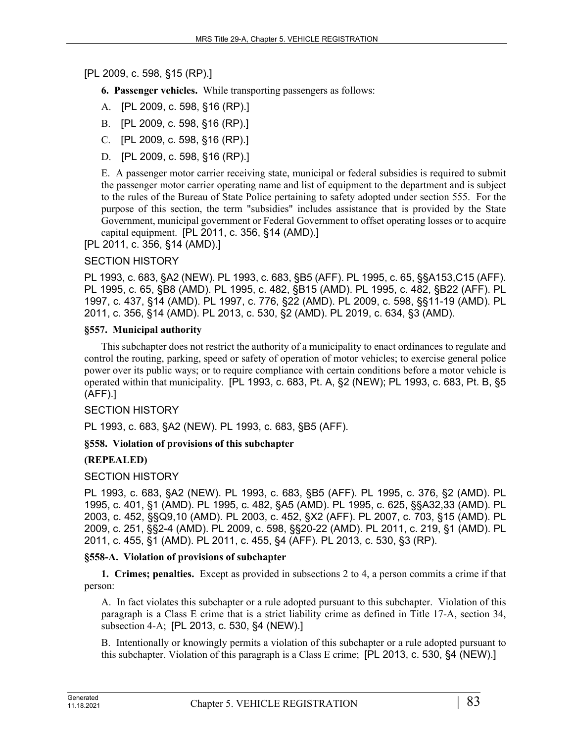[PL 2009, c. 598, §15 (RP).]

**6. Passenger vehicles.** While transporting passengers as follows:

A. [PL 2009, c. 598, §16 (RP).]

B. [PL 2009, c. 598, §16 (RP).]

C. [PL 2009, c. 598, §16 (RP).]

D. [PL 2009, c. 598, §16 (RP).]

E. A passenger motor carrier receiving state, municipal or federal subsidies is required to submit the passenger motor carrier operating name and list of equipment to the department and is subject to the rules of the Bureau of State Police pertaining to safety adopted under section 555. For the purpose of this section, the term "subsidies" includes assistance that is provided by the State Government, municipal government or Federal Government to offset operating losses or to acquire capital equipment. [PL 2011, c. 356, §14 (AMD).]

[PL 2011, c. 356, §14 (AMD).]

SECTION HISTORY

PL 1993, c. 683, §A2 (NEW). PL 1993, c. 683, §B5 (AFF). PL 1995, c. 65, §§A153,C15 (AFF). PL 1995, c. 65, §B8 (AMD). PL 1995, c. 482, §B15 (AMD). PL 1995, c. 482, §B22 (AFF). PL 1997, c. 437, §14 (AMD). PL 1997, c. 776, §22 (AMD). PL 2009, c. 598, §§11-19 (AMD). PL 2011, c. 356, §14 (AMD). PL 2013, c. 530, §2 (AMD). PL 2019, c. 634, §3 (AMD).

**§557. Municipal authority**

This subchapter does not restrict the authority of a municipality to enact ordinances to regulate and control the routing, parking, speed or safety of operation of motor vehicles; to exercise general police power over its public ways; or to require compliance with certain conditions before a motor vehicle is operated within that municipality. [PL 1993, c. 683, Pt. A, §2 (NEW); PL 1993, c. 683, Pt. B, §5 (AFF).]

SECTION HISTORY

PL 1993, c. 683, §A2 (NEW). PL 1993, c. 683, §B5 (AFF).

**§558. Violation of provisions of this subchapter**

**(REPEALED)**

SECTION HISTORY

PL 1993, c. 683, §A2 (NEW). PL 1993, c. 683, §B5 (AFF). PL 1995, c. 376, §2 (AMD). PL 1995, c. 401, §1 (AMD). PL 1995, c. 482, §A5 (AMD). PL 1995, c. 625, §§A32,33 (AMD). PL 2003, c. 452, §§Q9,10 (AMD). PL 2003, c. 452, §X2 (AFF). PL 2007, c. 703, §15 (AMD). PL 2009, c. 251, §§2-4 (AMD). PL 2009, c. 598, §§20-22 (AMD). PL 2011, c. 219, §1 (AMD). PL 2011, c. 455, §1 (AMD). PL 2011, c. 455, §4 (AFF). PL 2013, c. 530, §3 (RP).

**§558-A. Violation of provisions of subchapter**

**1. Crimes; penalties.** Except as provided in subsections 2 to 4, a person commits a crime if that person:

A. In fact violates this subchapter or a rule adopted pursuant to this subchapter. Violation of this paragraph is a Class E crime that is a strict liability crime as defined in Title 17-A, section 34, subsection 4-A; [PL 2013, c. 530, §4 (NEW).]

B. Intentionally or knowingly permits a violation of this subchapter or a rule adopted pursuant to this subchapter. Violation of this paragraph is a Class E crime; [PL 2013, c. 530, §4 (NEW).]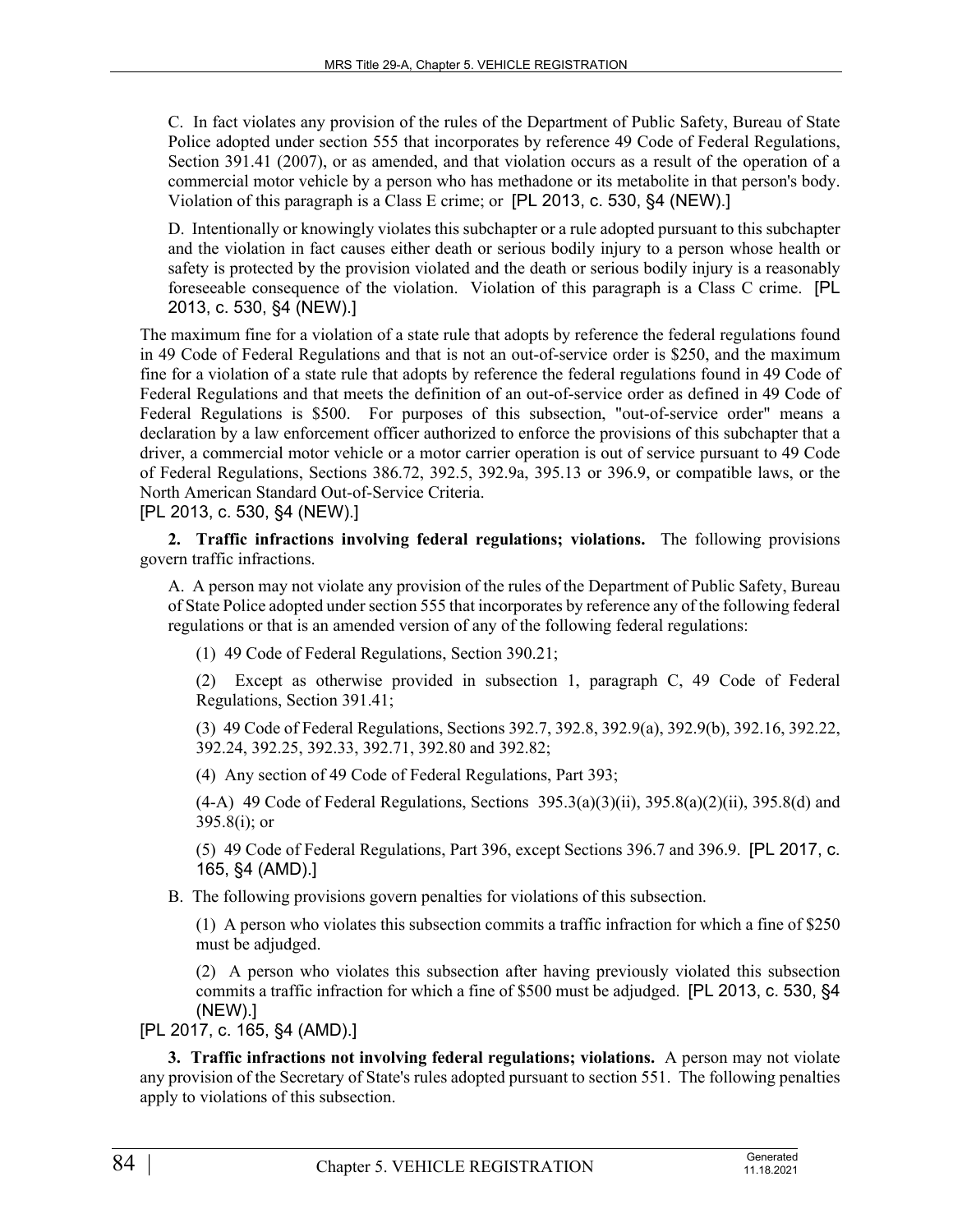C. In fact violates any provision of the rules of the Department of Public Safety, Bureau of State Police adopted under section 555 that incorporates by reference 49 Code of Federal Regulations, Section 391.41 (2007), or as amended, and that violation occurs as a result of the operation of a commercial motor vehicle by a person who has methadone or its metabolite in that person's body. Violation of this paragraph is a Class E crime; or [PL 2013, c. 530, §4 (NEW).]

D. Intentionally or knowingly violates this subchapter or a rule adopted pursuant to this subchapter and the violation in fact causes either death or serious bodily injury to a person whose health or safety is protected by the provision violated and the death or serious bodily injury is a reasonably foreseeable consequence of the violation. Violation of this paragraph is a Class C crime. [PL 2013, c. 530, §4 (NEW).]

The maximum fine for a violation of a state rule that adopts by reference the federal regulations found in 49 Code of Federal Regulations and that is not an out-of-service order is $250, and the maximum fine for a violation of a state rule that adopts by reference the federal regulations found in 49 Code of Federal Regulations and that meets the definition of an out-of-service order as defined in 49 Code of Federal Regulations is $500. For purposes of this subsection, "out-of-service order" means a declaration by a law enforcement officer authorized to enforce the provisions of this subchapter that a driver, a commercial motor vehicle or a motor carrier operation is out of service pursuant to 49 Code of Federal Regulations, Sections 386.72, 392.5, 392.9a, 395.13 or 396.9, or compatible laws, or the North American Standard Out-of-Service Criteria.

[PL 2013, c. 530, §4 (NEW).]

**2. Traffic infractions involving federal regulations; violations.** The following provisions govern traffic infractions.

A. A person may not violate any provision of the rules of the Department of Public Safety, Bureau of State Police adopted under section 555 that incorporates by reference any of the following federal regulations or that is an amended version of any of the following federal regulations:

(1) 49 Code of Federal Regulations, Section 390.21;

(2) Except as otherwise provided in subsection 1, paragraph C, 49 Code of Federal Regulations, Section 391.41;

(3) 49 Code of Federal Regulations, Sections 392.7, 392.8, 392.9(a), 392.9(b), 392.16, 392.22, 392.24, 392.25, 392.33, 392.71, 392.80 and 392.82;

(4) Any section of 49 Code of Federal Regulations, Part 393;

(4-A) 49 Code of Federal Regulations, Sections 395.3(a)(3)(ii), 395.8(a)(2)(ii), 395.8(d) and 395.8(i); or

(5) 49 Code of Federal Regulations, Part 396, except Sections 396.7 and 396.9. [PL 2017, c. 165, §4 (AMD).]

B. The following provisions govern penalties for violations of this subsection.

(1) A person who violates this subsection commits a traffic infraction for which a fine of $250 must be adjudged.

(2) A person who violates this subsection after having previously violated this subsection commits a traffic infraction for which a fine of $500 must be adjudged. [PL 2013, c. 530, §4 (NEW).]

[PL 2017, c. 165, §4 (AMD).]

**3. Traffic infractions not involving federal regulations; violations.** A person may not violate any provision of the Secretary of State's rules adopted pursuant to section 551. The following penalties apply to violations of this subsection.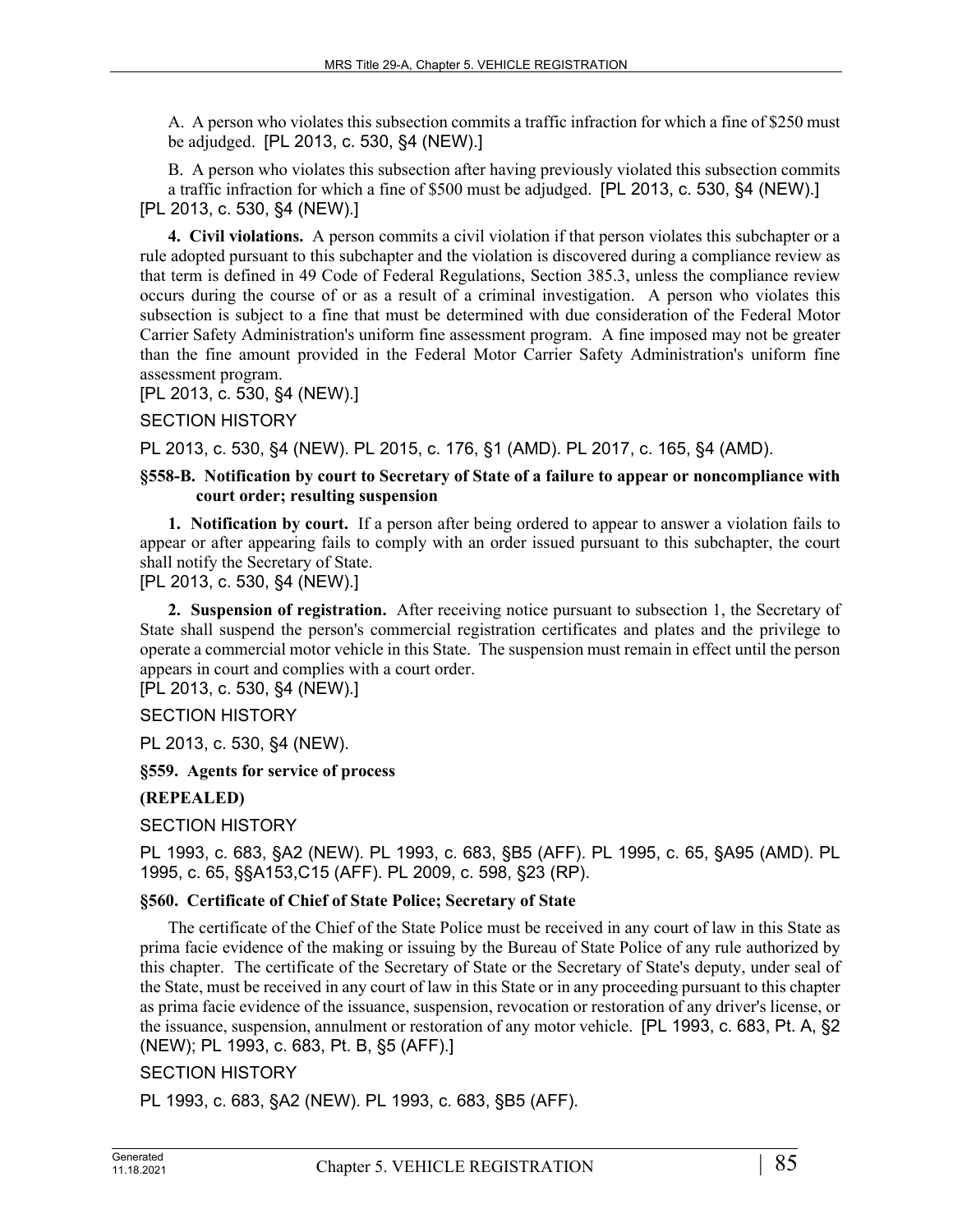A. A person who violates this subsection commits a traffic infraction for which a fine of $250 must be adjudged. [PL 2013, c. 530, §4 (NEW).]

B. A person who violates this subsection after having previously violated this subsection commits a traffic infraction for which a fine of $500 must be adjudged. [PL 2013, c. 530, §4 (NEW).]

[PL 2013, c. 530, §4 (NEW).]

**4. Civil violations.** A person commits a civil violation if that person violates this subchapter or a rule adopted pursuant to this subchapter and the violation is discovered during a compliance review as that term is defined in 49 Code of Federal Regulations, Section 385.3, unless the compliance review occurs during the course of or as a result of a criminal investigation. A person who violates this subsection is subject to a fine that must be determined with due consideration of the Federal Motor Carrier Safety Administration's uniform fine assessment program. A fine imposed may not be greater than the fine amount provided in the Federal Motor Carrier Safety Administration's uniform fine assessment program.

[PL 2013, c. 530, §4 (NEW).]

SECTION HISTORY

PL 2013, c. 530, §4 (NEW). PL 2015, c. 176, §1 (AMD). PL 2017, c. 165, §4 (AMD).

**§558-B. Notification by court to Secretary of State of a failure to appear or noncompliance with court order; resulting suspension**

**1. Notification by court.** If a person after being ordered to appear to answer a violation fails to appear or after appearing fails to comply with an order issued pursuant to this subchapter, the court shall notify the Secretary of State.

[PL 2013, c. 530, §4 (NEW).]

**2. Suspension of registration.** After receiving notice pursuant to subsection 1, the Secretary of State shall suspend the person's commercial registration certificates and plates and the privilege to operate a commercial motor vehicle in this State. The suspension must remain in effect until the person appears in court and complies with a court order.

[PL 2013, c. 530, §4 (NEW).]

SECTION HISTORY

PL 2013, c. 530, §4 (NEW).

**§559. Agents for service of process**

**(REPEALED)**

SECTION HISTORY

PL 1993, c. 683, §A2 (NEW). PL 1993, c. 683, §B5 (AFF). PL 1995, c. 65, §A95 (AMD). PL 1995, c. 65, §§A153,C15 (AFF). PL 2009, c. 598, §23 (RP).

**§560. Certificate of Chief of State Police; Secretary of State**

The certificate of the Chief of the State Police must be received in any court of law in this State as prima facie evidence of the making or issuing by the Bureau of State Police of any rule authorized by this chapter. The certificate of the Secretary of State or the Secretary of State's deputy, under seal of the State, must be received in any court of law in this State or in any proceeding pursuant to this chapter as prima facie evidence of the issuance, suspension, revocation or restoration of any driver's license, or the issuance, suspension, annulment or restoration of any motor vehicle. [PL 1993, c. 683, Pt. A, §2 (NEW); PL 1993, c. 683, Pt. B, §5 (AFF).]

SECTION HISTORY

PL 1993, c. 683, §A2 (NEW). PL 1993, c. 683, §B5 (AFF).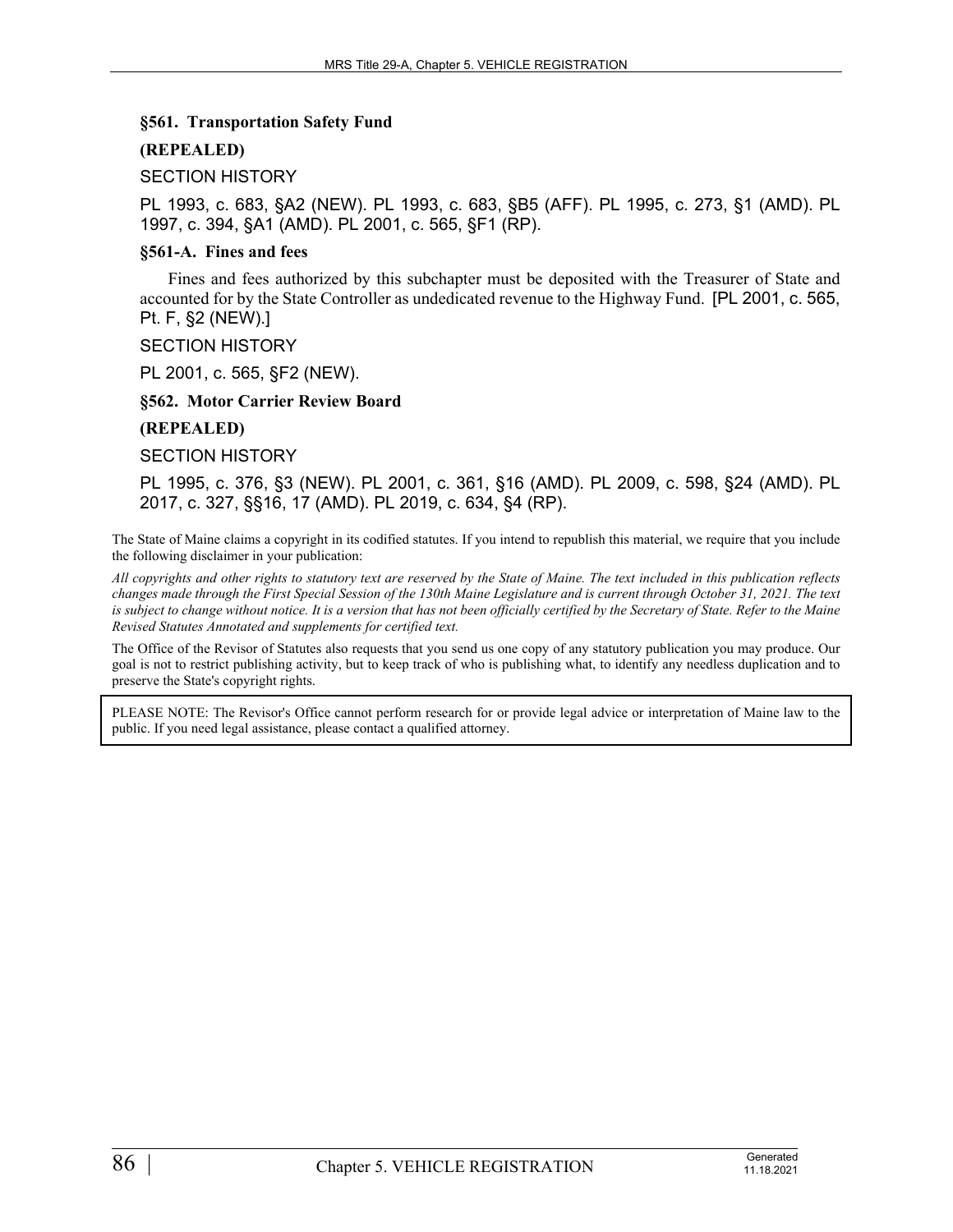### §561. Transportation Safety Fund

**(REPEALED)**

SECTION HISTORY

PL 1993, c. 683, §A2 (NEW). PL 1993, c. 683, §B5 (AFF). PL 1995, c. 273, §1 (AMD). PL 1997, c. 394, §A1 (AMD). PL 2001, c. 565, §F1 (RP).

### §561-A. Fines and fees

Fines and fees authorized by this subchapter must be deposited with the Treasurer of State and accounted for by the State Controller as undedicated revenue to the Highway Fund. [PL 2001, c. 565, Pt. F, §2 (NEW).]

SECTION HISTORY

PL 2001, c. 565, §F2 (NEW).

### §562. Motor Carrier Review Board

**(REPEALED)**

SECTION HISTORY

PL 1995, c. 376, §3 (NEW). PL 2001, c. 361, §16 (AMD). PL 2009, c. 598, §24 (AMD). PL 2017, c. 327, §§16, 17 (AMD). PL 2019, c. 634, §4 (RP).

The State of Maine claims a copyright in its codified statutes. If you intend to republish this material, we require that you include the following disclaimer in your publication:

*All copyrights and other rights to statutory text are reserved by the State of Maine. The text included in this publication reflects changes made through the First Special Session of the 130th Maine Legislature and is current through October 31, 2021. The text is subject to change without notice. It is a version that has not been officially certified by the Secretary of State. Refer to the Maine Revised Statutes Annotated and supplements for certified text.*

The Office of the Revisor of Statutes also requests that you send us one copy of any statutory publication you may produce. Our goal is not to restrict publishing activity, but to keep track of who is publishing what, to identify any needless duplication and to preserve the State's copyright rights.

PLEASE NOTE: The Revisor's Office cannot perform research for or provide legal advice or interpretation of Maine law to the public. If you need legal assistance, please contact a qualified attorney.